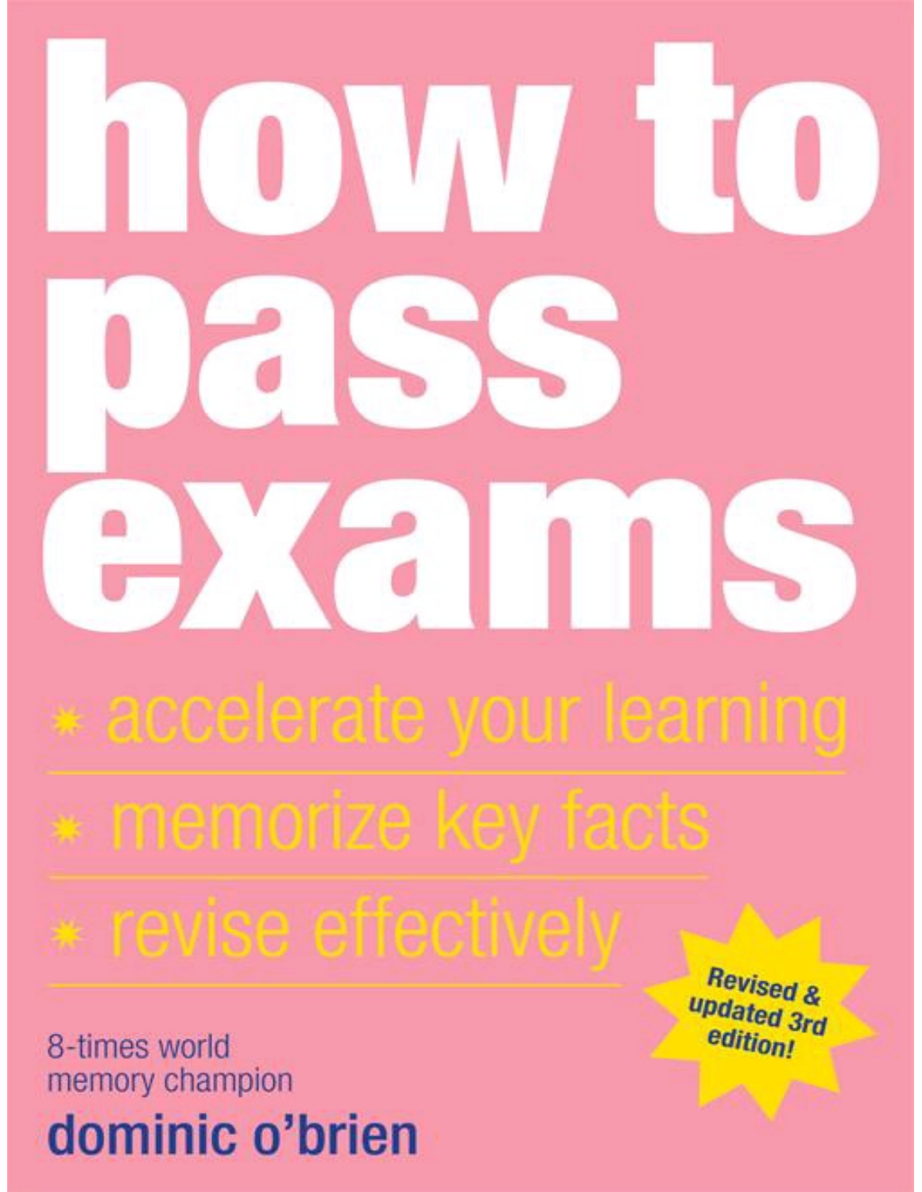# how to pass exams

- accelerate your learning
- memorize key facts
- revise effectively

Revised & updated 3rd edition!

8-times world memory champion

**dominic o'brien**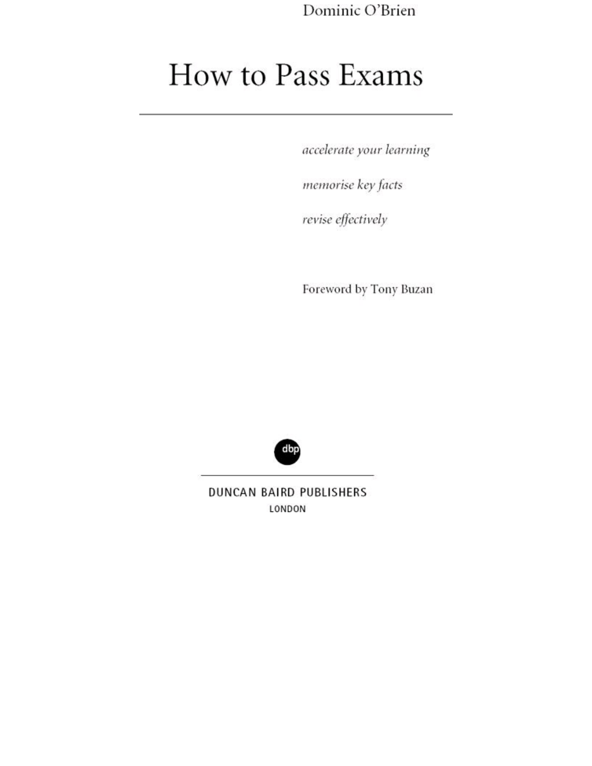Dominic O'Brien

# How to Pass Exams

---

*accelerate your learning*

*memorise key facts*

*revise effectively*

Foreword by Tony Buzan

dbp

DUNCAN BAIRD PUBLISHERS

LONDON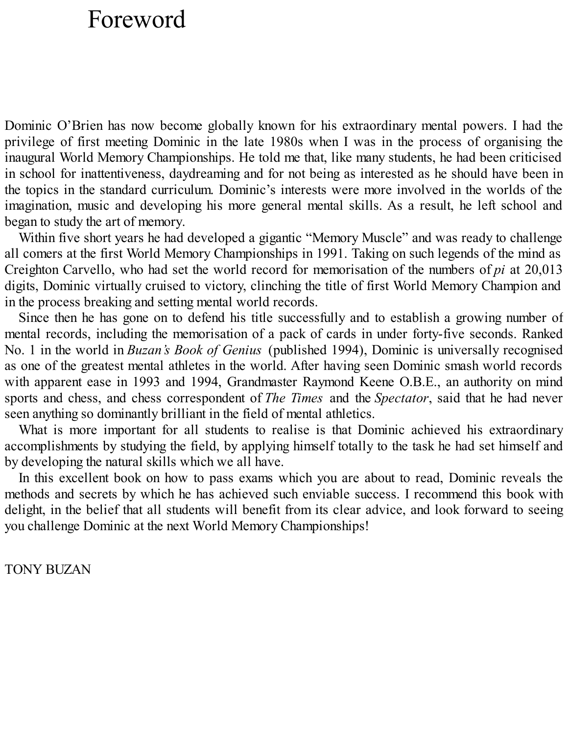# Foreword

Dominic O'Brien has now become globally known for his extraordinary mental powers. I had the privilege of first meeting Dominic in the late 1980s when I was in the process of organising the inaugural World Memory Championships. He told me that, like many students, he had been criticised in school for inattentiveness, daydreaming and for not being as interested as he should have been in the topics in the standard curriculum. Dominic's interests were more involved in the worlds of the imagination, music and developing his more general mental skills. As a result, he left school and began to study the art of memory.

Within five short years he had developed a gigantic "Memory Muscle" and was ready to challenge all comers at the first World Memory Championships in 1991. Taking on such legends of the mind as Creighton Carvello, who had set the world record for memorisation of the numbers of *pi* at 20,013 digits, Dominic virtually cruised to victory, clinching the title of first World Memory Champion and in the process breaking and setting mental world records.

Since then he has gone on to defend his title successfully and to establish a growing number of mental records, including the memorisation of a pack of cards in under forty-five seconds. Ranked No. 1 in the world in *Buzan's Book of Genius* (published 1994), Dominic is universally recognised as one of the greatest mental athletes in the world. After having seen Dominic smash world records with apparent ease in 1993 and 1994, Grandmaster Raymond Keene O.B.E., an authority on mind sports and chess, and chess correspondent of *The Times* and the *Spectator*, said that he had never seen anything so dominantly brilliant in the field of mental athletics.

What is more important for all students to realise is that Dominic achieved his extraordinary accomplishments by studying the field, by applying himself totally to the task he had set himself and by developing the natural skills which we all have.

In this excellent book on how to pass exams which you are about to read, Dominic reveals the methods and secrets by which he has achieved such enviable success. I recommend this book with delight, in the belief that all students will benefit from its clear advice, and look forward to seeing you challenge Dominic at the next World Memory Championships!

TONY BUZAN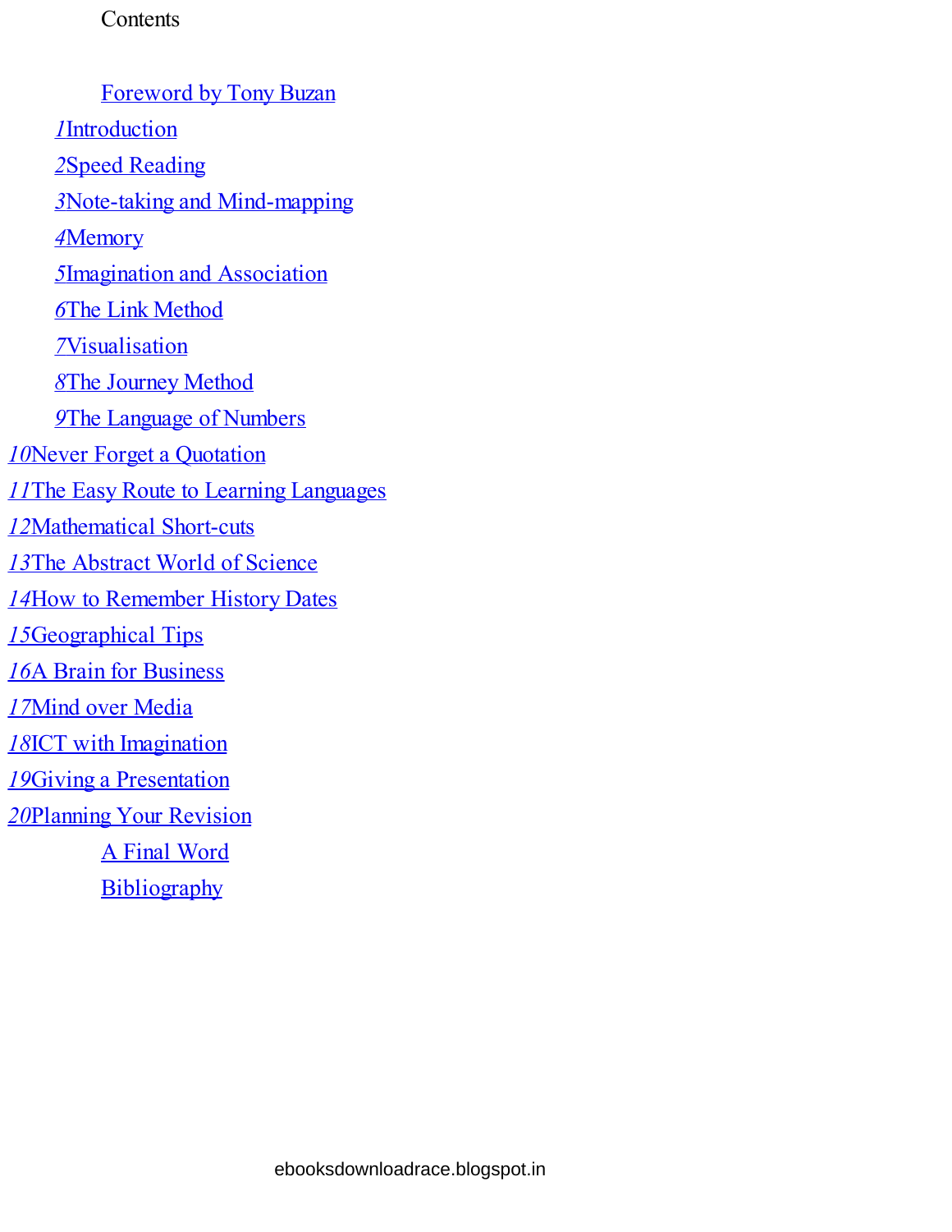# Contents

Foreword by Tony Buzan

*1* Introduction

*2* Speed Reading

*3* Note-taking and Mind-mapping

*4* Memory

*5* Imagination and Association

*6* The Link Method

*7* Visualisation

*8* The Journey Method

*9* The Language of Numbers

*10* Never Forget a Quotation

*11* The Easy Route to Learning Languages

*12* Mathematical Short-cuts

*13* The Abstract World of Science

*14* How to Remember History Dates

*15* Geographical Tips

*16* A Brain for Business

*17* Mind over Media

*18* ICT with Imagination

*19* Giving a Presentation

*20* Planning Your Revision

A Final Word

Bibliography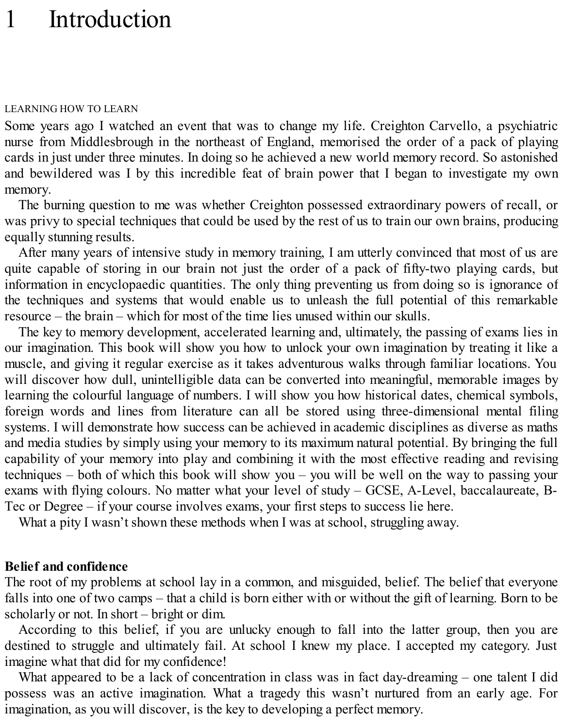# 1 Introduction

LEARNING HOW TO LEARN

Some years ago I watched an event that was to change my life. Creighton Carvello, a psychiatric nurse from Middlesbrough in the northeast of England, memorised the order of a pack of playing cards in just under three minutes. In doing so he achieved a new world memory record. So astonished and bewildered was I by this incredible feat of brain power that I began to investigate my own memory.

The burning question to me was whether Creighton possessed extraordinary powers of recall, or was privy to special techniques that could be used by the rest of us to train our own brains, producing equally stunning results.

After many years of intensive study in memory training, I am utterly convinced that most of us are quite capable of storing in our brain not just the order of a pack of fifty-two playing cards, but information in encyclopaedic quantities. The only thing preventing us from doing so is ignorance of the techniques and systems that would enable us to unleash the full potential of this remarkable resource – the brain – which for most of the time lies unused within our skulls.

The key to memory development, accelerated learning and, ultimately, the passing of exams lies in our imagination. This book will show you how to unlock your own imagination by treating it like a muscle, and giving it regular exercise as it takes adventurous walks through familiar locations. You will discover how dull, unintelligible data can be converted into meaningful, memorable images by learning the colourful language of numbers. I will show you how historical dates, chemical symbols, foreign words and lines from literature can all be stored using three-dimensional mental filing systems. I will demonstrate how success can be achieved in academic disciplines as diverse as maths and media studies by simply using your memory to its maximum natural potential. By bringing the full capability of your memory into play and combining it with the most effective reading and revising techniques – both of which this book will show you – you will be well on the way to passing your exams with flying colours. No matter what your level of study – GCSE, A-Level, baccalaureate, B-Tec or Degree – if your course involves exams, your first steps to success lie here.

What a pity I wasn't shown these methods when I was at school, struggling away.

**Belief and confidence**

The root of my problems at school lay in a common, and misguided, belief. The belief that everyone falls into one of two camps – that a child is born either with or without the gift of learning. Born to be scholarly or not. In short – bright or dim.

According to this belief, if you are unlucky enough to fall into the latter group, then you are destined to struggle and ultimately fail. At school I knew my place. I accepted my category. Just imagine what that did for my confidence!

What appeared to be a lack of concentration in class was in fact day-dreaming – one talent I did possess was an active imagination. What a tragedy this wasn't nurtured from an early age. For imagination, as you will discover, is the key to developing a perfect memory.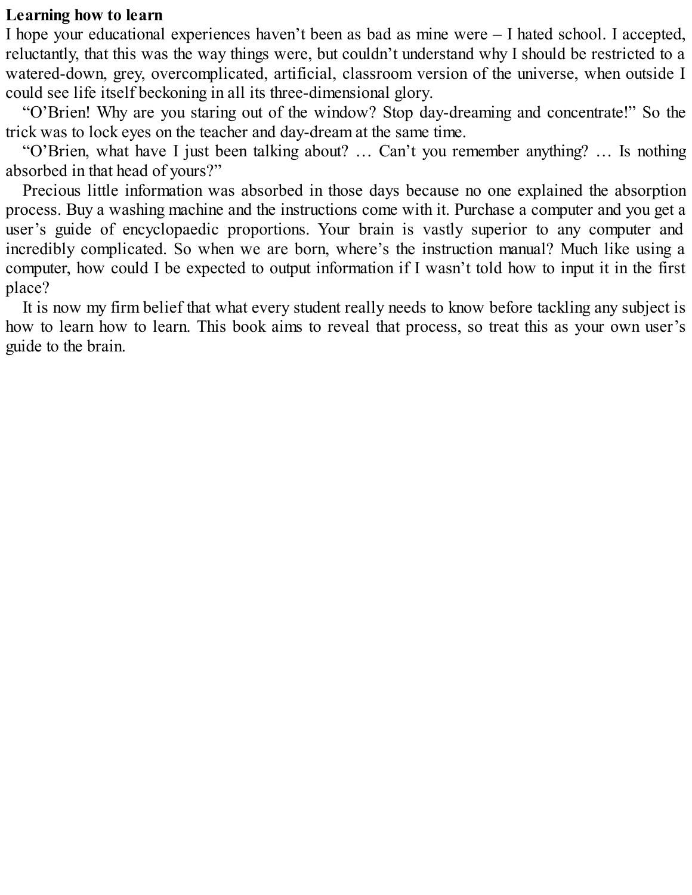## Learning how to learn

I hope your educational experiences haven't been as bad as mine were – I hated school. I accepted, reluctantly, that this was the way things were, but couldn't understand why I should be restricted to a watered-down, grey, overcomplicated, artificial, classroom version of the universe, when outside I could see life itself beckoning in all its three-dimensional glory.

"O'Brien! Why are you staring out of the window? Stop day-dreaming and concentrate!" So the trick was to lock eyes on the teacher and day-dream at the same time.

"O'Brien, what have I just been talking about? … Can't you remember anything? … Is nothing absorbed in that head of yours?"

Precious little information was absorbed in those days because no one explained the absorption process. Buy a washing machine and the instructions come with it. Purchase a computer and you get a user's guide of encyclopaedic proportions. Your brain is vastly superior to any computer and incredibly complicated. So when we are born, where's the instruction manual? Much like using a computer, how could I be expected to output information if I wasn't told how to input it in the first place?

It is now my firm belief that what every student really needs to know before tackling any subject is how to learn how to learn. This book aims to reveal that process, so treat this as your own user's guide to the brain.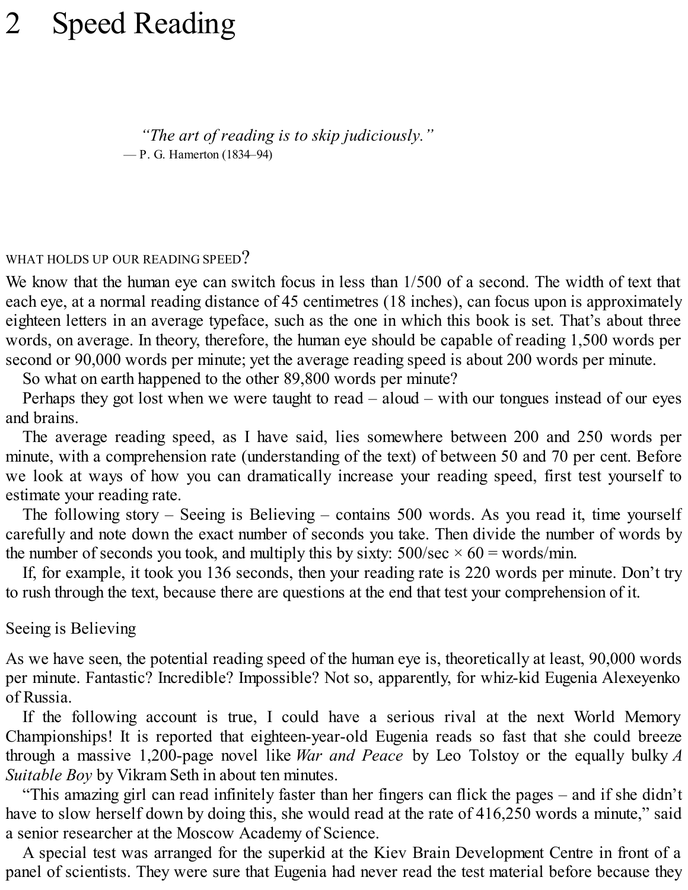# 2 Speed Reading

> *"The art of reading is to skip judiciously."*
> — P. G. Hamerton (1834–94)

## WHAT HOLDS UP OUR READING SPEED?

We know that the human eye can switch focus in less than 1/500 of a second. The width of text that each eye, at a normal reading distance of 45 centimetres (18 inches), can focus upon is approximately eighteen letters in an average typeface, such as the one in which this book is set. That's about three words, on average. In theory, therefore, the human eye should be capable of reading 1,500 words per second or 90,000 words per minute; yet the average reading speed is about 200 words per minute.

So what on earth happened to the other 89,800 words per minute?

Perhaps they got lost when we were taught to read – aloud – with our tongues instead of our eyes and brains.

The average reading speed, as I have said, lies somewhere between 200 and 250 words per minute, with a comprehension rate (understanding of the text) of between 50 and 70 per cent. Before we look at ways of how you can dramatically increase your reading speed, first test yourself to estimate your reading rate.

The following story – Seeing is Believing – contains 500 words. As you read it, time yourself carefully and note down the exact number of seconds you take. Then divide the number of words by the number of seconds you took, and multiply this by sixty: 500/sec × 60 = words/min.

If, for example, it took you 136 seconds, then your reading rate is 220 words per minute. Don't try to rush through the text, because there are questions at the end that test your comprehension of it.

### Seeing is Believing

As we have seen, the potential reading speed of the human eye is, theoretically at least, 90,000 words per minute. Fantastic? Incredible? Impossible? Not so, apparently, for whiz-kid Eugenia Alexeyenko of Russia.

If the following account is true, I could have a serious rival at the next World Memory Championships! It is reported that eighteen-year-old Eugenia reads so fast that she could breeze through a massive 1,200-page novel like *War and Peace* by Leo Tolstoy or the equally bulky *A Suitable Boy* by Vikram Seth in about ten minutes.

"This amazing girl can read infinitely faster than her fingers can flick the pages – and if she didn't have to slow herself down by doing this, she would read at the rate of 416,250 words a minute," said a senior researcher at the Moscow Academy of Science.

A special test was arranged for the superkid at the Kiev Brain Development Centre in front of a panel of scientists. They were sure that Eugenia had never read the test material before because they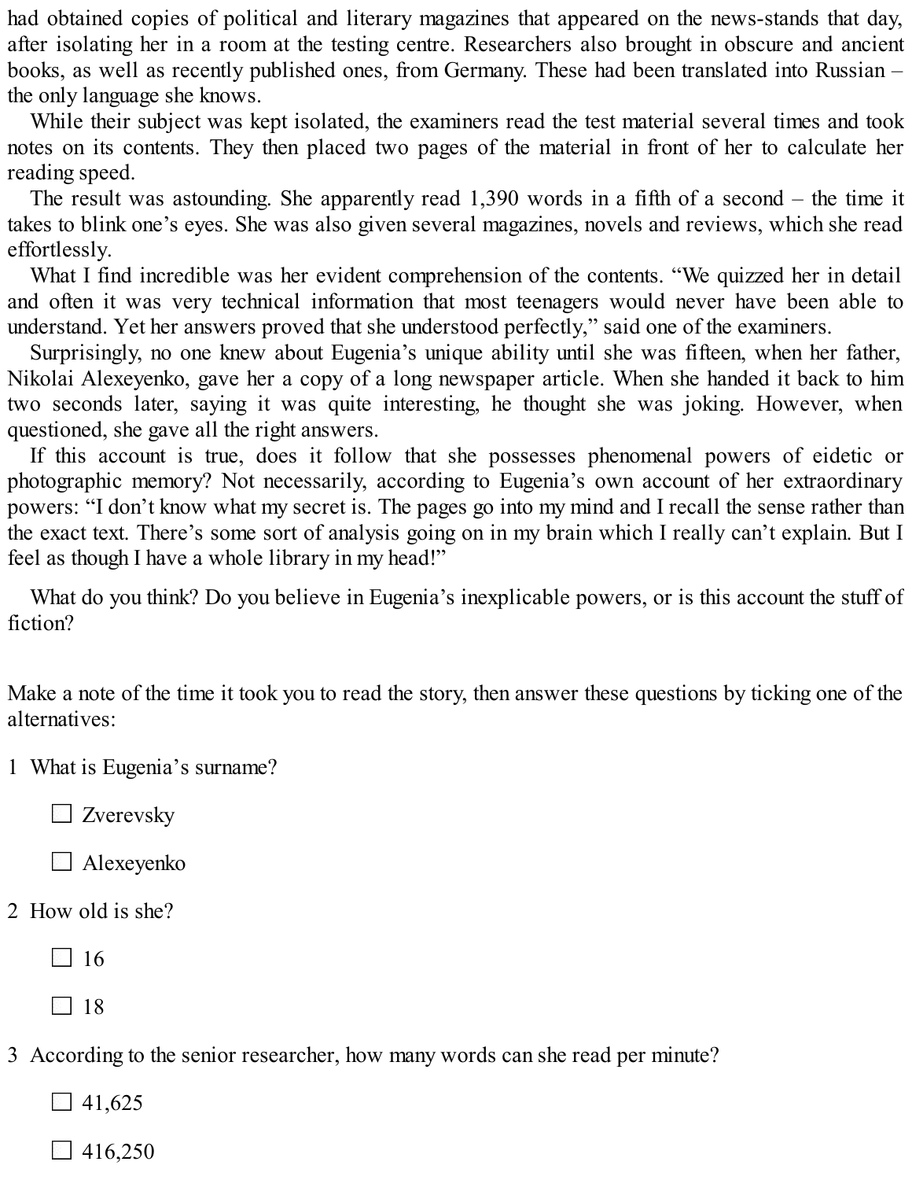had obtained copies of political and literary magazines that appeared on the news-stands that day, after isolating her in a room at the testing centre. Researchers also brought in obscure and ancient books, as well as recently published ones, from Germany. These had been translated into Russian – the only language she knows.

While their subject was kept isolated, the examiners read the test material several times and took notes on its contents. They then placed two pages of the material in front of her to calculate her reading speed.

The result was astounding. She apparently read 1,390 words in a fifth of a second – the time it takes to blink one's eyes. She was also given several magazines, novels and reviews, which she read effortlessly.

What I find incredible was her evident comprehension of the contents. "We quizzed her in detail and often it was very technical information that most teenagers would never have been able to understand. Yet her answers proved that she understood perfectly," said one of the examiners.

Surprisingly, no one knew about Eugenia's unique ability until she was fifteen, when her father, Nikolai Alexeyenko, gave her a copy of a long newspaper article. When she handed it back to him two seconds later, saying it was quite interesting, he thought she was joking. However, when questioned, she gave all the right answers.

If this account is true, does it follow that she possesses phenomenal powers of eidetic or photographic memory? Not necessarily, according to Eugenia's own account of her extraordinary powers: "I don't know what my secret is. The pages go into my mind and I recall the sense rather than the exact text. There's some sort of analysis going on in my brain which I really can't explain. But I feel as though I have a whole library in my head!"

What do you think? Do you believe in Eugenia's inexplicable powers, or is this account the stuff of fiction?

Make a note of the time it took you to read the story, then answer these questions by ticking one of the alternatives:

1 What is Eugenia's surname?

- ☐ Zverevsky
- ☐ Alexeyenko

2 How old is she?

- ☐ 16
- ☐ 18

3 According to the senior researcher, how many words can she read per minute?

- ☐ 41,625
- ☐ 416,250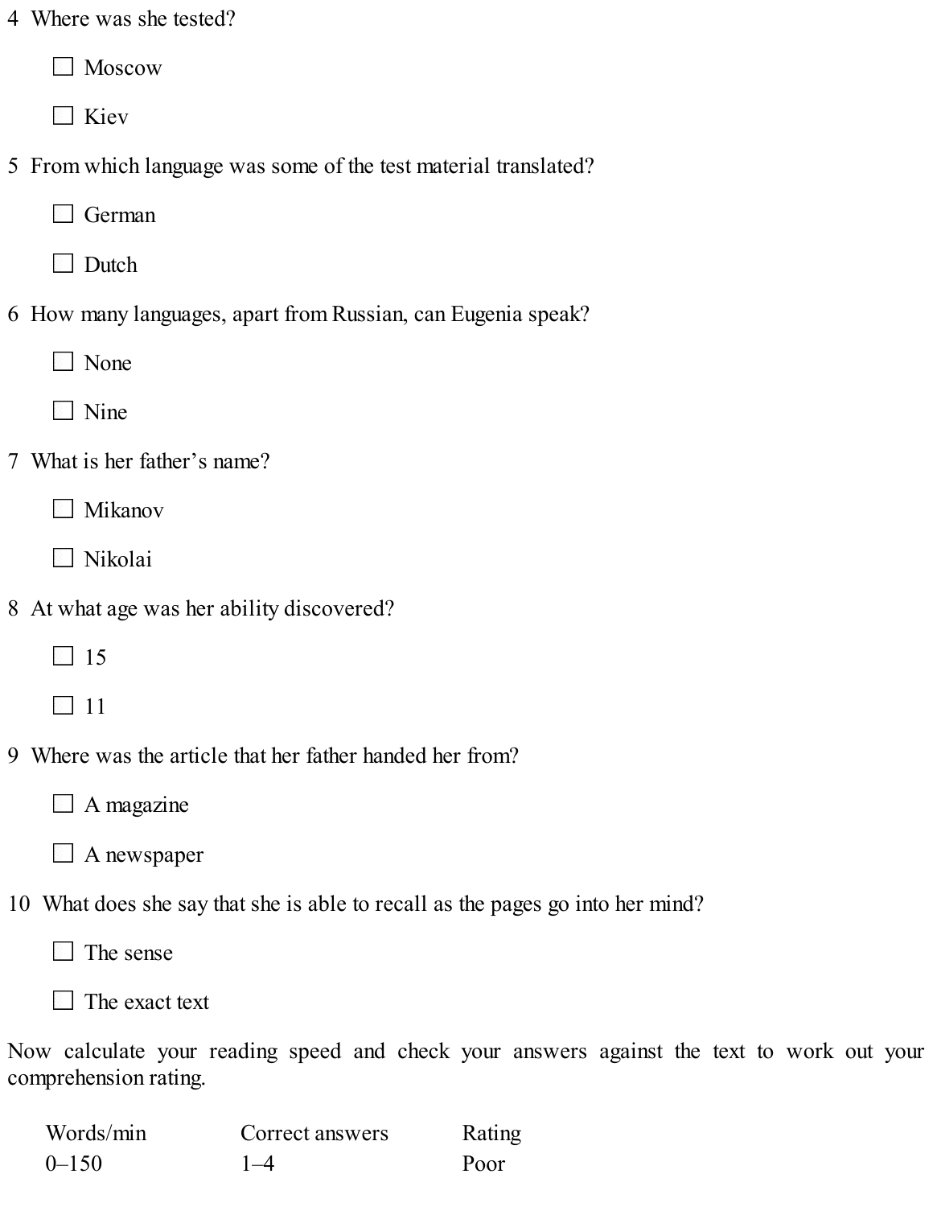4 Where was she tested?

☐ Moscow

☐ Kiev

5 From which language was some of the test material translated?

☐ German

☐ Dutch

6 How many languages, apart from Russian, can Eugenia speak?

☐ None

☐ Nine

7 What is her father's name?

☐ Mikanov

☐ Nikolai

8 At what age was her ability discovered?

☐ 15

☐ 11

9 Where was the article that her father handed her from?

☐ A magazine

☐ A newspaper

10 What does she say that she is able to recall as the pages go into her mind?

☐ The sense

☐ The exact text

Now calculate your reading speed and check your answers against the text to work out your comprehension rating.

| Words/min | Correct answers | Rating |
| --- | --- | --- |
| 0–150 | 1–4 | Poor |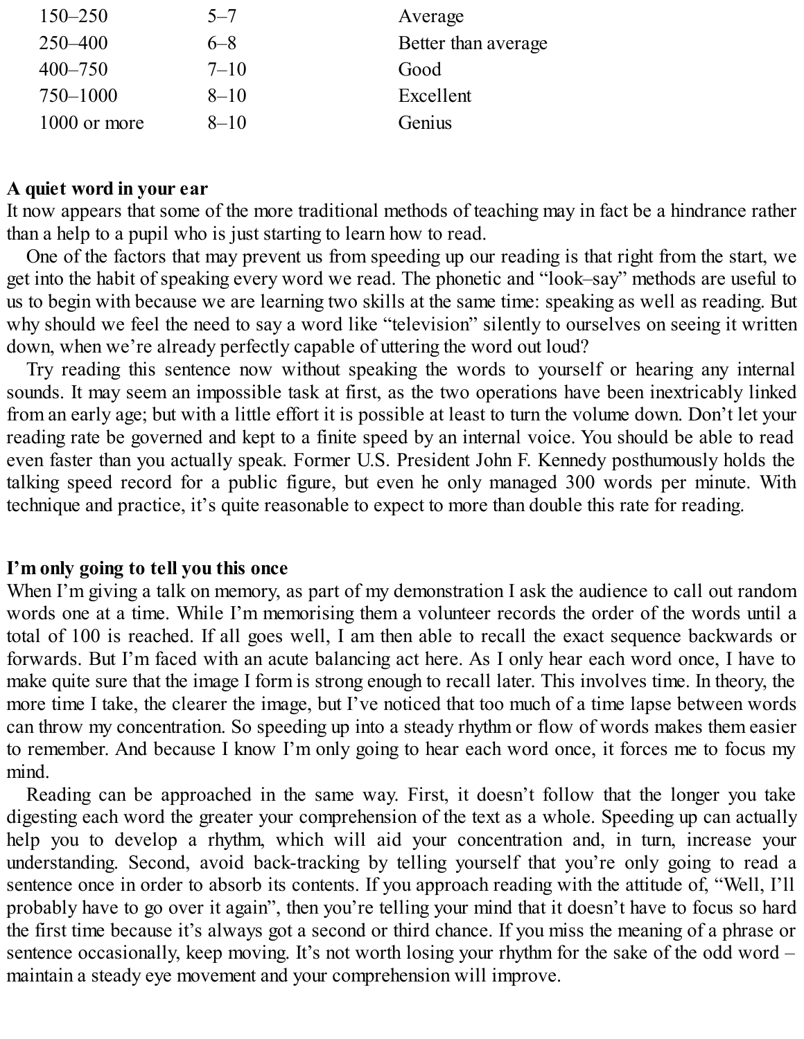| | | |
|---|---|---|
| 150–250 | 5–7 | Average |
| 250–400 | 6–8 | Better than average |
| 400–750 | 7–10 | Good |
| 750–1000 | 8–10 | Excellent |
| 1000 or more | 8–10 | Genius |

**A quiet word in your ear**

It now appears that some of the more traditional methods of teaching may in fact be a hindrance rather than a help to a pupil who is just starting to learn how to read.

One of the factors that may prevent us from speeding up our reading is that right from the start, we get into the habit of speaking every word we read. The phonetic and "look–say" methods are useful to us to begin with because we are learning two skills at the same time: speaking as well as reading. But why should we feel the need to say a word like "television" silently to ourselves on seeing it written down, when we're already perfectly capable of uttering the word out loud?

Try reading this sentence now without speaking the words to yourself or hearing any internal sounds. It may seem an impossible task at first, as the two operations have been inextricably linked from an early age; but with a little effort it is possible at least to turn the volume down. Don't let your reading rate be governed and kept to a finite speed by an internal voice. You should be able to read even faster than you actually speak. Former U.S. President John F. Kennedy posthumously holds the talking speed record for a public figure, but even he only managed 300 words per minute. With technique and practice, it's quite reasonable to expect to more than double this rate for reading.

**I'm only going to tell you this once**

When I'm giving a talk on memory, as part of my demonstration I ask the audience to call out random words one at a time. While I'm memorising them a volunteer records the order of the words until a total of 100 is reached. If all goes well, I am then able to recall the exact sequence backwards or forwards. But I'm faced with an acute balancing act here. As I only hear each word once, I have to make quite sure that the image I form is strong enough to recall later. This involves time. In theory, the more time I take, the clearer the image, but I've noticed that too much of a time lapse between words can throw my concentration. So speeding up into a steady rhythm or flow of words makes them easier to remember. And because I know I'm only going to hear each word once, it forces me to focus my mind.

Reading can be approached in the same way. First, it doesn't follow that the longer you take digesting each word the greater your comprehension of the text as a whole. Speeding up can actually help you to develop a rhythm, which will aid your concentration and, in turn, increase your understanding. Second, avoid back-tracking by telling yourself that you're only going to read a sentence once in order to absorb its contents. If you approach reading with the attitude of, "Well, I'll probably have to go over it again", then you're telling your mind that it doesn't have to focus so hard the first time because it's always got a second or third chance. If you miss the meaning of a phrase or sentence occasionally, keep moving. It's not worth losing your rhythm for the sake of the odd word – maintain a steady eye movement and your comprehension will improve.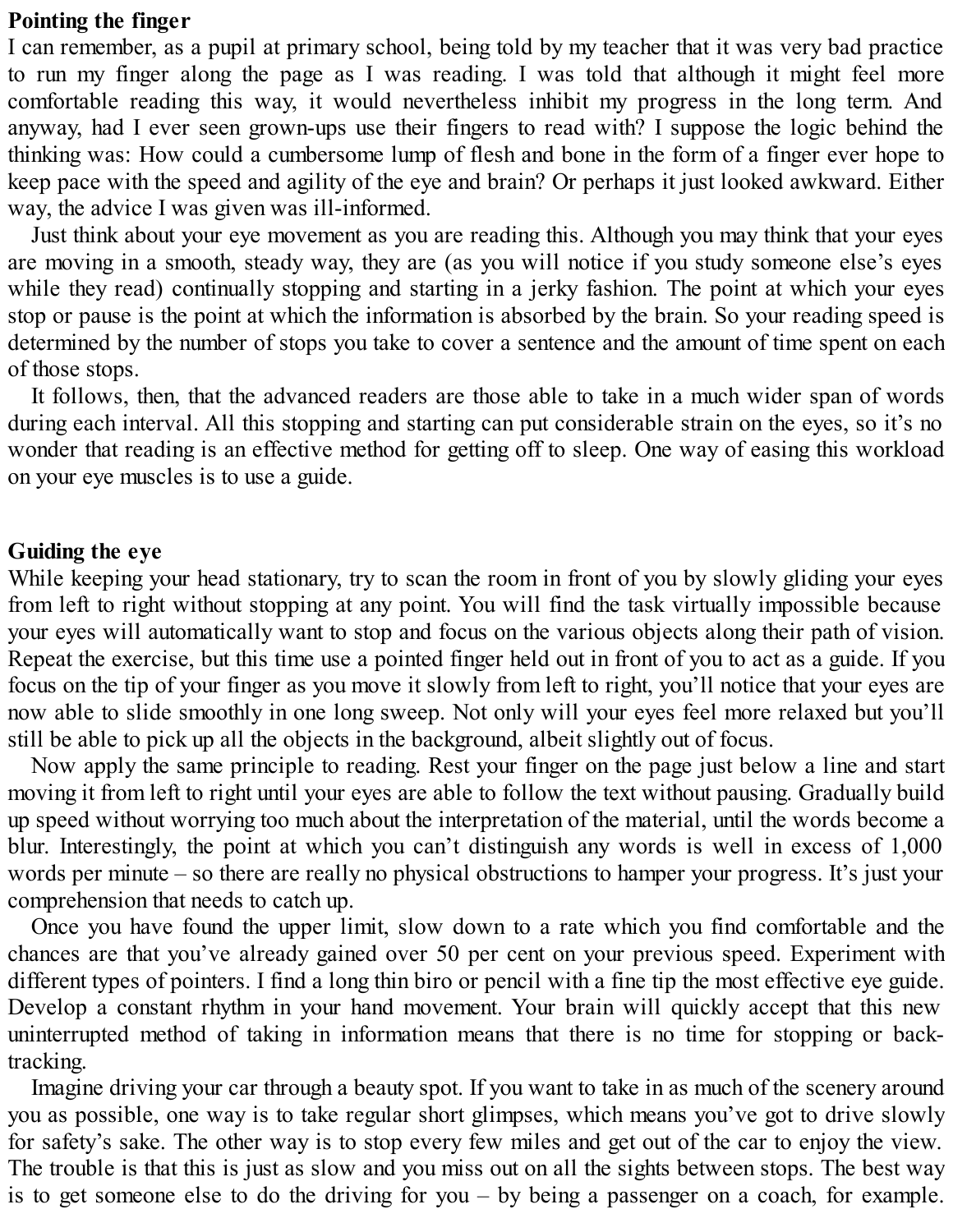## Pointing the finger

I can remember, as a pupil at primary school, being told by my teacher that it was very bad practice to run my finger along the page as I was reading. I was told that although it might feel more comfortable reading this way, it would nevertheless inhibit my progress in the long term. And anyway, had I ever seen grown-ups use their fingers to read with? I suppose the logic behind the thinking was: How could a cumbersome lump of flesh and bone in the form of a finger ever hope to keep pace with the speed and agility of the eye and brain? Or perhaps it just looked awkward. Either way, the advice I was given was ill-informed.

Just think about your eye movement as you are reading this. Although you may think that your eyes are moving in a smooth, steady way, they are (as you will notice if you study someone else's eyes while they read) continually stopping and starting in a jerky fashion. The point at which your eyes stop or pause is the point at which the information is absorbed by the brain. So your reading speed is determined by the number of stops you take to cover a sentence and the amount of time spent on each of those stops.

It follows, then, that the advanced readers are those able to take in a much wider span of words during each interval. All this stopping and starting can put considerable strain on the eyes, so it's no wonder that reading is an effective method for getting off to sleep. One way of easing this workload on your eye muscles is to use a guide.

## Guiding the eye

While keeping your head stationary, try to scan the room in front of you by slowly gliding your eyes from left to right without stopping at any point. You will find the task virtually impossible because your eyes will automatically want to stop and focus on the various objects along their path of vision. Repeat the exercise, but this time use a pointed finger held out in front of you to act as a guide. If you focus on the tip of your finger as you move it slowly from left to right, you'll notice that your eyes are now able to slide smoothly in one long sweep. Not only will your eyes feel more relaxed but you'll still be able to pick up all the objects in the background, albeit slightly out of focus.

Now apply the same principle to reading. Rest your finger on the page just below a line and start moving it from left to right until your eyes are able to follow the text without pausing. Gradually build up speed without worrying too much about the interpretation of the material, until the words become a blur. Interestingly, the point at which you can't distinguish any words is well in excess of 1,000 words per minute – so there are really no physical obstructions to hamper your progress. It's just your comprehension that needs to catch up.

Once you have found the upper limit, slow down to a rate which you find comfortable and the chances are that you've already gained over 50 per cent on your previous speed. Experiment with different types of pointers. I find a long thin biro or pencil with a fine tip the most effective eye guide. Develop a constant rhythm in your hand movement. Your brain will quickly accept that this new uninterrupted method of taking in information means that there is no time for stopping or back-tracking.

Imagine driving your car through a beauty spot. If you want to take in as much of the scenery around you as possible, one way is to take regular short glimpses, which means you've got to drive slowly for safety's sake. The other way is to stop every few miles and get out of the car to enjoy the view. The trouble is that this is just as slow and you miss out on all the sights between stops. The best way is to get someone else to do the driving for you – by being a passenger on a coach, for example.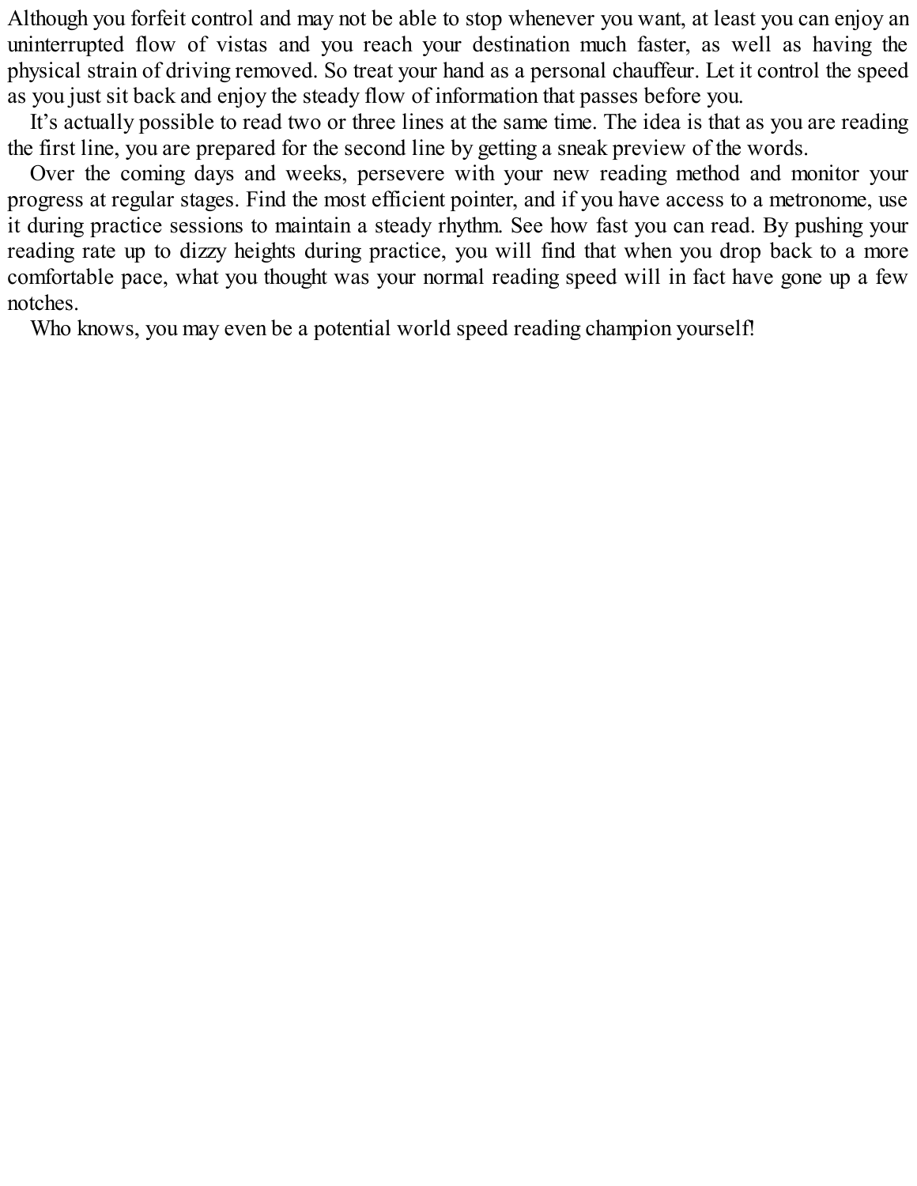Although you forfeit control and may not be able to stop whenever you want, at least you can enjoy an uninterrupted flow of vistas and you reach your destination much faster, as well as having the physical strain of driving removed. So treat your hand as a personal chauffeur. Let it control the speed as you just sit back and enjoy the steady flow of information that passes before you.

It's actually possible to read two or three lines at the same time. The idea is that as you are reading the first line, you are prepared for the second line by getting a sneak preview of the words.

Over the coming days and weeks, persevere with your new reading method and monitor your progress at regular stages. Find the most efficient pointer, and if you have access to a metronome, use it during practice sessions to maintain a steady rhythm. See how fast you can read. By pushing your reading rate up to dizzy heights during practice, you will find that when you drop back to a more comfortable pace, what you thought was your normal reading speed will in fact have gone up a few notches.

Who knows, you may even be a potential world speed reading champion yourself!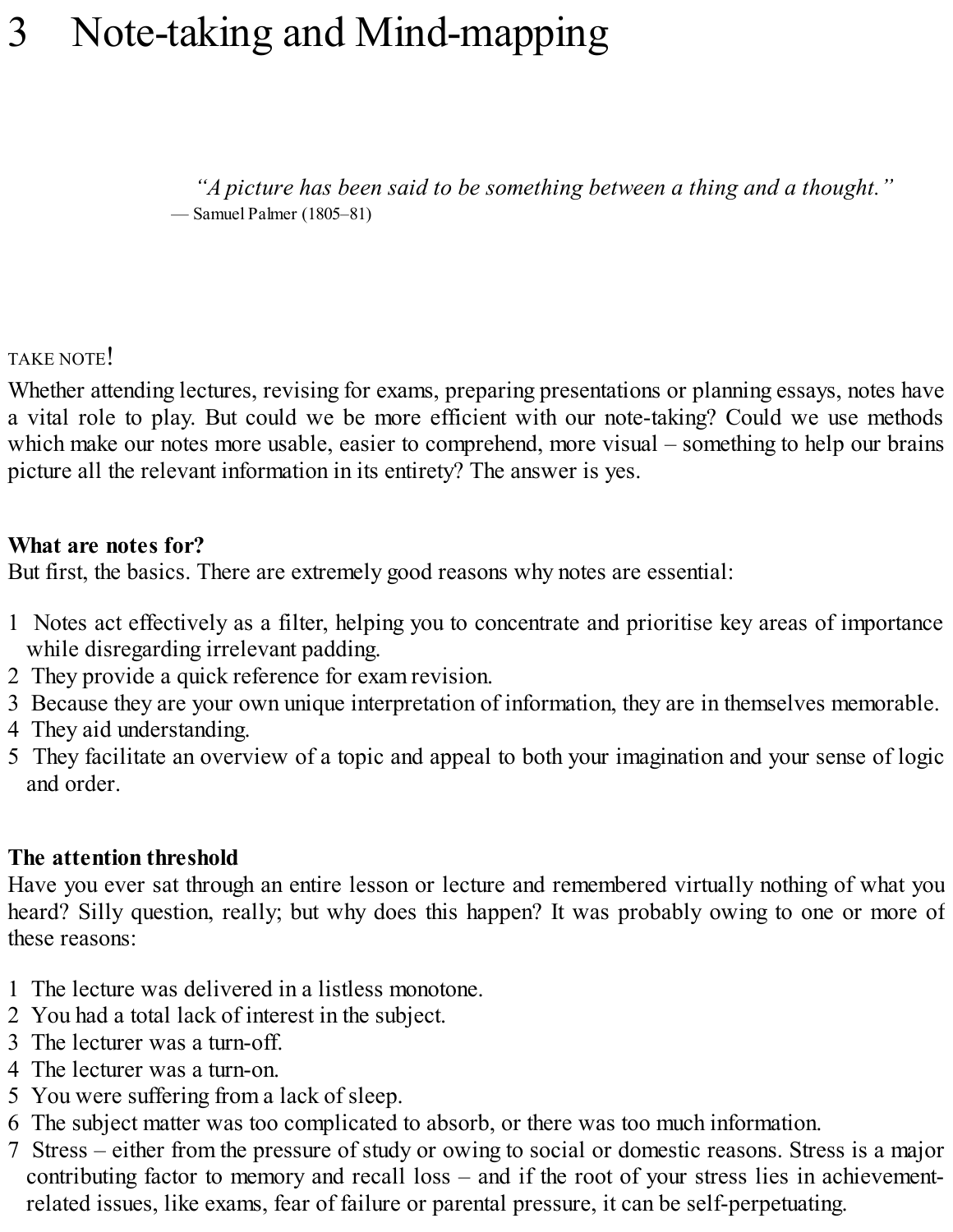# 3 Note-taking and Mind-mapping

> *"A picture has been said to be something between a thing and a thought."*
> — Samuel Palmer (1805–81)

TAKE NOTE!

Whether attending lectures, revising for exams, preparing presentations or planning essays, notes have a vital role to play. But could we be more efficient with our note-taking? Could we use methods which make our notes more usable, easier to comprehend, more visual – something to help our brains picture all the relevant information in its entirety? The answer is yes.

**What are notes for?**

But first, the basics. There are extremely good reasons why notes are essential:

1. Notes act effectively as a filter, helping you to concentrate and prioritise key areas of importance while disregarding irrelevant padding.
2. They provide a quick reference for exam revision.
3. Because they are your own unique interpretation of information, they are in themselves memorable.
4. They aid understanding.
5. They facilitate an overview of a topic and appeal to both your imagination and your sense of logic and order.

**The attention threshold**

Have you ever sat through an entire lesson or lecture and remembered virtually nothing of what you heard? Silly question, really; but why does this happen? It was probably owing to one or more of these reasons:

1. The lecture was delivered in a listless monotone.
2. You had a total lack of interest in the subject.
3. The lecturer was a turn-off.
4. The lecturer was a turn-on.
5. You were suffering from a lack of sleep.
6. The subject matter was too complicated to absorb, or there was too much information.
7. Stress – either from the pressure of study or owing to social or domestic reasons. Stress is a major contributing factor to memory and recall loss – and if the root of your stress lies in achievement-related issues, like exams, fear of failure or parental pressure, it can be self-perpetuating.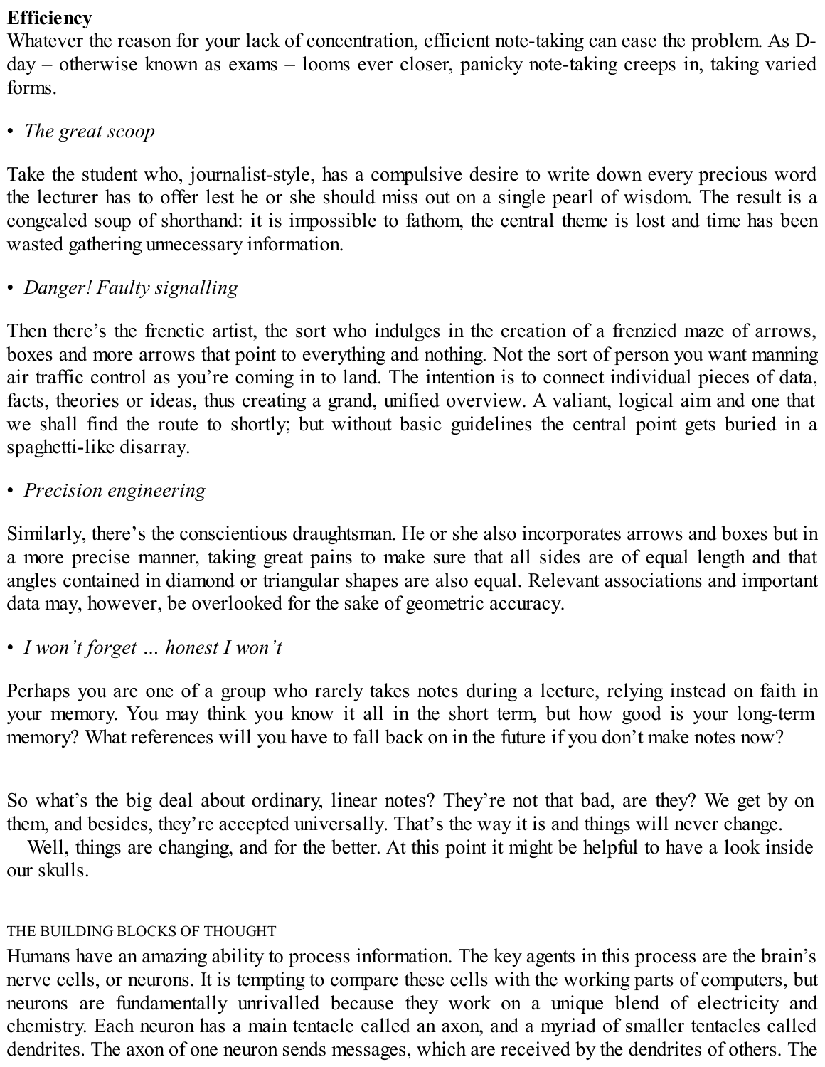**Efficiency**

Whatever the reason for your lack of concentration, efficient note-taking can ease the problem. As D-day – otherwise known as exams – looms ever closer, panicky note-taking creeps in, taking varied forms.

- *The great scoop*

Take the student who, journalist-style, has a compulsive desire to write down every precious word the lecturer has to offer lest he or she should miss out on a single pearl of wisdom. The result is a congealed soup of shorthand: it is impossible to fathom, the central theme is lost and time has been wasted gathering unnecessary information.

- *Danger! Faulty signalling*

Then there's the frenetic artist, the sort who indulges in the creation of a frenzied maze of arrows, boxes and more arrows that point to everything and nothing. Not the sort of person you want manning air traffic control as you're coming in to land. The intention is to connect individual pieces of data, facts, theories or ideas, thus creating a grand, unified overview. A valiant, logical aim and one that we shall find the route to shortly; but without basic guidelines the central point gets buried in a spaghetti-like disarray.

- *Precision engineering*

Similarly, there's the conscientious draughtsman. He or she also incorporates arrows and boxes but in a more precise manner, taking great pains to make sure that all sides are of equal length and that angles contained in diamond or triangular shapes are also equal. Relevant associations and important data may, however, be overlooked for the sake of geometric accuracy.

- *I won't forget … honest I won't*

Perhaps you are one of a group who rarely takes notes during a lecture, relying instead on faith in your memory. You may think you know it all in the short term, but how good is your long-term memory? What references will you have to fall back on in the future if you don't make notes now?

So what's the big deal about ordinary, linear notes? They're not that bad, are they? We get by on them, and besides, they're accepted universally. That's the way it is and things will never change.

Well, things are changing, and for the better. At this point it might be helpful to have a look inside our skulls.

## THE BUILDING BLOCKS OF THOUGHT

Humans have an amazing ability to process information. The key agents in this process are the brain's nerve cells, or neurons. It is tempting to compare these cells with the working parts of computers, but neurons are fundamentally unrivalled because they work on a unique blend of electricity and chemistry. Each neuron has a main tentacle called an axon, and a myriad of smaller tentacles called dendrites. The axon of one neuron sends messages, which are received by the dendrites of others. The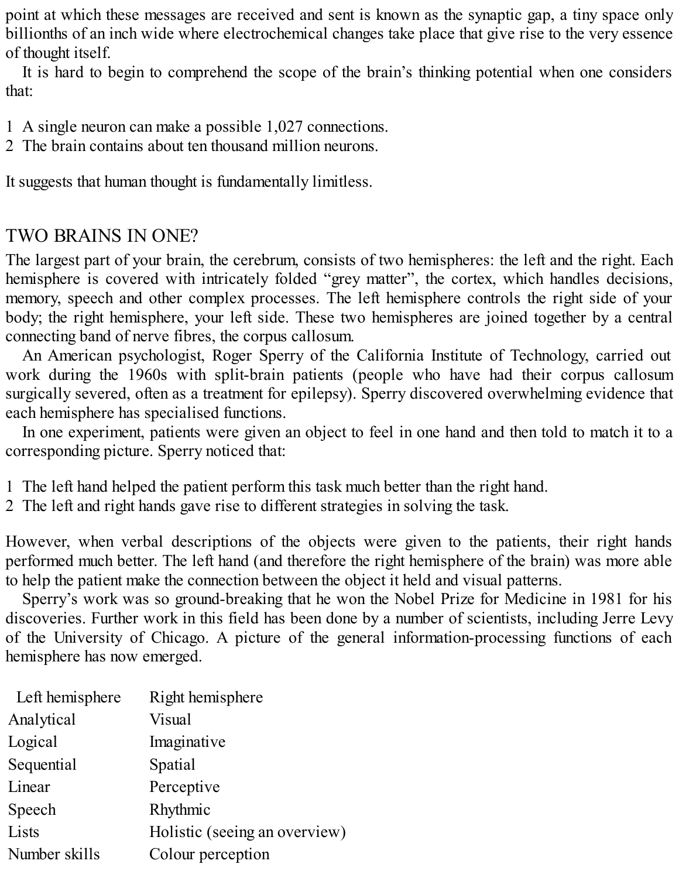point at which these messages are received and sent is known as the synaptic gap, a tiny space only billionths of an inch wide where electrochemical changes take place that give rise to the very essence of thought itself.

It is hard to begin to comprehend the scope of the brain's thinking potential when one considers that:

1 A single neuron can make a possible 1,027 connections.
2 The brain contains about ten thousand million neurons.

It suggests that human thought is fundamentally limitless.

## TWO BRAINS IN ONE?

The largest part of your brain, the cerebrum, consists of two hemispheres: the left and the right. Each hemisphere is covered with intricately folded "grey matter", the cortex, which handles decisions, memory, speech and other complex processes. The left hemisphere controls the right side of your body; the right hemisphere, your left side. These two hemispheres are joined together by a central connecting band of nerve fibres, the corpus callosum.

An American psychologist, Roger Sperry of the California Institute of Technology, carried out work during the 1960s with split-brain patients (people who have had their corpus callosum surgically severed, often as a treatment for epilepsy). Sperry discovered overwhelming evidence that each hemisphere has specialised functions.

In one experiment, patients were given an object to feel in one hand and then told to match it to a corresponding picture. Sperry noticed that:

1 The left hand helped the patient perform this task much better than the right hand.
2 The left and right hands gave rise to different strategies in solving the task.

However, when verbal descriptions of the objects were given to the patients, their right hands performed much better. The left hand (and therefore the right hemisphere of the brain) was more able to help the patient make the connection between the object it held and visual patterns.

Sperry's work was so ground-breaking that he won the Nobel Prize for Medicine in 1981 for his discoveries. Further work in this field has been done by a number of scientists, including Jerre Levy of the University of Chicago. A picture of the general information-processing functions of each hemisphere has now emerged.

| Left hemisphere | Right hemisphere |
|---|---|
| Analytical | Visual |
| Logical | Imaginative |
| Sequential | Spatial |
| Linear | Perceptive |
| Speech | Rhythmic |
| Lists | Holistic (seeing an overview) |
| Number skills | Colour perception |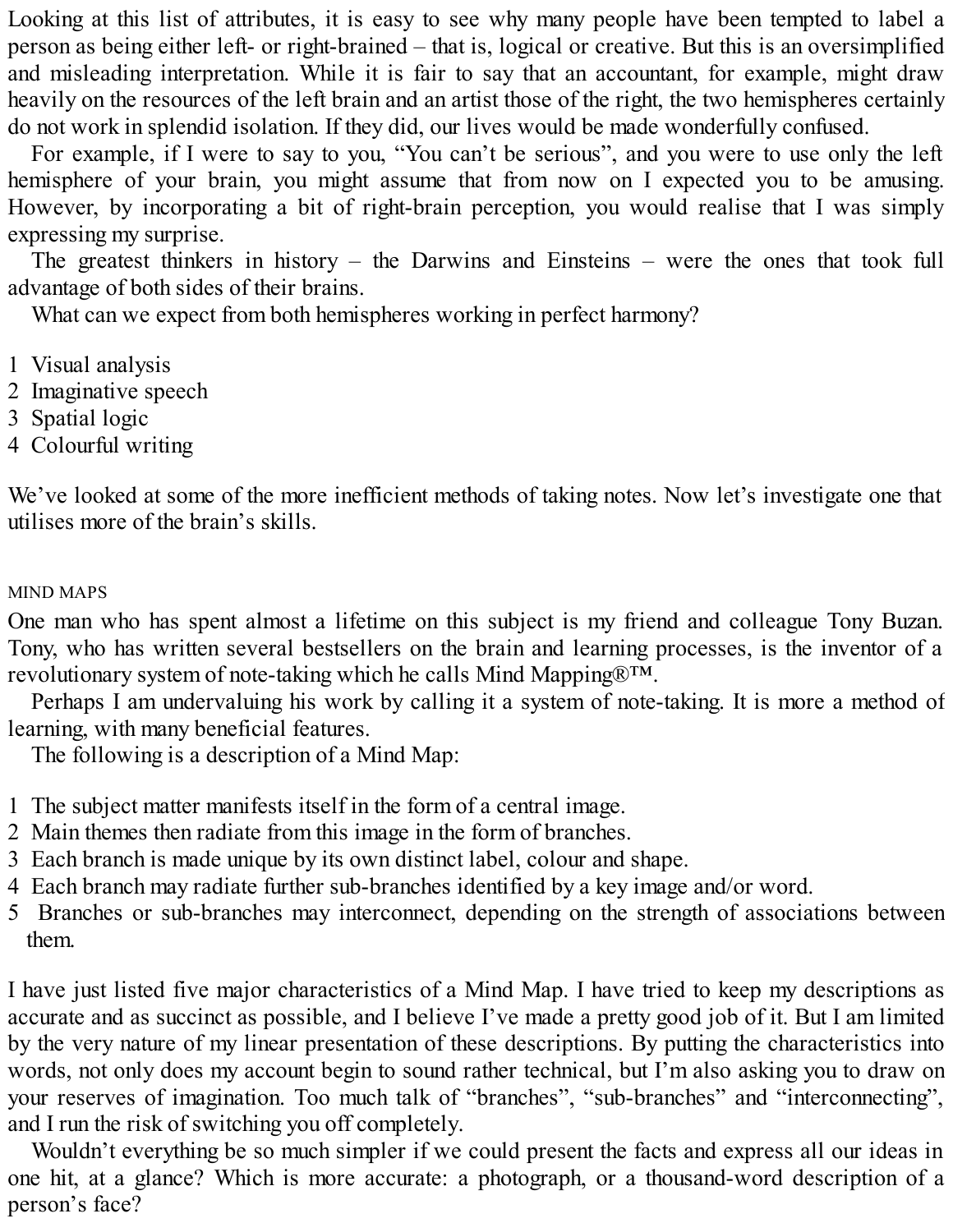Looking at this list of attributes, it is easy to see why many people have been tempted to label a person as being either left- or right-brained – that is, logical or creative. But this is an oversimplified and misleading interpretation. While it is fair to say that an accountant, for example, might draw heavily on the resources of the left brain and an artist those of the right, the two hemispheres certainly do not work in splendid isolation. If they did, our lives would be made wonderfully confused.

For example, if I were to say to you, "You can't be serious", and you were to use only the left hemisphere of your brain, you might assume that from now on I expected you to be amusing. However, by incorporating a bit of right-brain perception, you would realise that I was simply expressing my surprise.

The greatest thinkers in history – the Darwins and Einsteins – were the ones that took full advantage of both sides of their brains.

What can we expect from both hemispheres working in perfect harmony?

1. Visual analysis
2. Imaginative speech
3. Spatial logic
4. Colourful writing

We've looked at some of the more inefficient methods of taking notes. Now let's investigate one that utilises more of the brain's skills.

## MIND MAPS

One man who has spent almost a lifetime on this subject is my friend and colleague Tony Buzan. Tony, who has written several bestsellers on the brain and learning processes, is the inventor of a revolutionary system of note-taking which he calls Mind Mapping®™.

Perhaps I am undervaluing his work by calling it a system of note-taking. It is more a method of learning, with many beneficial features.

The following is a description of a Mind Map:

1. The subject matter manifests itself in the form of a central image.
2. Main themes then radiate from this image in the form of branches.
3. Each branch is made unique by its own distinct label, colour and shape.
4. Each branch may radiate further sub-branches identified by a key image and/or word.
5. Branches or sub-branches may interconnect, depending on the strength of associations between them.

I have just listed five major characteristics of a Mind Map. I have tried to keep my descriptions as accurate and as succinct as possible, and I believe I've made a pretty good job of it. But I am limited by the very nature of my linear presentation of these descriptions. By putting the characteristics into words, not only does my account begin to sound rather technical, but I'm also asking you to draw on your reserves of imagination. Too much talk of "branches", "sub-branches" and "interconnecting", and I run the risk of switching you off completely.

Wouldn't everything be so much simpler if we could present the facts and express all our ideas in one hit, at a glance? Which is more accurate: a photograph, or a thousand-word description of a person's face?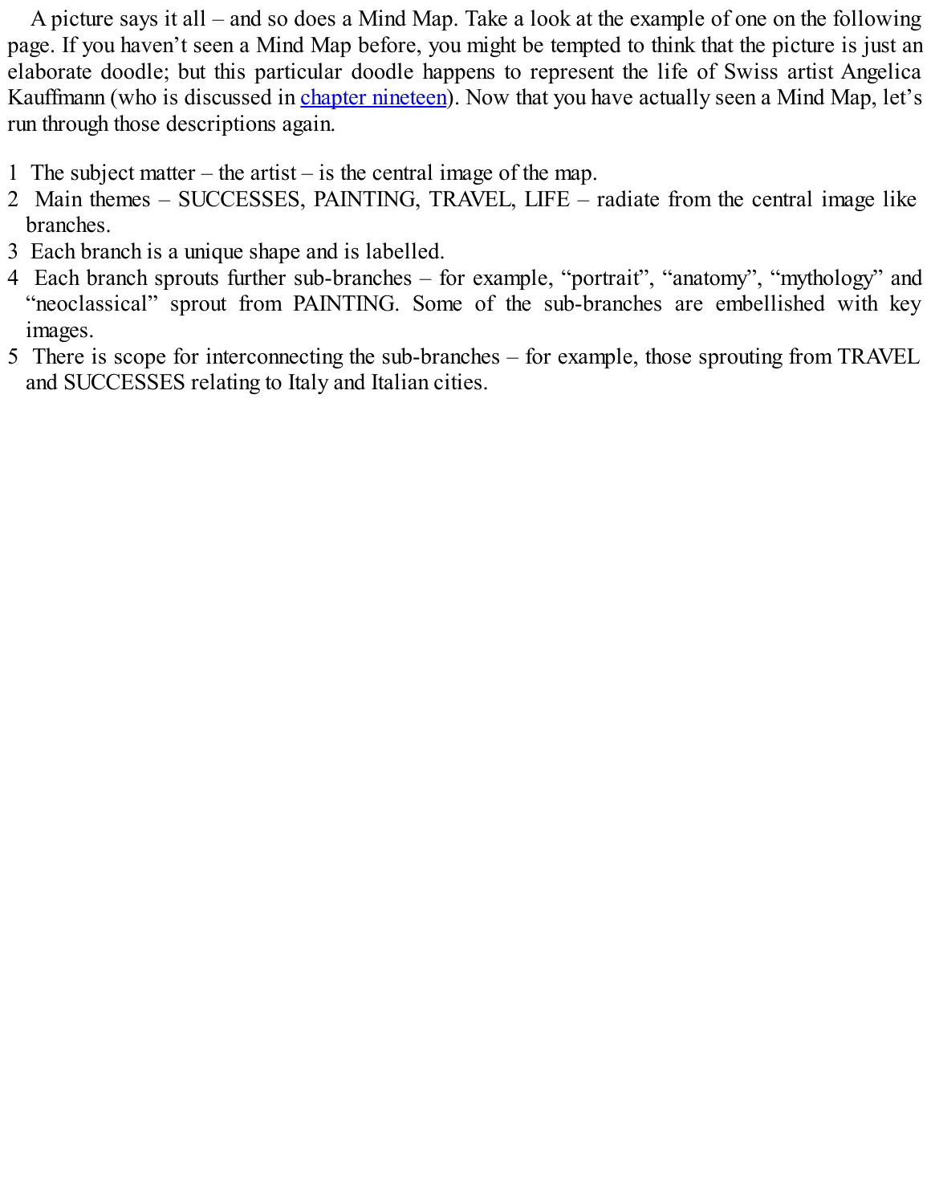A picture says it all – and so does a Mind Map. Take a look at the example of one on the following page. If you haven't seen a Mind Map before, you might be tempted to think that the picture is just an elaborate doodle; but this particular doodle happens to represent the life of Swiss artist Angelica Kauffmann (who is discussed in chapter nineteen). Now that you have actually seen a Mind Map, let's run through those descriptions again.

1. The subject matter – the artist – is the central image of the map.
2. Main themes – SUCCESSES, PAINTING, TRAVEL, LIFE – radiate from the central image like branches.
3. Each branch is a unique shape and is labelled.
4. Each branch sprouts further sub-branches – for example, "portrait", "anatomy", "mythology" and "neoclassical" sprout from PAINTING. Some of the sub-branches are embellished with key images.
5. There is scope for interconnecting the sub-branches – for example, those sprouting from TRAVEL and SUCCESSES relating to Italy and Italian cities.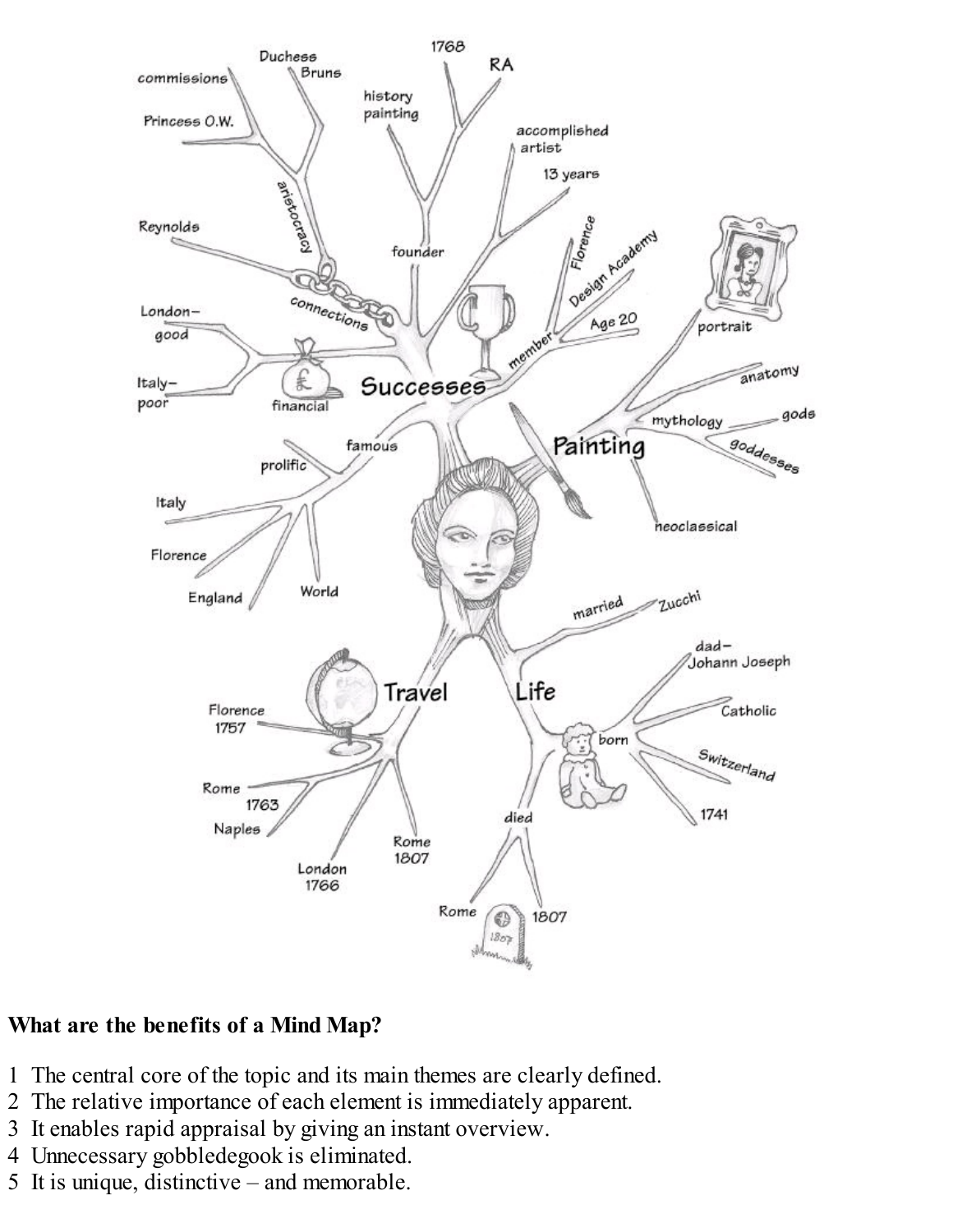**What are the benefits of a Mind Map?**

1 The central core of the topic and its main themes are clearly defined.
2 The relative importance of each element is immediately apparent.
3 It enables rapid appraisal by giving an instant overview.
4 Unnecessary gobbledegook is eliminated.
5 It is unique, distinctive – and memorable.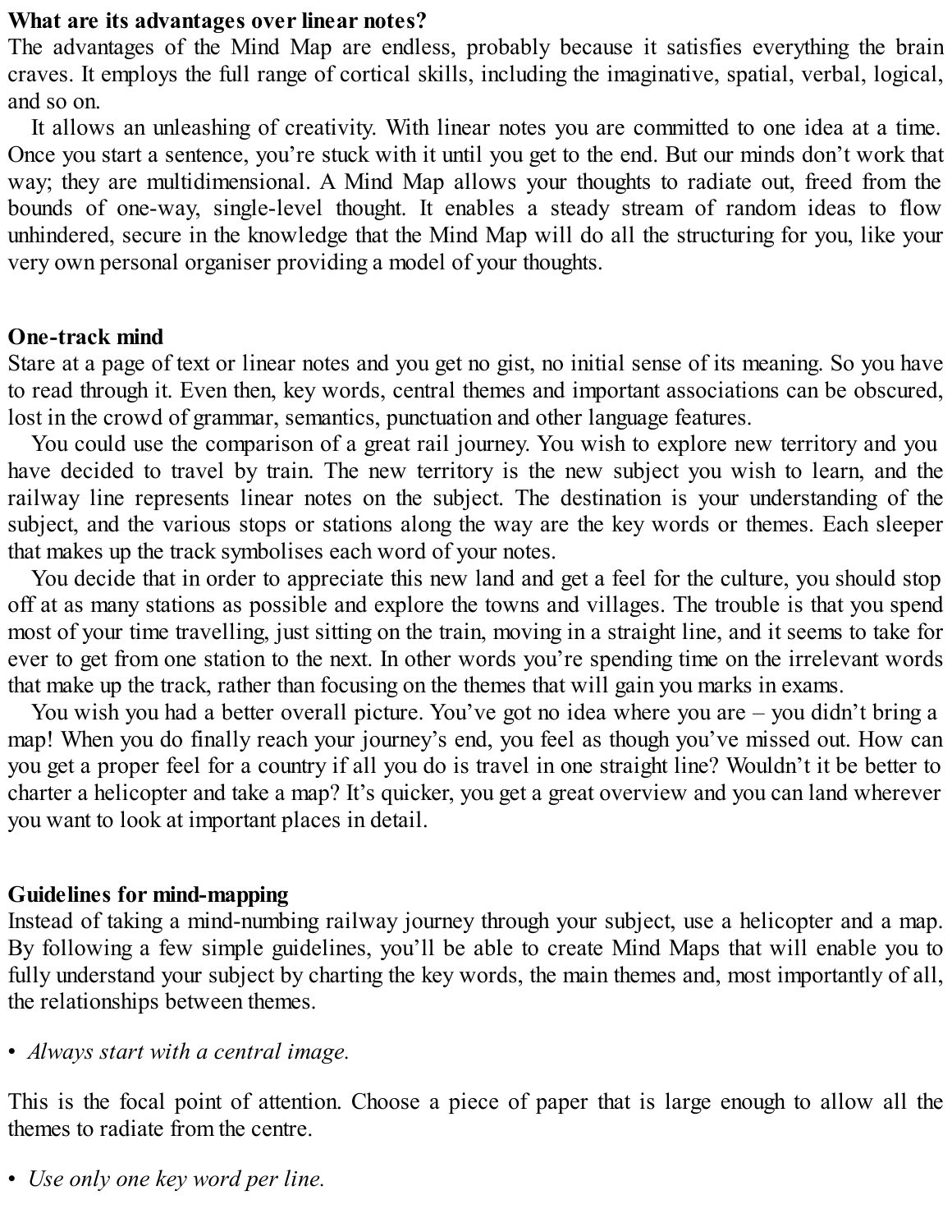### What are its advantages over linear notes?

The advantages of the Mind Map are endless, probably because it satisfies everything the brain craves. It employs the full range of cortical skills, including the imaginative, spatial, verbal, logical, and so on.

It allows an unleashing of creativity. With linear notes you are committed to one idea at a time. Once you start a sentence, you're stuck with it until you get to the end. But our minds don't work that way; they are multidimensional. A Mind Map allows your thoughts to radiate out, freed from the bounds of one-way, single-level thought. It enables a steady stream of random ideas to flow unhindered, secure in the knowledge that the Mind Map will do all the structuring for you, like your very own personal organiser providing a model of your thoughts.

### One-track mind

Stare at a page of text or linear notes and you get no gist, no initial sense of its meaning. So you have to read through it. Even then, key words, central themes and important associations can be obscured, lost in the crowd of grammar, semantics, punctuation and other language features.

You could use the comparison of a great rail journey. You wish to explore new territory and you have decided to travel by train. The new territory is the new subject you wish to learn, and the railway line represents linear notes on the subject. The destination is your understanding of the subject, and the various stops or stations along the way are the key words or themes. Each sleeper that makes up the track symbolises each word of your notes.

You decide that in order to appreciate this new land and get a feel for the culture, you should stop off at as many stations as possible and explore the towns and villages. The trouble is that you spend most of your time travelling, just sitting on the train, moving in a straight line, and it seems to take for ever to get from one station to the next. In other words you're spending time on the irrelevant words that make up the track, rather than focusing on the themes that will gain you marks in exams.

You wish you had a better overall picture. You've got no idea where you are – you didn't bring a map! When you do finally reach your journey's end, you feel as though you've missed out. How can you get a proper feel for a country if all you do is travel in one straight line? Wouldn't it be better to charter a helicopter and take a map? It's quicker, you get a great overview and you can land wherever you want to look at important places in detail.

### Guidelines for mind-mapping

Instead of taking a mind-numbing railway journey through your subject, use a helicopter and a map. By following a few simple guidelines, you'll be able to create Mind Maps that will enable you to fully understand your subject by charting the key words, the main themes and, most importantly of all, the relationships between themes.

- *Always start with a central image.*

This is the focal point of attention. Choose a piece of paper that is large enough to allow all the themes to radiate from the centre.

- *Use only one key word per line.*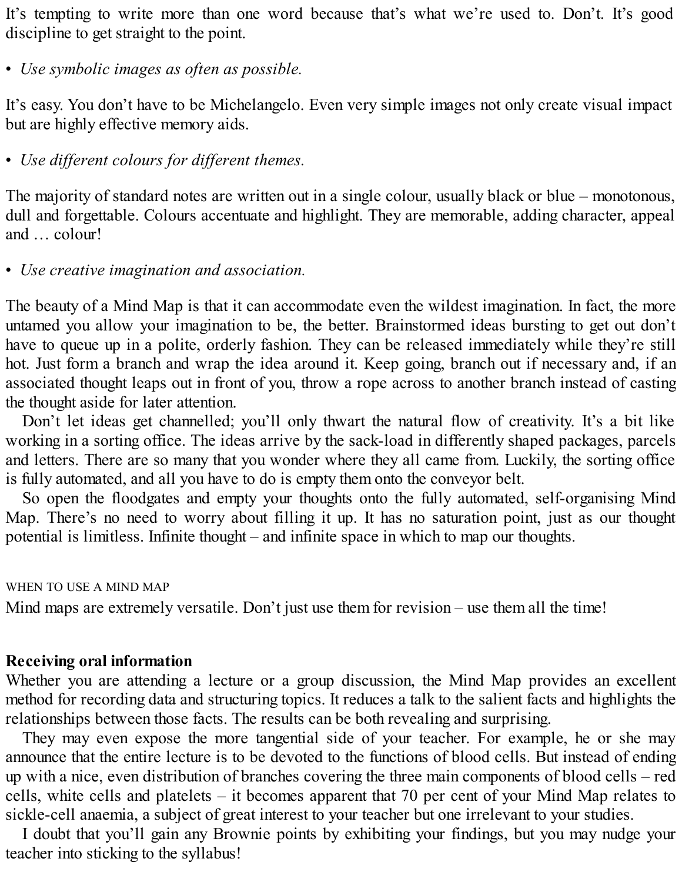It's tempting to write more than one word because that's what we're used to. Don't. It's good discipline to get straight to the point.

- *Use symbolic images as often as possible.*

It's easy. You don't have to be Michelangelo. Even very simple images not only create visual impact but are highly effective memory aids.

- *Use different colours for different themes.*

The majority of standard notes are written out in a single colour, usually black or blue – monotonous, dull and forgettable. Colours accentuate and highlight. They are memorable, adding character, appeal and … colour!

- *Use creative imagination and association.*

The beauty of a Mind Map is that it can accommodate even the wildest imagination. In fact, the more untamed you allow your imagination to be, the better. Brainstormed ideas bursting to get out don't have to queue up in a polite, orderly fashion. They can be released immediately while they're still hot. Just form a branch and wrap the idea around it. Keep going, branch out if necessary and, if an associated thought leaps out in front of you, throw a rope across to another branch instead of casting the thought aside for later attention.

Don't let ideas get channelled; you'll only thwart the natural flow of creativity. It's a bit like working in a sorting office. The ideas arrive by the sack-load in differently shaped packages, parcels and letters. There are so many that you wonder where they all came from. Luckily, the sorting office is fully automated, and all you have to do is empty them onto the conveyor belt.

So open the floodgates and empty your thoughts onto the fully automated, self-organising Mind Map. There's no need to worry about filling it up. It has no saturation point, just as our thought potential is limitless. Infinite thought – and infinite space in which to map our thoughts.

## WHEN TO USE A MIND MAP

Mind maps are extremely versatile. Don't just use them for revision – use them all the time!

### Receiving oral information

Whether you are attending a lecture or a group discussion, the Mind Map provides an excellent method for recording data and structuring topics. It reduces a talk to the salient facts and highlights the relationships between those facts. The results can be both revealing and surprising.

They may even expose the more tangential side of your teacher. For example, he or she may announce that the entire lecture is to be devoted to the functions of blood cells. But instead of ending up with a nice, even distribution of branches covering the three main components of blood cells – red cells, white cells and platelets – it becomes apparent that 70 per cent of your Mind Map relates to sickle-cell anaemia, a subject of great interest to your teacher but one irrelevant to your studies.

I doubt that you'll gain any Brownie points by exhibiting your findings, but you may nudge your teacher into sticking to the syllabus!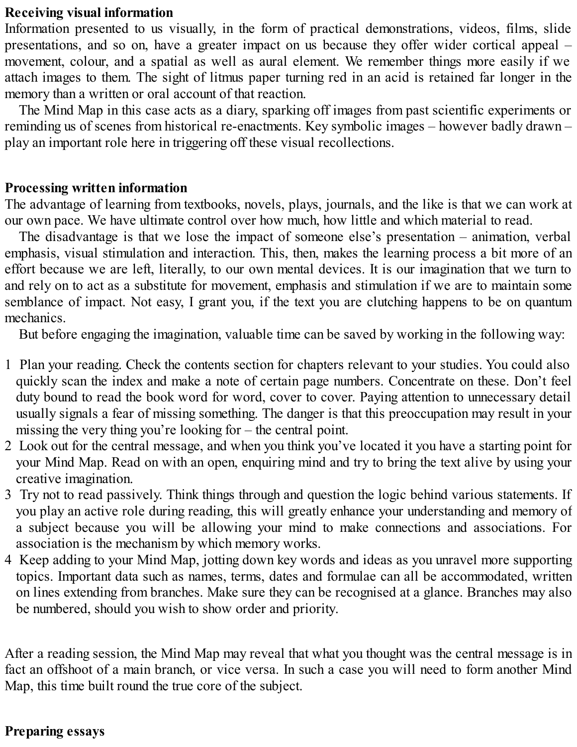**Receiving visual information**

Information presented to us visually, in the form of practical demonstrations, videos, films, slide presentations, and so on, have a greater impact on us because they offer wider cortical appeal – movement, colour, and a spatial as well as aural element. We remember things more easily if we attach images to them. The sight of litmus paper turning red in an acid is retained far longer in the memory than a written or oral account of that reaction.

The Mind Map in this case acts as a diary, sparking off images from past scientific experiments or reminding us of scenes from historical re-enactments. Key symbolic images – however badly drawn – play an important role here in triggering off these visual recollections.

**Processing written information**

The advantage of learning from textbooks, novels, plays, journals, and the like is that we can work at our own pace. We have ultimate control over how much, how little and which material to read.

The disadvantage is that we lose the impact of someone else's presentation – animation, verbal emphasis, visual stimulation and interaction. This, then, makes the learning process a bit more of an effort because we are left, literally, to our own mental devices. It is our imagination that we turn to and rely on to act as a substitute for movement, emphasis and stimulation if we are to maintain some semblance of impact. Not easy, I grant you, if the text you are clutching happens to be on quantum mechanics.

But before engaging the imagination, valuable time can be saved by working in the following way:

1. Plan your reading. Check the contents section for chapters relevant to your studies. You could also quickly scan the index and make a note of certain page numbers. Concentrate on these. Don't feel duty bound to read the book word for word, cover to cover. Paying attention to unnecessary detail usually signals a fear of missing something. The danger is that this preoccupation may result in your missing the very thing you're looking for – the central point.
2. Look out for the central message, and when you think you've located it you have a starting point for your Mind Map. Read on with an open, enquiring mind and try to bring the text alive by using your creative imagination.
3. Try not to read passively. Think things through and question the logic behind various statements. If you play an active role during reading, this will greatly enhance your understanding and memory of a subject because you will be allowing your mind to make connections and associations. For association is the mechanism by which memory works.
4. Keep adding to your Mind Map, jotting down key words and ideas as you unravel more supporting topics. Important data such as names, terms, dates and formulae can all be accommodated, written on lines extending from branches. Make sure they can be recognised at a glance. Branches may also be numbered, should you wish to show order and priority.

After a reading session, the Mind Map may reveal that what you thought was the central message is in fact an offshoot of a main branch, or vice versa. In such a case you will need to form another Mind Map, this time built round the true core of the subject.

**Preparing essays**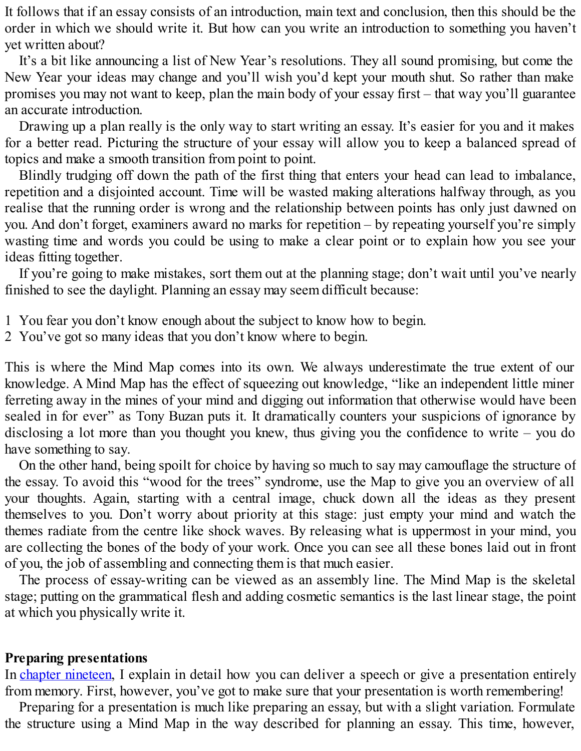It follows that if an essay consists of an introduction, main text and conclusion, then this should be the order in which we should write it. But how can you write an introduction to something you haven't yet written about?

It's a bit like announcing a list of New Year's resolutions. They all sound promising, but come the New Year your ideas may change and you'll wish you'd kept your mouth shut. So rather than make promises you may not want to keep, plan the main body of your essay first – that way you'll guarantee an accurate introduction.

Drawing up a plan really is the only way to start writing an essay. It's easier for you and it makes for a better read. Picturing the structure of your essay will allow you to keep a balanced spread of topics and make a smooth transition from point to point.

Blindly trudging off down the path of the first thing that enters your head can lead to imbalance, repetition and a disjointed account. Time will be wasted making alterations halfway through, as you realise that the running order is wrong and the relationship between points has only just dawned on you. And don't forget, examiners award no marks for repetition – by repeating yourself you're simply wasting time and words you could be using to make a clear point or to explain how you see your ideas fitting together.

If you're going to make mistakes, sort them out at the planning stage; don't wait until you've nearly finished to see the daylight. Planning an essay may seem difficult because:

1 You fear you don't know enough about the subject to know how to begin.
2 You've got so many ideas that you don't know where to begin.

This is where the Mind Map comes into its own. We always underestimate the true extent of our knowledge. A Mind Map has the effect of squeezing out knowledge, "like an independent little miner ferreting away in the mines of your mind and digging out information that otherwise would have been sealed in for ever" as Tony Buzan puts it. It dramatically counters your suspicions of ignorance by disclosing a lot more than you thought you knew, thus giving you the confidence to write – you do have something to say.

On the other hand, being spoilt for choice by having so much to say may camouflage the structure of the essay. To avoid this "wood for the trees" syndrome, use the Map to give you an overview of all your thoughts. Again, starting with a central image, chuck down all the ideas as they present themselves to you. Don't worry about priority at this stage: just empty your mind and watch the themes radiate from the centre like shock waves. By releasing what is uppermost in your mind, you are collecting the bones of the body of your work. Once you can see all these bones laid out in front of you, the job of assembling and connecting them is that much easier.

The process of essay-writing can be viewed as an assembly line. The Mind Map is the skeletal stage; putting on the grammatical flesh and adding cosmetic semantics is the last linear stage, the point at which you physically write it.

**Preparing presentations**

In chapter nineteen, I explain in detail how you can deliver a speech or give a presentation entirely from memory. First, however, you've got to make sure that your presentation is worth remembering!

Preparing for a presentation is much like preparing an essay, but with a slight variation. Formulate the structure using a Mind Map in the way described for planning an essay. This time, however,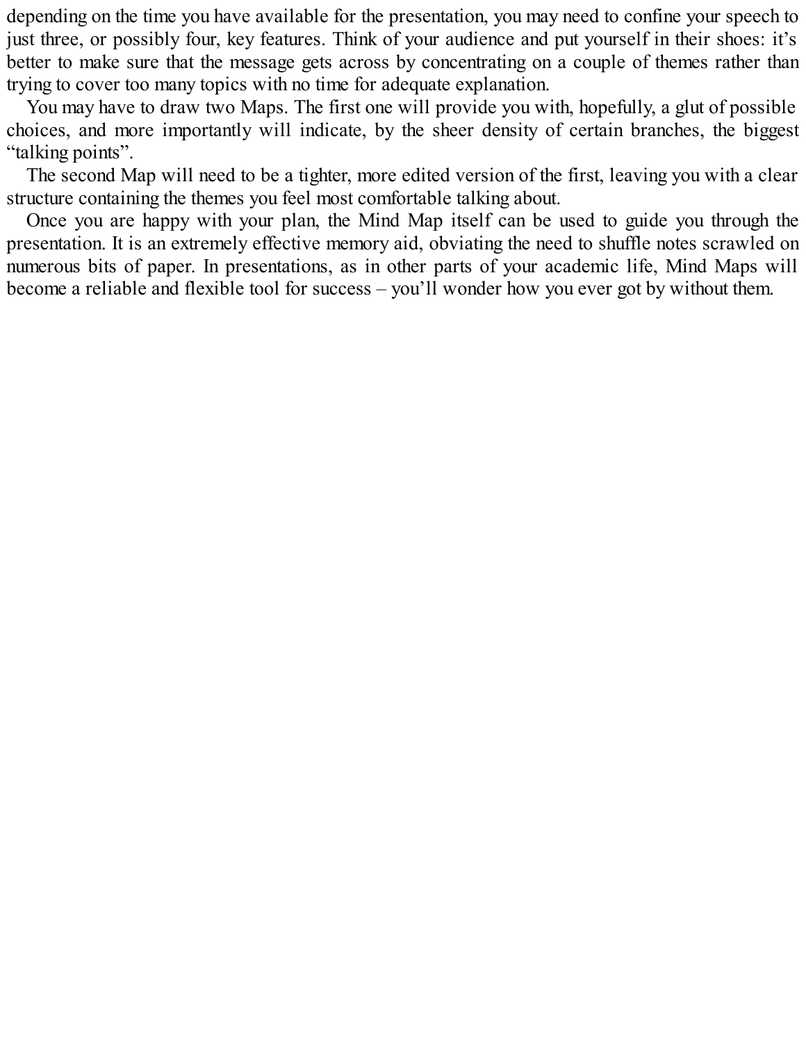depending on the time you have available for the presentation, you may need to confine your speech to just three, or possibly four, key features. Think of your audience and put yourself in their shoes: it's better to make sure that the message gets across by concentrating on a couple of themes rather than trying to cover too many topics with no time for adequate explanation.

You may have to draw two Maps. The first one will provide you with, hopefully, a glut of possible choices, and more importantly will indicate, by the sheer density of certain branches, the biggest "talking points".

The second Map will need to be a tighter, more edited version of the first, leaving you with a clear structure containing the themes you feel most comfortable talking about.

Once you are happy with your plan, the Mind Map itself can be used to guide you through the presentation. It is an extremely effective memory aid, obviating the need to shuffle notes scrawled on numerous bits of paper. In presentations, as in other parts of your academic life, Mind Maps will become a reliable and flexible tool for success – you'll wonder how you ever got by without them.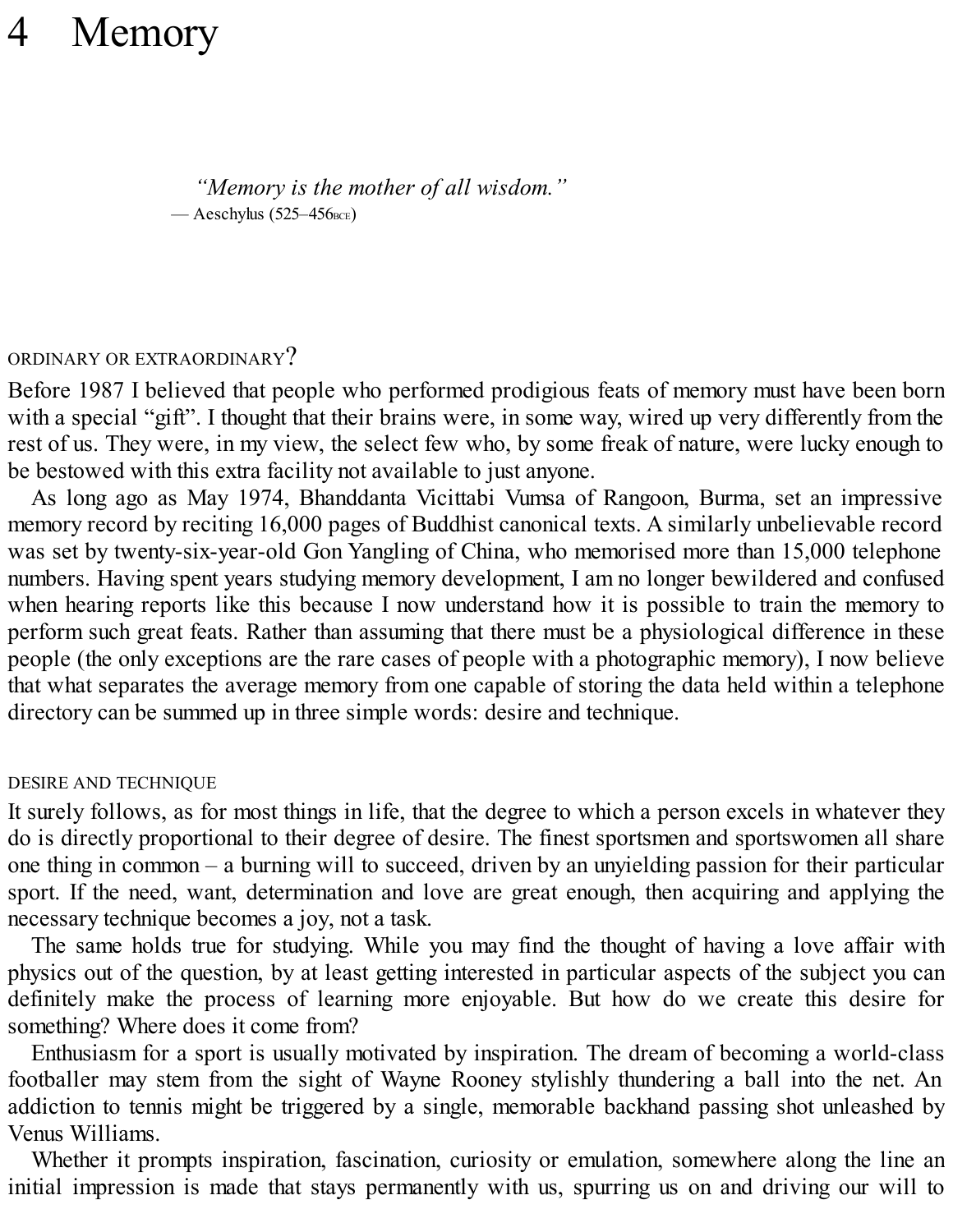# 4 Memory

> *"Memory is the mother of all wisdom."*
> — Aeschylus (525–456BCE)

## ORDINARY OR EXTRAORDINARY?

Before 1987 I believed that people who performed prodigious feats of memory must have been born with a special "gift". I thought that their brains were, in some way, wired up very differently from the rest of us. They were, in my view, the select few who, by some freak of nature, were lucky enough to be bestowed with this extra facility not available to just anyone.

As long ago as May 1974, Bhanddanta Vicittabi Vumsa of Rangoon, Burma, set an impressive memory record by reciting 16,000 pages of Buddhist canonical texts. A similarly unbelievable record was set by twenty-six-year-old Gon Yangling of China, who memorised more than 15,000 telephone numbers. Having spent years studying memory development, I am no longer bewildered and confused when hearing reports like this because I now understand how it is possible to train the memory to perform such great feats. Rather than assuming that there must be a physiological difference in these people (the only exceptions are the rare cases of people with a photographic memory), I now believe that what separates the average memory from one capable of storing the data held within a telephone directory can be summed up in three simple words: desire and technique.

## DESIRE AND TECHNIQUE

It surely follows, as for most things in life, that the degree to which a person excels in whatever they do is directly proportional to their degree of desire. The finest sportsmen and sportswomen all share one thing in common – a burning will to succeed, driven by an unyielding passion for their particular sport. If the need, want, determination and love are great enough, then acquiring and applying the necessary technique becomes a joy, not a task.

The same holds true for studying. While you may find the thought of having a love affair with physics out of the question, by at least getting interested in particular aspects of the subject you can definitely make the process of learning more enjoyable. But how do we create this desire for something? Where does it come from?

Enthusiasm for a sport is usually motivated by inspiration. The dream of becoming a world-class footballer may stem from the sight of Wayne Rooney stylishly thundering a ball into the net. An addiction to tennis might be triggered by a single, memorable backhand passing shot unleashed by Venus Williams.

Whether it prompts inspiration, fascination, curiosity or emulation, somewhere along the line an initial impression is made that stays permanently with us, spurring us on and driving our will to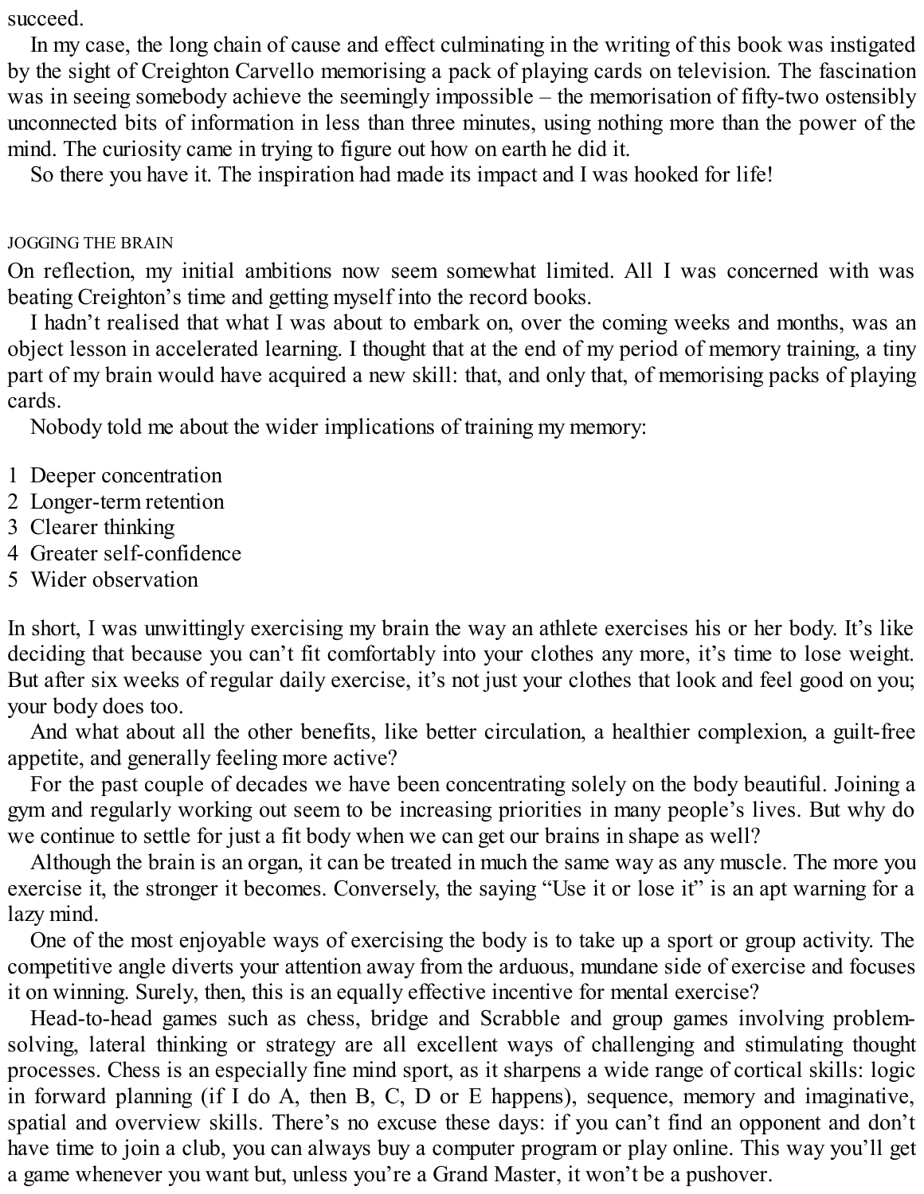succeed.

In my case, the long chain of cause and effect culminating in the writing of this book was instigated by the sight of Creighton Carvello memorising a pack of playing cards on television. The fascination was in seeing somebody achieve the seemingly impossible – the memorisation of fifty-two ostensibly unconnected bits of information in less than three minutes, using nothing more than the power of the mind. The curiosity came in trying to figure out how on earth he did it.

So there you have it. The inspiration had made its impact and I was hooked for life!

## JOGGING THE BRAIN

On reflection, my initial ambitions now seem somewhat limited. All I was concerned with was beating Creighton's time and getting myself into the record books.

I hadn't realised that what I was about to embark on, over the coming weeks and months, was an object lesson in accelerated learning. I thought that at the end of my period of memory training, a tiny part of my brain would have acquired a new skill: that, and only that, of memorising packs of playing cards.

Nobody told me about the wider implications of training my memory:

1 Deeper concentration
2 Longer-term retention
3 Clearer thinking
4 Greater self-confidence
5 Wider observation

In short, I was unwittingly exercising my brain the way an athlete exercises his or her body. It's like deciding that because you can't fit comfortably into your clothes any more, it's time to lose weight. But after six weeks of regular daily exercise, it's not just your clothes that look and feel good on you; your body does too.

And what about all the other benefits, like better circulation, a healthier complexion, a guilt-free appetite, and generally feeling more active?

For the past couple of decades we have been concentrating solely on the body beautiful. Joining a gym and regularly working out seem to be increasing priorities in many people's lives. But why do we continue to settle for just a fit body when we can get our brains in shape as well?

Although the brain is an organ, it can be treated in much the same way as any muscle. The more you exercise it, the stronger it becomes. Conversely, the saying "Use it or lose it" is an apt warning for a lazy mind.

One of the most enjoyable ways of exercising the body is to take up a sport or group activity. The competitive angle diverts your attention away from the arduous, mundane side of exercise and focuses it on winning. Surely, then, this is an equally effective incentive for mental exercise?

Head-to-head games such as chess, bridge and Scrabble and group games involving problem-solving, lateral thinking or strategy are all excellent ways of challenging and stimulating thought processes. Chess is an especially fine mind sport, as it sharpens a wide range of cortical skills: logic in forward planning (if I do A, then B, C, D or E happens), sequence, memory and imaginative, spatial and overview skills. There's no excuse these days: if you can't find an opponent and don't have time to join a club, you can always buy a computer program or play online. This way you'll get a game whenever you want but, unless you're a Grand Master, it won't be a pushover.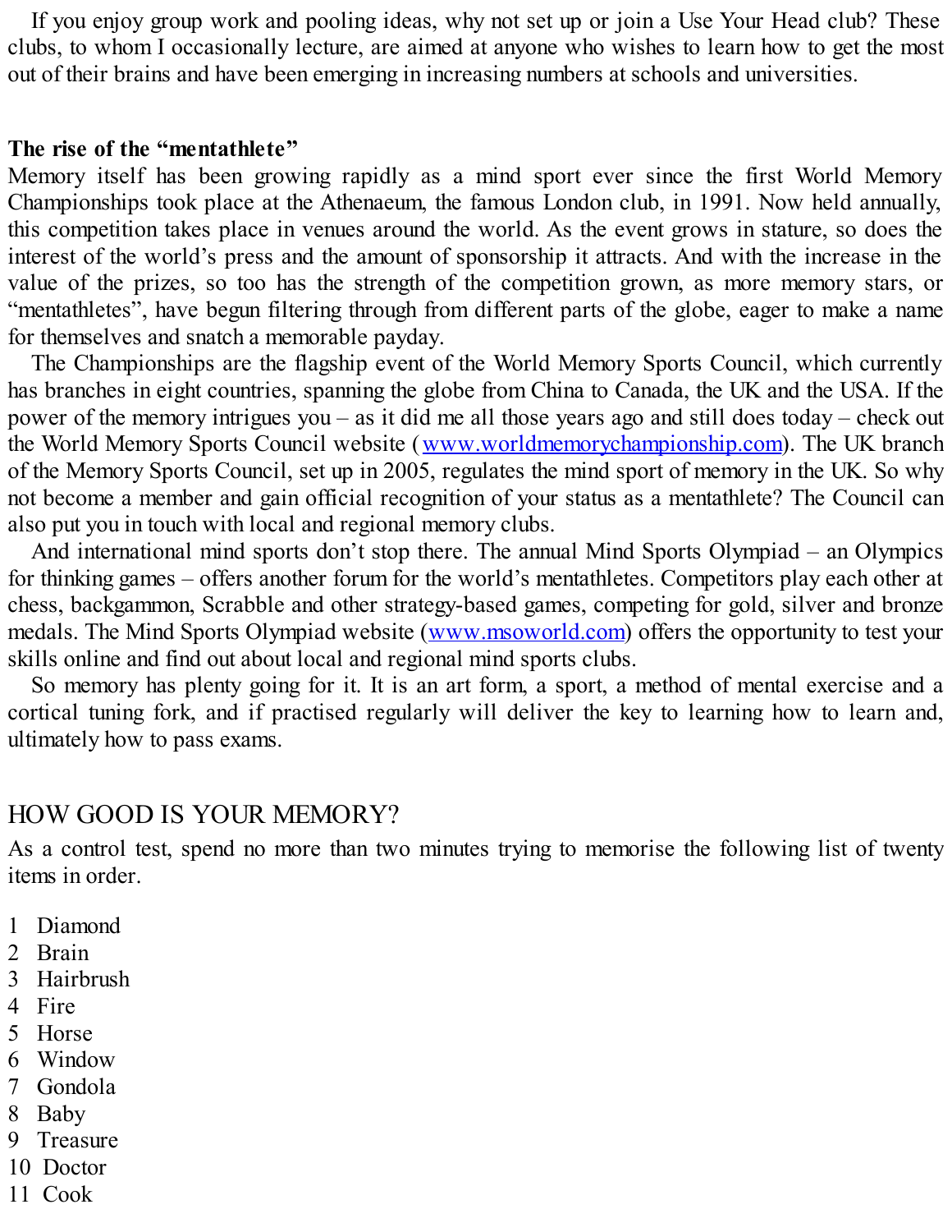If you enjoy group work and pooling ideas, why not set up or join a Use Your Head club? These clubs, to whom I occasionally lecture, are aimed at anyone who wishes to learn how to get the most out of their brains and have been emerging in increasing numbers at schools and universities.

**The rise of the "mentathlete"**

Memory itself has been growing rapidly as a mind sport ever since the first World Memory Championships took place at the Athenaeum, the famous London club, in 1991. Now held annually, this competition takes place in venues around the world. As the event grows in stature, so does the interest of the world's press and the amount of sponsorship it attracts. And with the increase in the value of the prizes, so too has the strength of the competition grown, as more memory stars, or "mentathletes", have begun filtering through from different parts of the globe, eager to make a name for themselves and snatch a memorable payday.

The Championships are the flagship event of the World Memory Sports Council, which currently has branches in eight countries, spanning the globe from China to Canada, the UK and the USA. If the power of the memory intrigues you – as it did me all those years ago and still does today – check out the World Memory Sports Council website (www.worldmemorychampionship.com). The UK branch of the Memory Sports Council, set up in 2005, regulates the mind sport of memory in the UK. So why not become a member and gain official recognition of your status as a mentathlete? The Council can also put you in touch with local and regional memory clubs.

And international mind sports don't stop there. The annual Mind Sports Olympiad – an Olympics for thinking games – offers another forum for the world's mentathletes. Competitors play each other at chess, backgammon, Scrabble and other strategy-based games, competing for gold, silver and bronze medals. The Mind Sports Olympiad website (www.msoworld.com) offers the opportunity to test your skills online and find out about local and regional mind sports clubs.

So memory has plenty going for it. It is an art form, a sport, a method of mental exercise and a cortical tuning fork, and if practised regularly will deliver the key to learning how to learn and, ultimately how to pass exams.

## HOW GOOD IS YOUR MEMORY?

As a control test, spend no more than two minutes trying to memorise the following list of twenty items in order.

1 Diamond
2 Brain
3 Hairbrush
4 Fire
5 Horse
6 Window
7 Gondola
8 Baby
9 Treasure
10 Doctor
11 Cook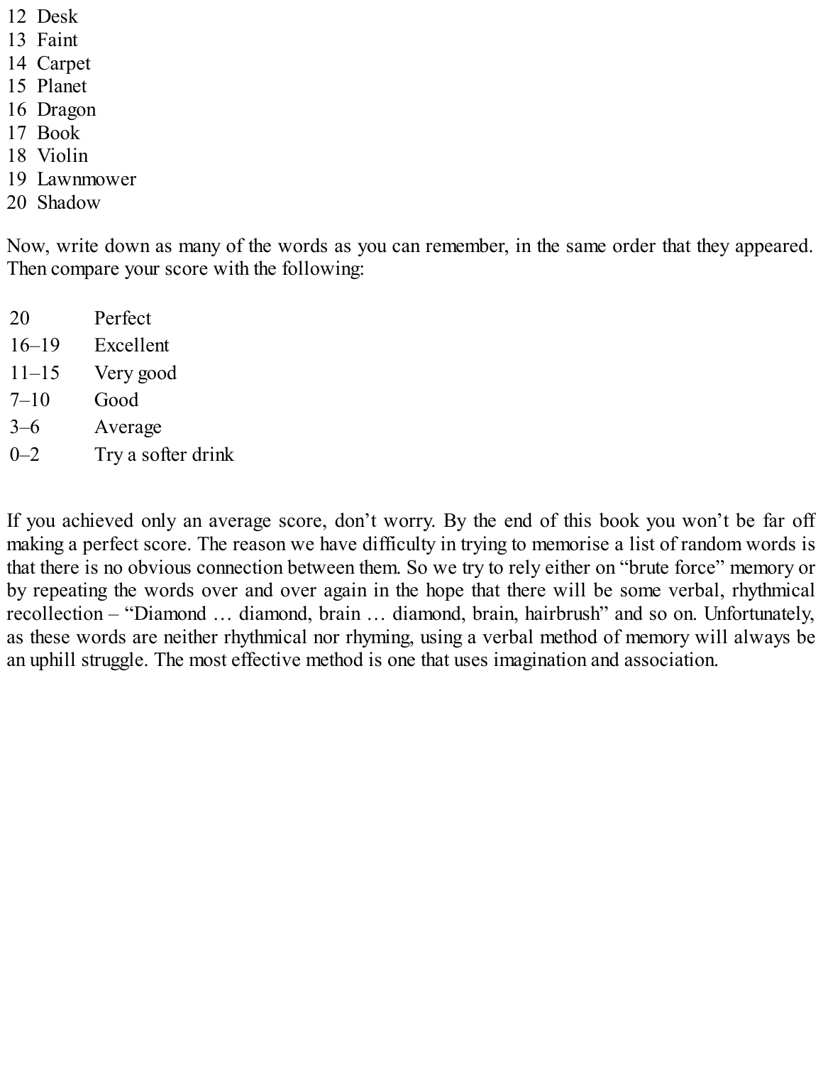12 Desk
13 Faint
14 Carpet
15 Planet
16 Dragon
17 Book
18 Violin
19 Lawnmower
20 Shadow

Now, write down as many of the words as you can remember, in the same order that they appeared. Then compare your score with the following:

| | |
|---|---|
| 20 | Perfect |
| 16–19 | Excellent |
| 11–15 | Very good |
| 7–10 | Good |
| 3–6 | Average |
| 0–2 | Try a softer drink |

If you achieved only an average score, don't worry. By the end of this book you won't be far off making a perfect score. The reason we have difficulty in trying to memorise a list of random words is that there is no obvious connection between them. So we try to rely either on "brute force" memory or by repeating the words over and over again in the hope that there will be some verbal, rhythmical recollection – "Diamond … diamond, brain … diamond, brain, hairbrush" and so on. Unfortunately, as these words are neither rhythmical nor rhyming, using a verbal method of memory will always be an uphill struggle. The most effective method is one that uses imagination and association.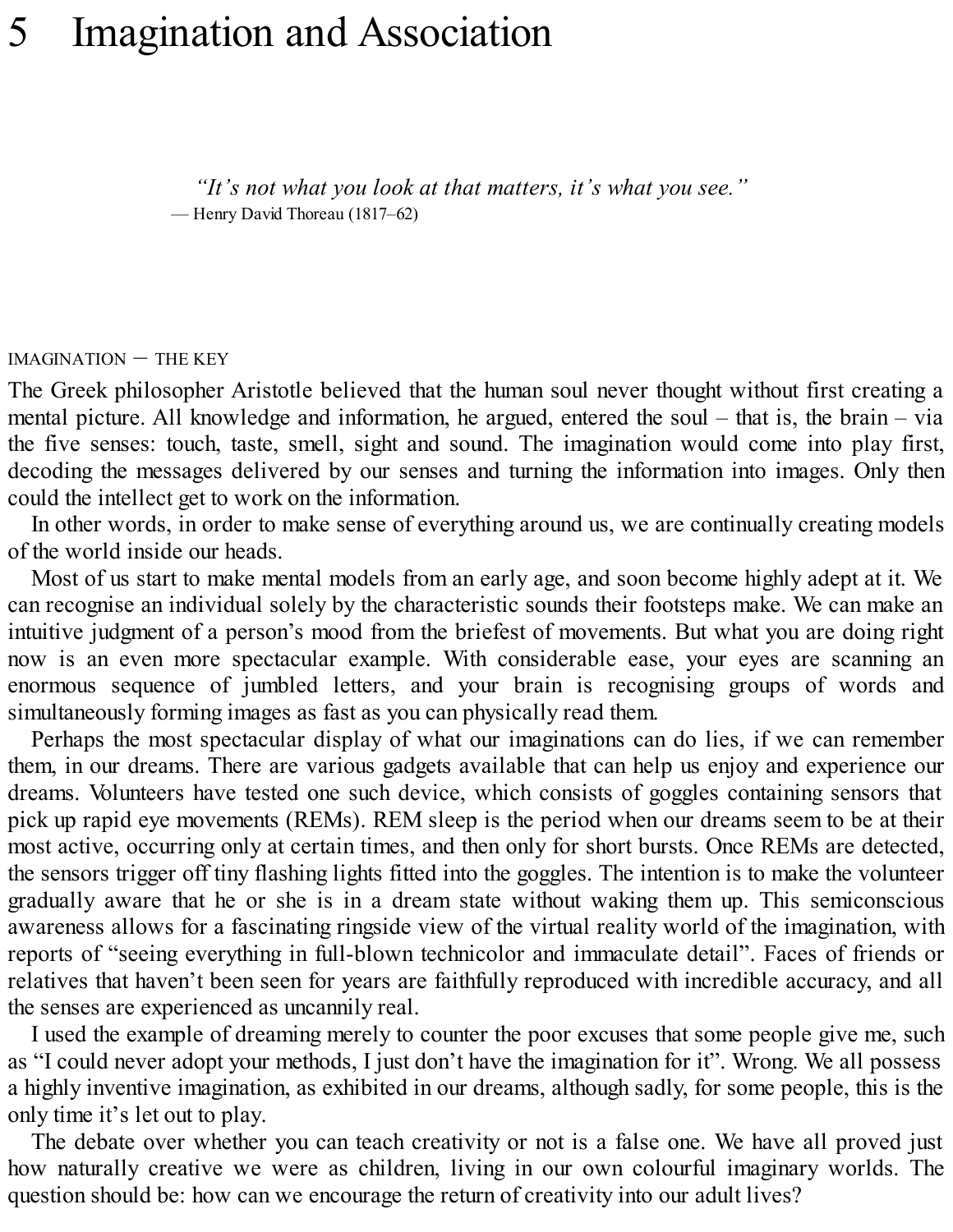# 5 Imagination and Association

> *"It's not what you look at that matters, it's what you see."*
> — Henry David Thoreau (1817–62)

## IMAGINATION — THE KEY

The Greek philosopher Aristotle believed that the human soul never thought without first creating a mental picture. All knowledge and information, he argued, entered the soul – that is, the brain – via the five senses: touch, taste, smell, sight and sound. The imagination would come into play first, decoding the messages delivered by our senses and turning the information into images. Only then could the intellect get to work on the information.

In other words, in order to make sense of everything around us, we are continually creating models of the world inside our heads.

Most of us start to make mental models from an early age, and soon become highly adept at it. We can recognise an individual solely by the characteristic sounds their footsteps make. We can make an intuitive judgment of a person's mood from the briefest of movements. But what you are doing right now is an even more spectacular example. With considerable ease, your eyes are scanning an enormous sequence of jumbled letters, and your brain is recognising groups of words and simultaneously forming images as fast as you can physically read them.

Perhaps the most spectacular display of what our imaginations can do lies, if we can remember them, in our dreams. There are various gadgets available that can help us enjoy and experience our dreams. Volunteers have tested one such device, which consists of goggles containing sensors that pick up rapid eye movements (REMs). REM sleep is the period when our dreams seem to be at their most active, occurring only at certain times, and then only for short bursts. Once REMs are detected, the sensors trigger off tiny flashing lights fitted into the goggles. The intention is to make the volunteer gradually aware that he or she is in a dream state without waking them up. This semiconscious awareness allows for a fascinating ringside view of the virtual reality world of the imagination, with reports of "seeing everything in full-blown technicolor and immaculate detail". Faces of friends or relatives that haven't been seen for years are faithfully reproduced with incredible accuracy, and all the senses are experienced as uncannily real.

I used the example of dreaming merely to counter the poor excuses that some people give me, such as "I could never adopt your methods, I just don't have the imagination for it". Wrong. We all possess a highly inventive imagination, as exhibited in our dreams, although sadly, for some people, this is the only time it's let out to play.

The debate over whether you can teach creativity or not is a false one. We have all proved just how naturally creative we were as children, living in our own colourful imaginary worlds. The question should be: how can we encourage the return of creativity into our adult lives?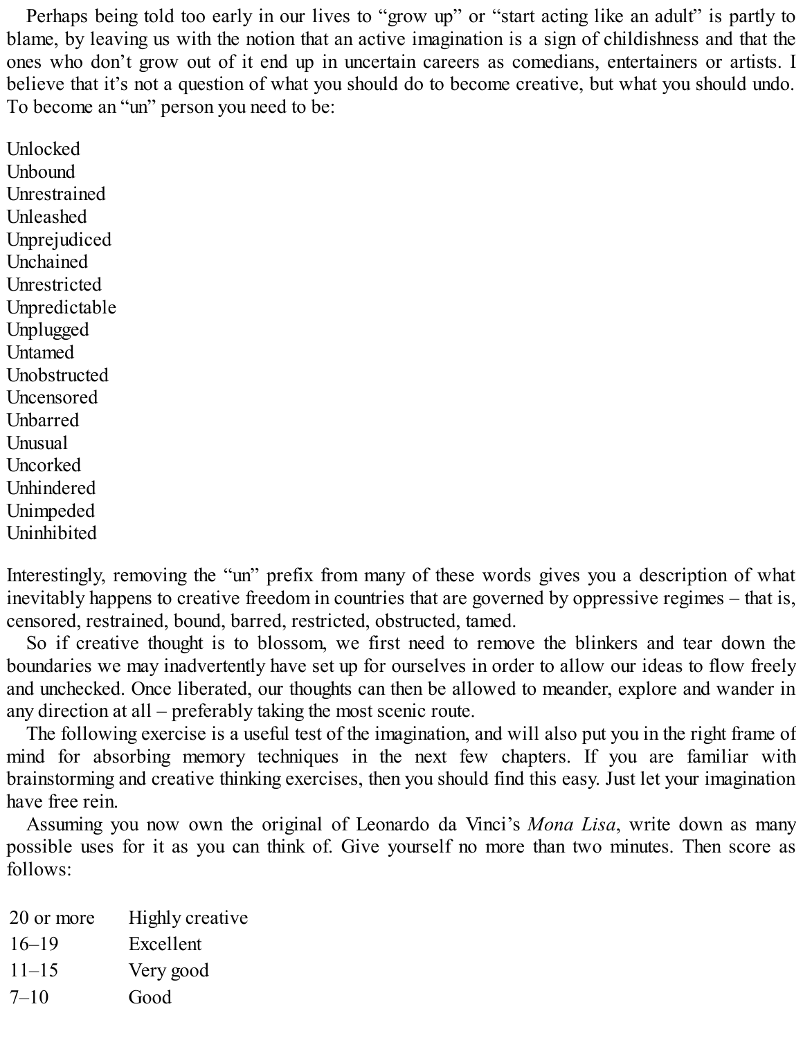Perhaps being told too early in our lives to "grow up" or "start acting like an adult" is partly to blame, by leaving us with the notion that an active imagination is a sign of childishness and that the ones who don't grow out of it end up in uncertain careers as comedians, entertainers or artists. I believe that it's not a question of what you should do to become creative, but what you should undo. To become an "un" person you need to be:

Unlocked
Unbound
Unrestrained
Unleashed
Unprejudiced
Unchained
Unrestricted
Unpredictable
Unplugged
Untamed
Unobstructed
Uncensored
Unbarred
Unusual
Uncorked
Unhindered
Unimpeded
Uninhibited

Interestingly, removing the "un" prefix from many of these words gives you a description of what inevitably happens to creative freedom in countries that are governed by oppressive regimes – that is, censored, restrained, bound, barred, restricted, obstructed, tamed.

So if creative thought is to blossom, we first need to remove the blinkers and tear down the boundaries we may inadvertently have set up for ourselves in order to allow our ideas to flow freely and unchecked. Once liberated, our thoughts can then be allowed to meander, explore and wander in any direction at all – preferably taking the most scenic route.

The following exercise is a useful test of the imagination, and will also put you in the right frame of mind for absorbing memory techniques in the next few chapters. If you are familiar with brainstorming and creative thinking exercises, then you should find this easy. Just let your imagination have free rein.

Assuming you now own the original of Leonardo da Vinci's *Mona Lisa*, write down as many possible uses for it as you can think of. Give yourself no more than two minutes. Then score as follows:

| | |
|---|---|
| 20 or more | Highly creative |
| 16–19 | Excellent |
| 11–15 | Very good |
| 7–10 | Good |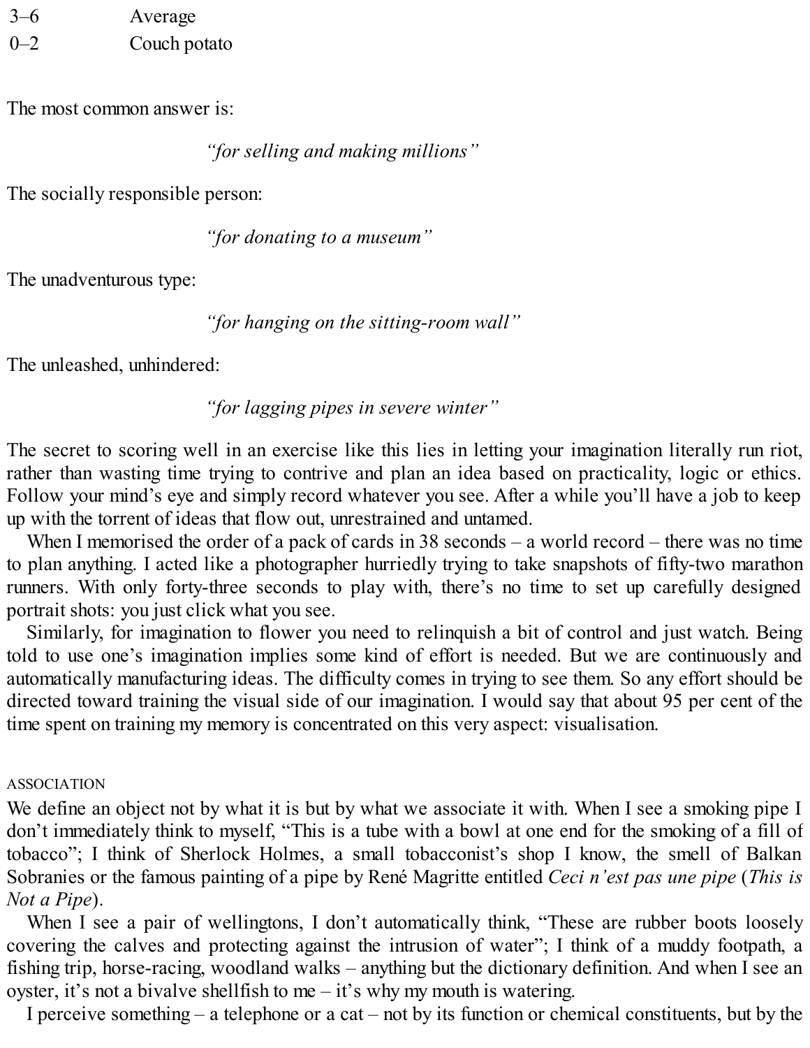| | |
|---|---|
| 3–6 | Average |
| 0–2 | Couch potato |

The most common answer is:

> *"for selling and making millions"*

The socially responsible person:

> *"for donating to a museum"*

The unadventurous type:

> *"for hanging on the sitting-room wall"*

The unleashed, unhindered:

> *"for lagging pipes in severe winter"*

The secret to scoring well in an exercise like this lies in letting your imagination literally run riot, rather than wasting time trying to contrive and plan an idea based on practicality, logic or ethics. Follow your mind's eye and simply record whatever you see. After a while you'll have a job to keep up with the torrent of ideas that flow out, unrestrained and untamed.

When I memorised the order of a pack of cards in 38 seconds – a world record – there was no time to plan anything. I acted like a photographer hurriedly trying to take snapshots of fifty-two marathon runners. With only forty-three seconds to play with, there's no time to set up carefully designed portrait shots: you just click what you see.

Similarly, for imagination to flower you need to relinquish a bit of control and just watch. Being told to use one's imagination implies some kind of effort is needed. But we are continuously and automatically manufacturing ideas. The difficulty comes in trying to see them. So any effort should be directed toward training the visual side of our imagination. I would say that about 95 per cent of the time spent on training my memory is concentrated on this very aspect: visualisation.

### ASSOCIATION

We define an object not by what it is but by what we associate it with. When I see a smoking pipe I don't immediately think to myself, "This is a tube with a bowl at one end for the smoking of a fill of tobacco"; I think of Sherlock Holmes, a small tobacconist's shop I know, the smell of Balkan Sobranies or the famous painting of a pipe by René Magritte entitled *Ceci n'est pas une pipe* (*This is Not a Pipe*).

When I see a pair of wellingtons, I don't automatically think, "These are rubber boots loosely covering the calves and protecting against the intrusion of water"; I think of a muddy footpath, a fishing trip, horse-racing, woodland walks – anything but the dictionary definition. And when I see an oyster, it's not a bivalve shellfish to me – it's why my mouth is watering.

I perceive something – a telephone or a cat – not by its function or chemical constituents, but by the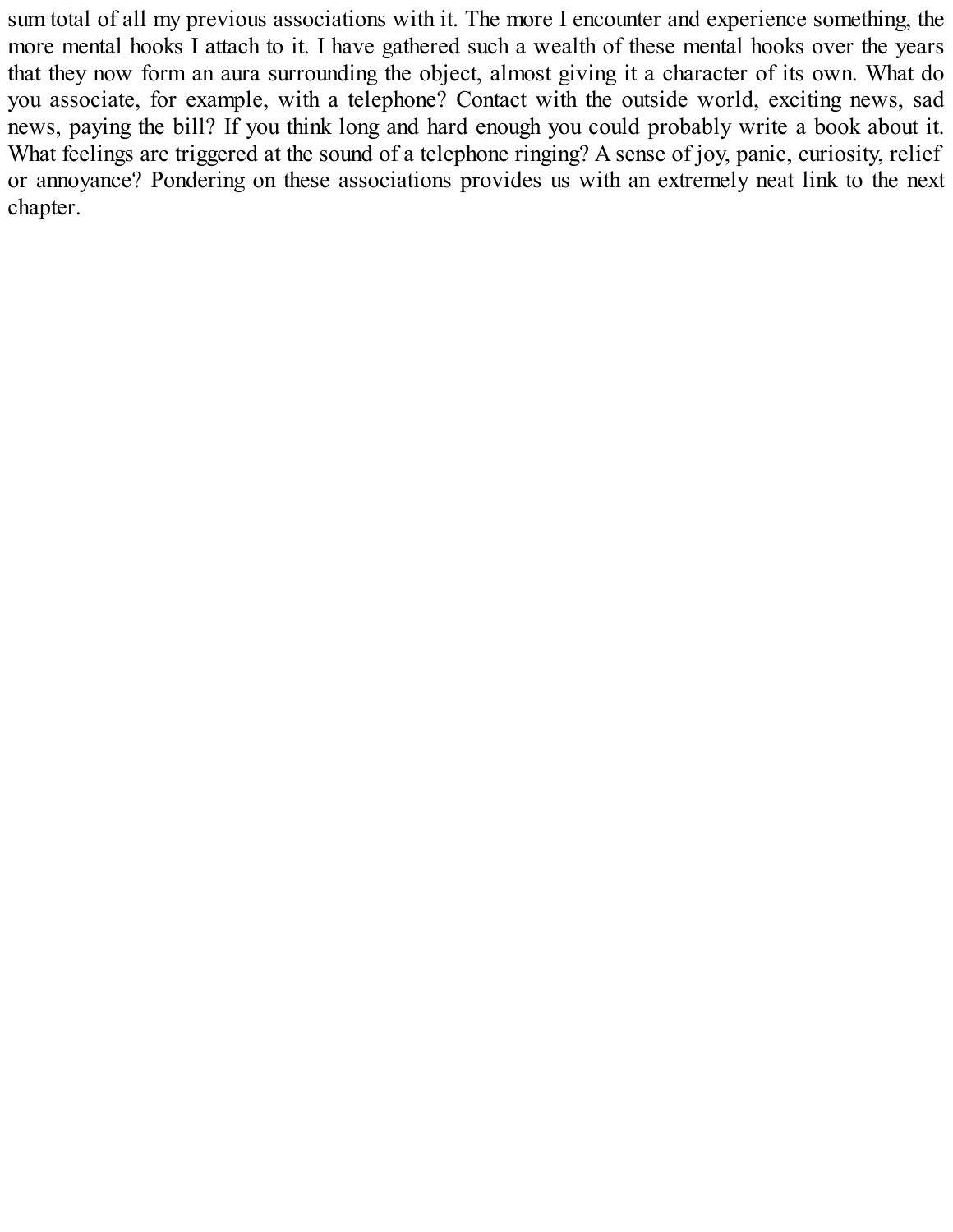sum total of all my previous associations with it. The more I encounter and experience something, the more mental hooks I attach to it. I have gathered such a wealth of these mental hooks over the years that they now form an aura surrounding the object, almost giving it a character of its own. What do you associate, for example, with a telephone? Contact with the outside world, exciting news, sad news, paying the bill? If you think long and hard enough you could probably write a book about it. What feelings are triggered at the sound of a telephone ringing? A sense of joy, panic, curiosity, relief or annoyance? Pondering on these associations provides us with an extremely neat link to the next chapter.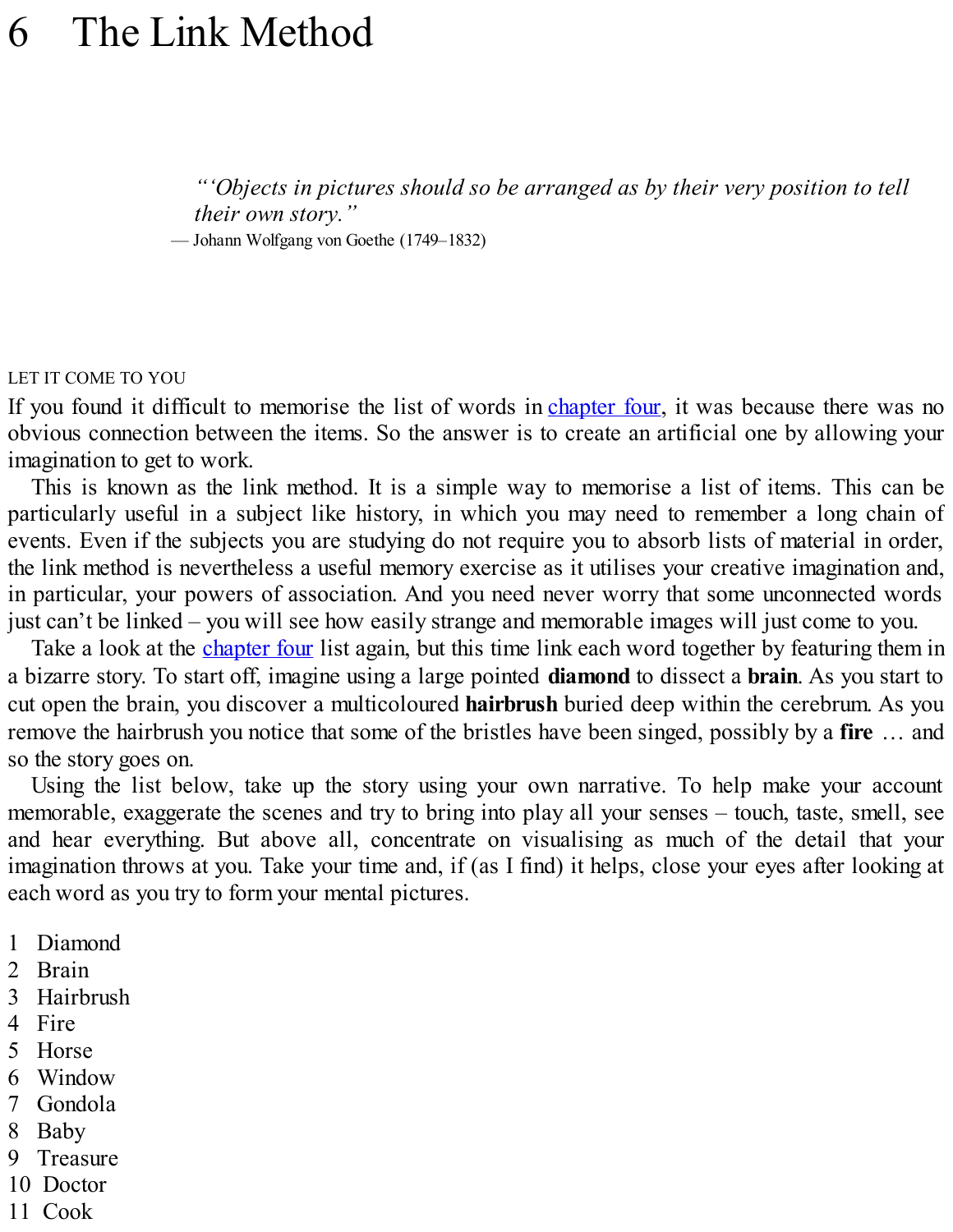# 6 The Link Method

> *"'Objects in pictures should so be arranged as by their very position to tell their own story."*
> — Johann Wolfgang von Goethe (1749–1832)

LET IT COME TO YOU

If you found it difficult to memorise the list of words in chapter four, it was because there was no obvious connection between the items. So the answer is to create an artificial one by allowing your imagination to get to work.

This is known as the link method. It is a simple way to memorise a list of items. This can be particularly useful in a subject like history, in which you may need to remember a long chain of events. Even if the subjects you are studying do not require you to absorb lists of material in order, the link method is nevertheless a useful memory exercise as it utilises your creative imagination and, in particular, your powers of association. And you need never worry that some unconnected words just can't be linked – you will see how easily strange and memorable images will just come to you.

Take a look at the chapter four list again, but this time link each word together by featuring them in a bizarre story. To start off, imagine using a large pointed **diamond** to dissect a **brain**. As you start to cut open the brain, you discover a multicoloured **hairbrush** buried deep within the cerebrum. As you remove the hairbrush you notice that some of the bristles have been singed, possibly by a **fire** … and so the story goes on.

Using the list below, take up the story using your own narrative. To help make your account memorable, exaggerate the scenes and try to bring into play all your senses – touch, taste, smell, see and hear everything. But above all, concentrate on visualising as much of the detail that your imagination throws at you. Take your time and, if (as I find) it helps, close your eyes after looking at each word as you try to form your mental pictures.

1 Diamond
2 Brain
3 Hairbrush
4 Fire
5 Horse
6 Window
7 Gondola
8 Baby
9 Treasure
10 Doctor
11 Cook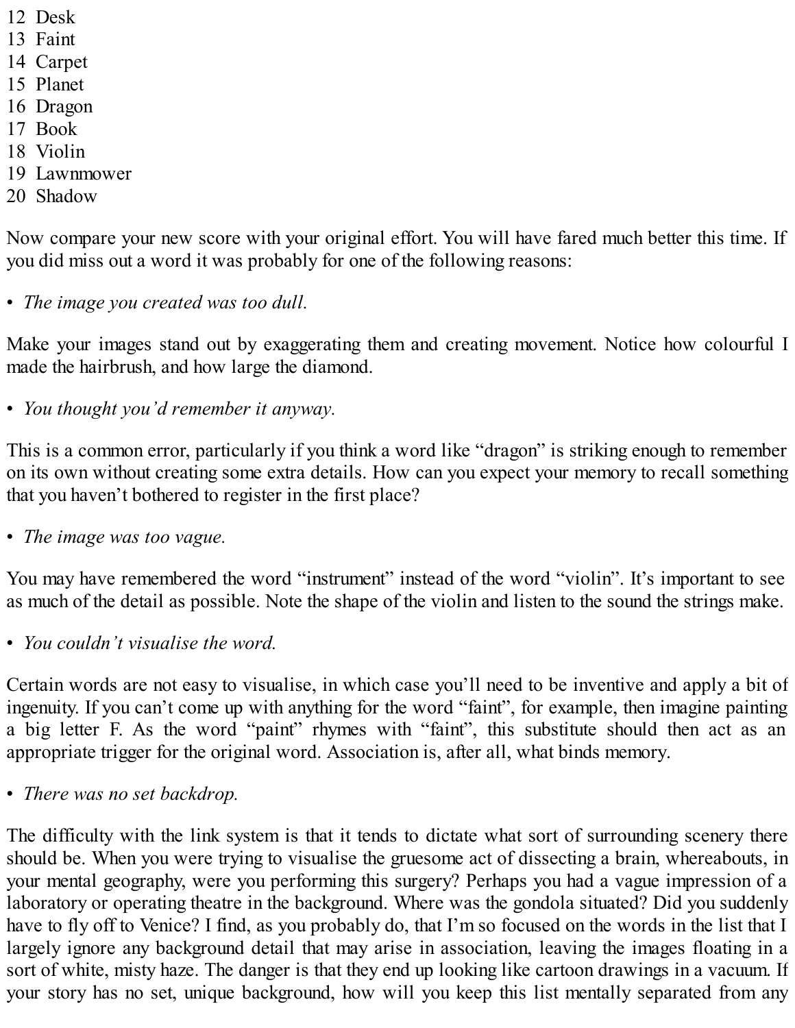12 Desk
13 Faint
14 Carpet
15 Planet
16 Dragon
17 Book
18 Violin
19 Lawnmower
20 Shadow

Now compare your new score with your original effort. You will have fared much better this time. If you did miss out a word it was probably for one of the following reasons:

• *The image you created was too dull.*

Make your images stand out by exaggerating them and creating movement. Notice how colourful I made the hairbrush, and how large the diamond.

• *You thought you'd remember it anyway.*

This is a common error, particularly if you think a word like "dragon" is striking enough to remember on its own without creating some extra details. How can you expect your memory to recall something that you haven't bothered to register in the first place?

• *The image was too vague.*

You may have remembered the word "instrument" instead of the word "violin". It's important to see as much of the detail as possible. Note the shape of the violin and listen to the sound the strings make.

• *You couldn't visualise the word.*

Certain words are not easy to visualise, in which case you'll need to be inventive and apply a bit of ingenuity. If you can't come up with anything for the word "faint", for example, then imagine painting a big letter F. As the word "paint" rhymes with "faint", this substitute should then act as an appropriate trigger for the original word. Association is, after all, what binds memory.

• *There was no set backdrop.*

The difficulty with the link system is that it tends to dictate what sort of surrounding scenery there should be. When you were trying to visualise the gruesome act of dissecting a brain, whereabouts, in your mental geography, were you performing this surgery? Perhaps you had a vague impression of a laboratory or operating theatre in the background. Where was the gondola situated? Did you suddenly have to fly off to Venice? I find, as you probably do, that I'm so focused on the words in the list that I largely ignore any background detail that may arise in association, leaving the images floating in a sort of white, misty haze. The danger is that they end up looking like cartoon drawings in a vacuum. If your story has no set, unique background, how will you keep this list mentally separated from any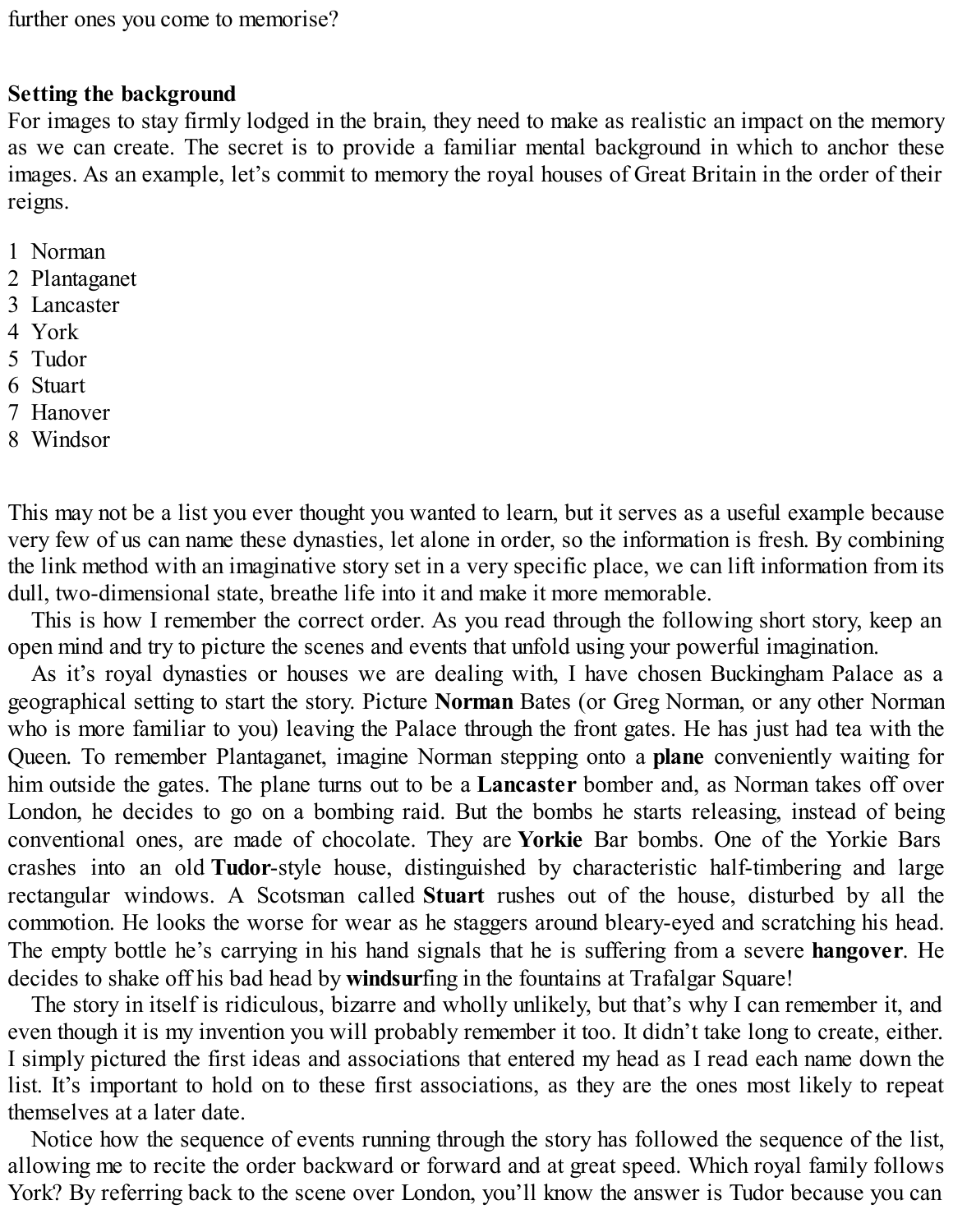further ones you come to memorise?

**Setting the background**

For images to stay firmly lodged in the brain, they need to make as realistic an impact on the memory as we can create. The secret is to provide a familiar mental background in which to anchor these images. As an example, let's commit to memory the royal houses of Great Britain in the order of their reigns.

1 Norman
2 Plantaganet
3 Lancaster
4 York
5 Tudor
6 Stuart
7 Hanover
8 Windsor

This may not be a list you ever thought you wanted to learn, but it serves as a useful example because very few of us can name these dynasties, let alone in order, so the information is fresh. By combining the link method with an imaginative story set in a very specific place, we can lift information from its dull, two-dimensional state, breathe life into it and make it more memorable.

This is how I remember the correct order. As you read through the following short story, keep an open mind and try to picture the scenes and events that unfold using your powerful imagination.

As it's royal dynasties or houses we are dealing with, I have chosen Buckingham Palace as a geographical setting to start the story. Picture **Norman** Bates (or Greg Norman, or any other Norman who is more familiar to you) leaving the Palace through the front gates. He has just had tea with the Queen. To remember Plantaganet, imagine Norman stepping onto a **plane** conveniently waiting for him outside the gates. The plane turns out to be a **Lancaster** bomber and, as Norman takes off over London, he decides to go on a bombing raid. But the bombs he starts releasing, instead of being conventional ones, are made of chocolate. They are **Yorkie** Bar bombs. One of the Yorkie Bars crashes into an old **Tudor**-style house, distinguished by characteristic half-timbering and large rectangular windows. A Scotsman called **Stuart** rushes out of the house, disturbed by all the commotion. He looks the worse for wear as he staggers around bleary-eyed and scratching his head. The empty bottle he's carrying in his hand signals that he is suffering from a severe **hangover**. He decides to shake off his bad head by **windsur**fing in the fountains at Trafalgar Square!

The story in itself is ridiculous, bizarre and wholly unlikely, but that's why I can remember it, and even though it is my invention you will probably remember it too. It didn't take long to create, either. I simply pictured the first ideas and associations that entered my head as I read each name down the list. It's important to hold on to these first associations, as they are the ones most likely to repeat themselves at a later date.

Notice how the sequence of events running through the story has followed the sequence of the list, allowing me to recite the order backward or forward and at great speed. Which royal family follows York? By referring back to the scene over London, you'll know the answer is Tudor because you can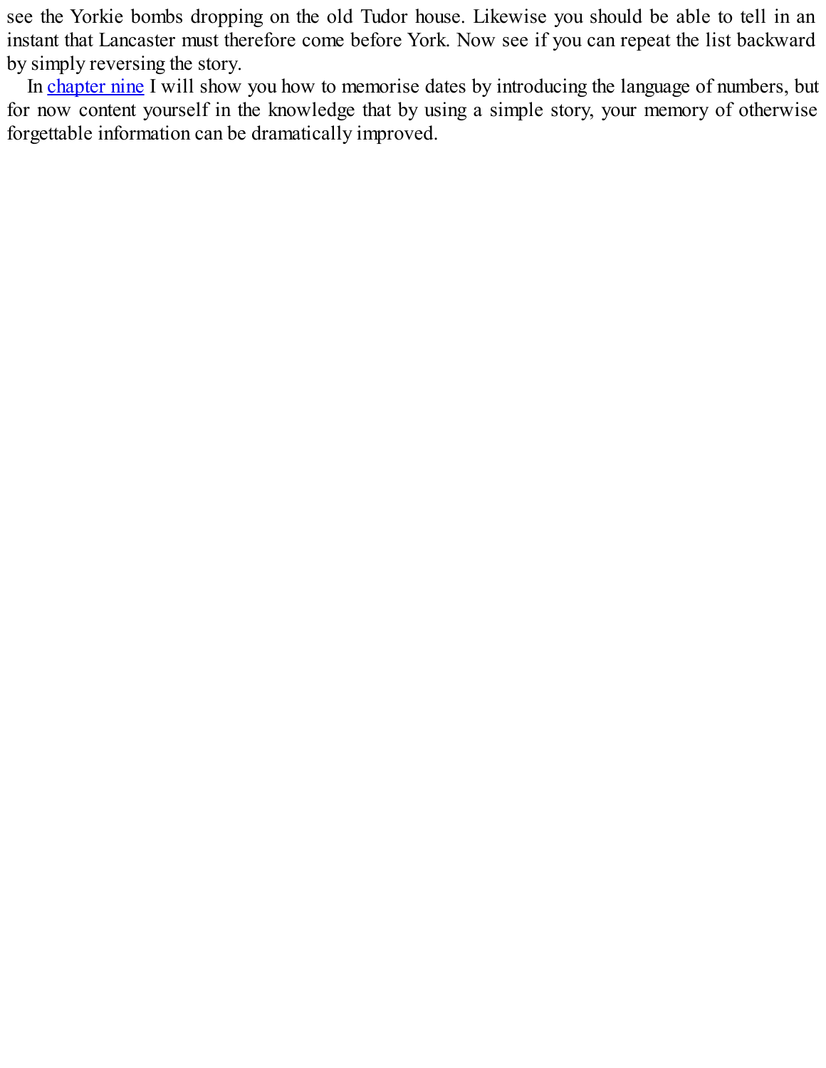see the Yorkie bombs dropping on the old Tudor house. Likewise you should be able to tell in an instant that Lancaster must therefore come before York. Now see if you can repeat the list backward by simply reversing the story.

In chapter nine I will show you how to memorise dates by introducing the language of numbers, but for now content yourself in the knowledge that by using a simple story, your memory of otherwise forgettable information can be dramatically improved.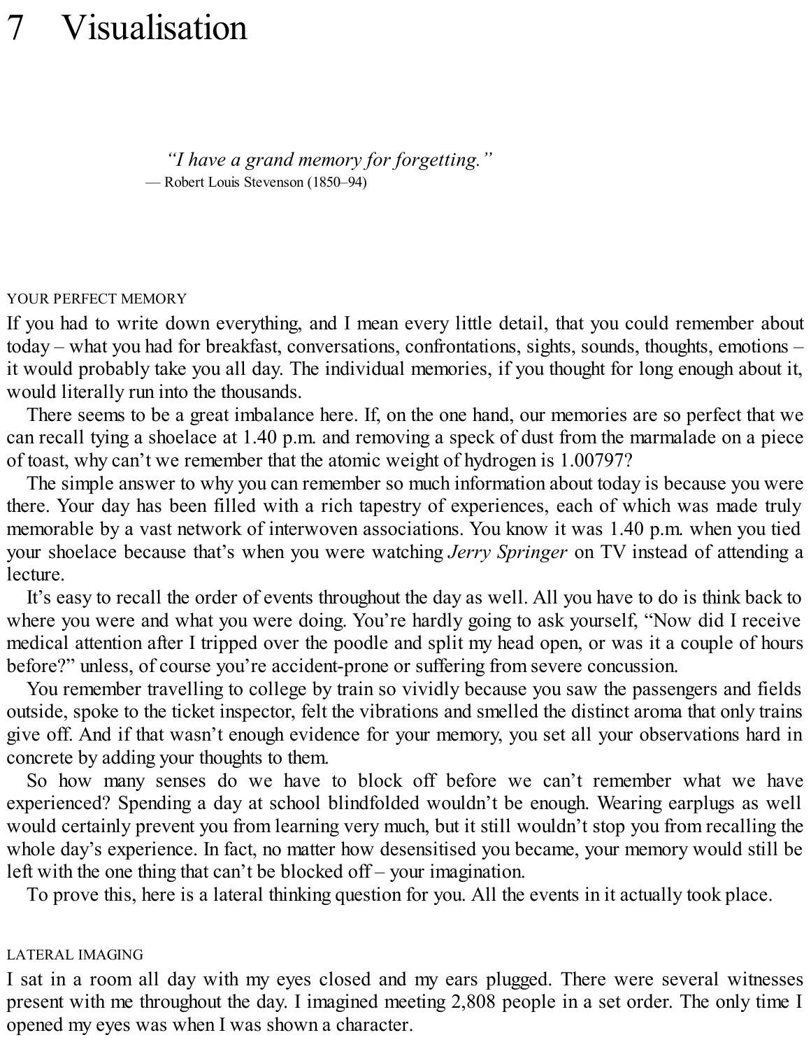# 7 Visualisation

> *"I have a grand memory for forgetting."*
> — Robert Louis Stevenson (1850–94)

## YOUR PERFECT MEMORY

If you had to write down everything, and I mean every little detail, that you could remember about today – what you had for breakfast, conversations, confrontations, sights, sounds, thoughts, emotions – it would probably take you all day. The individual memories, if you thought for long enough about it, would literally run into the thousands.

There seems to be a great imbalance here. If, on the one hand, our memories are so perfect that we can recall tying a shoelace at 1.40 p.m. and removing a speck of dust from the marmalade on a piece of toast, why can't we remember that the atomic weight of hydrogen is 1.00797?

The simple answer to why you can remember so much information about today is because you were there. Your day has been filled with a rich tapestry of experiences, each of which was made truly memorable by a vast network of interwoven associations. You know it was 1.40 p.m. when you tied your shoelace because that's when you were watching *Jerry Springer* on TV instead of attending a lecture.

It's easy to recall the order of events throughout the day as well. All you have to do is think back to where you were and what you were doing. You're hardly going to ask yourself, "Now did I receive medical attention after I tripped over the poodle and split my head open, or was it a couple of hours before?" unless, of course you're accident-prone or suffering from severe concussion.

You remember travelling to college by train so vividly because you saw the passengers and fields outside, spoke to the ticket inspector, felt the vibrations and smelled the distinct aroma that only trains give off. And if that wasn't enough evidence for your memory, you set all your observations hard in concrete by adding your thoughts to them.

So how many senses do we have to block off before we can't remember what we have experienced? Spending a day at school blindfolded wouldn't be enough. Wearing earplugs as well would certainly prevent you from learning very much, but it still wouldn't stop you from recalling the whole day's experience. In fact, no matter how desensitised you became, your memory would still be left with the one thing that can't be blocked off – your imagination.

To prove this, here is a lateral thinking question for you. All the events in it actually took place.

## LATERAL IMAGING

I sat in a room all day with my eyes closed and my ears plugged. There were several witnesses present with me throughout the day. I imagined meeting 2,808 people in a set order. The only time I opened my eyes was when I was shown a character.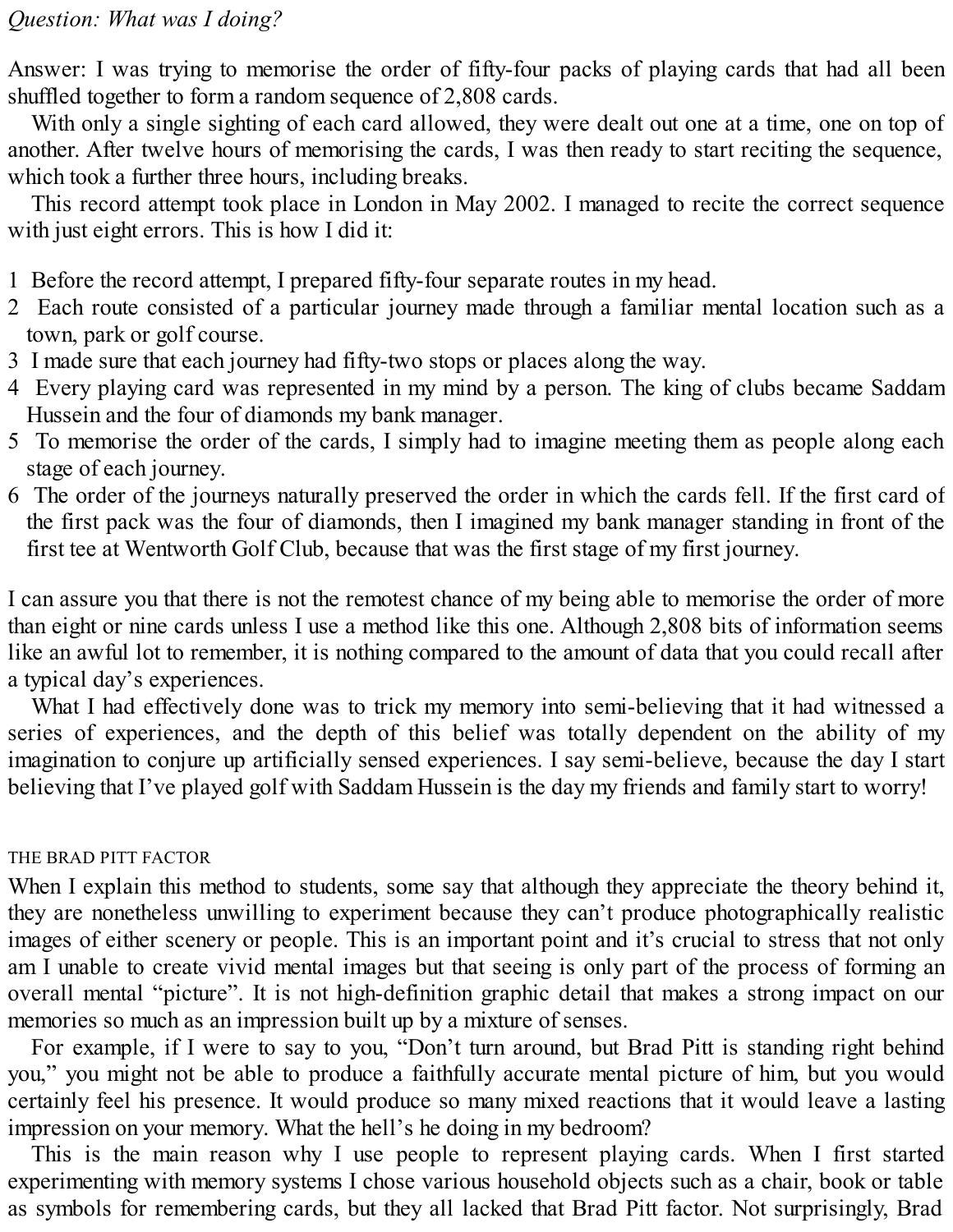*Question: What was I doing?*

Answer: I was trying to memorise the order of fifty-four packs of playing cards that had all been shuffled together to form a random sequence of 2,808 cards.

With only a single sighting of each card allowed, they were dealt out one at a time, one on top of another. After twelve hours of memorising the cards, I was then ready to start reciting the sequence, which took a further three hours, including breaks.

This record attempt took place in London in May 2002. I managed to recite the correct sequence with just eight errors. This is how I did it:

1 Before the record attempt, I prepared fifty-four separate routes in my head.
2 Each route consisted of a particular journey made through a familiar mental location such as a town, park or golf course.
3 I made sure that each journey had fifty-two stops or places along the way.
4 Every playing card was represented in my mind by a person. The king of clubs became Saddam Hussein and the four of diamonds my bank manager.
5 To memorise the order of the cards, I simply had to imagine meeting them as people along each stage of each journey.
6 The order of the journeys naturally preserved the order in which the cards fell. If the first card of the first pack was the four of diamonds, then I imagined my bank manager standing in front of the first tee at Wentworth Golf Club, because that was the first stage of my first journey.

I can assure you that there is not the remotest chance of my being able to memorise the order of more than eight or nine cards unless I use a method like this one. Although 2,808 bits of information seems like an awful lot to remember, it is nothing compared to the amount of data that you could recall after a typical day's experiences.

What I had effectively done was to trick my memory into semi-believing that it had witnessed a series of experiences, and the depth of this belief was totally dependent on the ability of my imagination to conjure up artificially sensed experiences. I say semi-believe, because the day I start believing that I've played golf with Saddam Hussein is the day my friends and family start to worry!

## THE BRAD PITT FACTOR

When I explain this method to students, some say that although they appreciate the theory behind it, they are nonetheless unwilling to experiment because they can't produce photographically realistic images of either scenery or people. This is an important point and it's crucial to stress that not only am I unable to create vivid mental images but that seeing is only part of the process of forming an overall mental "picture". It is not high-definition graphic detail that makes a strong impact on our memories so much as an impression built up by a mixture of senses.

For example, if I were to say to you, "Don't turn around, but Brad Pitt is standing right behind you," you might not be able to produce a faithfully accurate mental picture of him, but you would certainly feel his presence. It would produce so many mixed reactions that it would leave a lasting impression on your memory. What the hell's he doing in my bedroom?

This is the main reason why I use people to represent playing cards. When I first started experimenting with memory systems I chose various household objects such as a chair, book or table as symbols for remembering cards, but they all lacked that Brad Pitt factor. Not surprisingly, Brad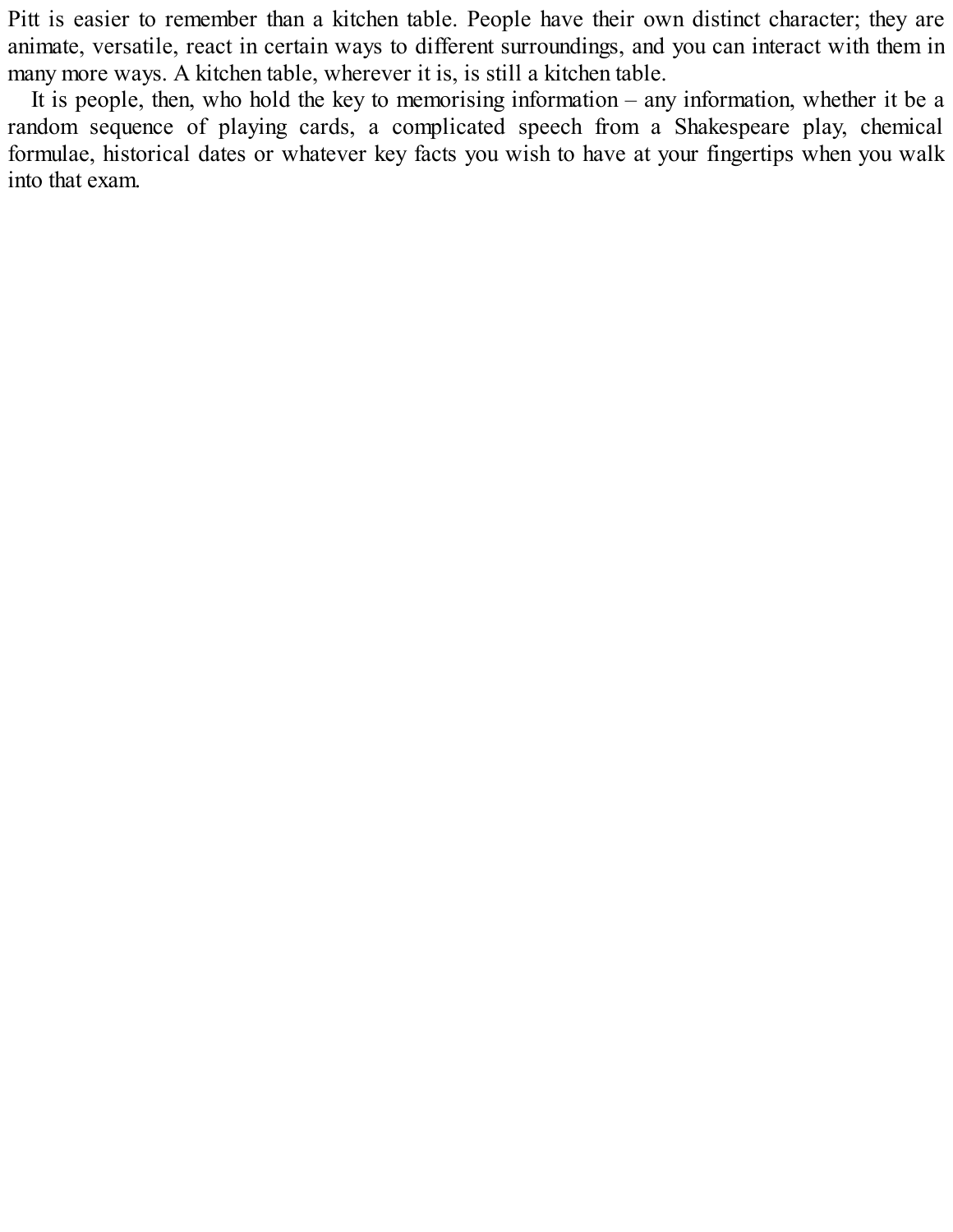Pitt is easier to remember than a kitchen table. People have their own distinct character; they are animate, versatile, react in certain ways to different surroundings, and you can interact with them in many more ways. A kitchen table, wherever it is, is still a kitchen table.

It is people, then, who hold the key to memorising information – any information, whether it be a random sequence of playing cards, a complicated speech from a Shakespeare play, chemical formulae, historical dates or whatever key facts you wish to have at your fingertips when you walk into that exam.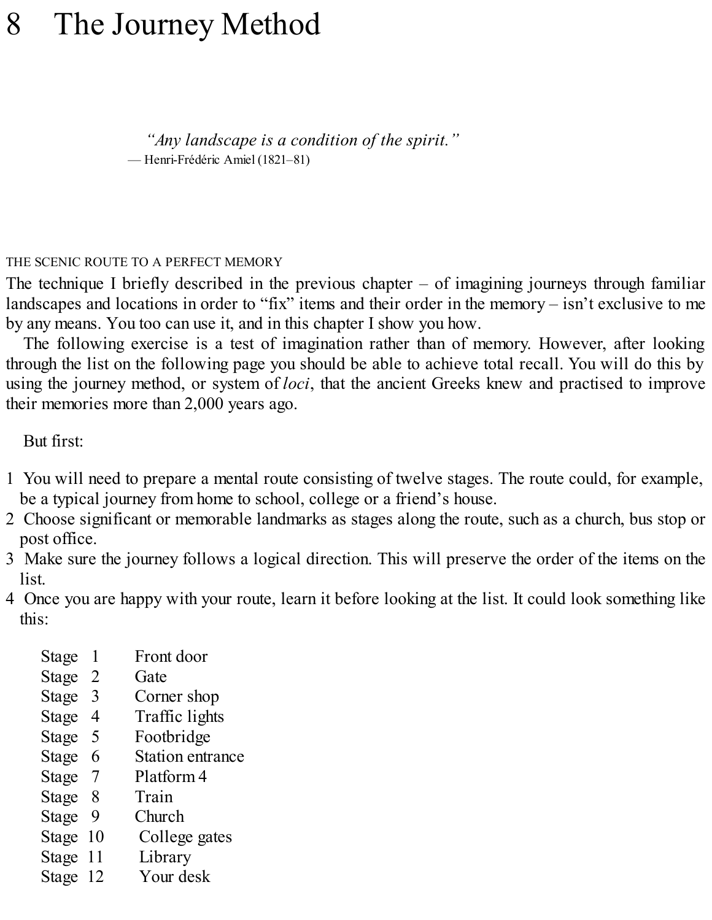# 8 The Journey Method

> *"Any landscape is a condition of the spirit."*
> — Henri-Frédéric Amiel (1821–81)

## THE SCENIC ROUTE TO A PERFECT MEMORY

The technique I briefly described in the previous chapter – of imagining journeys through familiar landscapes and locations in order to "fix" items and their order in the memory – isn't exclusive to me by any means. You too can use it, and in this chapter I show you how.

The following exercise is a test of imagination rather than of memory. However, after looking through the list on the following page you should be able to achieve total recall. You will do this by using the journey method, or system of *loci*, that the ancient Greeks knew and practised to improve their memories more than 2,000 years ago.

But first:

1. You will need to prepare a mental route consisting of twelve stages. The route could, for example, be a typical journey from home to school, college or a friend's house.
2. Choose significant or memorable landmarks as stages along the route, such as a church, bus stop or post office.
3. Make sure the journey follows a logical direction. This will preserve the order of the items on the list.
4. Once you are happy with your route, learn it before looking at the list. It could look something like this:

| | |
|---|---|
| Stage 1 | Front door |
| Stage 2 | Gate |
| Stage 3 | Corner shop |
| Stage 4 | Traffic lights |
| Stage 5 | Footbridge |
| Stage 6 | Station entrance |
| Stage 7 | Platform 4 |
| Stage 8 | Train |
| Stage 9 | Church |
| Stage 10 | College gates |
| Stage 11 | Library |
| Stage 12 | Your desk |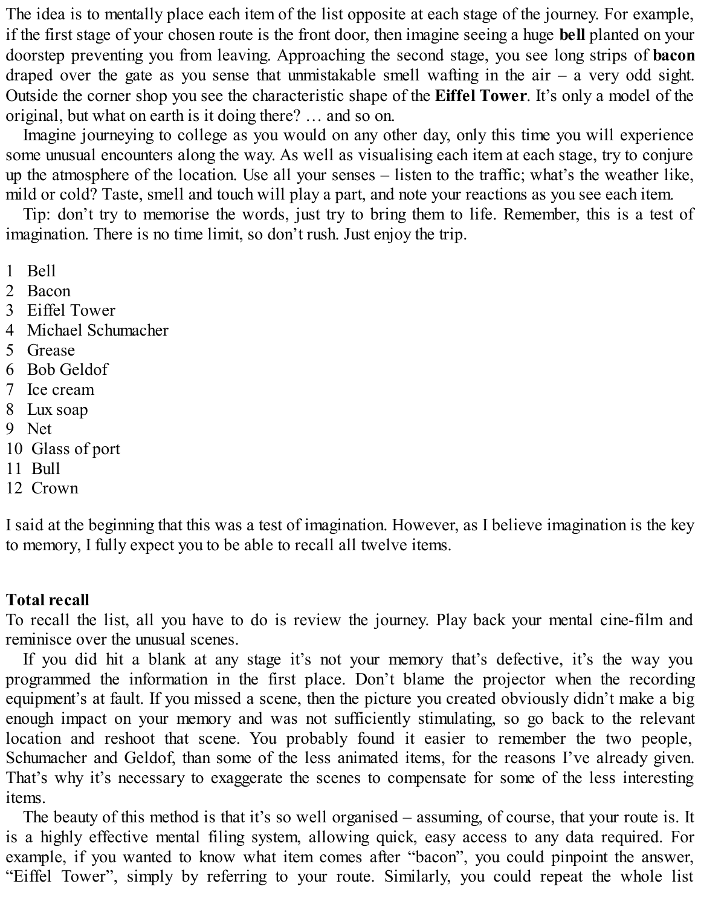The idea is to mentally place each item of the list opposite at each stage of the journey. For example, if the first stage of your chosen route is the front door, then imagine seeing a huge **bell** planted on your doorstep preventing you from leaving. Approaching the second stage, you see long strips of **bacon** draped over the gate as you sense that unmistakable smell wafting in the air – a very odd sight. Outside the corner shop you see the characteristic shape of the **Eiffel Tower**. It's only a model of the original, but what on earth is it doing there? … and so on.

Imagine journeying to college as you would on any other day, only this time you will experience some unusual encounters along the way. As well as visualising each item at each stage, try to conjure up the atmosphere of the location. Use all your senses – listen to the traffic; what's the weather like, mild or cold? Taste, smell and touch will play a part, and note your reactions as you see each item.

Tip: don't try to memorise the words, just try to bring them to life. Remember, this is a test of imagination. There is no time limit, so don't rush. Just enjoy the trip.

1 Bell
2 Bacon
3 Eiffel Tower
4 Michael Schumacher
5 Grease
6 Bob Geldof
7 Ice cream
8 Lux soap
9 Net
10 Glass of port
11 Bull
12 Crown

I said at the beginning that this was a test of imagination. However, as I believe imagination is the key to memory, I fully expect you to be able to recall all twelve items.

**Total recall**

To recall the list, all you have to do is review the journey. Play back your mental cine-film and reminisce over the unusual scenes.

If you did hit a blank at any stage it's not your memory that's defective, it's the way you programmed the information in the first place. Don't blame the projector when the recording equipment's at fault. If you missed a scene, then the picture you created obviously didn't make a big enough impact on your memory and was not sufficiently stimulating, so go back to the relevant location and reshoot that scene. You probably found it easier to remember the two people, Schumacher and Geldof, than some of the less animated items, for the reasons I've already given. That's why it's necessary to exaggerate the scenes to compensate for some of the less interesting items.

The beauty of this method is that it's so well organised – assuming, of course, that your route is. It is a highly effective mental filing system, allowing quick, easy access to any data required. For example, if you wanted to know what item comes after "bacon", you could pinpoint the answer, "Eiffel Tower", simply by referring to your route. Similarly, you could repeat the whole list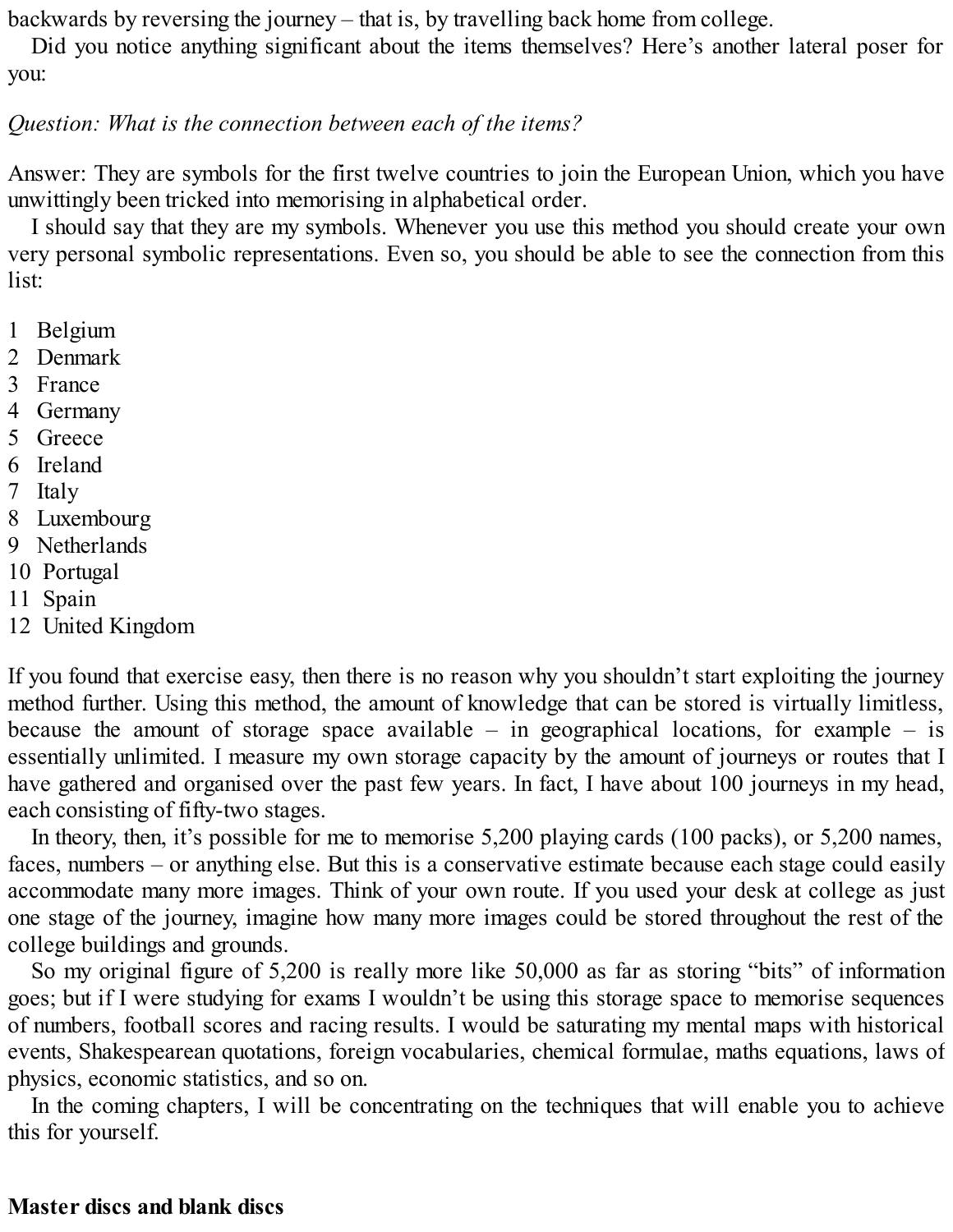backwards by reversing the journey – that is, by travelling back home from college.

Did you notice anything significant about the items themselves? Here's another lateral poser for you:

*Question: What is the connection between each of the items?*

Answer: They are symbols for the first twelve countries to join the European Union, which you have unwittingly been tricked into memorising in alphabetical order.

I should say that they are my symbols. Whenever you use this method you should create your own very personal symbolic representations. Even so, you should be able to see the connection from this list:

1 Belgium
2 Denmark
3 France
4 Germany
5 Greece
6 Ireland
7 Italy
8 Luxembourg
9 Netherlands
10 Portugal
11 Spain
12 United Kingdom

If you found that exercise easy, then there is no reason why you shouldn't start exploiting the journey method further. Using this method, the amount of knowledge that can be stored is virtually limitless, because the amount of storage space available – in geographical locations, for example – is essentially unlimited. I measure my own storage capacity by the amount of journeys or routes that I have gathered and organised over the past few years. In fact, I have about 100 journeys in my head, each consisting of fifty-two stages.

In theory, then, it's possible for me to memorise 5,200 playing cards (100 packs), or 5,200 names, faces, numbers – or anything else. But this is a conservative estimate because each stage could easily accommodate many more images. Think of your own route. If you used your desk at college as just one stage of the journey, imagine how many more images could be stored throughout the rest of the college buildings and grounds.

So my original figure of 5,200 is really more like 50,000 as far as storing "bits" of information goes; but if I were studying for exams I wouldn't be using this storage space to memorise sequences of numbers, football scores and racing results. I would be saturating my mental maps with historical events, Shakespearean quotations, foreign vocabularies, chemical formulae, maths equations, laws of physics, economic statistics, and so on.

In the coming chapters, I will be concentrating on the techniques that will enable you to achieve this for yourself.

## Master discs and blank discs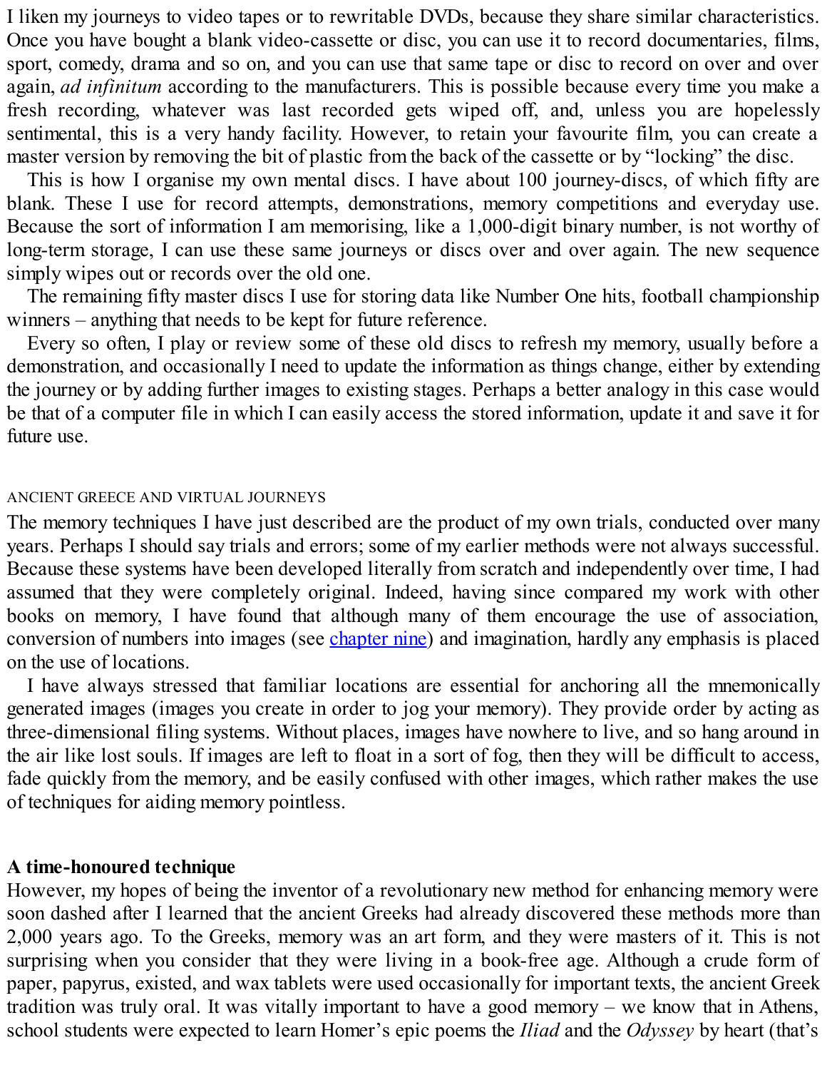I liken my journeys to video tapes or to rewritable DVDs, because they share similar characteristics. Once you have bought a blank video-cassette or disc, you can use it to record documentaries, films, sport, comedy, drama and so on, and you can use that same tape or disc to record on over and over again, *ad infinitum* according to the manufacturers. This is possible because every time you make a fresh recording, whatever was last recorded gets wiped off, and, unless you are hopelessly sentimental, this is a very handy facility. However, to retain your favourite film, you can create a master version by removing the bit of plastic from the back of the cassette or by "locking" the disc.

This is how I organise my own mental discs. I have about 100 journey-discs, of which fifty are blank. These I use for record attempts, demonstrations, memory competitions and everyday use. Because the sort of information I am memorising, like a 1,000-digit binary number, is not worthy of long-term storage, I can use these same journeys or discs over and over again. The new sequence simply wipes out or records over the old one.

The remaining fifty master discs I use for storing data like Number One hits, football championship winners – anything that needs to be kept for future reference.

Every so often, I play or review some of these old discs to refresh my memory, usually before a demonstration, and occasionally I need to update the information as things change, either by extending the journey or by adding further images to existing stages. Perhaps a better analogy in this case would be that of a computer file in which I can easily access the stored information, update it and save it for future use.

## ANCIENT GREECE AND VIRTUAL JOURNEYS

The memory techniques I have just described are the product of my own trials, conducted over many years. Perhaps I should say trials and errors; some of my earlier methods were not always successful. Because these systems have been developed literally from scratch and independently over time, I had assumed that they were completely original. Indeed, having since compared my work with other books on memory, I have found that although many of them encourage the use of association, conversion of numbers into images (see chapter nine) and imagination, hardly any emphasis is placed on the use of locations.

I have always stressed that familiar locations are essential for anchoring all the mnemonically generated images (images you create in order to jog your memory). They provide order by acting as three-dimensional filing systems. Without places, images have nowhere to live, and so hang around in the air like lost souls. If images are left to float in a sort of fog, then they will be difficult to access, fade quickly from the memory, and be easily confused with other images, which rather makes the use of techniques for aiding memory pointless.

### A time-honoured technique

However, my hopes of being the inventor of a revolutionary new method for enhancing memory were soon dashed after I learned that the ancient Greeks had already discovered these methods more than 2,000 years ago. To the Greeks, memory was an art form, and they were masters of it. This is not surprising when you consider that they were living in a book-free age. Although a crude form of paper, papyrus, existed, and wax tablets were used occasionally for important texts, the ancient Greek tradition was truly oral. It was vitally important to have a good memory – we know that in Athens, school students were expected to learn Homer's epic poems the *Iliad* and the *Odyssey* by heart (that's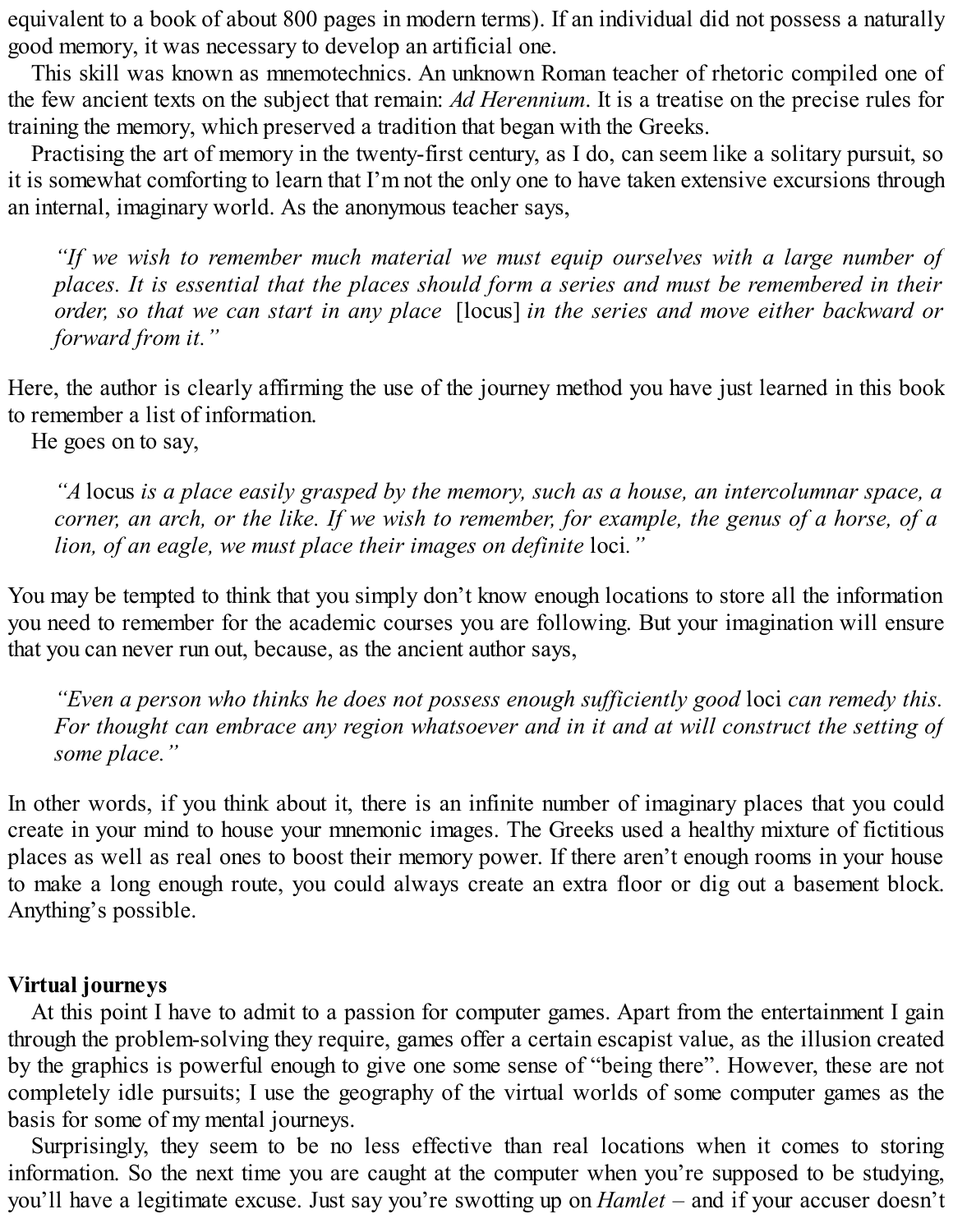equivalent to a book of about 800 pages in modern terms). If an individual did not possess a naturally good memory, it was necessary to develop an artificial one.

This skill was known as mnemotechnics. An unknown Roman teacher of rhetoric compiled one of the few ancient texts on the subject that remain: *Ad Herennium*. It is a treatise on the precise rules for training the memory, which preserved a tradition that began with the Greeks.

Practising the art of memory in the twenty-first century, as I do, can seem like a solitary pursuit, so it is somewhat comforting to learn that I'm not the only one to have taken extensive excursions through an internal, imaginary world. As the anonymous teacher says,

> *"If we wish to remember much material we must equip ourselves with a large number of places. It is essential that the places should form a series and must be remembered in their order, so that we can start in any place* [locus] *in the series and move either backward or forward from it."*

Here, the author is clearly affirming the use of the journey method you have just learned in this book to remember a list of information.

He goes on to say,

> *"A* locus *is a place easily grasped by the memory, such as a house, an intercolumnar space, a corner, an arch, or the like. If we wish to remember, for example, the genus of a horse, of a lion, of an eagle, we must place their images on definite* loci*."*

You may be tempted to think that you simply don't know enough locations to store all the information you need to remember for the academic courses you are following. But your imagination will ensure that you can never run out, because, as the ancient author says,

> *"Even a person who thinks he does not possess enough sufficiently good* loci *can remedy this. For thought can embrace any region whatsoever and in it and at will construct the setting of some place."*

In other words, if you think about it, there is an infinite number of imaginary places that you could create in your mind to house your mnemonic images. The Greeks used a healthy mixture of fictitious places as well as real ones to boost their memory power. If there aren't enough rooms in your house to make a long enough route, you could always create an extra floor or dig out a basement block. Anything's possible.

**Virtual journeys**

At this point I have to admit to a passion for computer games. Apart from the entertainment I gain through the problem-solving they require, games offer a certain escapist value, as the illusion created by the graphics is powerful enough to give one some sense of "being there". However, these are not completely idle pursuits; I use the geography of the virtual worlds of some computer games as the basis for some of my mental journeys.

Surprisingly, they seem to be no less effective than real locations when it comes to storing information. So the next time you are caught at the computer when you're supposed to be studying, you'll have a legitimate excuse. Just say you're swotting up on *Hamlet* – and if your accuser doesn't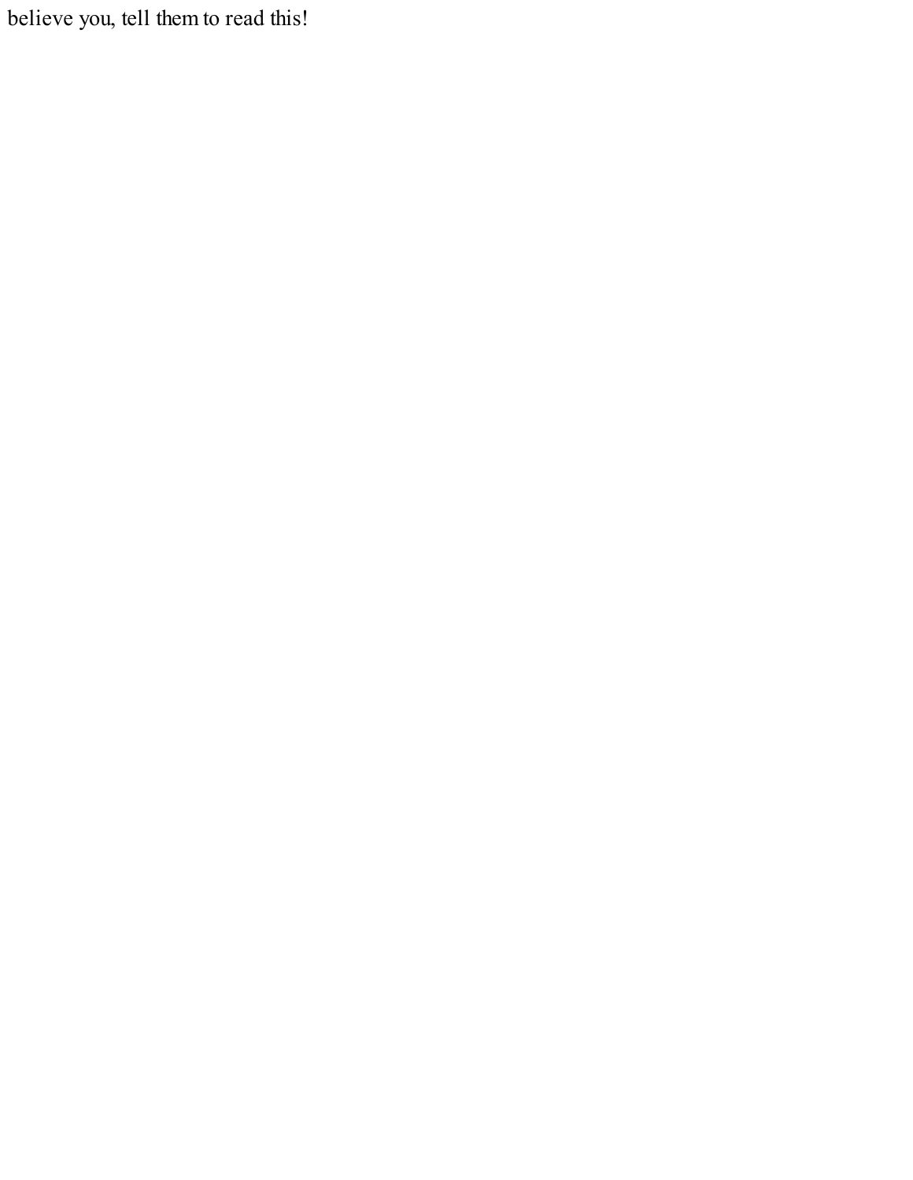believe you, tell them to read this!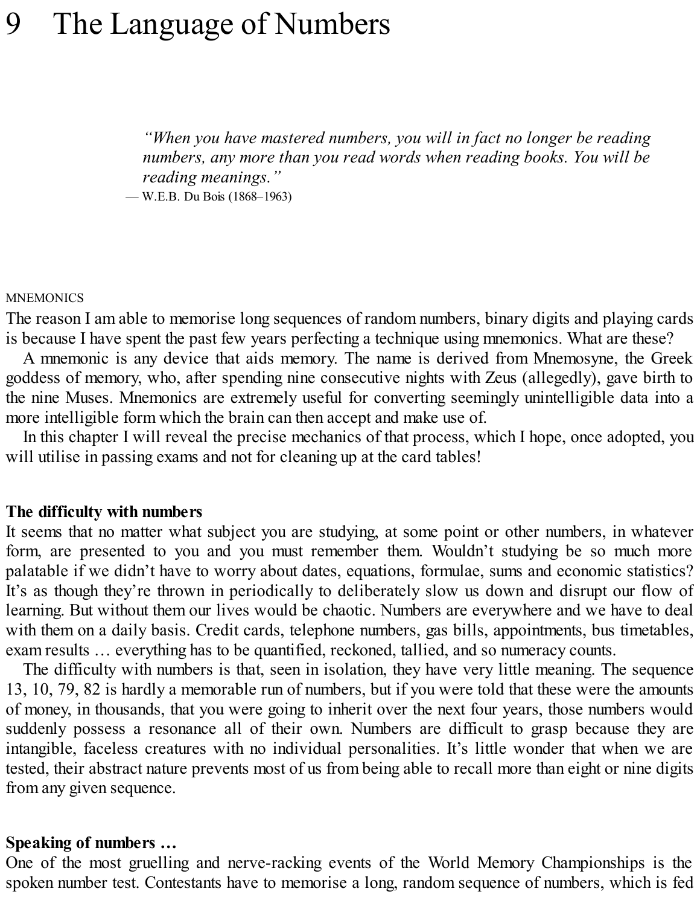# 9 The Language of Numbers

> *"When you have mastered numbers, you will in fact no longer be reading numbers, any more than you read words when reading books. You will be reading meanings."*
> — W.E.B. Du Bois (1868–1963)

MNEMONICS

The reason I am able to memorise long sequences of random numbers, binary digits and playing cards is because I have spent the past few years perfecting a technique using mnemonics. What are these?

A mnemonic is any device that aids memory. The name is derived from Mnemosyne, the Greek goddess of memory, who, after spending nine consecutive nights with Zeus (allegedly), gave birth to the nine Muses. Mnemonics are extremely useful for converting seemingly unintelligible data into a more intelligible form which the brain can then accept and make use of.

In this chapter I will reveal the precise mechanics of that process, which I hope, once adopted, you will utilise in passing exams and not for cleaning up at the card tables!

**The difficulty with numbers**

It seems that no matter what subject you are studying, at some point or other numbers, in whatever form, are presented to you and you must remember them. Wouldn't studying be so much more palatable if we didn't have to worry about dates, equations, formulae, sums and economic statistics? It's as though they're thrown in periodically to deliberately slow us down and disrupt our flow of learning. But without them our lives would be chaotic. Numbers are everywhere and we have to deal with them on a daily basis. Credit cards, telephone numbers, gas bills, appointments, bus timetables, exam results … everything has to be quantified, reckoned, tallied, and so numeracy counts.

The difficulty with numbers is that, seen in isolation, they have very little meaning. The sequence 13, 10, 79, 82 is hardly a memorable run of numbers, but if you were told that these were the amounts of money, in thousands, that you were going to inherit over the next four years, those numbers would suddenly possess a resonance all of their own. Numbers are difficult to grasp because they are intangible, faceless creatures with no individual personalities. It's little wonder that when we are tested, their abstract nature prevents most of us from being able to recall more than eight or nine digits from any given sequence.

**Speaking of numbers …**

One of the most gruelling and nerve-racking events of the World Memory Championships is the spoken number test. Contestants have to memorise a long, random sequence of numbers, which is fed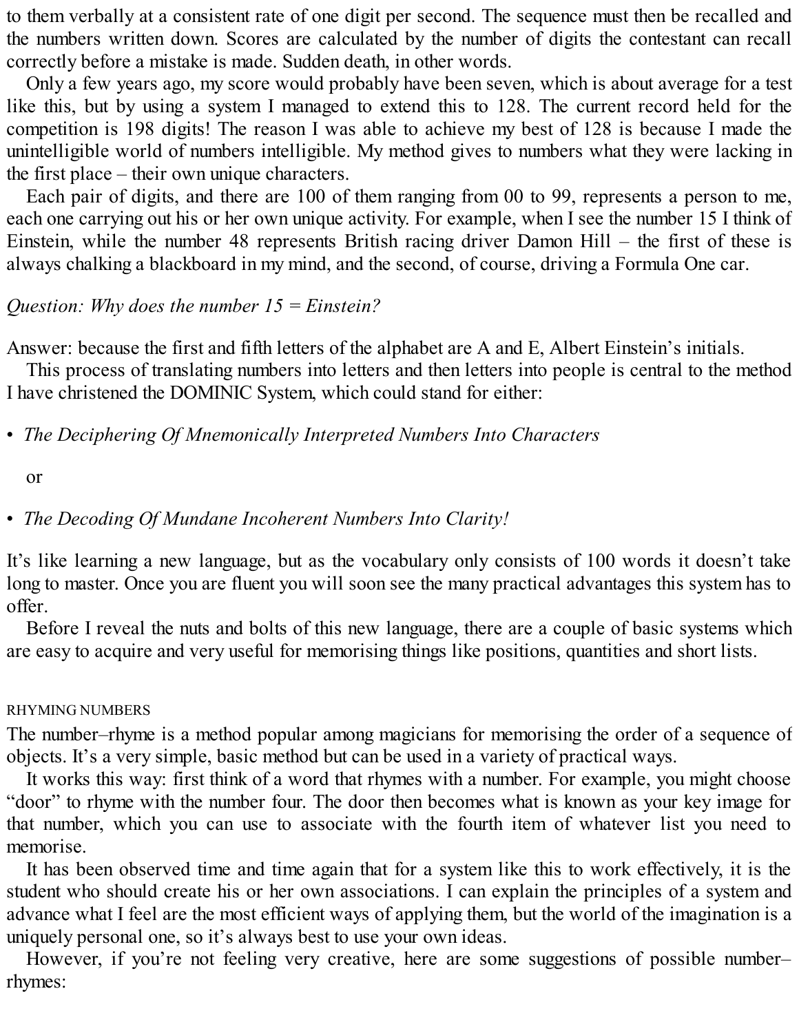to them verbally at a consistent rate of one digit per second. The sequence must then be recalled and the numbers written down. Scores are calculated by the number of digits the contestant can recall correctly before a mistake is made. Sudden death, in other words.

Only a few years ago, my score would probably have been seven, which is about average for a test like this, but by using a system I managed to extend this to 128. The current record held for the competition is 198 digits! The reason I was able to achieve my best of 128 is because I made the unintelligible world of numbers intelligible. My method gives to numbers what they were lacking in the first place – their own unique characters.

Each pair of digits, and there are 100 of them ranging from 00 to 99, represents a person to me, each one carrying out his or her own unique activity. For example, when I see the number 15 I think of Einstein, while the number 48 represents British racing driver Damon Hill – the first of these is always chalking a blackboard in my mind, and the second, of course, driving a Formula One car.

*Question: Why does the number 15 = Einstein?*

Answer: because the first and fifth letters of the alphabet are A and E, Albert Einstein's initials.

This process of translating numbers into letters and then letters into people is central to the method I have christened the DOMINIC System, which could stand for either:

- *The Deciphering Of Mnemonically Interpreted Numbers Into Characters*

  or

- *The Decoding Of Mundane Incoherent Numbers Into Clarity!*

It's like learning a new language, but as the vocabulary only consists of 100 words it doesn't take long to master. Once you are fluent you will soon see the many practical advantages this system has to offer.

Before I reveal the nuts and bolts of this new language, there are a couple of basic systems which are easy to acquire and very useful for memorising things like positions, quantities and short lists.

## RHYMING NUMBERS

The number–rhyme is a method popular among magicians for memorising the order of a sequence of objects. It's a very simple, basic method but can be used in a variety of practical ways.

It works this way: first think of a word that rhymes with a number. For example, you might choose "door" to rhyme with the number four. The door then becomes what is known as your key image for that number, which you can use to associate with the fourth item of whatever list you need to memorise.

It has been observed time and time again that for a system like this to work effectively, it is the student who should create his or her own associations. I can explain the principles of a system and advance what I feel are the most efficient ways of applying them, but the world of the imagination is a uniquely personal one, so it's always best to use your own ideas.

However, if you're not feeling very creative, here are some suggestions of possible number–rhymes: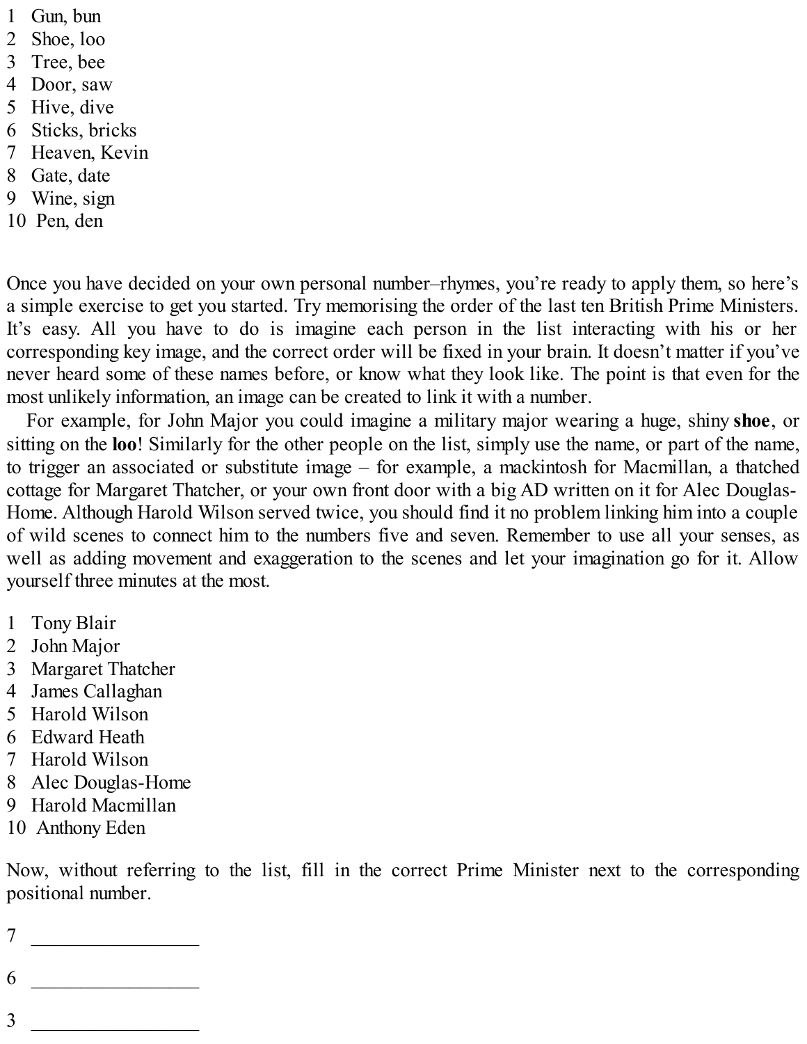1 Gun, bun
2 Shoe, loo
3 Tree, bee
4 Door, saw
5 Hive, dive
6 Sticks, bricks
7 Heaven, Kevin
8 Gate, date
9 Wine, sign
10 Pen, den

Once you have decided on your own personal number–rhymes, you're ready to apply them, so here's a simple exercise to get you started. Try memorising the order of the last ten British Prime Ministers. It's easy. All you have to do is imagine each person in the list interacting with his or her corresponding key image, and the correct order will be fixed in your brain. It doesn't matter if you've never heard some of these names before, or know what they look like. The point is that even for the most unlikely information, an image can be created to link it with a number.

For example, for John Major you could imagine a military major wearing a huge, shiny **shoe**, or sitting on the **loo**! Similarly for the other people on the list, simply use the name, or part of the name, to trigger an associated or substitute image – for example, a mackintosh for Macmillan, a thatched cottage for Margaret Thatcher, or your own front door with a big AD written on it for Alec Douglas-Home. Although Harold Wilson served twice, you should find it no problem linking him into a couple of wild scenes to connect him to the numbers five and seven. Remember to use all your senses, as well as adding movement and exaggeration to the scenes and let your imagination go for it. Allow yourself three minutes at the most.

1 Tony Blair
2 John Major
3 Margaret Thatcher
4 James Callaghan
5 Harold Wilson
6 Edward Heath
7 Harold Wilson
8 Alec Douglas-Home
9 Harold Macmillan
10 Anthony Eden

Now, without referring to the list, fill in the correct Prime Minister next to the corresponding positional number.

7 \_\_\_\_\_\_\_\_\_\_\_\_\_\_\_\_\_

6 \_\_\_\_\_\_\_\_\_\_\_\_\_\_\_\_\_

3 \_\_\_\_\_\_\_\_\_\_\_\_\_\_\_\_\_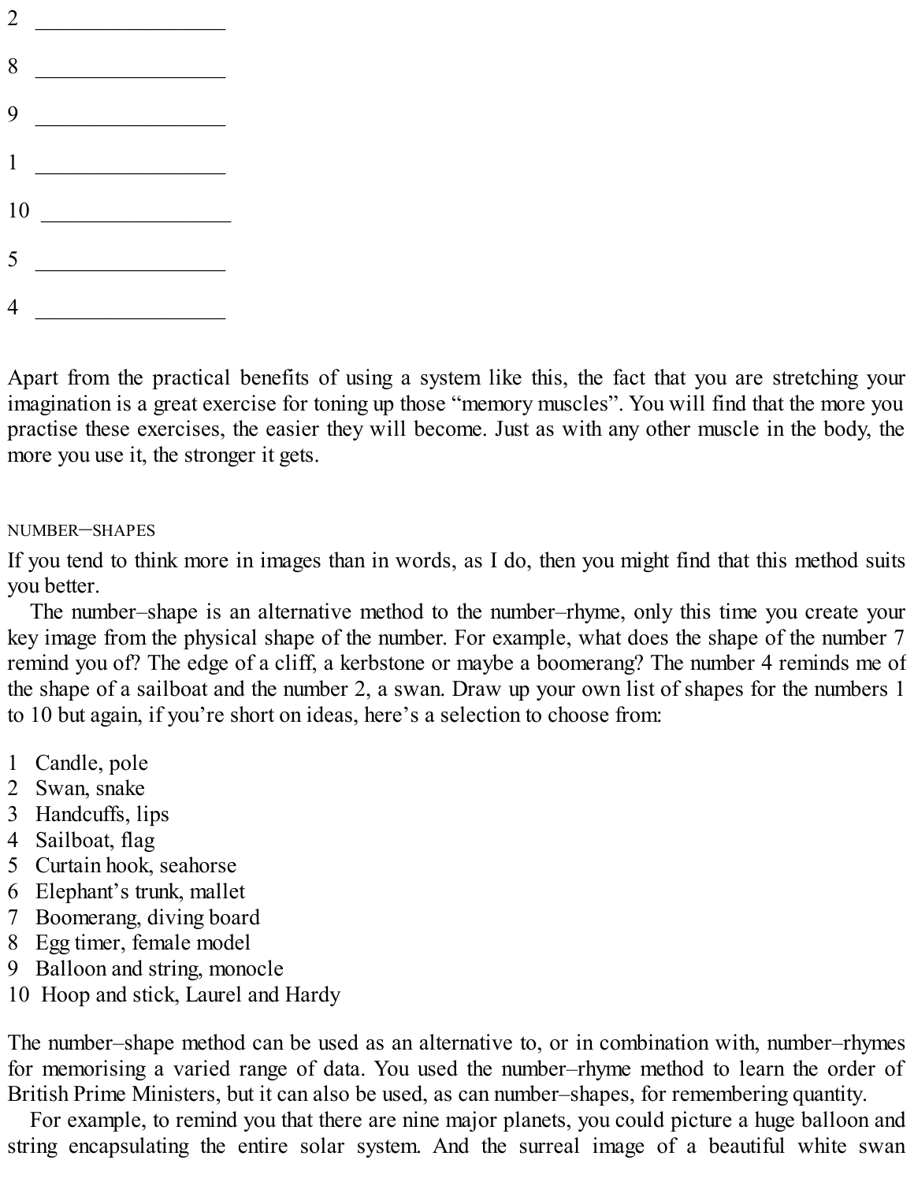2 \_\_\_\_\_\_\_\_\_\_\_\_\_\_\_\_\_\_

8 \_\_\_\_\_\_\_\_\_\_\_\_\_\_\_\_\_\_

9 \_\_\_\_\_\_\_\_\_\_\_\_\_\_\_\_\_\_

1 \_\_\_\_\_\_\_\_\_\_\_\_\_\_\_\_\_\_

10 \_\_\_\_\_\_\_\_\_\_\_\_\_\_\_\_\_\_

5 \_\_\_\_\_\_\_\_\_\_\_\_\_\_\_\_\_\_

4 \_\_\_\_\_\_\_\_\_\_\_\_\_\_\_\_\_\_

Apart from the practical benefits of using a system like this, the fact that you are stretching your imagination is a great exercise for toning up those "memory muscles". You will find that the more you practise these exercises, the easier they will become. Just as with any other muscle in the body, the more you use it, the stronger it gets.

### NUMBER–SHAPES

If you tend to think more in images than in words, as I do, then you might find that this method suits you better.

The number–shape is an alternative method to the number–rhyme, only this time you create your key image from the physical shape of the number. For example, what does the shape of the number 7 remind you of? The edge of a cliff, a kerbstone or maybe a boomerang? The number 4 reminds me of the shape of a sailboat and the number 2, a swan. Draw up your own list of shapes for the numbers 1 to 10 but again, if you're short on ideas, here's a selection to choose from:

1 Candle, pole
2 Swan, snake
3 Handcuffs, lips
4 Sailboat, flag
5 Curtain hook, seahorse
6 Elephant's trunk, mallet
7 Boomerang, diving board
8 Egg timer, female model
9 Balloon and string, monocle
10 Hoop and stick, Laurel and Hardy

The number–shape method can be used as an alternative to, or in combination with, number–rhymes for memorising a varied range of data. You used the number–rhyme method to learn the order of British Prime Ministers, but it can also be used, as can number–shapes, for remembering quantity.

For example, to remind you that there are nine major planets, you could picture a huge balloon and string encapsulating the entire solar system. And the surreal image of a beautiful white swan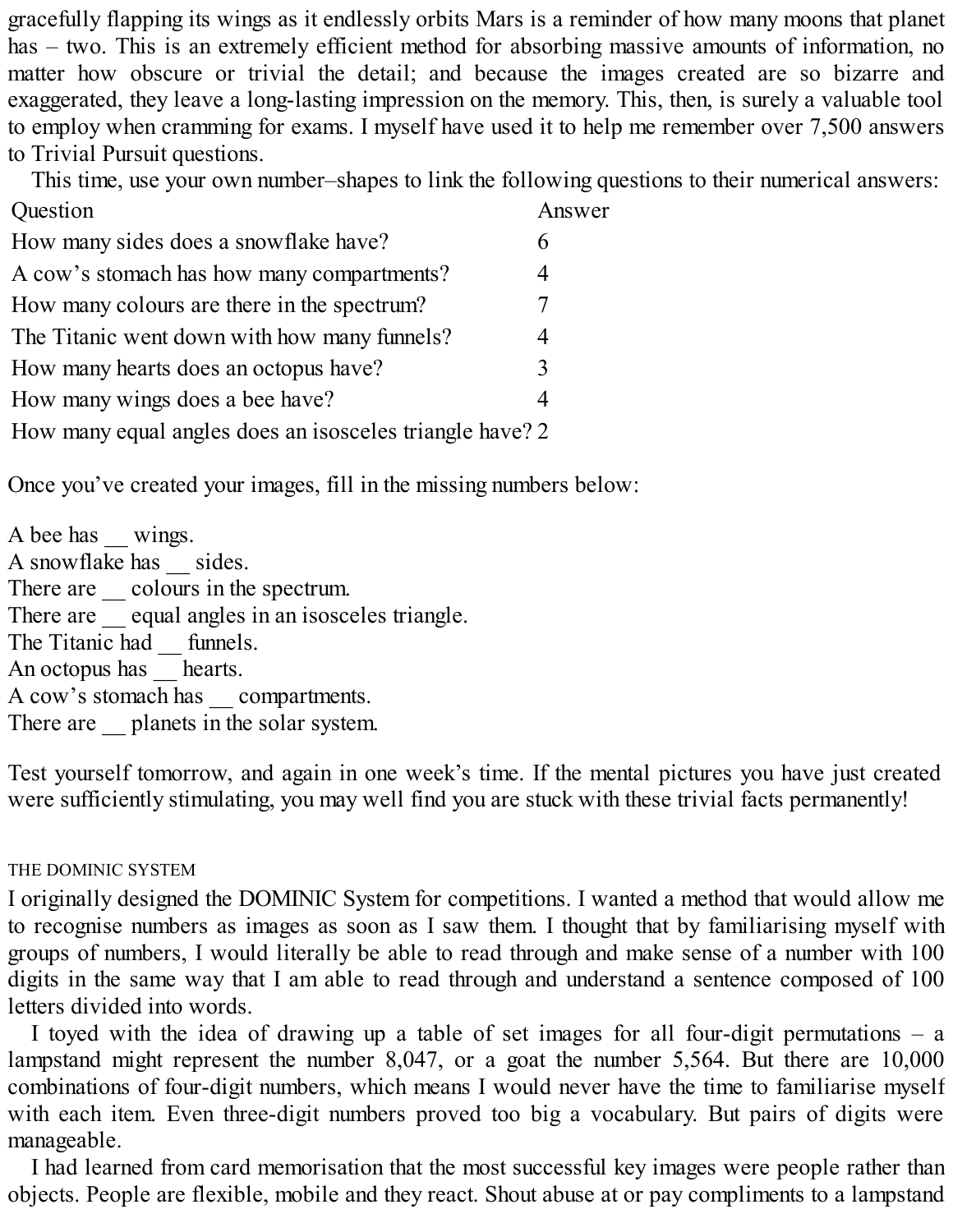gracefully flapping its wings as it endlessly orbits Mars is a reminder of how many moons that planet has – two. This is an extremely efficient method for absorbing massive amounts of information, no matter how obscure or trivial the detail; and because the images created are so bizarre and exaggerated, they leave a long-lasting impression on the memory. This, then, is surely a valuable tool to employ when cramming for exams. I myself have used it to help me remember over 7,500 answers to Trivial Pursuit questions.

This time, use your own number–shapes to link the following questions to their numerical answers:

| Question | Answer |
|---|---|
| How many sides does a snowflake have? | 6 |
| A cow's stomach has how many compartments? | 4 |
| How many colours are there in the spectrum? | 7 |
| The Titanic went down with how many funnels? | 4 |
| How many hearts does an octopus have? | 3 |
| How many wings does a bee have? | 4 |
| How many equal angles does an isosceles triangle have? | 2 |

Once you've created your images, fill in the missing numbers below:

A bee has __ wings.
A snowflake has __ sides.
There are __ colours in the spectrum.
There are __ equal angles in an isosceles triangle.
The Titanic had __ funnels.
An octopus has __ hearts.
A cow's stomach has __ compartments.
There are __ planets in the solar system.

Test yourself tomorrow, and again in one week's time. If the mental pictures you have just created were sufficiently stimulating, you may well find you are stuck with these trivial facts permanently!

## THE DOMINIC SYSTEM

I originally designed the DOMINIC System for competitions. I wanted a method that would allow me to recognise numbers as images as soon as I saw them. I thought that by familiarising myself with groups of numbers, I would literally be able to read through and make sense of a number with 100 digits in the same way that I am able to read through and understand a sentence composed of 100 letters divided into words.

I toyed with the idea of drawing up a table of set images for all four-digit permutations – a lampstand might represent the number 8,047, or a goat the number 5,564. But there are 10,000 combinations of four-digit numbers, which means I would never have the time to familiarise myself with each item. Even three-digit numbers proved too big a vocabulary. But pairs of digits were manageable.

I had learned from card memorisation that the most successful key images were people rather than objects. People are flexible, mobile and they react. Shout abuse at or pay compliments to a lampstand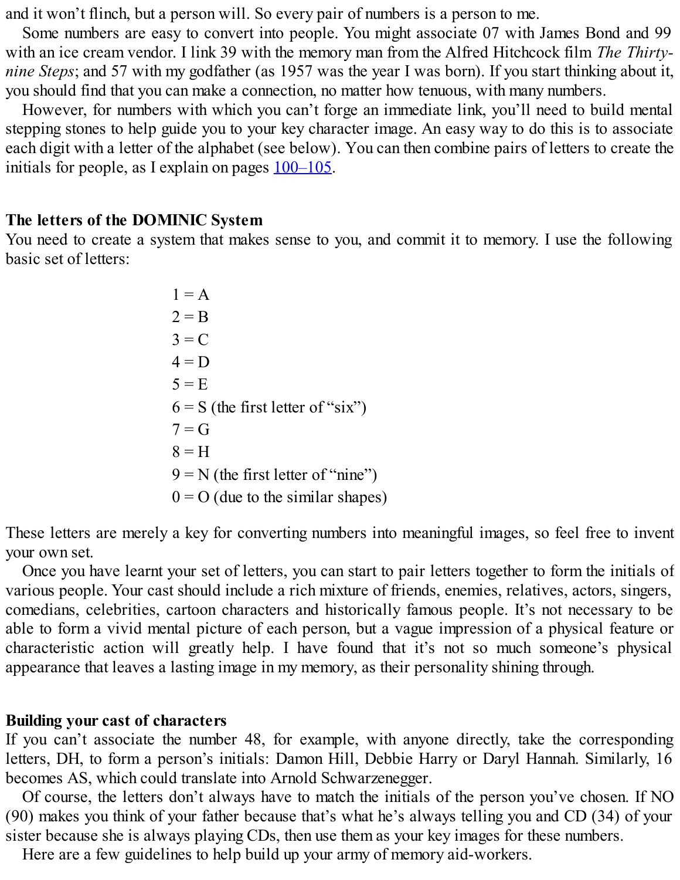and it won't flinch, but a person will. So every pair of numbers is a person to me.

Some numbers are easy to convert into people. You might associate 07 with James Bond and 99 with an ice cream vendor. I link 39 with the memory man from the Alfred Hitchcock film *The Thirty-nine Steps*; and 57 with my godfather (as 1957 was the year I was born). If you start thinking about it, you should find that you can make a connection, no matter how tenuous, with many numbers.

However, for numbers with which you can't forge an immediate link, you'll need to build mental stepping stones to help guide you to your key character image. An easy way to do this is to associate each digit with a letter of the alphabet (see below). You can then combine pairs of letters to create the initials for people, as I explain on pages 100–105.

**The letters of the DOMINIC System**

You need to create a system that makes sense to you, and commit it to memory. I use the following basic set of letters:

1 = A
2 = B
3 = C
4 = D
5 = E
6 = S (the first letter of "six")
7 = G
8 = H
9 = N (the first letter of "nine")
0 = O (due to the similar shapes)

These letters are merely a key for converting numbers into meaningful images, so feel free to invent your own set.

Once you have learnt your set of letters, you can start to pair letters together to form the initials of various people. Your cast should include a rich mixture of friends, enemies, relatives, actors, singers, comedians, celebrities, cartoon characters and historically famous people. It's not necessary to be able to form a vivid mental picture of each person, but a vague impression of a physical feature or characteristic action will greatly help. I have found that it's not so much someone's physical appearance that leaves a lasting image in my memory, as their personality shining through.

**Building your cast of characters**

If you can't associate the number 48, for example, with anyone directly, take the corresponding letters, DH, to form a person's initials: Damon Hill, Debbie Harry or Daryl Hannah. Similarly, 16 becomes AS, which could translate into Arnold Schwarzenegger.

Of course, the letters don't always have to match the initials of the person you've chosen. If NO (90) makes you think of your father because that's what he's always telling you and CD (34) of your sister because she is always playing CDs, then use them as your key images for these numbers.

Here are a few guidelines to help build up your army of memory aid-workers.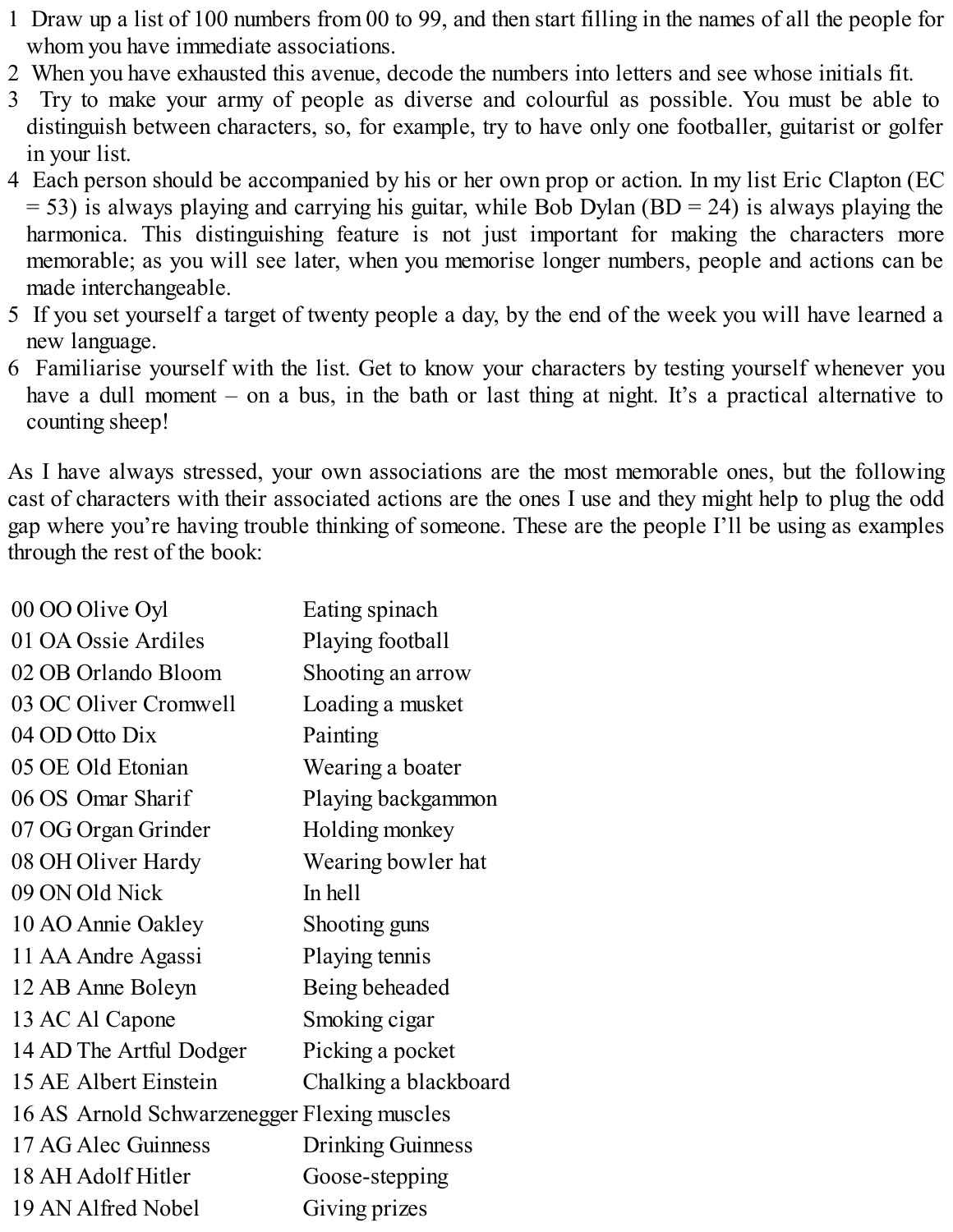1 Draw up a list of 100 numbers from 00 to 99, and then start filling in the names of all the people for whom you have immediate associations.
2 When you have exhausted this avenue, decode the numbers into letters and see whose initials fit.
3 Try to make your army of people as diverse and colourful as possible. You must be able to distinguish between characters, so, for example, try to have only one footballer, guitarist or golfer in your list.
4 Each person should be accompanied by his or her own prop or action. In my list Eric Clapton (EC = 53) is always playing and carrying his guitar, while Bob Dylan (BD = 24) is always playing the harmonica. This distinguishing feature is not just important for making the characters more memorable; as you will see later, when you memorise longer numbers, people and actions can be made interchangeable.
5 If you set yourself a target of twenty people a day, by the end of the week you will have learned a new language.
6 Familiarise yourself with the list. Get to know your characters by testing yourself whenever you have a dull moment – on a bus, in the bath or last thing at night. It's a practical alternative to counting sheep!

As I have always stressed, your own associations are the most memorable ones, but the following cast of characters with their associated actions are the ones I use and they might help to plug the odd gap where you're having trouble thinking of someone. These are the people I'll be using as examples through the rest of the book:

| | |
|---|---|
| 00 OO Olive Oyl | Eating spinach |
| 01 OA Ossie Ardiles | Playing football |
| 02 OB Orlando Bloom | Shooting an arrow |
| 03 OC Oliver Cromwell | Loading a musket |
| 04 OD Otto Dix | Painting |
| 05 OE Old Etonian | Wearing a boater |
| 06 OS Omar Sharif | Playing backgammon |
| 07 OG Organ Grinder | Holding monkey |
| 08 OH Oliver Hardy | Wearing bowler hat |
| 09 ON Old Nick | In hell |
| 10 AO Annie Oakley | Shooting guns |
| 11 AA Andre Agassi | Playing tennis |
| 12 AB Anne Boleyn | Being beheaded |
| 13 AC Al Capone | Smoking cigar |
| 14 AD The Artful Dodger | Picking a pocket |
| 15 AE Albert Einstein | Chalking a blackboard |
| 16 AS Arnold Schwarzenegger | Flexing muscles |
| 17 AG Alec Guinness | Drinking Guinness |
| 18 AH Adolf Hitler | Goose-stepping |
| 19 AN Alfred Nobel | Giving prizes |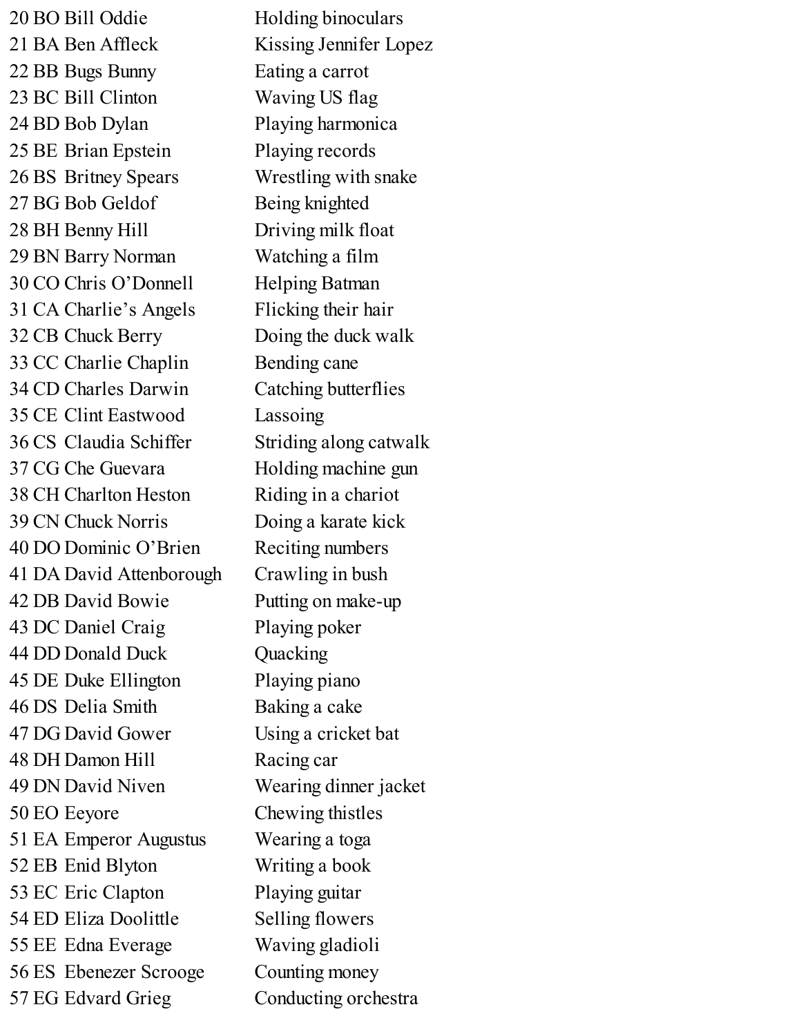| | |
|---|---|
| 20 BO Bill Oddie | Holding binoculars |
| 21 BA Ben Affleck | Kissing Jennifer Lopez |
| 22 BB Bugs Bunny | Eating a carrot |
| 23 BC Bill Clinton | Waving US flag |
| 24 BD Bob Dylan | Playing harmonica |
| 25 BE Brian Epstein | Playing records |
| 26 BS Britney Spears | Wrestling with snake |
| 27 BG Bob Geldof | Being knighted |
| 28 BH Benny Hill | Driving milk float |
| 29 BN Barry Norman | Watching a film |
| 30 CO Chris O'Donnell | Helping Batman |
| 31 CA Charlie's Angels | Flicking their hair |
| 32 CB Chuck Berry | Doing the duck walk |
| 33 CC Charlie Chaplin | Bending cane |
| 34 CD Charles Darwin | Catching butterflies |
| 35 CE Clint Eastwood | Lassoing |
| 36 CS Claudia Schiffer | Striding along catwalk |
| 37 CG Che Guevara | Holding machine gun |
| 38 CH Charlton Heston | Riding in a chariot |
| 39 CN Chuck Norris | Doing a karate kick |
| 40 DO Dominic O'Brien | Reciting numbers |
| 41 DA David Attenborough | Crawling in bush |
| 42 DB David Bowie | Putting on make-up |
| 43 DC Daniel Craig | Playing poker |
| 44 DD Donald Duck | Quacking |
| 45 DE Duke Ellington | Playing piano |
| 46 DS Delia Smith | Baking a cake |
| 47 DG David Gower | Using a cricket bat |
| 48 DH Damon Hill | Racing car |
| 49 DN David Niven | Wearing dinner jacket |
| 50 EO Eeyore | Chewing thistles |
| 51 EA Emperor Augustus | Wearing a toga |
| 52 EB Enid Blyton | Writing a book |
| 53 EC Eric Clapton | Playing guitar |
| 54 ED Eliza Doolittle | Selling flowers |
| 55 EE Edna Everage | Waving gladioli |
| 56 ES Ebenezer Scrooge | Counting money |
| 57 EG Edvard Grieg | Conducting orchestra |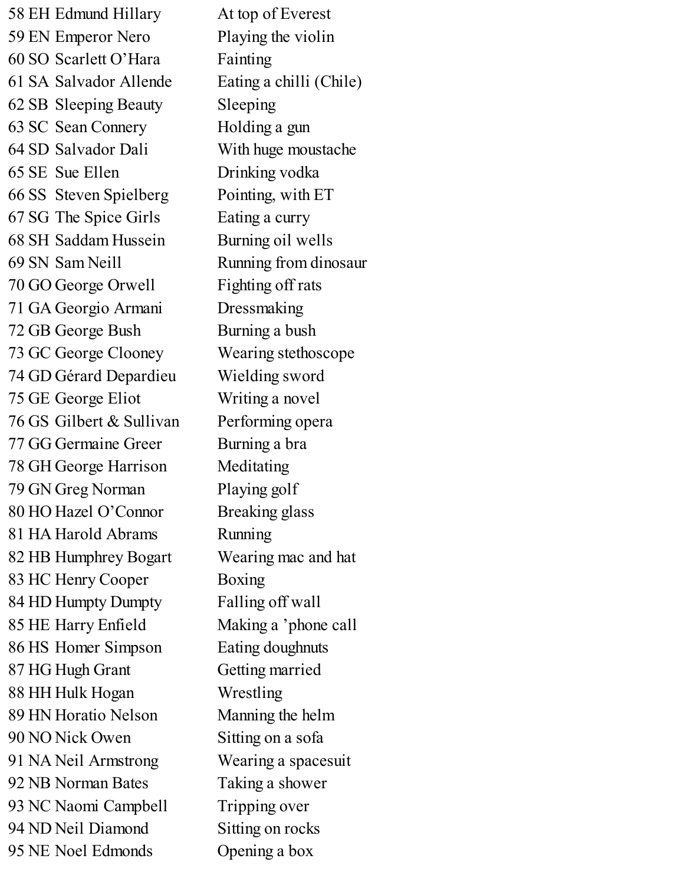58 EH Edmund Hillary — At top of Everest
59 EN Emperor Nero — Playing the violin
60 SO Scarlett O'Hara — Fainting
61 SA Salvador Allende — Eating a chilli (Chile)
62 SB Sleeping Beauty — Sleeping
63 SC Sean Connery — Holding a gun
64 SD Salvador Dali — With huge moustache
65 SE Sue Ellen — Drinking vodka
66 SS Steven Spielberg — Pointing, with ET
67 SG The Spice Girls — Eating a curry
68 SH Saddam Hussein — Burning oil wells
69 SN Sam Neill — Running from dinosaur
70 GO George Orwell — Fighting off rats
71 GA Georgio Armani — Dressmaking
72 GB George Bush — Burning a bush
73 GC George Clooney — Wearing stethoscope
74 GD Gérard Depardieu — Wielding sword
75 GE George Eliot — Writing a novel
76 GS Gilbert & Sullivan — Performing opera
77 GG Germaine Greer — Burning a bra
78 GH George Harrison — Meditating
79 GN Greg Norman — Playing golf
80 HO Hazel O'Connor — Breaking glass
81 HA Harold Abrams — Running
82 HB Humphrey Bogart — Wearing mac and hat
83 HC Henry Cooper — Boxing
84 HD Humpty Dumpty — Falling off wall
85 HE Harry Enfield — Making a 'phone call
86 HS Homer Simpson — Eating doughnuts
87 HG Hugh Grant — Getting married
88 HH Hulk Hogan — Wrestling
89 HN Horatio Nelson — Manning the helm
90 NO Nick Owen — Sitting on a sofa
91 NA Neil Armstrong — Wearing a spacesuit
92 NB Norman Bates — Taking a shower
93 NC Naomi Campbell — Tripping over
94 ND Neil Diamond — Sitting on rocks
95 NE Noel Edmonds — Opening a box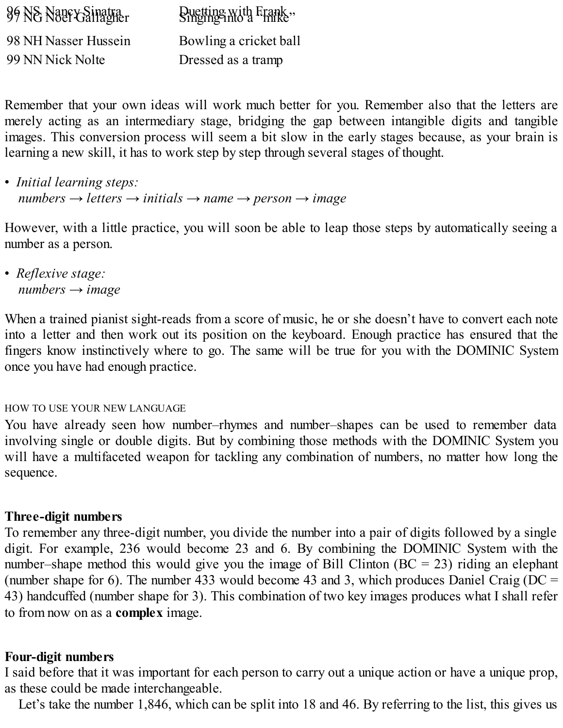| | |
|---|---|
| 96 NS Nancy Sinatra | Duetting with Frank |
| 97 NG Noel Gallagher | Singing into a "mike" |
| 98 NH Nasser Hussein | Bowling a cricket ball |
| 99 NN Nick Nolte | Dressed as a tramp |

Remember that your own ideas will work much better for you. Remember also that the letters are merely acting as an intermediary stage, bridging the gap between intangible digits and tangible images. This conversion process will seem a bit slow in the early stages because, as your brain is learning a new skill, it has to work step by step through several stages of thought.

- *Initial learning steps:*
  *numbers → letters → initials → name → person → image*

However, with a little practice, you will soon be able to leap those steps by automatically seeing a number as a person.

- *Reflexive stage:*
  *numbers → image*

When a trained pianist sight-reads from a score of music, he or she doesn't have to convert each note into a letter and then work out its position on the keyboard. Enough practice has ensured that the fingers know instinctively where to go. The same will be true for you with the DOMINIC System once you have had enough practice.

### HOW TO USE YOUR NEW LANGUAGE

You have already seen how number–rhymes and number–shapes can be used to remember data involving single or double digits. But by combining those methods with the DOMINIC System you will have a multifaceted weapon for tackling any combination of numbers, no matter how long the sequence.

### Three-digit numbers

To remember any three-digit number, you divide the number into a pair of digits followed by a single digit. For example, 236 would become 23 and 6. By combining the DOMINIC System with the number–shape method this would give you the image of Bill Clinton (BC = 23) riding an elephant (number shape for 6). The number 433 would become 43 and 3, which produces Daniel Craig (DC = 43) handcuffed (number shape for 3). This combination of two key images produces what I shall refer to from now on as a **complex** image.

### Four-digit numbers

I said before that it was important for each person to carry out a unique action or have a unique prop, as these could be made interchangeable.

Let's take the number 1,846, which can be split into 18 and 46. By referring to the list, this gives us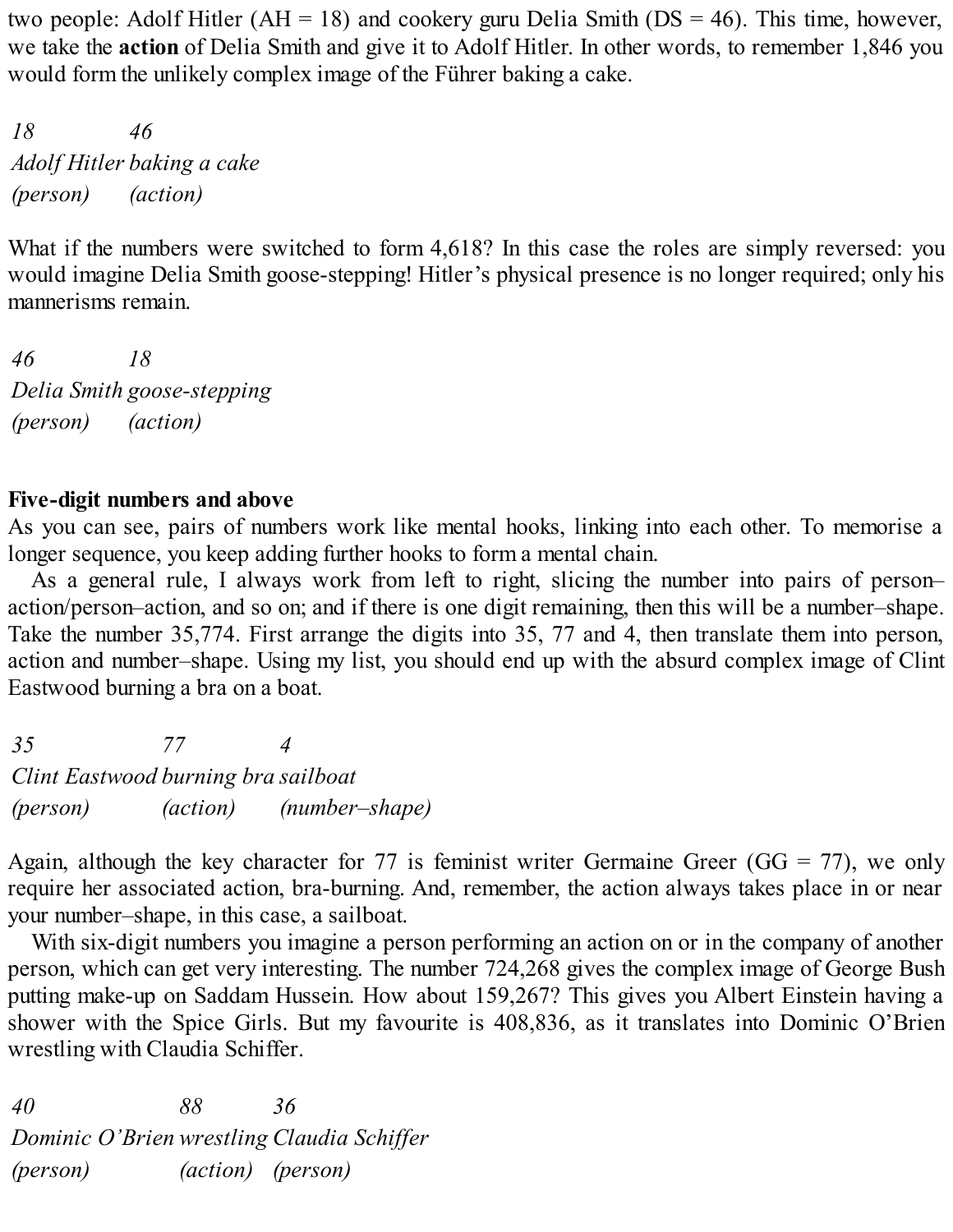two people: Adolf Hitler (AH = 18) and cookery guru Delia Smith (DS = 46). This time, however, we take the **action** of Delia Smith and give it to Adolf Hitler. In other words, to remember 1,846 you would form the unlikely complex image of the Führer baking a cake.

| *18* | *46* |
| --- | --- |
| *Adolf Hitler* | *baking a cake* |
| *(person)* | *(action)* |

What if the numbers were switched to form 4,618? In this case the roles are simply reversed: you would imagine Delia Smith goose-stepping! Hitler's physical presence is no longer required; only his mannerisms remain.

| *46* | *18* |
| --- | --- |
| *Delia Smith* | *goose-stepping* |
| *(person)* | *(action)* |

**Five-digit numbers and above**

As you can see, pairs of numbers work like mental hooks, linking into each other. To memorise a longer sequence, you keep adding further hooks to form a mental chain.

As a general rule, I always work from left to right, slicing the number into pairs of person–action/person–action, and so on; and if there is one digit remaining, then this will be a number–shape. Take the number 35,774. First arrange the digits into 35, 77 and 4, then translate them into person, action and number–shape. Using my list, you should end up with the absurd complex image of Clint Eastwood burning a bra on a boat.

| *35* | *77* | *4* |
| --- | --- | --- |
| *Clint Eastwood* | *burning bra* | *sailboat* |
| *(person)* | *(action)* | *(number–shape)* |

Again, although the key character for 77 is feminist writer Germaine Greer (GG = 77), we only require her associated action, bra-burning. And, remember, the action always takes place in or near your number–shape, in this case, a sailboat.

With six-digit numbers you imagine a person performing an action on or in the company of another person, which can get very interesting. The number 724,268 gives the complex image of George Bush putting make-up on Saddam Hussein. How about 159,267? This gives you Albert Einstein having a shower with the Spice Girls. But my favourite is 408,836, as it translates into Dominic O'Brien wrestling with Claudia Schiffer.

| *40* | *88* | *36* |
| --- | --- | --- |
| *Dominic O'Brien* | *wrestling* | *Claudia Schiffer* |
| *(person)* | *(action)* | *(person)* |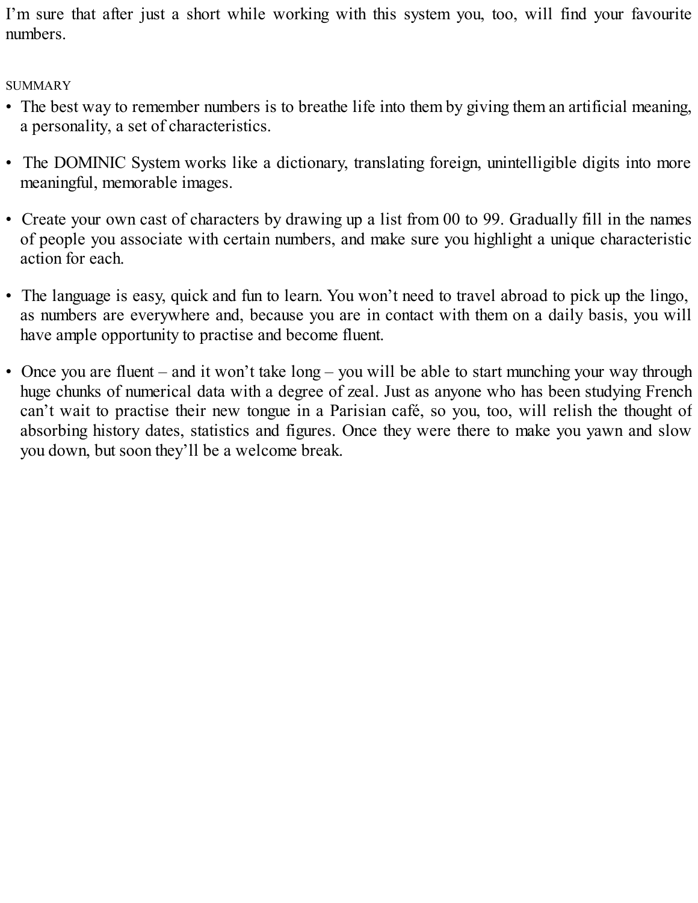I'm sure that after just a short while working with this system you, too, will find your favourite numbers.

SUMMARY

- The best way to remember numbers is to breathe life into them by giving them an artificial meaning, a personality, a set of characteristics.
- The DOMINIC System works like a dictionary, translating foreign, unintelligible digits into more meaningful, memorable images.
- Create your own cast of characters by drawing up a list from 00 to 99. Gradually fill in the names of people you associate with certain numbers, and make sure you highlight a unique characteristic action for each.
- The language is easy, quick and fun to learn. You won't need to travel abroad to pick up the lingo, as numbers are everywhere and, because you are in contact with them on a daily basis, you will have ample opportunity to practise and become fluent.
- Once you are fluent – and it won't take long – you will be able to start munching your way through huge chunks of numerical data with a degree of zeal. Just as anyone who has been studying French can't wait to practise their new tongue in a Parisian café, so you, too, will relish the thought of absorbing history dates, statistics and figures. Once they were there to make you yawn and slow you down, but soon they'll be a welcome break.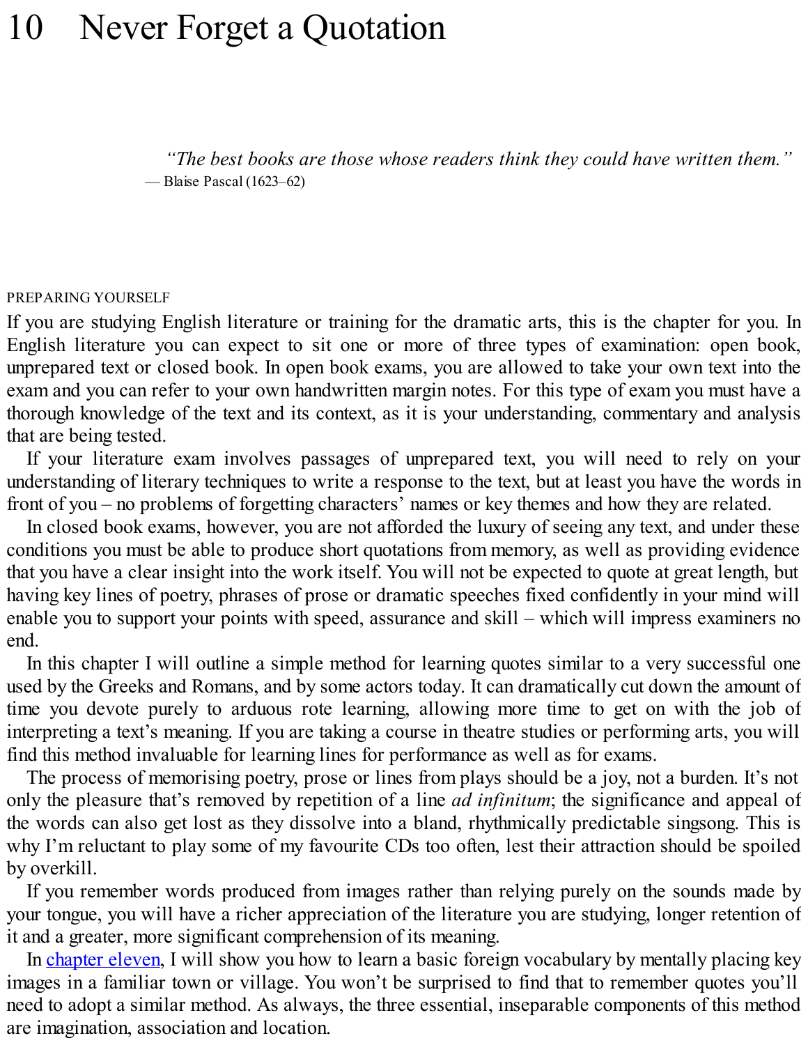# 10 Never Forget a Quotation

> *"The best books are those whose readers think they could have written them."*
> — Blaise Pascal (1623–62)

PREPARING YOURSELF

If you are studying English literature or training for the dramatic arts, this is the chapter for you. In English literature you can expect to sit one or more of three types of examination: open book, unprepared text or closed book. In open book exams, you are allowed to take your own text into the exam and you can refer to your own handwritten margin notes. For this type of exam you must have a thorough knowledge of the text and its context, as it is your understanding, commentary and analysis that are being tested.

If your literature exam involves passages of unprepared text, you will need to rely on your understanding of literary techniques to write a response to the text, but at least you have the words in front of you – no problems of forgetting characters' names or key themes and how they are related.

In closed book exams, however, you are not afforded the luxury of seeing any text, and under these conditions you must be able to produce short quotations from memory, as well as providing evidence that you have a clear insight into the work itself. You will not be expected to quote at great length, but having key lines of poetry, phrases of prose or dramatic speeches fixed confidently in your mind will enable you to support your points with speed, assurance and skill – which will impress examiners no end.

In this chapter I will outline a simple method for learning quotes similar to a very successful one used by the Greeks and Romans, and by some actors today. It can dramatically cut down the amount of time you devote purely to arduous rote learning, allowing more time to get on with the job of interpreting a text's meaning. If you are taking a course in theatre studies or performing arts, you will find this method invaluable for learning lines for performance as well as for exams.

The process of memorising poetry, prose or lines from plays should be a joy, not a burden. It's not only the pleasure that's removed by repetition of a line *ad infinitum*; the significance and appeal of the words can also get lost as they dissolve into a bland, rhythmically predictable singsong. This is why I'm reluctant to play some of my favourite CDs too often, lest their attraction should be spoiled by overkill.

If you remember words produced from images rather than relying purely on the sounds made by your tongue, you will have a richer appreciation of the literature you are studying, longer retention of it and a greater, more significant comprehension of its meaning.

In chapter eleven, I will show you how to learn a basic foreign vocabulary by mentally placing key images in a familiar town or village. You won't be surprised to find that to remember quotes you'll need to adopt a similar method. As always, the three essential, inseparable components of this method are imagination, association and location.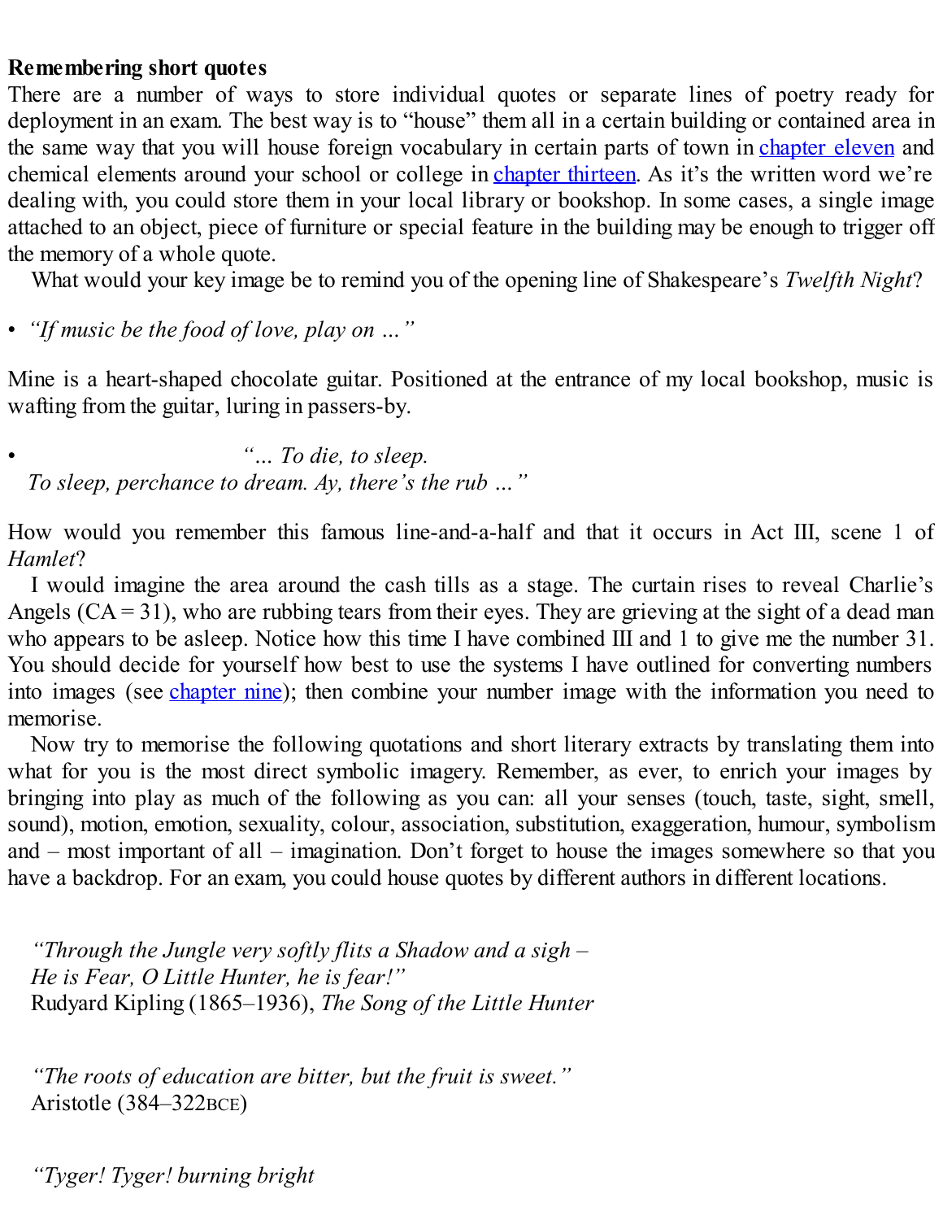**Remembering short quotes**

There are a number of ways to store individual quotes or separate lines of poetry ready for deployment in an exam. The best way is to "house" them all in a certain building or contained area in the same way that you will house foreign vocabulary in certain parts of town in chapter eleven and chemical elements around your school or college in chapter thirteen. As it's the written word we're dealing with, you could store them in your local library or bookshop. In some cases, a single image attached to an object, piece of furniture or special feature in the building may be enough to trigger off the memory of a whole quote.

What would your key image be to remind you of the opening line of Shakespeare's *Twelfth Night*?

- *"If music be the food of love, play on …"*

Mine is a heart-shaped chocolate guitar. Positioned at the entrance of my local bookshop, music is wafting from the guitar, luring in passers-by.

- *"… To die, to sleep.*
  *To sleep, perchance to dream. Ay, there's the rub …"*

How would you remember this famous line-and-a-half and that it occurs in Act III, scene 1 of *Hamlet*?

I would imagine the area around the cash tills as a stage. The curtain rises to reveal Charlie's Angels (CA = 31), who are rubbing tears from their eyes. They are grieving at the sight of a dead man who appears to be asleep. Notice how this time I have combined III and 1 to give me the number 31. You should decide for yourself how best to use the systems I have outlined for converting numbers into images (see chapter nine); then combine your number image with the information you need to memorise.

Now try to memorise the following quotations and short literary extracts by translating them into what for you is the most direct symbolic imagery. Remember, as ever, to enrich your images by bringing into play as much of the following as you can: all your senses (touch, taste, sight, smell, sound), motion, emotion, sexuality, colour, association, substitution, exaggeration, humour, symbolism and – most important of all – imagination. Don't forget to house the images somewhere so that you have a backdrop. For an exam, you could house quotes by different authors in different locations.

*"Through the Jungle very softly flits a Shadow and a sigh –*
*He is Fear, O Little Hunter, he is fear!"*
Rudyard Kipling (1865–1936), *The Song of the Little Hunter*

*"The roots of education are bitter, but the fruit is sweet."*
Aristotle (384–322BCE)

*"Tyger! Tyger! burning bright*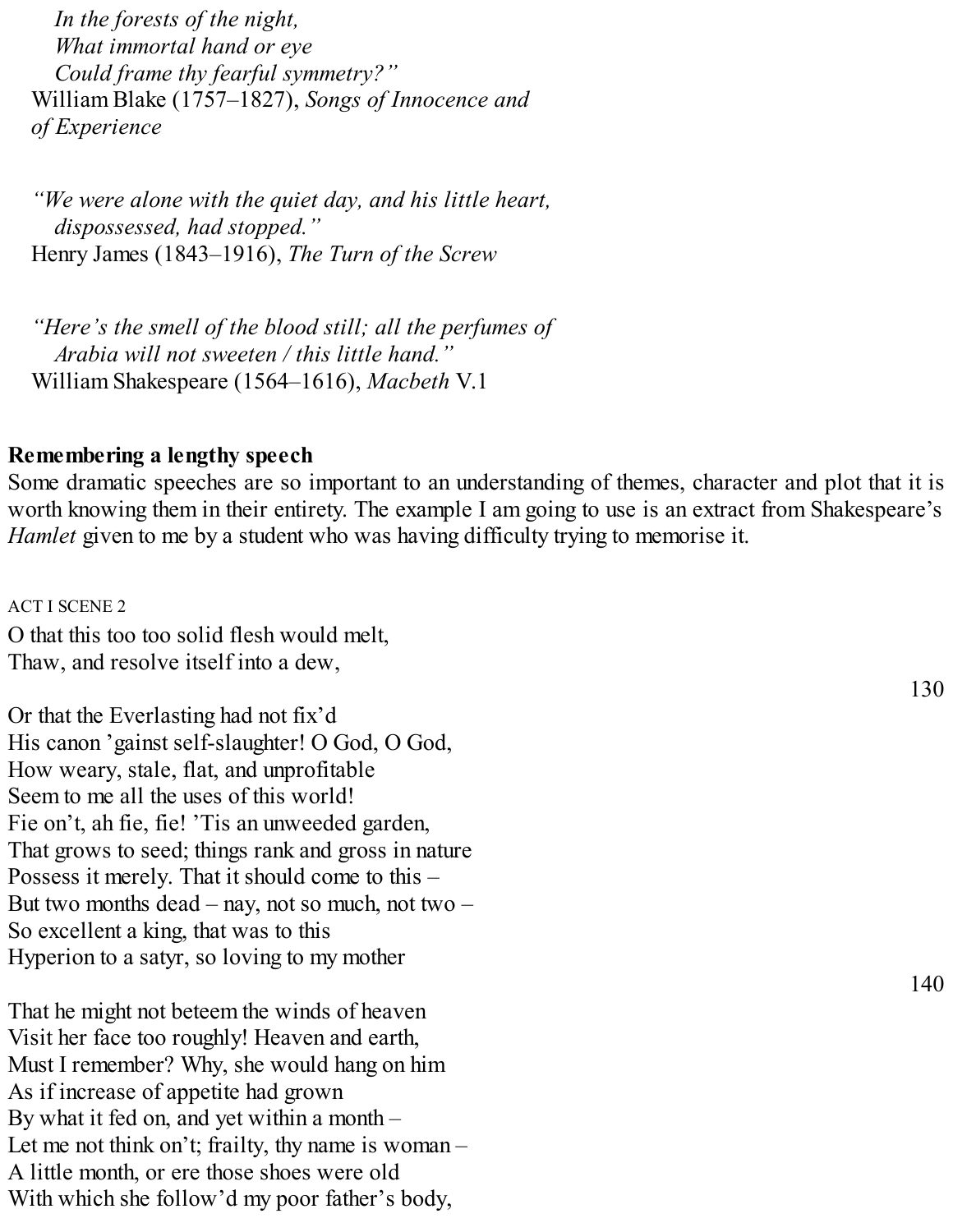*In the forests of the night,*
*What immortal hand or eye*
*Could frame thy fearful symmetry?"*
William Blake (1757–1827), *Songs of Innocence and of Experience*

*"We were alone with the quiet day, and his little heart, dispossessed, had stopped."*
Henry James (1843–1916), *The Turn of the Screw*

*"Here's the smell of the blood still; all the perfumes of Arabia will not sweeten / this little hand."*
William Shakespeare (1564–1616), *Macbeth* V.1

**Remembering a lengthy speech**

Some dramatic speeches are so important to an understanding of themes, character and plot that it is worth knowing them in their entirety. The example I am going to use is an extract from Shakespeare's *Hamlet* given to me by a student who was having difficulty trying to memorise it.

ACT I SCENE 2

O that this too too solid flesh would melt,
Thaw, and resolve itself into a dew,
Or that the Everlasting had not fix'd　　130
His canon 'gainst self-slaughter! O God, O God,
How weary, stale, flat, and unprofitable
Seem to me all the uses of this world!
Fie on't, ah fie, fie! 'Tis an unweeded garden,
That grows to seed; things rank and gross in nature
Possess it merely. That it should come to this –
But two months dead – nay, not so much, not two –
So excellent a king, that was to this
Hyperion to a satyr, so loving to my mother
That he might not beteem the winds of heaven　　140
Visit her face too roughly! Heaven and earth,
Must I remember? Why, she would hang on him
As if increase of appetite had grown
By what it fed on, and yet within a month –
Let me not think on't; frailty, thy name is woman –
A little month, or ere those shoes were old
With which she follow'd my poor father's body,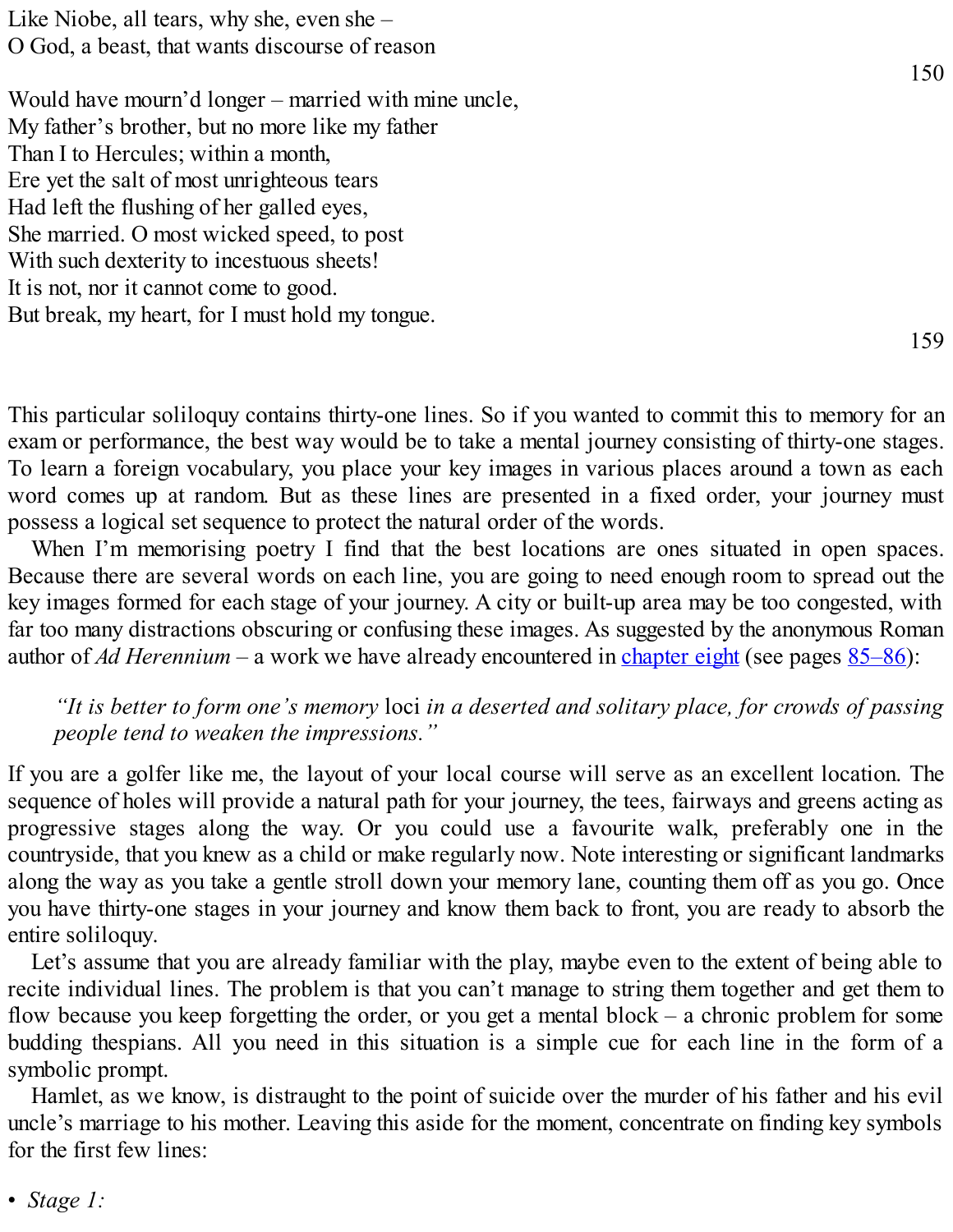Like Niobe, all tears, why she, even she –
O God, a beast, that wants discourse of reason

Would have mourn'd longer – married with mine uncle, 150
My father's brother, but no more like my father
Than I to Hercules; within a month,
Ere yet the salt of most unrighteous tears
Had left the flushing of her galled eyes,
She married. O most wicked speed, to post
With such dexterity to incestuous sheets!
It is not, nor it cannot come to good.
But break, my heart, for I must hold my tongue. 159

This particular soliloquy contains thirty-one lines. So if you wanted to commit this to memory for an exam or performance, the best way would be to take a mental journey consisting of thirty-one stages. To learn a foreign vocabulary, you place your key images in various places around a town as each word comes up at random. But as these lines are presented in a fixed order, your journey must possess a logical set sequence to protect the natural order of the words.

When I'm memorising poetry I find that the best locations are ones situated in open spaces. Because there are several words on each line, you are going to need enough room to spread out the key images formed for each stage of your journey. A city or built-up area may be too congested, with far too many distractions obscuring or confusing these images. As suggested by the anonymous Roman author of *Ad Herennium* – a work we have already encountered in chapter eight (see pages 85–86):

> *"It is better to form one's memory* loci *in a deserted and solitary place, for crowds of passing people tend to weaken the impressions."*

If you are a golfer like me, the layout of your local course will serve as an excellent location. The sequence of holes will provide a natural path for your journey, the tees, fairways and greens acting as progressive stages along the way. Or you could use a favourite walk, preferably one in the countryside, that you knew as a child or make regularly now. Note interesting or significant landmarks along the way as you take a gentle stroll down your memory lane, counting them off as you go. Once you have thirty-one stages in your journey and know them back to front, you are ready to absorb the entire soliloquy.

Let's assume that you are already familiar with the play, maybe even to the extent of being able to recite individual lines. The problem is that you can't manage to string them together and get them to flow because you keep forgetting the order, or you get a mental block – a chronic problem for some budding thespians. All you need in this situation is a simple cue for each line in the form of a symbolic prompt.

Hamlet, as we know, is distraught to the point of suicide over the murder of his father and his evil uncle's marriage to his mother. Leaving this aside for the moment, concentrate on finding key symbols for the first few lines:

- *Stage 1:*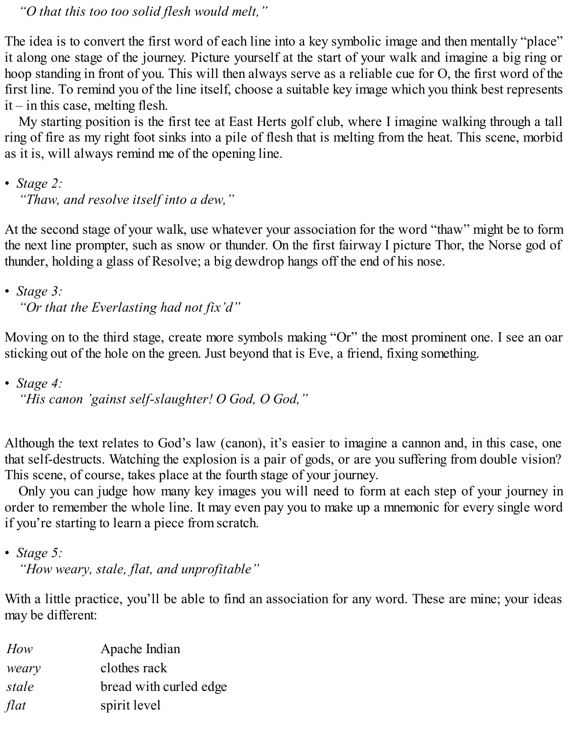*"O that this too too solid flesh would melt,"*

The idea is to convert the first word of each line into a key symbolic image and then mentally "place" it along one stage of the journey. Picture yourself at the start of your walk and imagine a big ring or hoop standing in front of you. This will then always serve as a reliable cue for O, the first word of the first line. To remind you of the line itself, choose a suitable key image which you think best represents it – in this case, melting flesh.

My starting position is the first tee at East Herts golf club, where I imagine walking through a tall ring of fire as my right foot sinks into a pile of flesh that is melting from the heat. This scene, morbid as it is, will always remind me of the opening line.

- *Stage 2:*
  *"Thaw, and resolve itself into a dew,"*

At the second stage of your walk, use whatever your association for the word "thaw" might be to form the next line prompter, such as snow or thunder. On the first fairway I picture Thor, the Norse god of thunder, holding a glass of Resolve; a big dewdrop hangs off the end of his nose.

- *Stage 3:*
  *"Or that the Everlasting had not fix'd"*

Moving on to the third stage, create more symbols making "Or" the most prominent one. I see an oar sticking out of the hole on the green. Just beyond that is Eve, a friend, fixing something.

- *Stage 4:*
  *"His canon 'gainst self-slaughter! O God, O God,"*

Although the text relates to God's law (canon), it's easier to imagine a cannon and, in this case, one that self-destructs. Watching the explosion is a pair of gods, or are you suffering from double vision? This scene, of course, takes place at the fourth stage of your journey.

Only you can judge how many key images you will need to form at each step of your journey in order to remember the whole line. It may even pay you to make up a mnemonic for every single word if you're starting to learn a piece from scratch.

- *Stage 5:*
  *"How weary, stale, flat, and unprofitable"*

With a little practice, you'll be able to find an association for any word. These are mine; your ideas may be different:

| | |
|---|---|
| *How* | Apache Indian |
| *weary* | clothes rack |
| *stale* | bread with curled edge |
| *flat* | spirit level |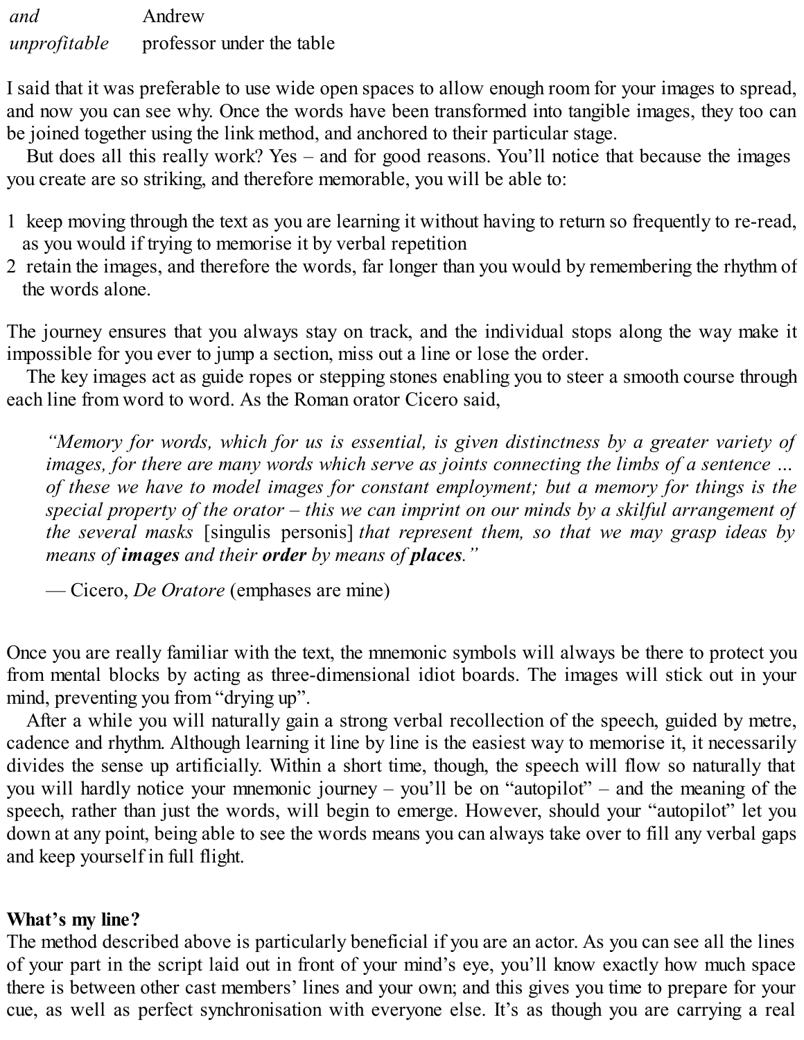| | |
|---|---|
| *and* | Andrew |
| *unprofitable* | professor under the table |

I said that it was preferable to use wide open spaces to allow enough room for your images to spread, and now you can see why. Once the words have been transformed into tangible images, they too can be joined together using the link method, and anchored to their particular stage.

But does all this really work? Yes – and for good reasons. You'll notice that because the images you create are so striking, and therefore memorable, you will be able to:

1. keep moving through the text as you are learning it without having to return so frequently to re-read, as you would if trying to memorise it by verbal repetition
2. retain the images, and therefore the words, far longer than you would by remembering the rhythm of the words alone.

The journey ensures that you always stay on track, and the individual stops along the way make it impossible for you ever to jump a section, miss out a line or lose the order.

The key images act as guide ropes or stepping stones enabling you to steer a smooth course through each line from word to word. As the Roman orator Cicero said,

> *"Memory for words, which for us is essential, is given distinctness by a greater variety of images, for there are many words which serve as joints connecting the limbs of a sentence … of these we have to model images for constant employment; but a memory for things is the special property of the orator – this we can imprint on our minds by a skilful arrangement of the several masks* [singulis personis] *that represent them, so that we may grasp ideas by means of **images** and their **order** by means of **places**."*
>
> — Cicero, *De Oratore* (emphases are mine)

Once you are really familiar with the text, the mnemonic symbols will always be there to protect you from mental blocks by acting as three-dimensional idiot boards. The images will stick out in your mind, preventing you from "drying up".

After a while you will naturally gain a strong verbal recollection of the speech, guided by metre, cadence and rhythm. Although learning it line by line is the easiest way to memorise it, it necessarily divides the sense up artificially. Within a short time, though, the speech will flow so naturally that you will hardly notice your mnemonic journey – you'll be on "autopilot" – and the meaning of the speech, rather than just the words, will begin to emerge. However, should your "autopilot" let you down at any point, being able to see the words means you can always take over to fill any verbal gaps and keep yourself in full flight.

**What's my line?**

The method described above is particularly beneficial if you are an actor. As you can see all the lines of your part in the script laid out in front of your mind's eye, you'll know exactly how much space there is between other cast members' lines and your own; and this gives you time to prepare for your cue, as well as perfect synchronisation with everyone else. It's as though you are carrying a real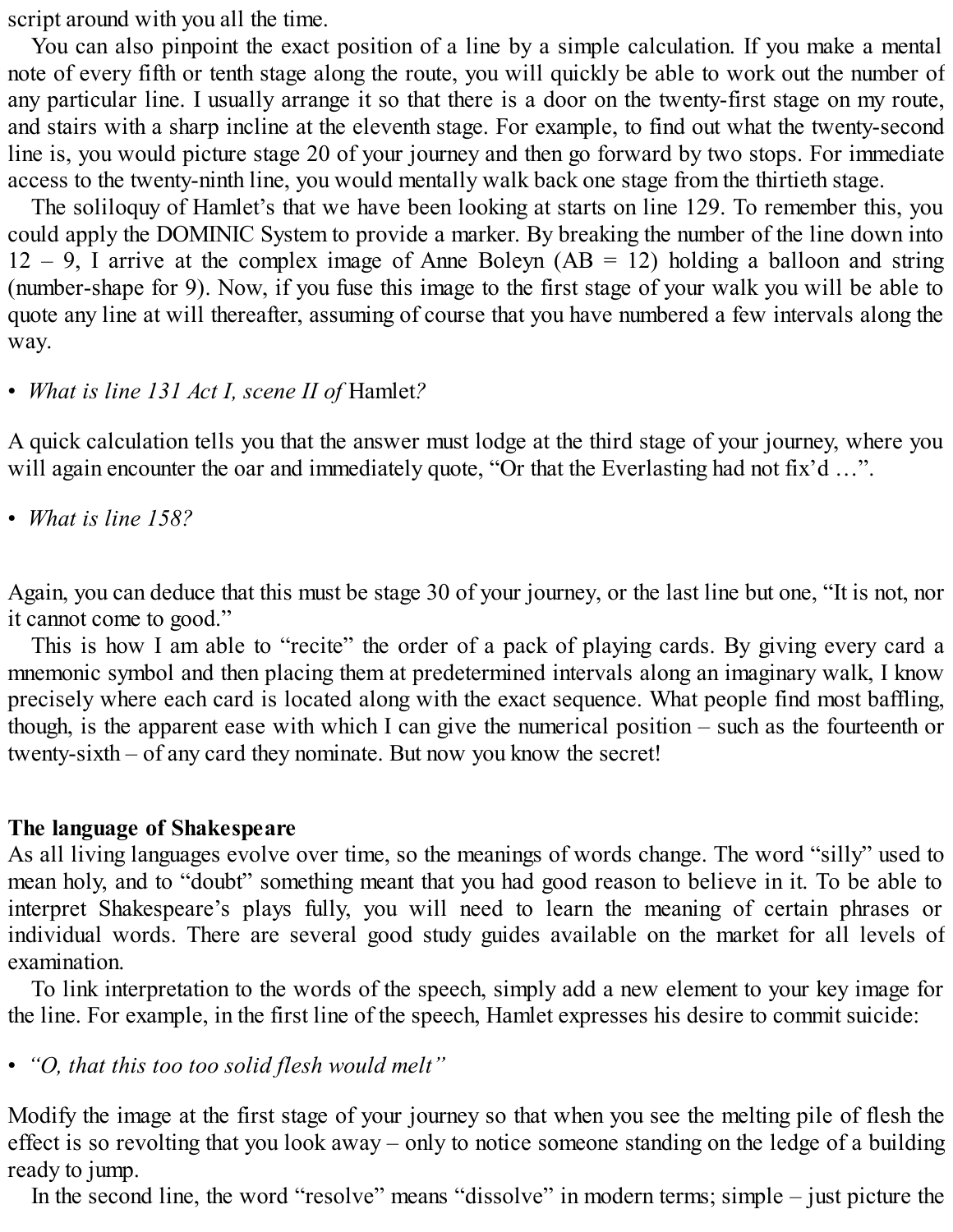script around with you all the time.

You can also pinpoint the exact position of a line by a simple calculation. If you make a mental note of every fifth or tenth stage along the route, you will quickly be able to work out the number of any particular line. I usually arrange it so that there is a door on the twenty-first stage on my route, and stairs with a sharp incline at the eleventh stage. For example, to find out what the twenty-second line is, you would picture stage 20 of your journey and then go forward by two stops. For immediate access to the twenty-ninth line, you would mentally walk back one stage from the thirtieth stage.

The soliloquy of Hamlet's that we have been looking at starts on line 129. To remember this, you could apply the DOMINIC System to provide a marker. By breaking the number of the line down into 12 – 9, I arrive at the complex image of Anne Boleyn (AB = 12) holding a balloon and string (number-shape for 9). Now, if you fuse this image to the first stage of your walk you will be able to quote any line at will thereafter, assuming of course that you have numbered a few intervals along the way.

- *What is line 131 Act I, scene II of* Hamlet*?*

A quick calculation tells you that the answer must lodge at the third stage of your journey, where you will again encounter the oar and immediately quote, "Or that the Everlasting had not fix'd …".

- *What is line 158?*

Again, you can deduce that this must be stage 30 of your journey, or the last line but one, "It is not, nor it cannot come to good."

This is how I am able to "recite" the order of a pack of playing cards. By giving every card a mnemonic symbol and then placing them at predetermined intervals along an imaginary walk, I know precisely where each card is located along with the exact sequence. What people find most baffling, though, is the apparent ease with which I can give the numerical position – such as the fourteenth or twenty-sixth – of any card they nominate. But now you know the secret!

**The language of Shakespeare**

As all living languages evolve over time, so the meanings of words change. The word "silly" used to mean holy, and to "doubt" something meant that you had good reason to believe in it. To be able to interpret Shakespeare's plays fully, you will need to learn the meaning of certain phrases or individual words. There are several good study guides available on the market for all levels of examination.

To link interpretation to the words of the speech, simply add a new element to your key image for the line. For example, in the first line of the speech, Hamlet expresses his desire to commit suicide:

- *"O, that this too too solid flesh would melt"*

Modify the image at the first stage of your journey so that when you see the melting pile of flesh the effect is so revolting that you look away – only to notice someone standing on the ledge of a building ready to jump.

In the second line, the word "resolve" means "dissolve" in modern terms; simple – just picture the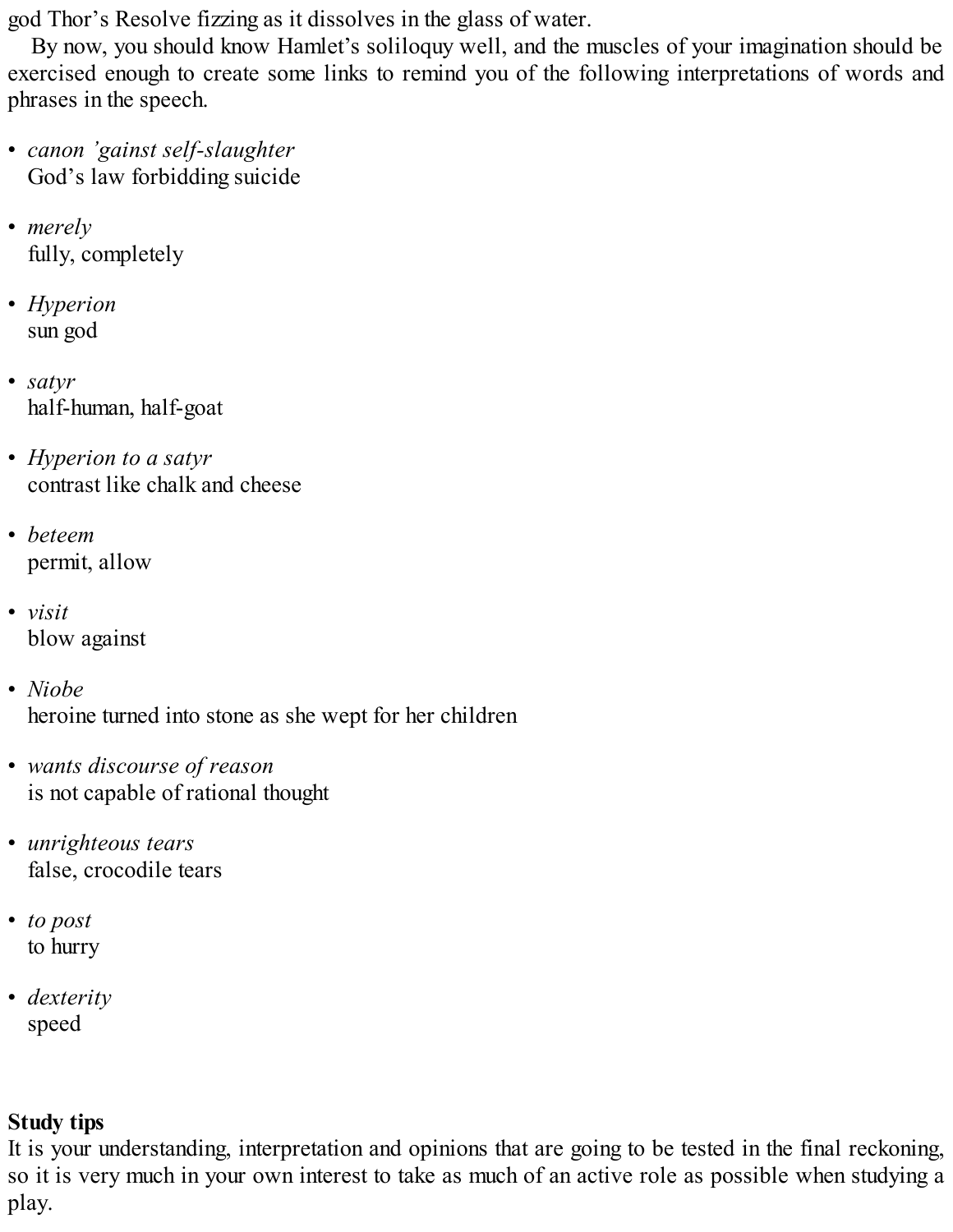god Thor's Resolve fizzing as it dissolves in the glass of water.

By now, you should know Hamlet's soliloquy well, and the muscles of your imagination should be exercised enough to create some links to remind you of the following interpretations of words and phrases in the speech.

- *canon 'gainst self-slaughter*
  God's law forbidding suicide

- *merely*
  fully, completely

- *Hyperion*
  sun god

- *satyr*
  half-human, half-goat

- *Hyperion to a satyr*
  contrast like chalk and cheese

- *beteem*
  permit, allow

- *visit*
  blow against

- *Niobe*
  heroine turned into stone as she wept for her children

- *wants discourse of reason*
  is not capable of rational thought

- *unrighteous tears*
  false, crocodile tears

- *to post*
  to hurry

- *dexterity*
  speed

**Study tips**

It is your understanding, interpretation and opinions that are going to be tested in the final reckoning, so it is very much in your own interest to take as much of an active role as possible when studying a play.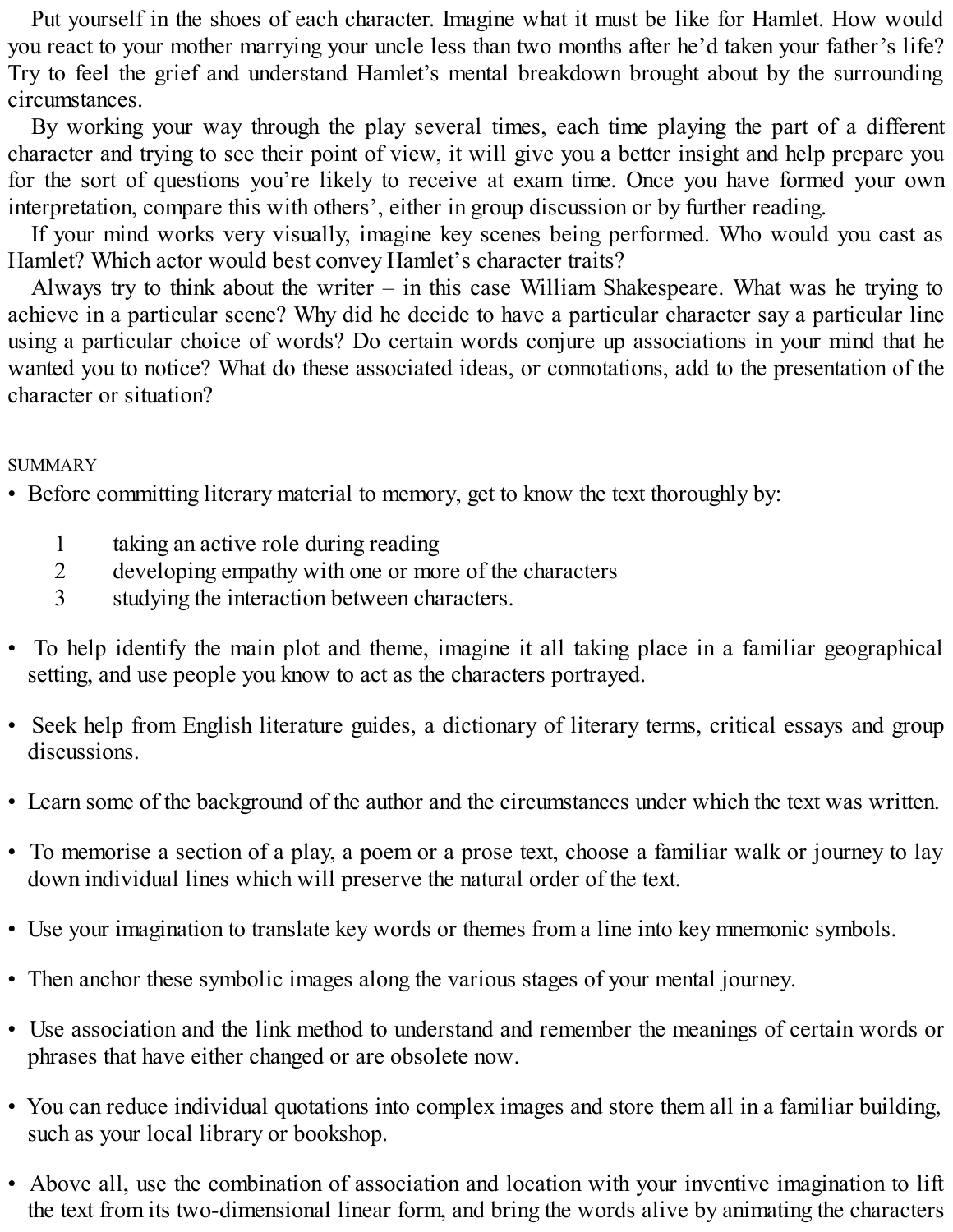Put yourself in the shoes of each character. Imagine what it must be like for Hamlet. How would you react to your mother marrying your uncle less than two months after he'd taken your father's life? Try to feel the grief and understand Hamlet's mental breakdown brought about by the surrounding circumstances.

By working your way through the play several times, each time playing the part of a different character and trying to see their point of view, it will give you a better insight and help prepare you for the sort of questions you're likely to receive at exam time. Once you have formed your own interpretation, compare this with others', either in group discussion or by further reading.

If your mind works very visually, imagine key scenes being performed. Who would you cast as Hamlet? Which actor would best convey Hamlet's character traits?

Always try to think about the writer – in this case William Shakespeare. What was he trying to achieve in a particular scene? Why did he decide to have a particular character say a particular line using a particular choice of words? Do certain words conjure up associations in your mind that he wanted you to notice? What do these associated ideas, or connotations, add to the presentation of the character or situation?

## SUMMARY

- Before committing literary material to memory, get to know the text thoroughly by:
  1. taking an active role during reading
  2. developing empathy with one or more of the characters
  3. studying the interaction between characters.
- To help identify the main plot and theme, imagine it all taking place in a familiar geographical setting, and use people you know to act as the characters portrayed.
- Seek help from English literature guides, a dictionary of literary terms, critical essays and group discussions.
- Learn some of the background of the author and the circumstances under which the text was written.
- To memorise a section of a play, a poem or a prose text, choose a familiar walk or journey to lay down individual lines which will preserve the natural order of the text.
- Use your imagination to translate key words or themes from a line into key mnemonic symbols.
- Then anchor these symbolic images along the various stages of your mental journey.
- Use association and the link method to understand and remember the meanings of certain words or phrases that have either changed or are obsolete now.
- You can reduce individual quotations into complex images and store them all in a familiar building, such as your local library or bookshop.
- Above all, use the combination of association and location with your inventive imagination to lift the text from its two-dimensional linear form, and bring the words alive by animating the characters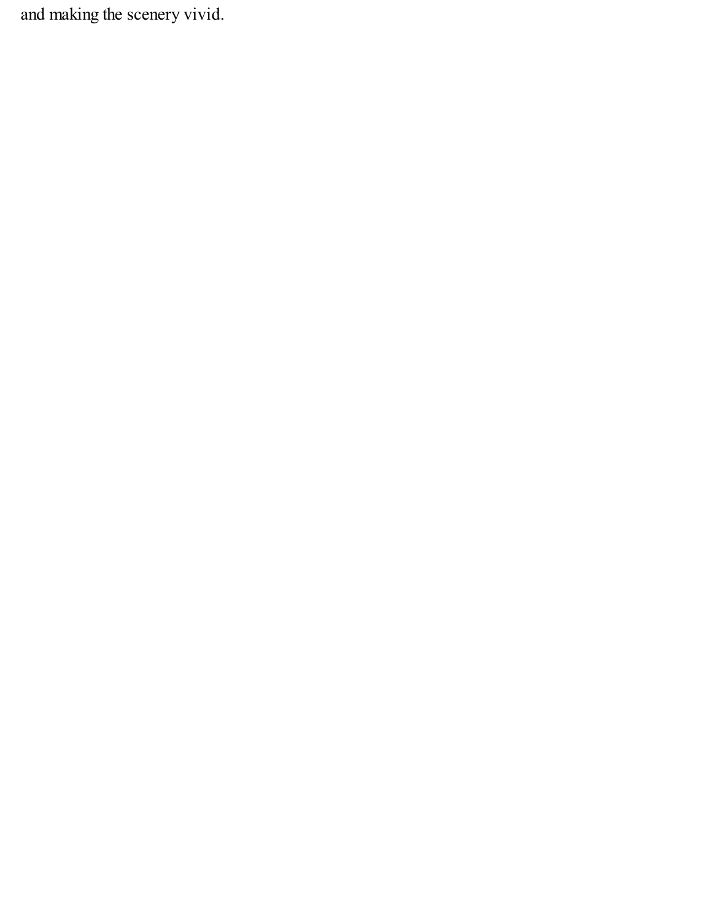and making the scenery vivid.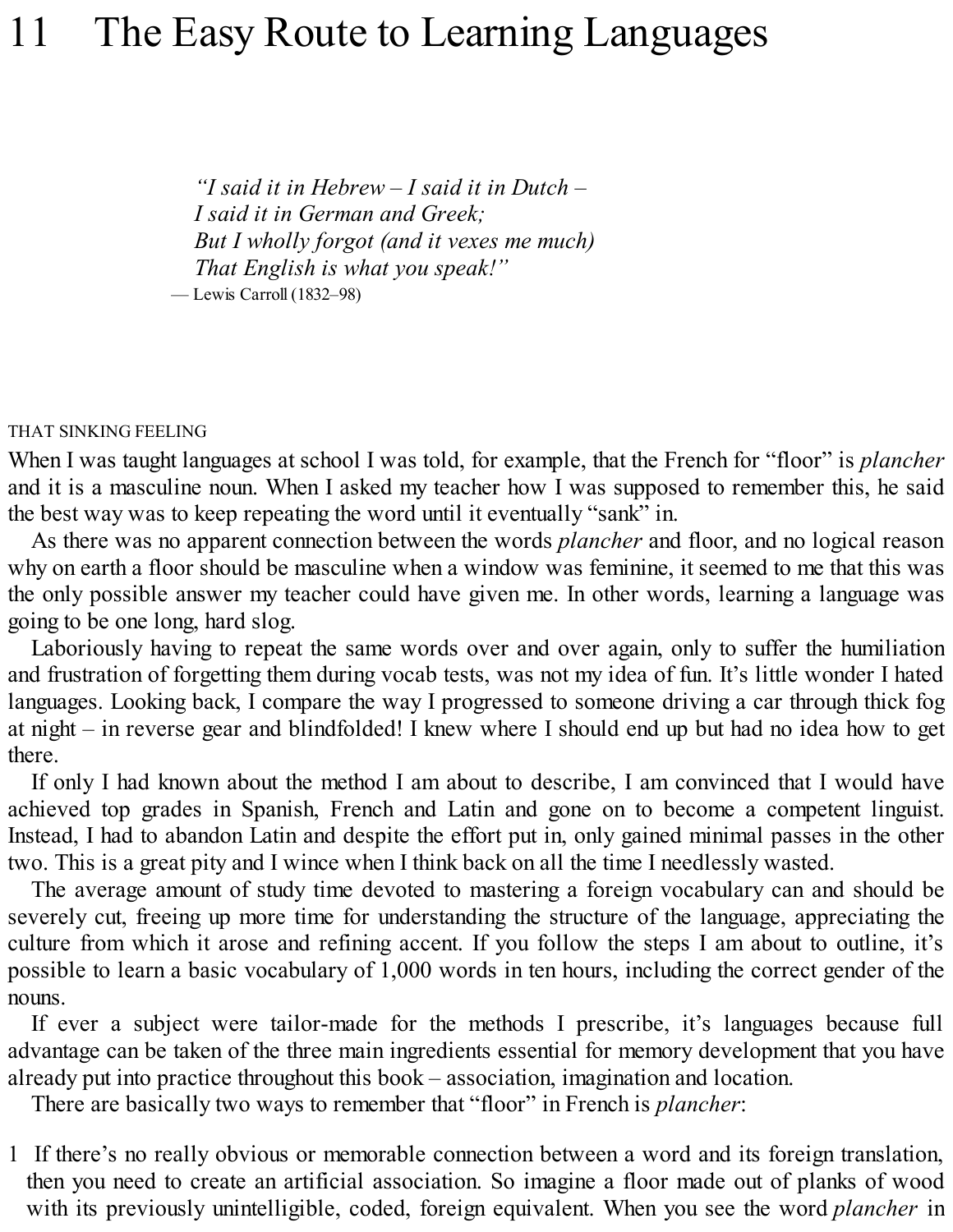# 11 The Easy Route to Learning Languages

> *"I said it in Hebrew – I said it in Dutch –*
> *I said it in German and Greek;*
> *But I wholly forgot (and it vexes me much)*
> *That English is what you speak!"*
>
> — Lewis Carroll (1832–98)

THAT SINKING FEELING

When I was taught languages at school I was told, for example, that the French for "floor" is *plancher* and it is a masculine noun. When I asked my teacher how I was supposed to remember this, he said the best way was to keep repeating the word until it eventually "sank" in.

As there was no apparent connection between the words *plancher* and floor, and no logical reason why on earth a floor should be masculine when a window was feminine, it seemed to me that this was the only possible answer my teacher could have given me. In other words, learning a language was going to be one long, hard slog.

Laboriously having to repeat the same words over and over again, only to suffer the humiliation and frustration of forgetting them during vocab tests, was not my idea of fun. It's little wonder I hated languages. Looking back, I compare the way I progressed to someone driving a car through thick fog at night – in reverse gear and blindfolded! I knew where I should end up but had no idea how to get there.

If only I had known about the method I am about to describe, I am convinced that I would have achieved top grades in Spanish, French and Latin and gone on to become a competent linguist. Instead, I had to abandon Latin and despite the effort put in, only gained minimal passes in the other two. This is a great pity and I wince when I think back on all the time I needlessly wasted.

The average amount of study time devoted to mastering a foreign vocabulary can and should be severely cut, freeing up more time for understanding the structure of the language, appreciating the culture from which it arose and refining accent. If you follow the steps I am about to outline, it's possible to learn a basic vocabulary of 1,000 words in ten hours, including the correct gender of the nouns.

If ever a subject were tailor-made for the methods I prescribe, it's languages because full advantage can be taken of the three main ingredients essential for memory development that you have already put into practice throughout this book – association, imagination and location.

There are basically two ways to remember that "floor" in French is *plancher*:

1 If there's no really obvious or memorable connection between a word and its foreign translation, then you need to create an artificial association. So imagine a floor made out of planks of wood with its previously unintelligible, coded, foreign equivalent. When you see the word *plancher* in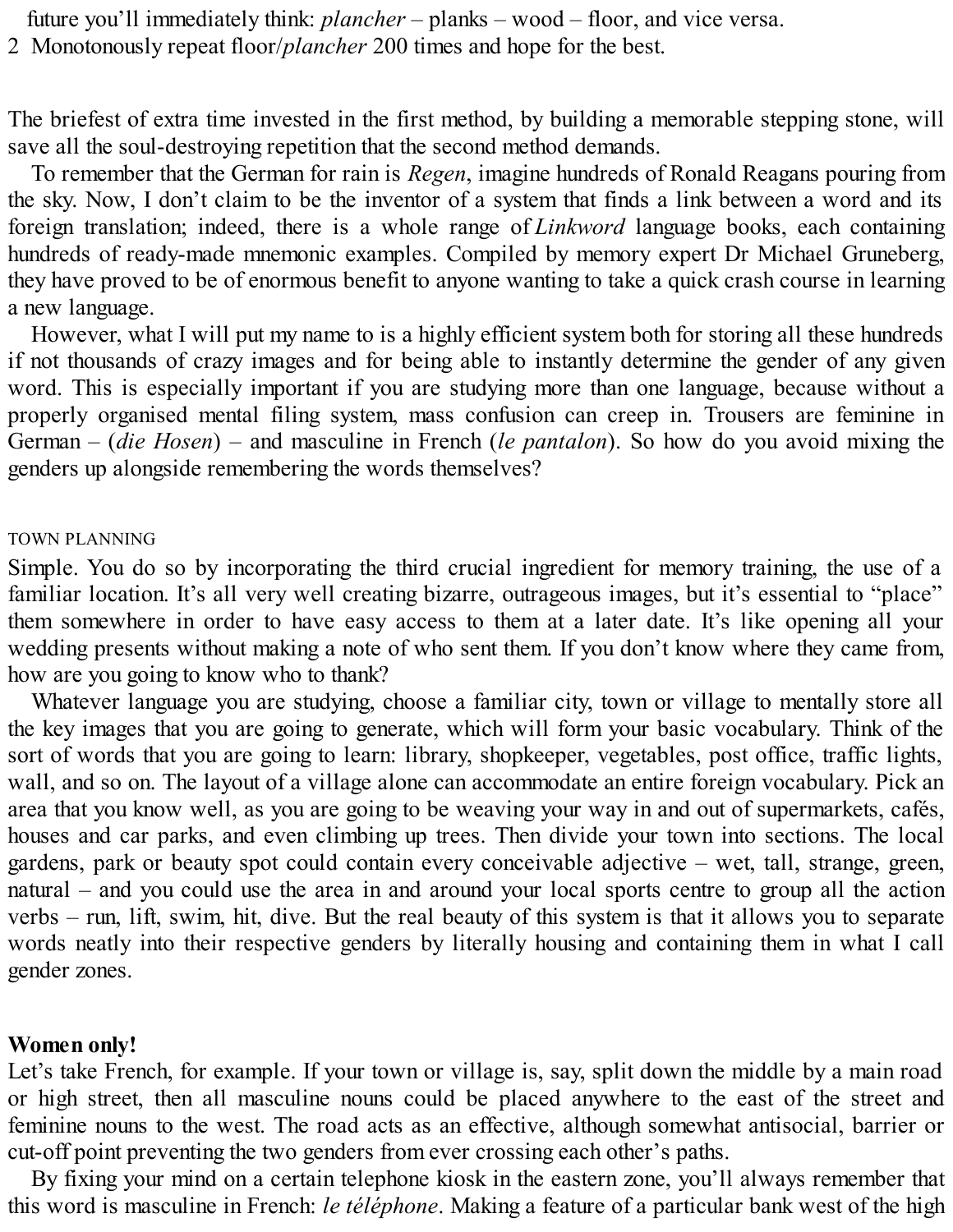future you'll immediately think: *plancher* – planks – wood – floor, and vice versa.

2 Monotonously repeat floor/*plancher* 200 times and hope for the best.

The briefest of extra time invested in the first method, by building a memorable stepping stone, will save all the soul-destroying repetition that the second method demands.

To remember that the German for rain is *Regen*, imagine hundreds of Ronald Reagans pouring from the sky. Now, I don't claim to be the inventor of a system that finds a link between a word and its foreign translation; indeed, there is a whole range of *Linkword* language books, each containing hundreds of ready-made mnemonic examples. Compiled by memory expert Dr Michael Gruneberg, they have proved to be of enormous benefit to anyone wanting to take a quick crash course in learning a new language.

However, what I will put my name to is a highly efficient system both for storing all these hundreds if not thousands of crazy images and for being able to instantly determine the gender of any given word. This is especially important if you are studying more than one language, because without a properly organised mental filing system, mass confusion can creep in. Trousers are feminine in German – (*die Hosen*) – and masculine in French (*le pantalon*). So how do you avoid mixing the genders up alongside remembering the words themselves?

## TOWN PLANNING

Simple. You do so by incorporating the third crucial ingredient for memory training, the use of a familiar location. It's all very well creating bizarre, outrageous images, but it's essential to "place" them somewhere in order to have easy access to them at a later date. It's like opening all your wedding presents without making a note of who sent them. If you don't know where they came from, how are you going to know who to thank?

Whatever language you are studying, choose a familiar city, town or village to mentally store all the key images that you are going to generate, which will form your basic vocabulary. Think of the sort of words that you are going to learn: library, shopkeeper, vegetables, post office, traffic lights, wall, and so on. The layout of a village alone can accommodate an entire foreign vocabulary. Pick an area that you know well, as you are going to be weaving your way in and out of supermarkets, cafés, houses and car parks, and even climbing up trees. Then divide your town into sections. The local gardens, park or beauty spot could contain every conceivable adjective – wet, tall, strange, green, natural – and you could use the area in and around your local sports centre to group all the action verbs – run, lift, swim, hit, dive. But the real beauty of this system is that it allows you to separate words neatly into their respective genders by literally housing and containing them in what I call gender zones.

## Women only!

Let's take French, for example. If your town or village is, say, split down the middle by a main road or high street, then all masculine nouns could be placed anywhere to the east of the street and feminine nouns to the west. The road acts as an effective, although somewhat antisocial, barrier or cut-off point preventing the two genders from ever crossing each other's paths.

By fixing your mind on a certain telephone kiosk in the eastern zone, you'll always remember that this word is masculine in French: *le téléphone*. Making a feature of a particular bank west of the high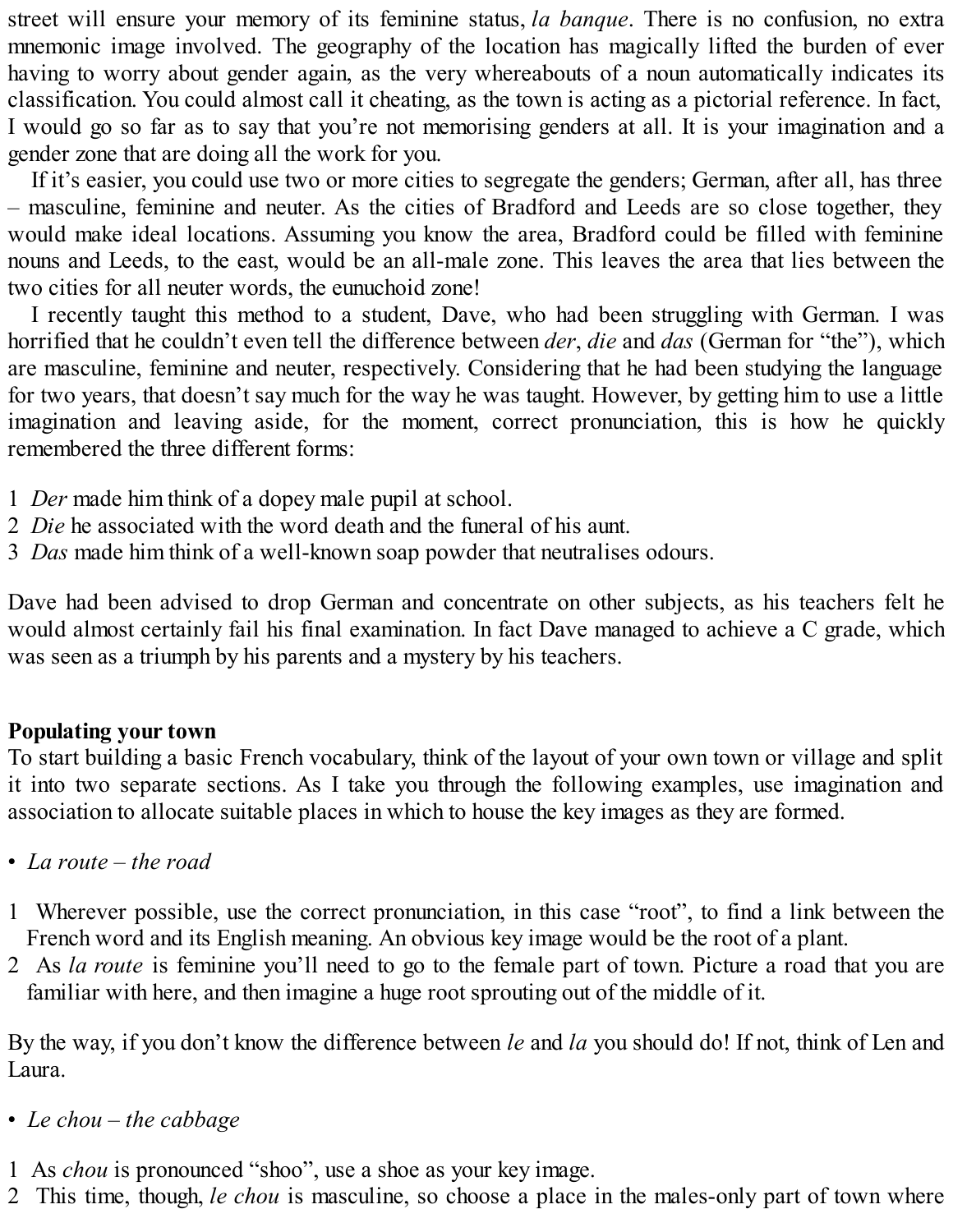street will ensure your memory of its feminine status, *la banque*. There is no confusion, no extra mnemonic image involved. The geography of the location has magically lifted the burden of ever having to worry about gender again, as the very whereabouts of a noun automatically indicates its classification. You could almost call it cheating, as the town is acting as a pictorial reference. In fact, I would go so far as to say that you're not memorising genders at all. It is your imagination and a gender zone that are doing all the work for you.

If it's easier, you could use two or more cities to segregate the genders; German, after all, has three – masculine, feminine and neuter. As the cities of Bradford and Leeds are so close together, they would make ideal locations. Assuming you know the area, Bradford could be filled with feminine nouns and Leeds, to the east, would be an all-male zone. This leaves the area that lies between the two cities for all neuter words, the eunuchoid zone!

I recently taught this method to a student, Dave, who had been struggling with German. I was horrified that he couldn't even tell the difference between *der*, *die* and *das* (German for "the"), which are masculine, feminine and neuter, respectively. Considering that he had been studying the language for two years, that doesn't say much for the way he was taught. However, by getting him to use a little imagination and leaving aside, for the moment, correct pronunciation, this is how he quickly remembered the three different forms:

1 *Der* made him think of a dopey male pupil at school.
2 *Die* he associated with the word death and the funeral of his aunt.
3 *Das* made him think of a well-known soap powder that neutralises odours.

Dave had been advised to drop German and concentrate on other subjects, as his teachers felt he would almost certainly fail his final examination. In fact Dave managed to achieve a C grade, which was seen as a triumph by his parents and a mystery by his teachers.

## Populating your town

To start building a basic French vocabulary, think of the layout of your own town or village and split it into two separate sections. As I take you through the following examples, use imagination and association to allocate suitable places in which to house the key images as they are formed.

- *La route – the road*

1 Wherever possible, use the correct pronunciation, in this case "root", to find a link between the French word and its English meaning. An obvious key image would be the root of a plant.
2 As *la route* is feminine you'll need to go to the female part of town. Picture a road that you are familiar with here, and then imagine a huge root sprouting out of the middle of it.

By the way, if you don't know the difference between *le* and *la* you should do! If not, think of Len and Laura.

- *Le chou – the cabbage*

1 As *chou* is pronounced "shoo", use a shoe as your key image.
2 This time, though, *le chou* is masculine, so choose a place in the males-only part of town where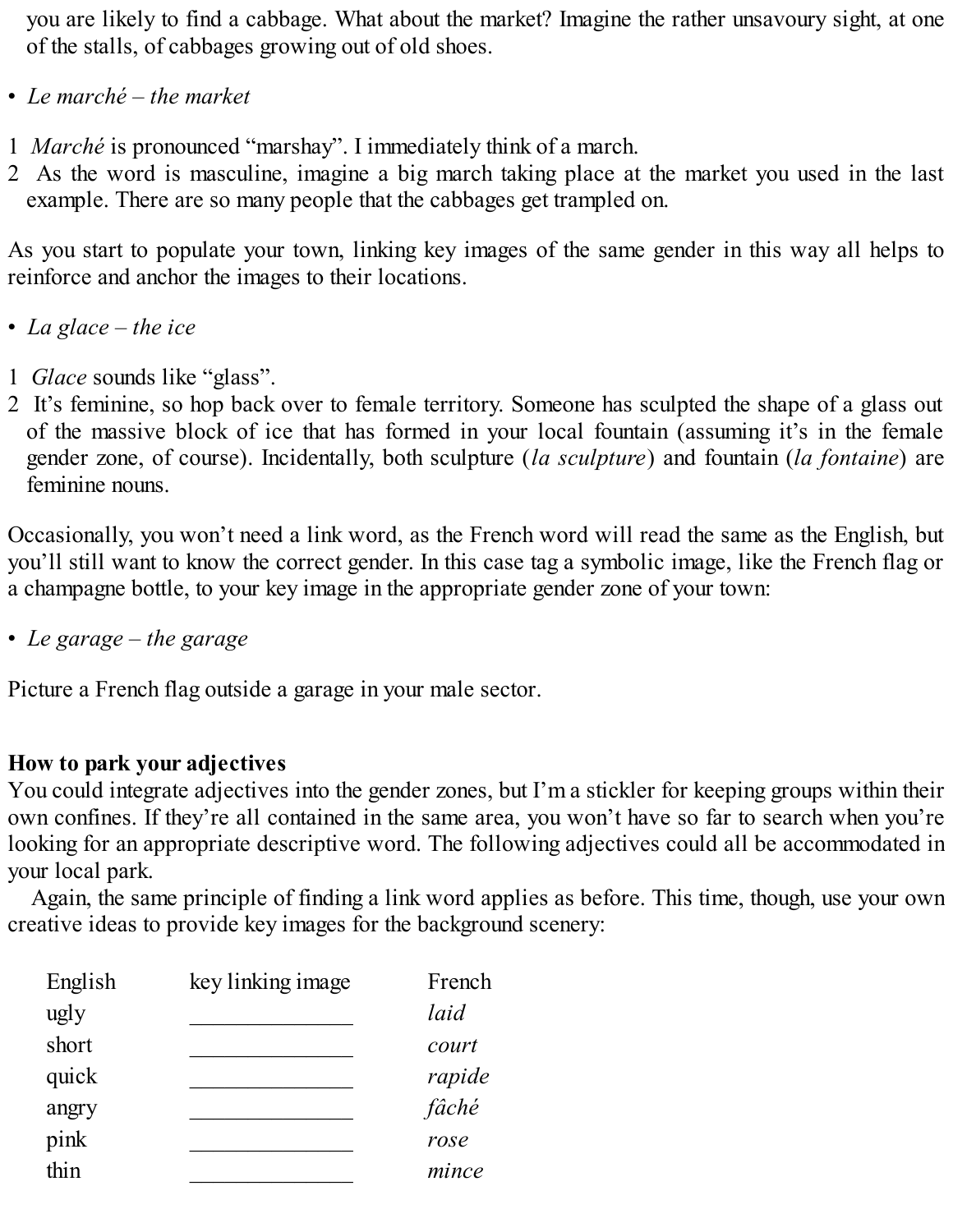you are likely to find a cabbage. What about the market? Imagine the rather unsavoury sight, at one of the stalls, of cabbages growing out of old shoes.

- *Le marché – the market*

1 *Marché* is pronounced "marshay". I immediately think of a march.
2 As the word is masculine, imagine a big march taking place at the market you used in the last example. There are so many people that the cabbages get trampled on.

As you start to populate your town, linking key images of the same gender in this way all helps to reinforce and anchor the images to their locations.

- *La glace – the ice*

1 *Glace* sounds like "glass".
2 It's feminine, so hop back over to female territory. Someone has sculpted the shape of a glass out of the massive block of ice that has formed in your local fountain (assuming it's in the female gender zone, of course). Incidentally, both sculpture (*la sculpture*) and fountain (*la fontaine*) are feminine nouns.

Occasionally, you won't need a link word, as the French word will read the same as the English, but you'll still want to know the correct gender. In this case tag a symbolic image, like the French flag or a champagne bottle, to your key image in the appropriate gender zone of your town:

- *Le garage – the garage*

Picture a French flag outside a garage in your male sector.

**How to park your adjectives**

You could integrate adjectives into the gender zones, but I'm a stickler for keeping groups within their own confines. If they're all contained in the same area, you won't have so far to search when you're looking for an appropriate descriptive word. The following adjectives could all be accommodated in your local park.

Again, the same principle of finding a link word applies as before. This time, though, use your own creative ideas to provide key images for the background scenery:

| English | key linking image | French |
|---|---|---|
| ugly | _______________ | *laid* |
| short | _______________ | *court* |
| quick | _______________ | *rapide* |
| angry | _______________ | *fâché* |
| pink | _______________ | *rose* |
| thin | _______________ | *mince* |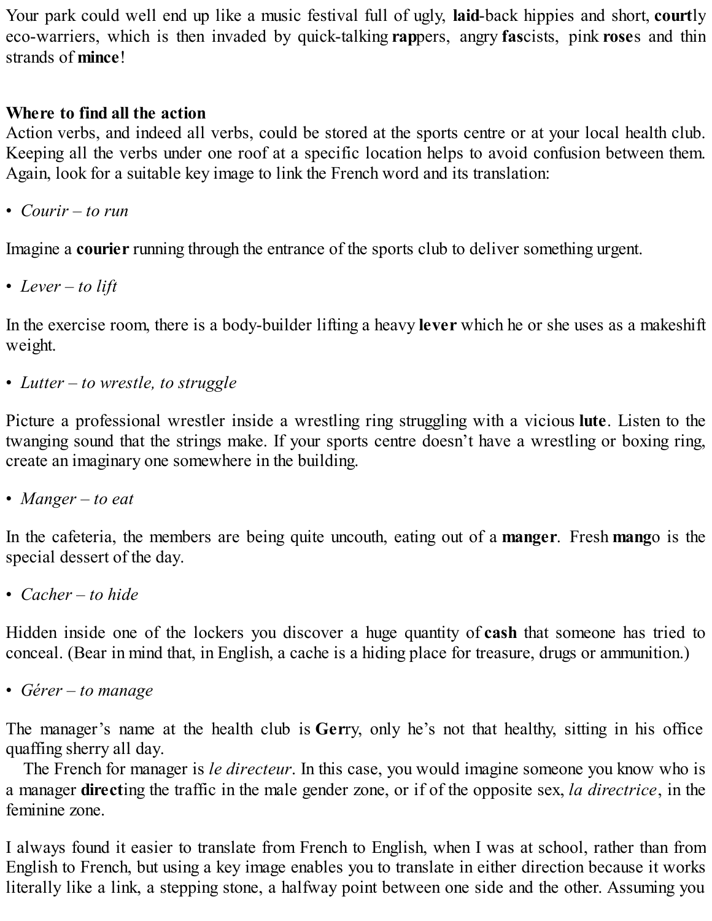Your park could well end up like a music festival full of ugly, **laid**-back hippies and short, **court**ly eco-warriers, which is then invaded by quick-talking **rap**pers, angry **fas**cists, pink **rose**s and thin strands of **mince**!

**Where to find all the action**
Action verbs, and indeed all verbs, could be stored at the sports centre or at your local health club. Keeping all the verbs under one roof at a specific location helps to avoid confusion between them. Again, look for a suitable key image to link the French word and its translation:

• *Courir – to run*

Imagine a **courier** running through the entrance of the sports club to deliver something urgent.

• *Lever – to lift*

In the exercise room, there is a body-builder lifting a heavy **lever** which he or she uses as a makeshift weight.

• *Lutter – to wrestle, to struggle*

Picture a professional wrestler inside a wrestling ring struggling with a vicious **lute**. Listen to the twanging sound that the strings make. If your sports centre doesn't have a wrestling or boxing ring, create an imaginary one somewhere in the building.

• *Manger – to eat*

In the cafeteria, the members are being quite uncouth, eating out of a **manger**. Fresh **mang**o is the special dessert of the day.

• *Cacher – to hide*

Hidden inside one of the lockers you discover a huge quantity of **cash** that someone has tried to conceal. (Bear in mind that, in English, a cache is a hiding place for treasure, drugs or ammunition.)

• *Gérer – to manage*

The manager's name at the health club is **Ger**ry, only he's not that healthy, sitting in his office quaffing sherry all day.

The French for manager is *le directeur*. In this case, you would imagine someone you know who is a manager **direct**ing the traffic in the male gender zone, or if of the opposite sex, *la directrice*, in the feminine zone.

I always found it easier to translate from French to English, when I was at school, rather than from English to French, but using a key image enables you to translate in either direction because it works literally like a link, a stepping stone, a halfway point between one side and the other. Assuming you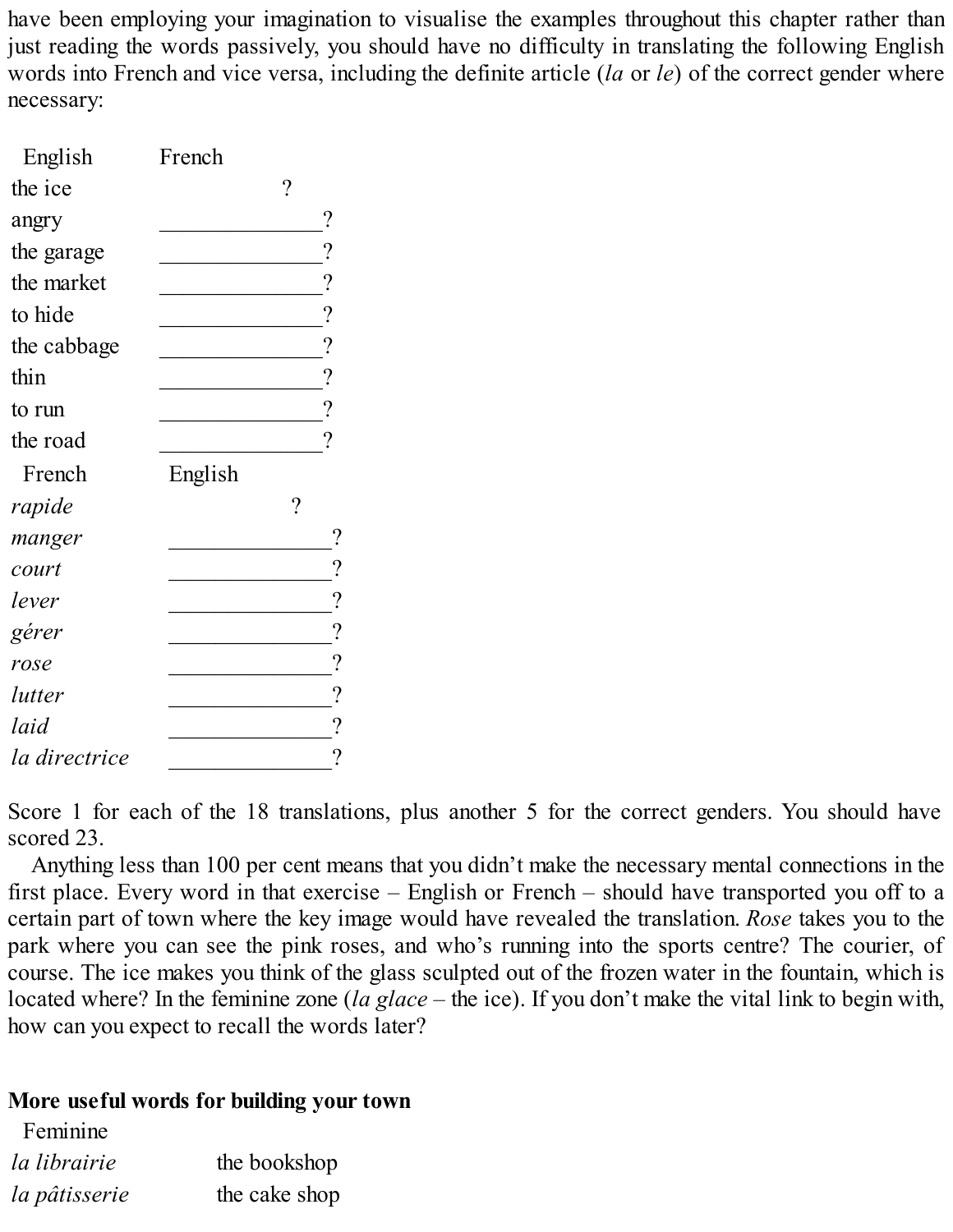have been employing your imagination to visualise the examples throughout this chapter rather than just reading the words passively, you should have no difficulty in translating the following English words into French and vice versa, including the definite article (*la* or *le*) of the correct gender where necessary:

| English | French |
|---|---|
| the ice | ? |
| angry | ______________? |
| the garage | ______________? |
| the market | ______________? |
| to hide | ______________? |
| the cabbage | ______________? |
| thin | ______________? |
| to run | ______________? |
| the road | ______________? |

| French | English |
|---|---|
| *rapide* | ? |
| *manger* | ______________? |
| *court* | ______________? |
| *lever* | ______________? |
| *gérer* | ______________? |
| *rose* | ______________? |
| *lutter* | ______________? |
| *laid* | ______________? |
| *la directrice* | ______________? |

Score 1 for each of the 18 translations, plus another 5 for the correct genders. You should have scored 23.

Anything less than 100 per cent means that you didn't make the necessary mental connections in the first place. Every word in that exercise – English or French – should have transported you off to a certain part of town where the key image would have revealed the translation. *Rose* takes you to the park where you can see the pink roses, and who's running into the sports centre? The courier, of course. The ice makes you think of the glass sculpted out of the frozen water in the fountain, which is located where? In the feminine zone (*la glace* – the ice). If you don't make the vital link to begin with, how can you expect to recall the words later?

**More useful words for building your town**

Feminine

| | |
|---|---|
| *la librairie* | the bookshop |
| *la pâtisserie* | the cake shop |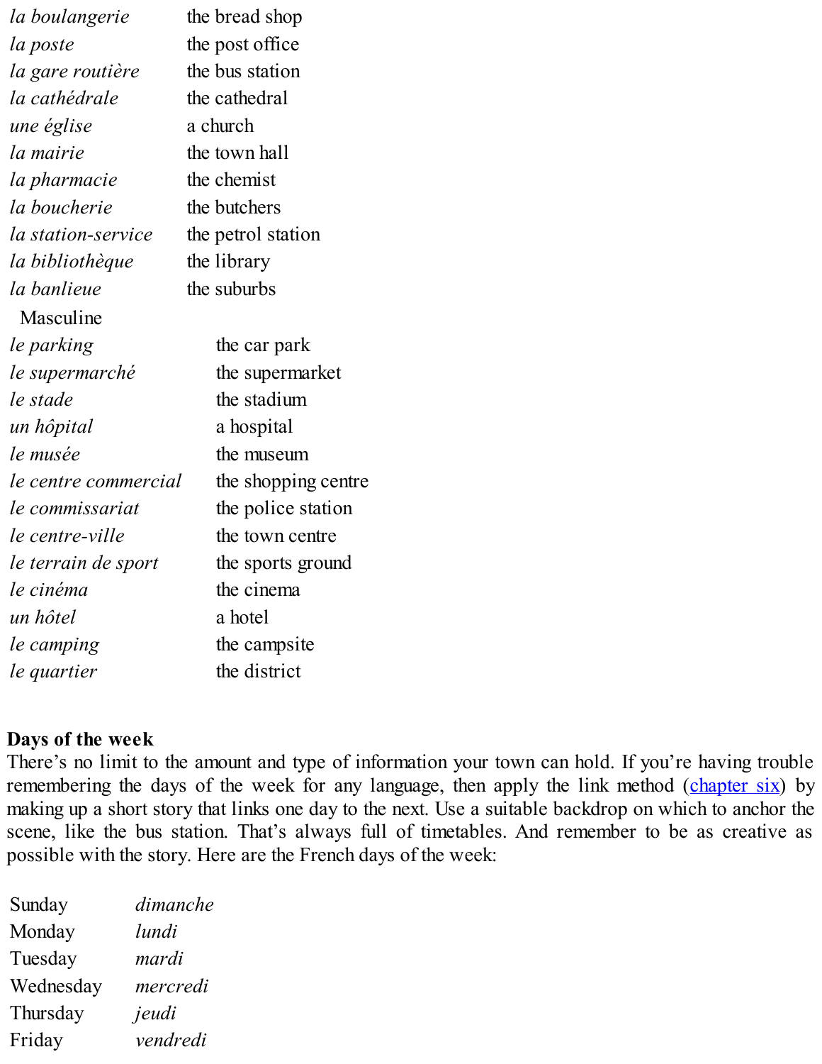| | |
|---|---|
| *la boulangerie* | the bread shop |
| *la poste* | the post office |
| *la gare routière* | the bus station |
| *la cathédrale* | the cathedral |
| *une église* | a church |
| *la mairie* | the town hall |
| *la pharmacie* | the chemist |
| *la boucherie* | the butchers |
| *la station-service* | the petrol station |
| *la bibliothèque* | the library |
| *la banlieue* | the suburbs |

Masculine

| | |
|---|---|
| *le parking* | the car park |
| *le supermarché* | the supermarket |
| *le stade* | the stadium |
| *un hôpital* | a hospital |
| *le musée* | the museum |
| *le centre commercial* | the shopping centre |
| *le commissariat* | the police station |
| *le centre-ville* | the town centre |
| *le terrain de sport* | the sports ground |
| *le cinéma* | the cinema |
| *un hôtel* | a hotel |
| *le camping* | the campsite |
| *le quartier* | the district |

**Days of the week**

There's no limit to the amount and type of information your town can hold. If you're having trouble remembering the days of the week for any language, then apply the link method (chapter six) by making up a short story that links one day to the next. Use a suitable backdrop on which to anchor the scene, like the bus station. That's always full of timetables. And remember to be as creative as possible with the story. Here are the French days of the week:

| | |
|---|---|
| Sunday | *dimanche* |
| Monday | *lundi* |
| Tuesday | *mardi* |
| Wednesday | *mercredi* |
| Thursday | *jeudi* |
| Friday | *vendredi* |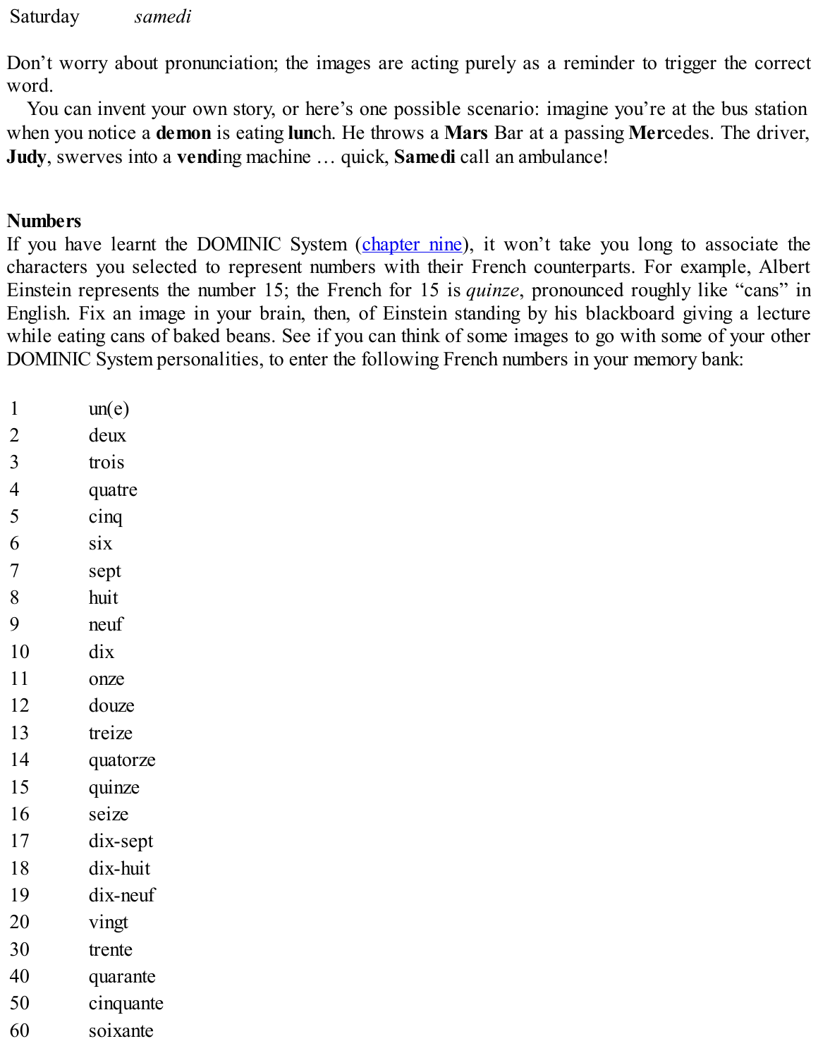| Saturday | *samedi* |
|---|---|

Don't worry about pronunciation; the images are acting purely as a reminder to trigger the correct word.

You can invent your own story, or here's one possible scenario: imagine you're at the bus station when you notice a **demon** is eating **lun**ch. He throws a **Mars** Bar at a passing **Mer**cedes. The driver, **Judy**, swerves into a **vend**ing machine … quick, **Samedi** call an ambulance!

**Numbers**

If you have learnt the DOMINIC System (chapter nine), it won't take you long to associate the characters you selected to represent numbers with their French counterparts. For example, Albert Einstein represents the number 15; the French for 15 is *quinze*, pronounced roughly like "cans" in English. Fix an image in your brain, then, of Einstein standing by his blackboard giving a lecture while eating cans of baked beans. See if you can think of some images to go with some of your other DOMINIC System personalities, to enter the following French numbers in your memory bank:

| | |
|---|---|
| 1 | un(e) |
| 2 | deux |
| 3 | trois |
| 4 | quatre |
| 5 | cinq |
| 6 | six |
| 7 | sept |
| 8 | huit |
| 9 | neuf |
| 10 | dix |
| 11 | onze |
| 12 | douze |
| 13 | treize |
| 14 | quatorze |
| 15 | quinze |
| 16 | seize |
| 17 | dix-sept |
| 18 | dix-huit |
| 19 | dix-neuf |
| 20 | vingt |
| 30 | trente |
| 40 | quarante |
| 50 | cinquante |
| 60 | soixante |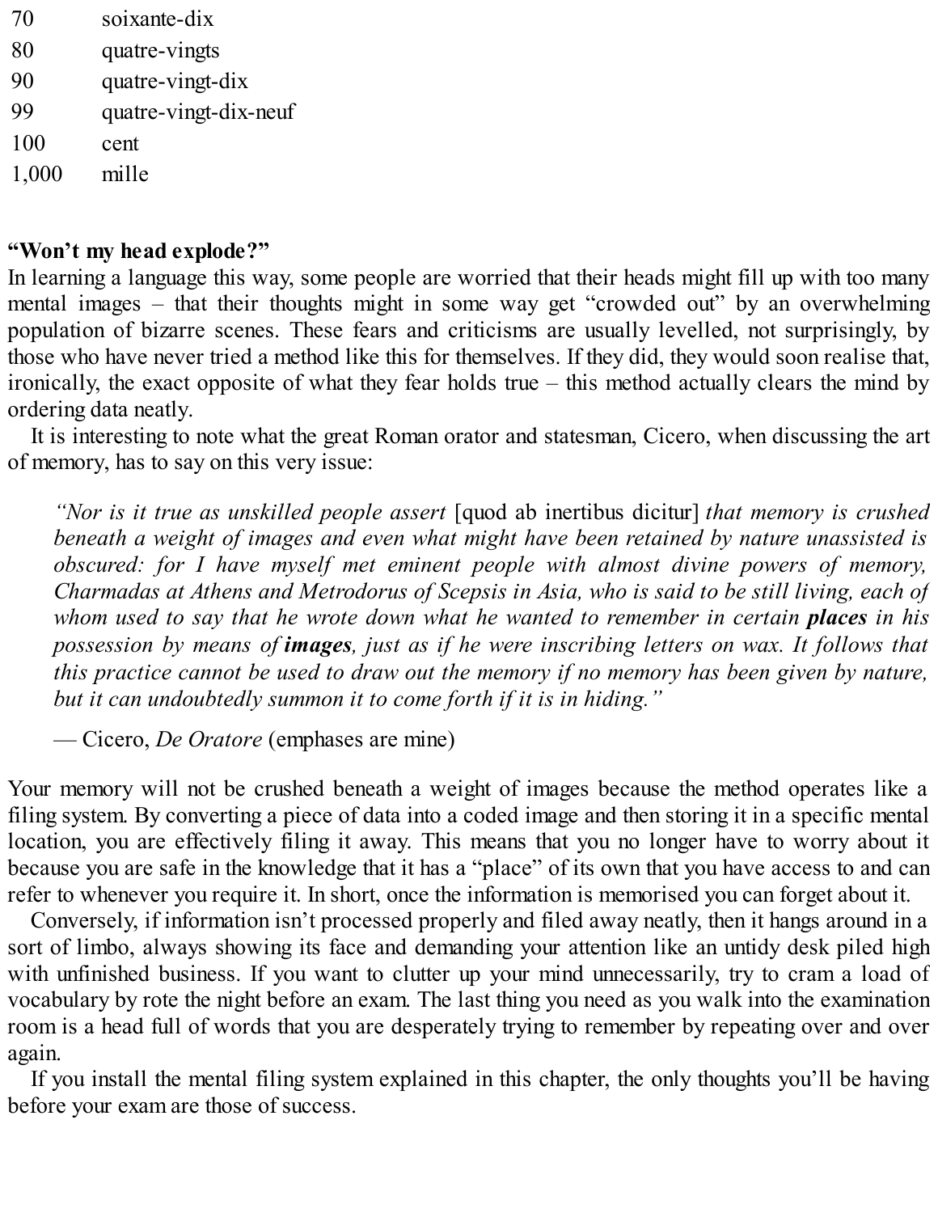| | |
|---|---|
| 70 | soixante-dix |
| 80 | quatre-vingts |
| 90 | quatre-vingt-dix |
| 99 | quatre-vingt-dix-neuf |
| 100 | cent |
| 1,000 | mille |

**"Won't my head explode?"**

In learning a language this way, some people are worried that their heads might fill up with too many mental images – that their thoughts might in some way get "crowded out" by an overwhelming population of bizarre scenes. These fears and criticisms are usually levelled, not surprisingly, by those who have never tried a method like this for themselves. If they did, they would soon realise that, ironically, the exact opposite of what they fear holds true – this method actually clears the mind by ordering data neatly.

It is interesting to note what the great Roman orator and statesman, Cicero, when discussing the art of memory, has to say on this very issue:

> *"Nor is it true as unskilled people assert* [quod ab inertibus dicitur] *that memory is crushed beneath a weight of images and even what might have been retained by nature unassisted is obscured: for I have myself met eminent people with almost divine powers of memory, Charmadas at Athens and Metrodorus of Scepsis in Asia, who is said to be still living, each of whom used to say that he wrote down what he wanted to remember in certain* ***places*** *in his possession by means of* ***images****, just as if he were inscribing letters on wax. It follows that this practice cannot be used to draw out the memory if no memory has been given by nature, but it can undoubtedly summon it to come forth if it is in hiding."*
>
> — Cicero, *De Oratore* (emphases are mine)

Your memory will not be crushed beneath a weight of images because the method operates like a filing system. By converting a piece of data into a coded image and then storing it in a specific mental location, you are effectively filing it away. This means that you no longer have to worry about it because you are safe in the knowledge that it has a "place" of its own that you have access to and can refer to whenever you require it. In short, once the information is memorised you can forget about it.

Conversely, if information isn't processed properly and filed away neatly, then it hangs around in a sort of limbo, always showing its face and demanding your attention like an untidy desk piled high with unfinished business. If you want to clutter up your mind unnecessarily, try to cram a load of vocabulary by rote the night before an exam. The last thing you need as you walk into the examination room is a head full of words that you are desperately trying to remember by repeating over and over again.

If you install the mental filing system explained in this chapter, the only thoughts you'll be having before your exam are those of success.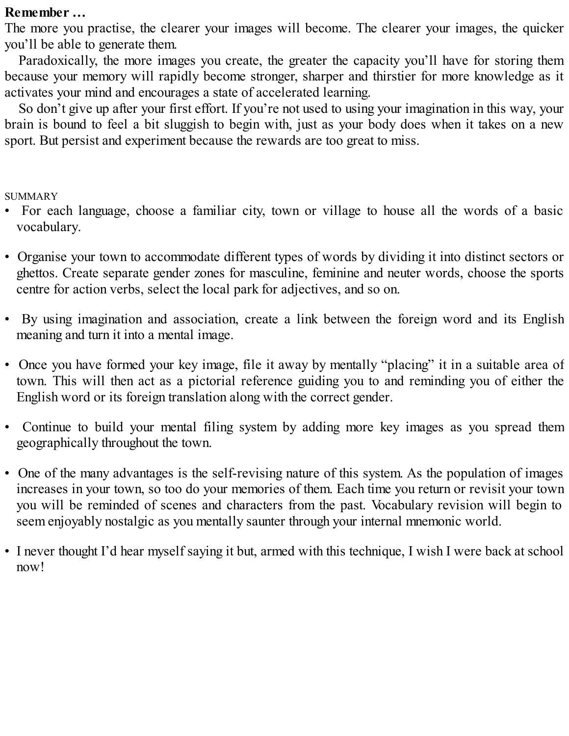**Remember …**

The more you practise, the clearer your images will become. The clearer your images, the quicker you'll be able to generate them.

Paradoxically, the more images you create, the greater the capacity you'll have for storing them because your memory will rapidly become stronger, sharper and thirstier for more knowledge as it activates your mind and encourages a state of accelerated learning.

So don't give up after your first effort. If you're not used to using your imagination in this way, your brain is bound to feel a bit sluggish to begin with, just as your body does when it takes on a new sport. But persist and experiment because the rewards are too great to miss.

SUMMARY

- For each language, choose a familiar city, town or village to house all the words of a basic vocabulary.
- Organise your town to accommodate different types of words by dividing it into distinct sectors or ghettos. Create separate gender zones for masculine, feminine and neuter words, choose the sports centre for action verbs, select the local park for adjectives, and so on.
- By using imagination and association, create a link between the foreign word and its English meaning and turn it into a mental image.
- Once you have formed your key image, file it away by mentally "placing" it in a suitable area of town. This will then act as a pictorial reference guiding you to and reminding you of either the English word or its foreign translation along with the correct gender.
- Continue to build your mental filing system by adding more key images as you spread them geographically throughout the town.
- One of the many advantages is the self-revising nature of this system. As the population of images increases in your town, so too do your memories of them. Each time you return or revisit your town you will be reminded of scenes and characters from the past. Vocabulary revision will begin to seem enjoyably nostalgic as you mentally saunter through your internal mnemonic world.
- I never thought I'd hear myself saying it but, armed with this technique, I wish I were back at school now!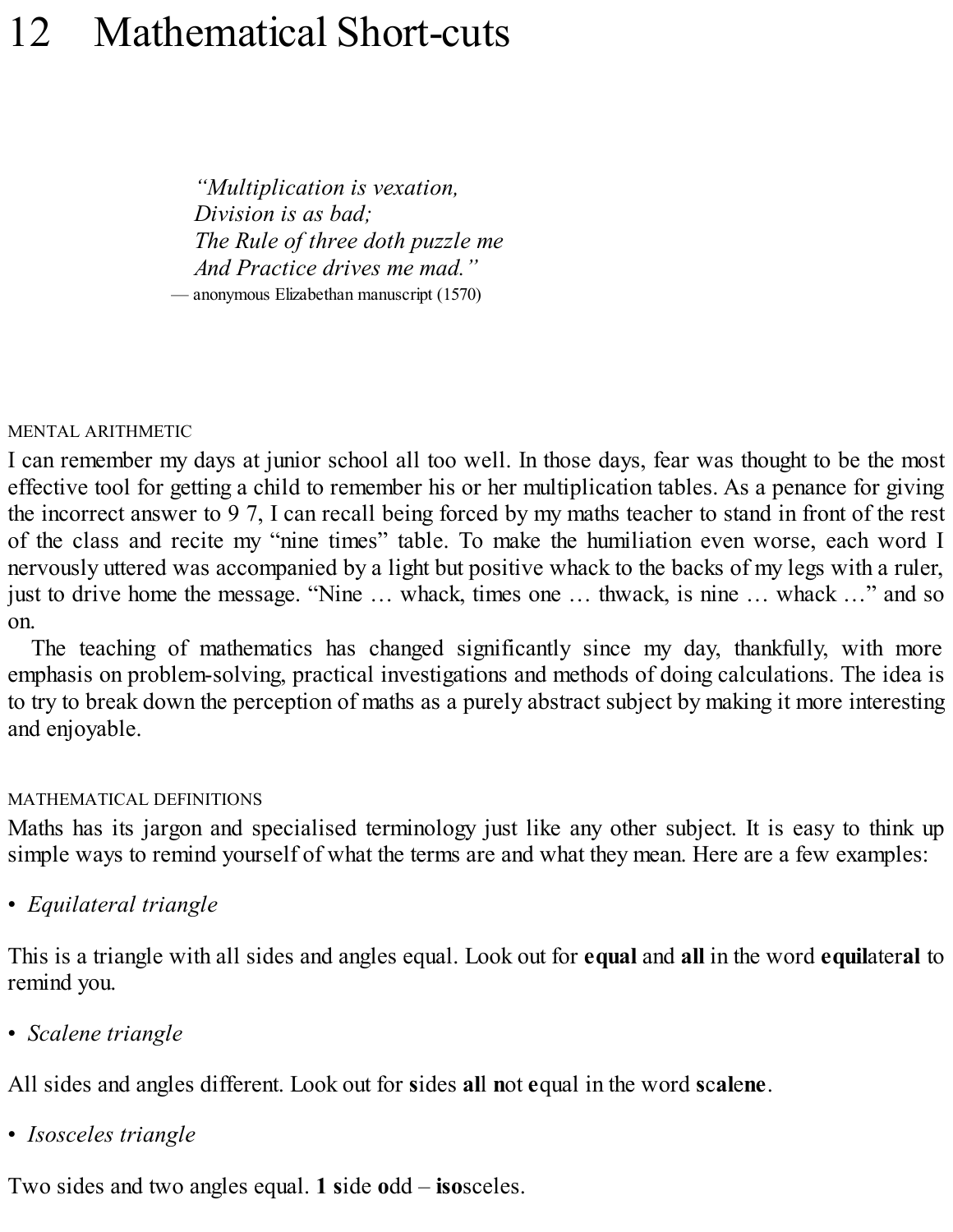# 12 Mathematical Short-cuts

> *"Multiplication is vexation,*
> *Division is as bad;*
> *The Rule of three doth puzzle me*
> *And Practice drives me mad."*
>
> — anonymous Elizabethan manuscript (1570)

MENTAL ARITHMETIC

I can remember my days at junior school all too well. In those days, fear was thought to be the most effective tool for getting a child to remember his or her multiplication tables. As a penance for giving the incorrect answer to 9 7, I can recall being forced by my maths teacher to stand in front of the rest of the class and recite my "nine times" table. To make the humiliation even worse, each word I nervously uttered was accompanied by a light but positive whack to the backs of my legs with a ruler, just to drive home the message. "Nine … whack, times one … thwack, is nine … whack …" and so on.

The teaching of mathematics has changed significantly since my day, thankfully, with more emphasis on problem-solving, practical investigations and methods of doing calculations. The idea is to try to break down the perception of maths as a purely abstract subject by making it more interesting and enjoyable.

MATHEMATICAL DEFINITIONS

Maths has its jargon and specialised terminology just like any other subject. It is easy to think up simple ways to remind yourself of what the terms are and what they mean. Here are a few examples:

- *Equilateral triangle*

This is a triangle with all sides and angles equal. Look out for **equal** and **all** in the word **equil**ater**al** to remind you.

- *Scalene triangle*

All sides and angles different. Look out for **s**ides **al**l **n**ot **e**qual in the word **scalene**.

- *Isosceles triangle*

Two sides and two angles equal. **1 s**ide **o**dd – **iso**sceles.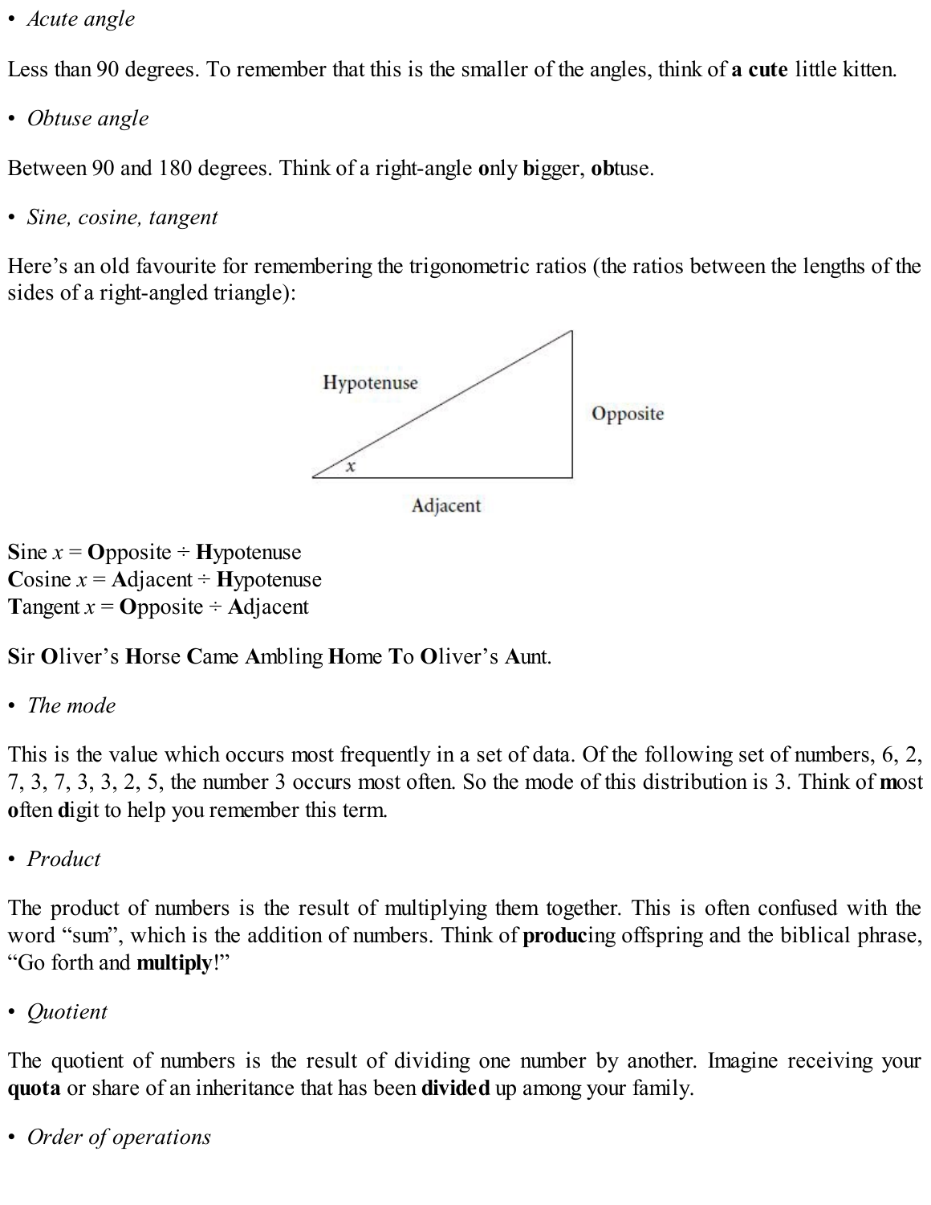- *Acute angle*

Less than 90 degrees. To remember that this is the smaller of the angles, think of **a cute** little kitten.

- *Obtuse angle*

Between 90 and 180 degrees. Think of a right-angle **o**nly **b**igger, **ob**tuse.

- *Sine, cosine, tangent*

Here's an old favourite for remembering the trigonometric ratios (the ratios between the lengths of the sides of a right-angled triangle):

**S**ine $x$ = **O**pposite ÷ **H**ypotenuse
**C**osine $x$ = **A**djacent ÷ **H**ypotenuse
**T**angent $x$ = **O**pposite ÷ **A**djacent

**S**ir **O**liver's **H**orse **C**ame **A**mbling **H**ome **T**o **O**liver's **A**unt.

- *The mode*

This is the value which occurs most frequently in a set of data. Of the following set of numbers, 6, 2, 7, 3, 7, 3, 3, 2, 5, the number 3 occurs most often. So the mode of this distribution is 3. Think of **m**ost **o**ften **d**igit to help you remember this term.

- *Product*

The product of numbers is the result of multiplying them together. This is often confused with the word "sum", which is the addition of numbers. Think of **produc**ing offspring and the biblical phrase, "Go forth and **multiply**!"

- *Quotient*

The quotient of numbers is the result of dividing one number by another. Imagine receiving your **quota** or share of an inheritance that has been **divided** up among your family.

- *Order of operations*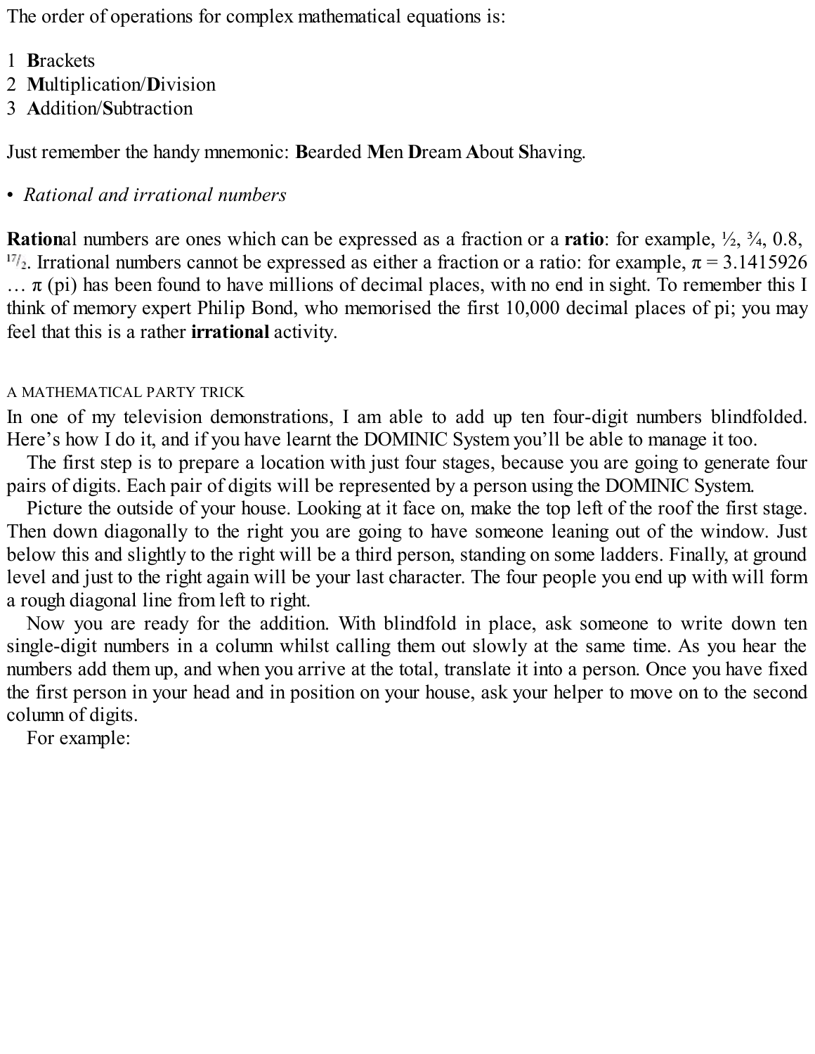The order of operations for complex mathematical equations is:

1 **B**rackets
2 **M**ultiplication/**D**ivision
3 **A**ddition/**S**ubtraction

Just remember the handy mnemonic: **B**earded **M**en **D**ream **A**bout **S**having.

• *Rational and irrational numbers*

**Ration**al numbers are ones which can be expressed as a fraction or a **ratio**: for example, ½, ¾, 0.8, $^{17}/_{2}$. Irrational numbers cannot be expressed as either a fraction or a ratio: for example, $\pi = 3.1415926$ … π (pi) has been found to have millions of decimal places, with no end in sight. To remember this I think of memory expert Philip Bond, who memorised the first 10,000 decimal places of pi; you may feel that this is a rather **irrational** activity.

A MATHEMATICAL PARTY TRICK

In one of my television demonstrations, I am able to add up ten four-digit numbers blindfolded. Here's how I do it, and if you have learnt the DOMINIC System you'll be able to manage it too.

The first step is to prepare a location with just four stages, because you are going to generate four pairs of digits. Each pair of digits will be represented by a person using the DOMINIC System.

Picture the outside of your house. Looking at it face on, make the top left of the roof the first stage. Then down diagonally to the right you are going to have someone leaning out of the window. Just below this and slightly to the right will be a third person, standing on some ladders. Finally, at ground level and just to the right again will be your last character. The four people you end up with will form a rough diagonal line from left to right.

Now you are ready for the addition. With blindfold in place, ask someone to write down ten single-digit numbers in a column whilst calling them out slowly at the same time. As you hear the numbers add them up, and when you arrive at the total, translate it into a person. Once you have fixed the first person in your head and in position on your house, ask your helper to move on to the second column of digits.

For example: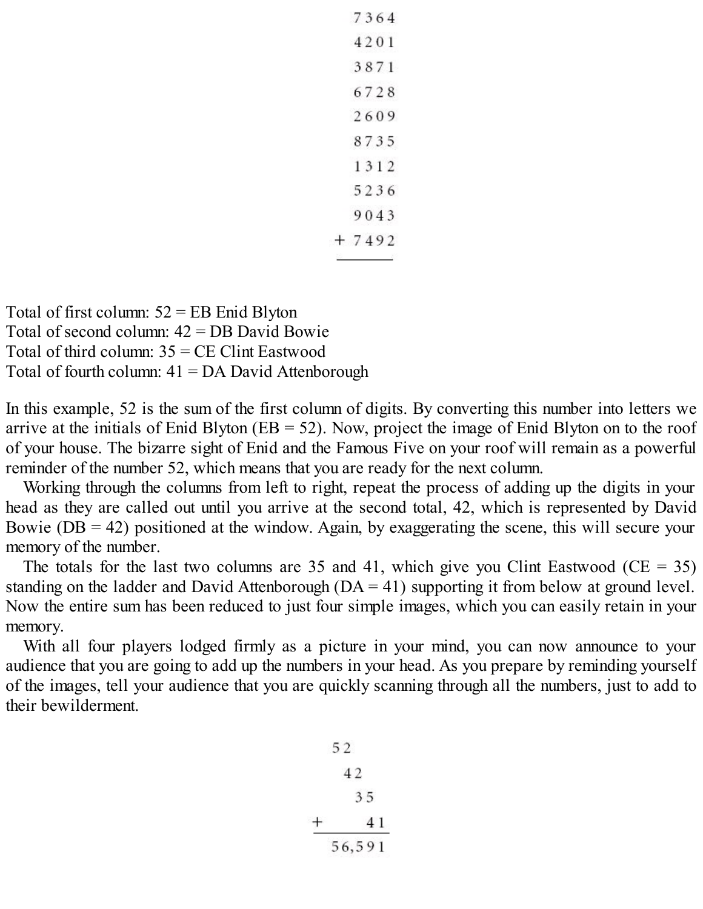```
  7364
  4201
  3871
  6728
  2609
  8735
  1312
  5236
  9043
+ 7492
------
```

Total of first column: 52 = EB Enid Blyton
Total of second column: 42 = DB David Bowie
Total of third column: 35 = CE Clint Eastwood
Total of fourth column: 41 = DA David Attenborough

In this example, 52 is the sum of the first column of digits. By converting this number into letters we arrive at the initials of Enid Blyton (EB = 52). Now, project the image of Enid Blyton on to the roof of your house. The bizarre sight of Enid and the Famous Five on your roof will remain as a powerful reminder of the number 52, which means that you are ready for the next column.

Working through the columns from left to right, repeat the process of adding up the digits in your head as they are called out until you arrive at the second total, 42, which is represented by David Bowie (DB = 42) positioned at the window. Again, by exaggerating the scene, this will secure your memory of the number.

The totals for the last two columns are 35 and 41, which give you Clint Eastwood (CE = 35) standing on the ladder and David Attenborough (DA = 41) supporting it from below at ground level. Now the entire sum has been reduced to just four simple images, which you can easily retain in your memory.

With all four players lodged firmly as a picture in your mind, you can now announce to your audience that you are going to add up the numbers in your head. As you prepare by reminding yourself of the images, tell your audience that you are quickly scanning through all the numbers, just to add to their bewilderment.

```
  52
   42
    35
+    41
-------
 56,591
```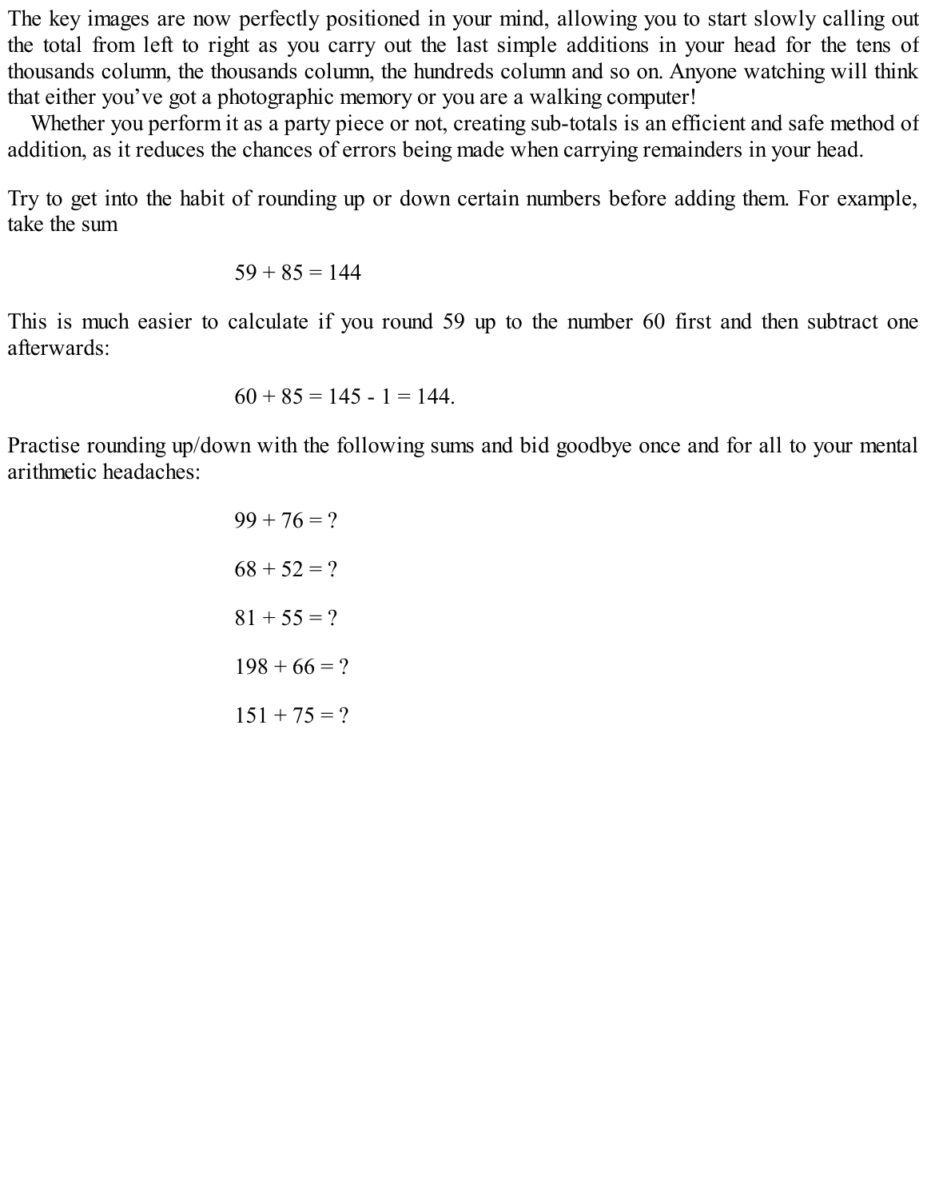The key images are now perfectly positioned in your mind, allowing you to start slowly calling out the total from left to right as you carry out the last simple additions in your head for the tens of thousands column, the thousands column, the hundreds column and so on. Anyone watching will think that either you've got a photographic memory or you are a walking computer!

Whether you perform it as a party piece or not, creating sub-totals is an efficient and safe method of addition, as it reduces the chances of errors being made when carrying remainders in your head.

Try to get into the habit of rounding up or down certain numbers before adding them. For example, take the sum

$$59 + 85 = 144$$

This is much easier to calculate if you round 59 up to the number 60 first and then subtract one afterwards:

$$60 + 85 = 145 - 1 = 144.$$

Practise rounding up/down with the following sums and bid goodbye once and for all to your mental arithmetic headaches:

$$99 + 76 = ?$$

$$68 + 52 = ?$$

$$81 + 55 = ?$$

$$198 + 66 = ?$$

$$151 + 75 = ?$$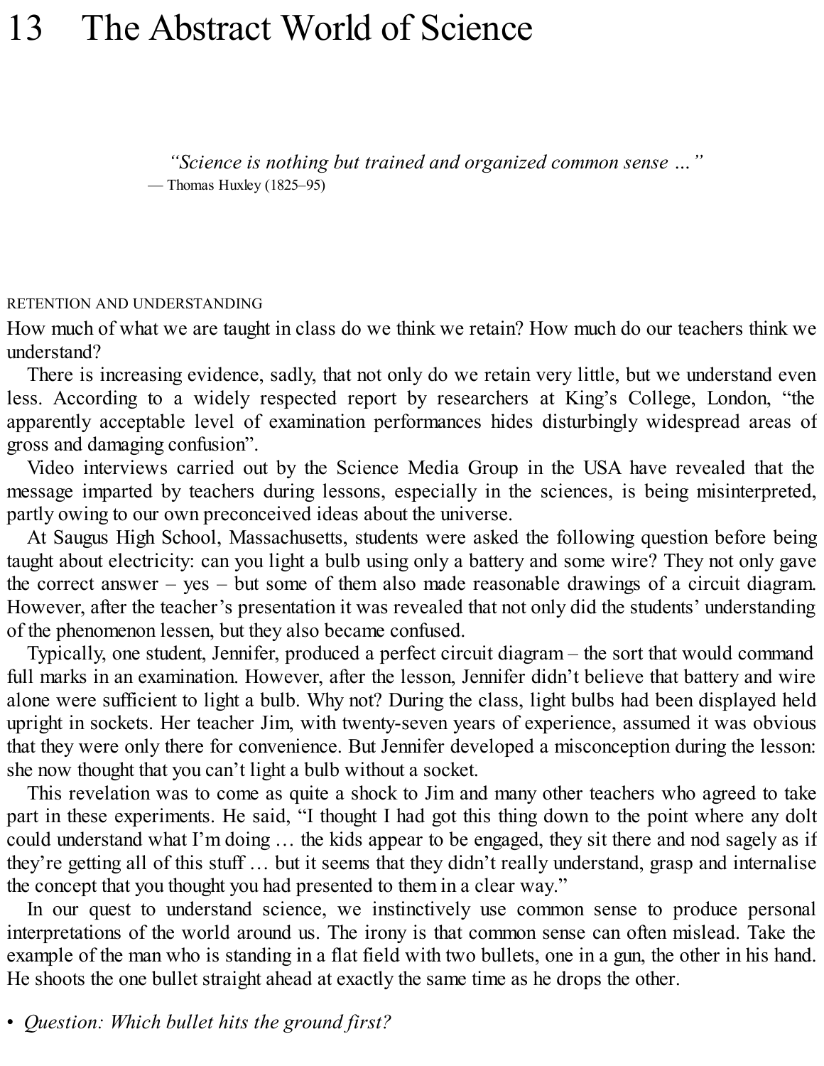# 13 The Abstract World of Science

> *"Science is nothing but trained and organized common sense …"*
> — Thomas Huxley (1825–95)

## RETENTION AND UNDERSTANDING

How much of what we are taught in class do we think we retain? How much do our teachers think we understand?

There is increasing evidence, sadly, that not only do we retain very little, but we understand even less. According to a widely respected report by researchers at King's College, London, "the apparently acceptable level of examination performances hides disturbingly widespread areas of gross and damaging confusion".

Video interviews carried out by the Science Media Group in the USA have revealed that the message imparted by teachers during lessons, especially in the sciences, is being misinterpreted, partly owing to our own preconceived ideas about the universe.

At Saugus High School, Massachusetts, students were asked the following question before being taught about electricity: can you light a bulb using only a battery and some wire? They not only gave the correct answer – yes – but some of them also made reasonable drawings of a circuit diagram. However, after the teacher's presentation it was revealed that not only did the students' understanding of the phenomenon lessen, but they also became confused.

Typically, one student, Jennifer, produced a perfect circuit diagram – the sort that would command full marks in an examination. However, after the lesson, Jennifer didn't believe that battery and wire alone were sufficient to light a bulb. Why not? During the class, light bulbs had been displayed held upright in sockets. Her teacher Jim, with twenty-seven years of experience, assumed it was obvious that they were only there for convenience. But Jennifer developed a misconception during the lesson: she now thought that you can't light a bulb without a socket.

This revelation was to come as quite a shock to Jim and many other teachers who agreed to take part in these experiments. He said, "I thought I had got this thing down to the point where any dolt could understand what I'm doing … the kids appear to be engaged, they sit there and nod sagely as if they're getting all of this stuff … but it seems that they didn't really understand, grasp and internalise the concept that you thought you had presented to them in a clear way."

In our quest to understand science, we instinctively use common sense to produce personal interpretations of the world around us. The irony is that common sense can often mislead. Take the example of the man who is standing in a flat field with two bullets, one in a gun, the other in his hand. He shoots the one bullet straight ahead at exactly the same time as he drops the other.

- *Question: Which bullet hits the ground first?*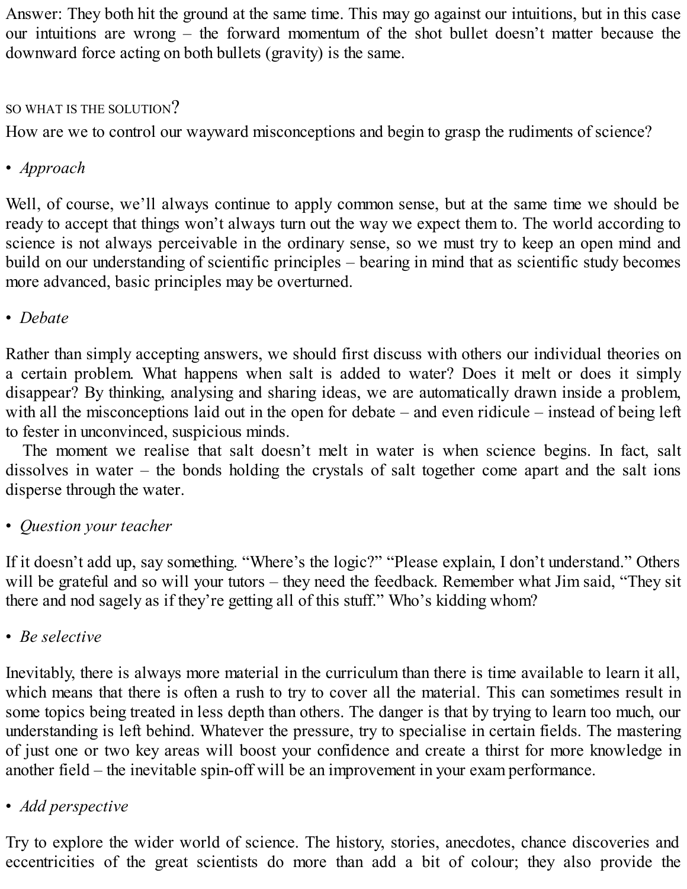Answer: They both hit the ground at the same time. This may go against our intuitions, but in this case our intuitions are wrong – the forward momentum of the shot bullet doesn't matter because the downward force acting on both bullets (gravity) is the same.

## SO WHAT IS THE SOLUTION?

How are we to control our wayward misconceptions and begin to grasp the rudiments of science?

- *Approach*

Well, of course, we'll always continue to apply common sense, but at the same time we should be ready to accept that things won't always turn out the way we expect them to. The world according to science is not always perceivable in the ordinary sense, so we must try to keep an open mind and build on our understanding of scientific principles – bearing in mind that as scientific study becomes more advanced, basic principles may be overturned.

- *Debate*

Rather than simply accepting answers, we should first discuss with others our individual theories on a certain problem. What happens when salt is added to water? Does it melt or does it simply disappear? By thinking, analysing and sharing ideas, we are automatically drawn inside a problem, with all the misconceptions laid out in the open for debate – and even ridicule – instead of being left to fester in unconvinced, suspicious minds.

The moment we realise that salt doesn't melt in water is when science begins. In fact, salt dissolves in water – the bonds holding the crystals of salt together come apart and the salt ions disperse through the water.

- *Question your teacher*

If it doesn't add up, say something. "Where's the logic?" "Please explain, I don't understand." Others will be grateful and so will your tutors – they need the feedback. Remember what Jim said, "They sit there and nod sagely as if they're getting all of this stuff." Who's kidding whom?

- *Be selective*

Inevitably, there is always more material in the curriculum than there is time available to learn it all, which means that there is often a rush to try to cover all the material. This can sometimes result in some topics being treated in less depth than others. The danger is that by trying to learn too much, our understanding is left behind. Whatever the pressure, try to specialise in certain fields. The mastering of just one or two key areas will boost your confidence and create a thirst for more knowledge in another field – the inevitable spin-off will be an improvement in your exam performance.

- *Add perspective*

Try to explore the wider world of science. The history, stories, anecdotes, chance discoveries and eccentricities of the great scientists do more than add a bit of colour; they also provide the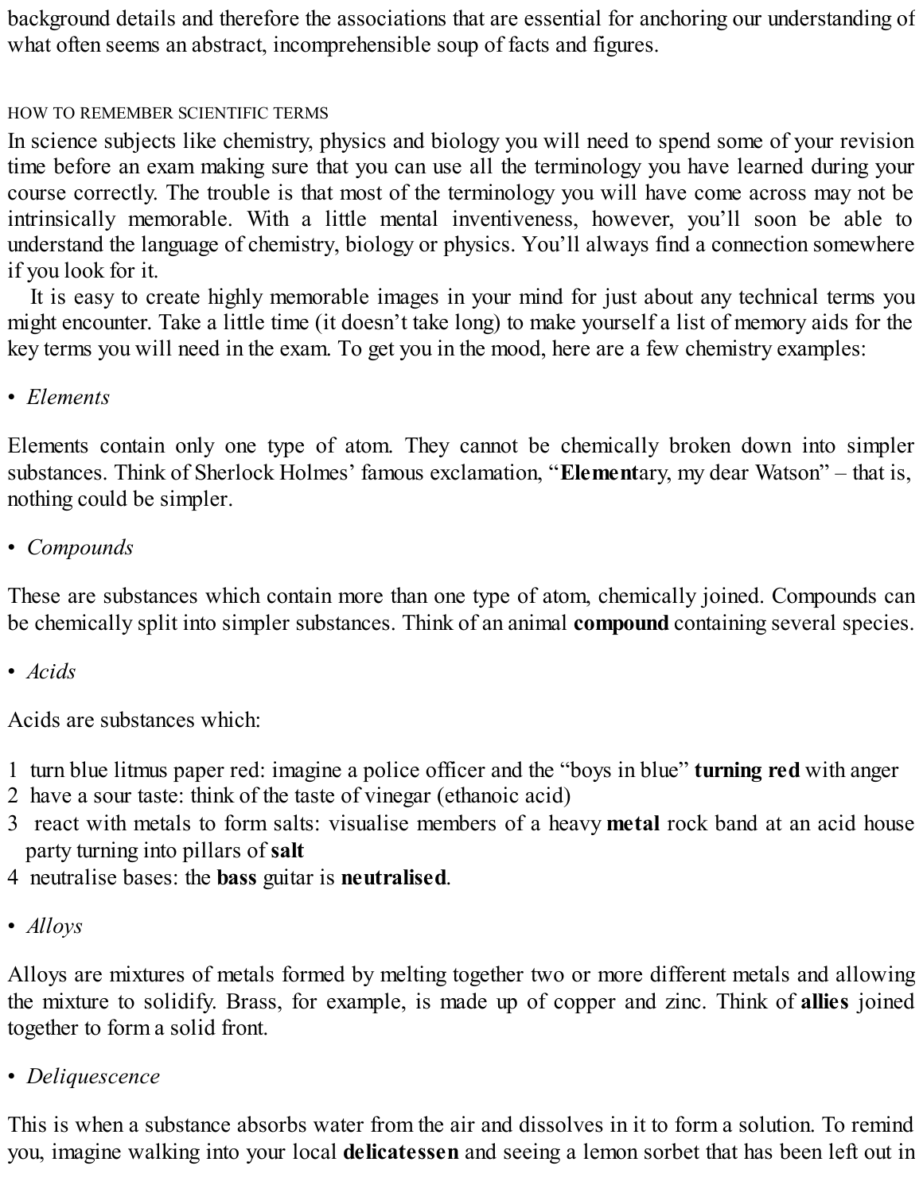background details and therefore the associations that are essential for anchoring our understanding of what often seems an abstract, incomprehensible soup of facts and figures.

## HOW TO REMEMBER SCIENTIFIC TERMS

In science subjects like chemistry, physics and biology you will need to spend some of your revision time before an exam making sure that you can use all the terminology you have learned during your course correctly. The trouble is that most of the terminology you will have come across may not be intrinsically memorable. With a little mental inventiveness, however, you'll soon be able to understand the language of chemistry, biology or physics. You'll always find a connection somewhere if you look for it.

It is easy to create highly memorable images in your mind for just about any technical terms you might encounter. Take a little time (it doesn't take long) to make yourself a list of memory aids for the key terms you will need in the exam. To get you in the mood, here are a few chemistry examples:

• *Elements*

Elements contain only one type of atom. They cannot be chemically broken down into simpler substances. Think of Sherlock Holmes' famous exclamation, "**Element**ary, my dear Watson" – that is, nothing could be simpler.

• *Compounds*

These are substances which contain more than one type of atom, chemically joined. Compounds can be chemically split into simpler substances. Think of an animal **compound** containing several species.

• *Acids*

Acids are substances which:

1 turn blue litmus paper red: imagine a police officer and the "boys in blue" **turning red** with anger
2 have a sour taste: think of the taste of vinegar (ethanoic acid)
3 react with metals to form salts: visualise members of a heavy **metal** rock band at an acid house party turning into pillars of **salt**
4 neutralise bases: the **bass** guitar is **neutralised**.

• *Alloys*

Alloys are mixtures of metals formed by melting together two or more different metals and allowing the mixture to solidify. Brass, for example, is made up of copper and zinc. Think of **allies** joined together to form a solid front.

• *Deliquescence*

This is when a substance absorbs water from the air and dissolves in it to form a solution. To remind you, imagine walking into your local **delicatessen** and seeing a lemon sorbet that has been left out in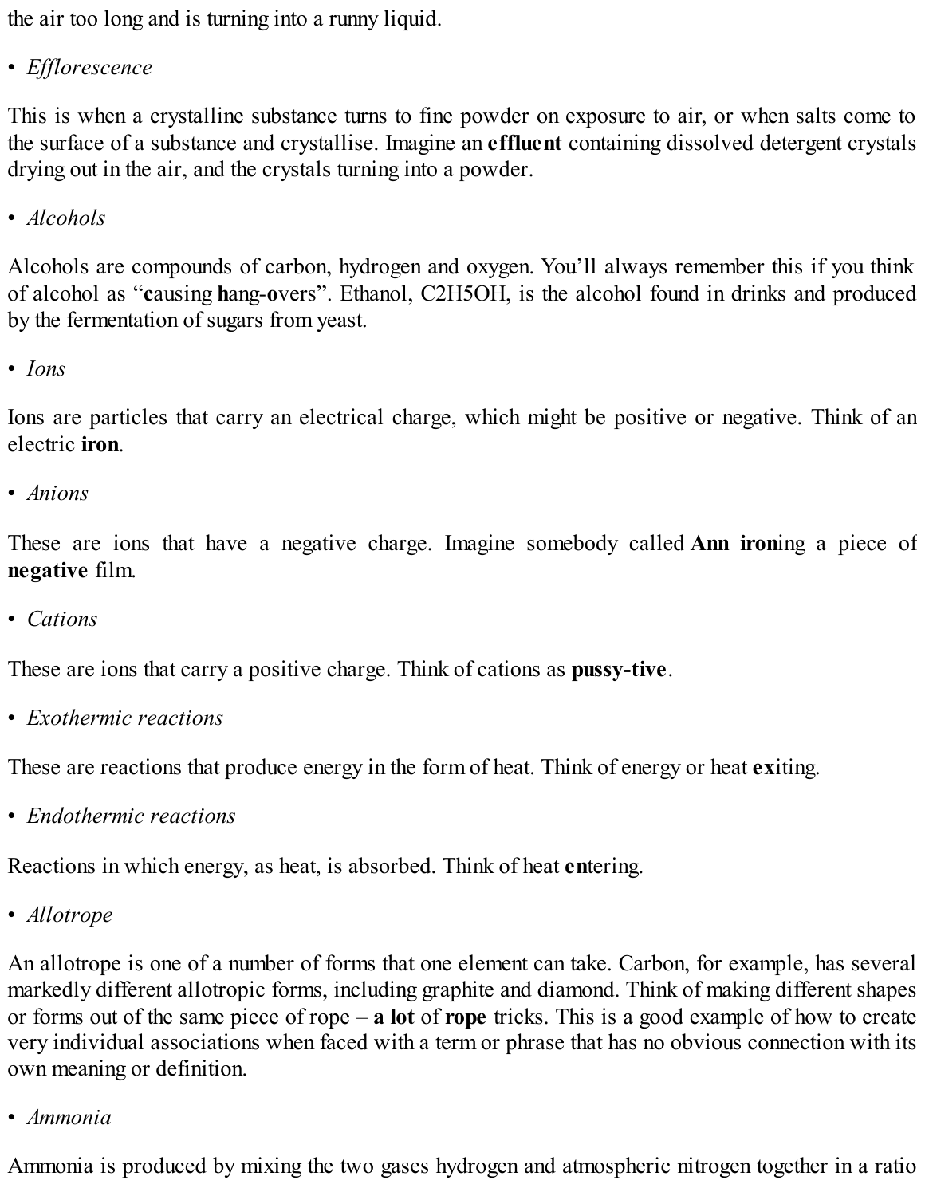the air too long and is turning into a runny liquid.

• *Efflorescence*

This is when a crystalline substance turns to fine powder on exposure to air, or when salts come to the surface of a substance and crystallise. Imagine an **effluent** containing dissolved detergent crystals drying out in the air, and the crystals turning into a powder.

• *Alcohols*

Alcohols are compounds of carbon, hydrogen and oxygen. You'll always remember this if you think of alcohol as "**c**ausing **h**ang-**o**vers". Ethanol, $C_2H_5OH$, is the alcohol found in drinks and produced by the fermentation of sugars from yeast.

• *Ions*

Ions are particles that carry an electrical charge, which might be positive or negative. Think of an electric **iron**.

• *Anions*

These are ions that have a negative charge. Imagine somebody called **Ann iron**ing a piece of **negative** film.

• *Cations*

These are ions that carry a positive charge. Think of cations as **pussy-tive**.

• *Exothermic reactions*

These are reactions that produce energy in the form of heat. Think of energy or heat **ex**iting.

• *Endothermic reactions*

Reactions in which energy, as heat, is absorbed. Think of heat **en**tering.

• *Allotrope*

An allotrope is one of a number of forms that one element can take. Carbon, for example, has several markedly different allotropic forms, including graphite and diamond. Think of making different shapes or forms out of the same piece of rope – **a lot** of **rope** tricks. This is a good example of how to create very individual associations when faced with a term or phrase that has no obvious connection with its own meaning or definition.

• *Ammonia*

Ammonia is produced by mixing the two gases hydrogen and atmospheric nitrogen together in a ratio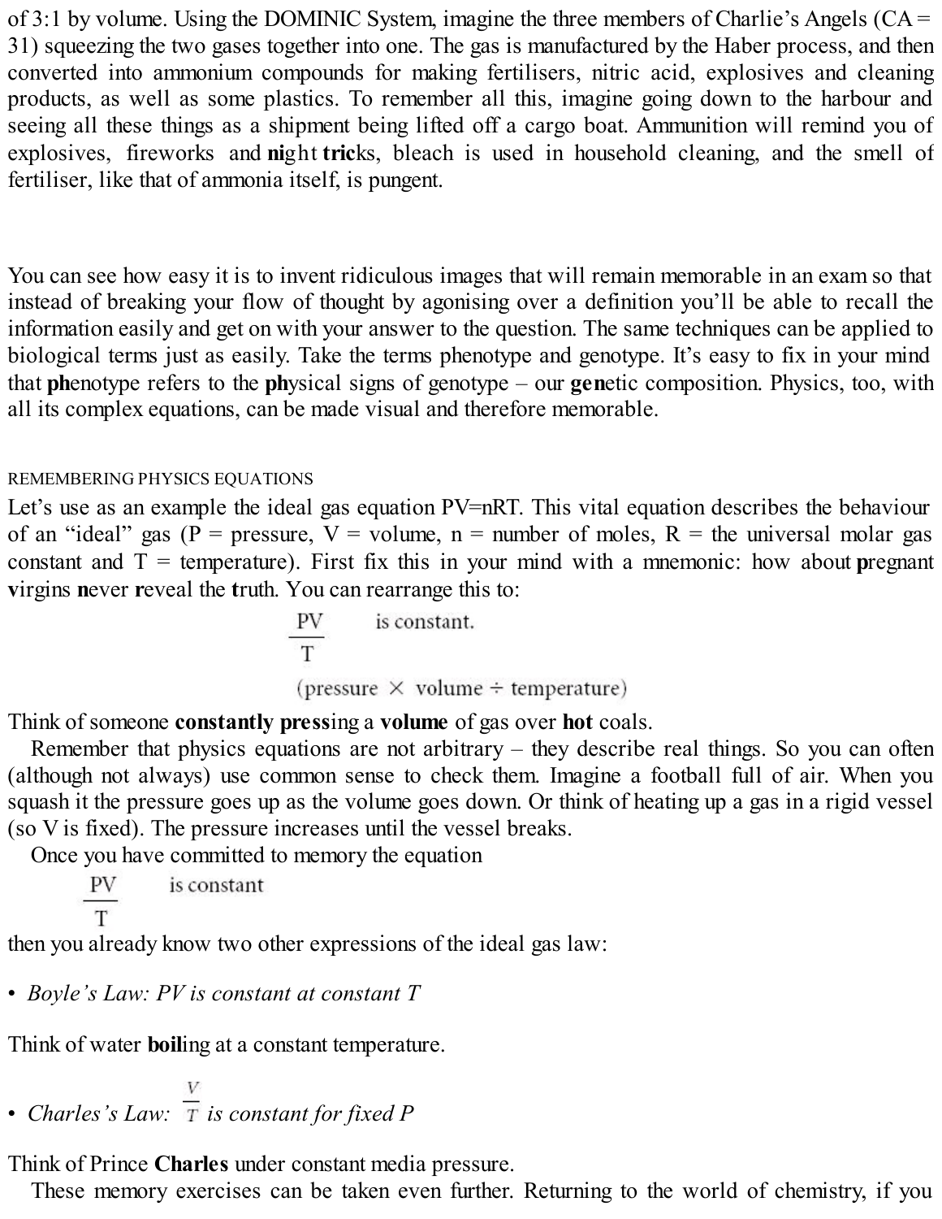of 3:1 by volume. Using the DOMINIC System, imagine the three members of Charlie's Angels (CA = 31) squeezing the two gases together into one. The gas is manufactured by the Haber process, and then converted into ammonium compounds for making fertilisers, nitric acid, explosives and cleaning products, as well as some plastics. To remember all this, imagine going down to the harbour and seeing all these things as a shipment being lifted off a cargo boat. Ammunition will remind you of explosives, fireworks and **ni**ght **tric**ks, bleach is used in household cleaning, and the smell of fertiliser, like that of ammonia itself, is pungent.

You can see how easy it is to invent ridiculous images that will remain memorable in an exam so that instead of breaking your flow of thought by agonising over a definition you'll be able to recall the information easily and get on with your answer to the question. The same techniques can be applied to biological terms just as easily. Take the terms phenotype and genotype. It's easy to fix in your mind that **ph**enotype refers to the **ph**ysical signs of genotype – our **ge**n**e**tic composition. Physics, too, with all its complex equations, can be made visual and therefore memorable.

REMEMBERING PHYSICS EQUATIONS

Let's use as an example the ideal gas equation PV=nRT. This vital equation describes the behaviour of an "ideal" gas (P = pressure, V = volume, n = number of moles, R = the universal molar gas constant and T = temperature). First fix this in your mind with a mnemonic: how about **p**regnant **v**irgins **n**ever **r**eveal the **t**ruth. You can rearrange this to:

$$\frac{PV}{T} \text{ is constant.}$$

(pressure × volume ÷ temperature)

Think of someone **constantly press**ing a **volume** of gas over **hot** coals.

Remember that physics equations are not arbitrary – they describe real things. So you can often (although not always) use common sense to check them. Imagine a football full of air. When you squash it the pressure goes up as the volume goes down. Or think of heating up a gas in a rigid vessel (so V is fixed). The pressure increases until the vessel breaks.

Once you have committed to memory the equation

$$\frac{PV}{T} \text{ is constant}$$

then you already know two other expressions of the ideal gas law:

- *Boyle's Law: PV is constant at constant T*

Think of water **boil**ing at a constant temperature.

- *Charles's Law:* $\frac{V}{T}$ *is constant for fixed P*

Think of Prince **Charles** under constant media pressure.

These memory exercises can be taken even further. Returning to the world of chemistry, if you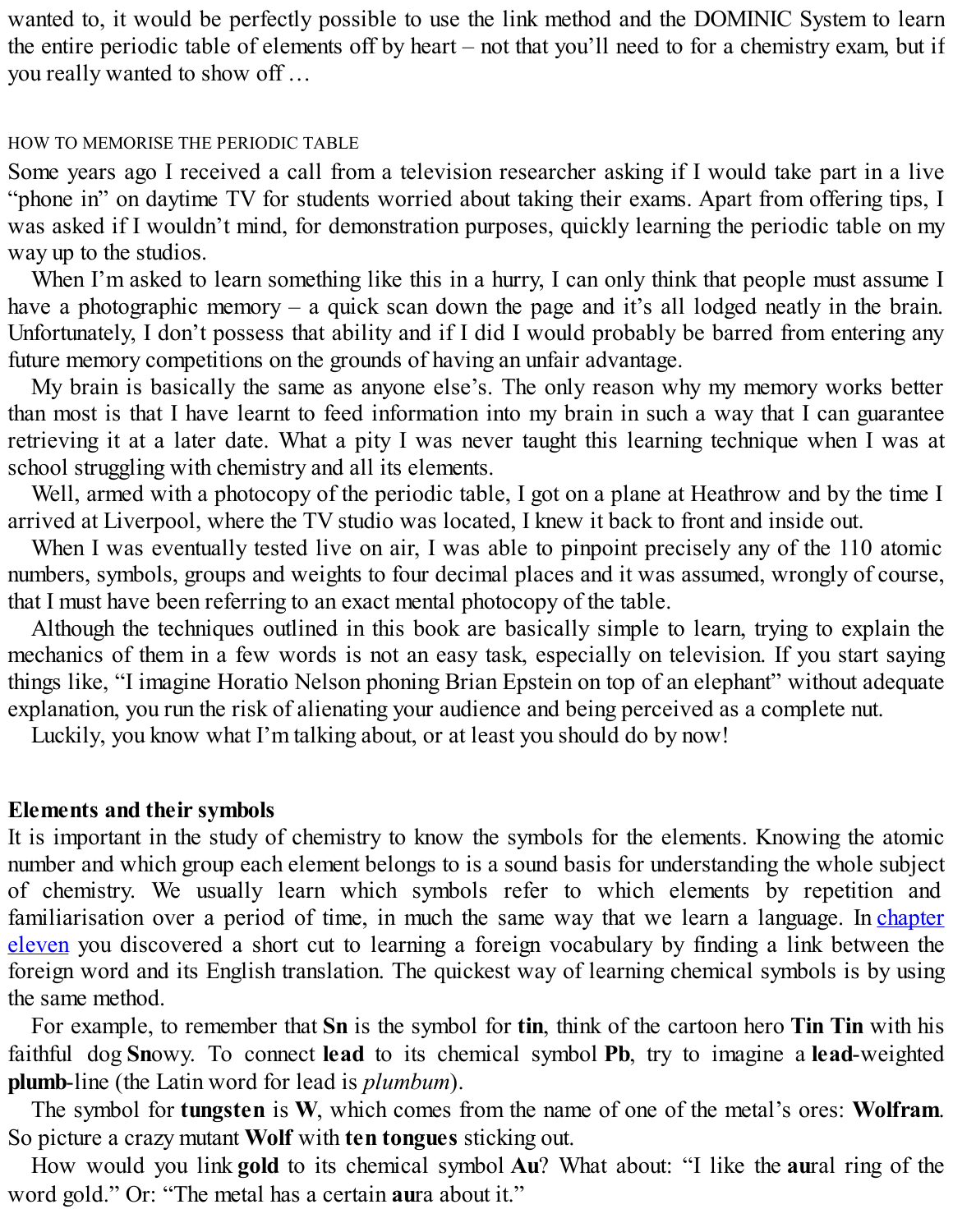wanted to, it would be perfectly possible to use the link method and the DOMINIC System to learn the entire periodic table of elements off by heart – not that you'll need to for a chemistry exam, but if you really wanted to show off …

## HOW TO MEMORISE THE PERIODIC TABLE

Some years ago I received a call from a television researcher asking if I would take part in a live "phone in" on daytime TV for students worried about taking their exams. Apart from offering tips, I was asked if I wouldn't mind, for demonstration purposes, quickly learning the periodic table on my way up to the studios.

When I'm asked to learn something like this in a hurry, I can only think that people must assume I have a photographic memory – a quick scan down the page and it's all lodged neatly in the brain. Unfortunately, I don't possess that ability and if I did I would probably be barred from entering any future memory competitions on the grounds of having an unfair advantage.

My brain is basically the same as anyone else's. The only reason why my memory works better than most is that I have learnt to feed information into my brain in such a way that I can guarantee retrieving it at a later date. What a pity I was never taught this learning technique when I was at school struggling with chemistry and all its elements.

Well, armed with a photocopy of the periodic table, I got on a plane at Heathrow and by the time I arrived at Liverpool, where the TV studio was located, I knew it back to front and inside out.

When I was eventually tested live on air, I was able to pinpoint precisely any of the 110 atomic numbers, symbols, groups and weights to four decimal places and it was assumed, wrongly of course, that I must have been referring to an exact mental photocopy of the table.

Although the techniques outlined in this book are basically simple to learn, trying to explain the mechanics of them in a few words is not an easy task, especially on television. If you start saying things like, "I imagine Horatio Nelson phoning Brian Epstein on top of an elephant" without adequate explanation, you run the risk of alienating your audience and being perceived as a complete nut.

Luckily, you know what I'm talking about, or at least you should do by now!

### Elements and their symbols

It is important in the study of chemistry to know the symbols for the elements. Knowing the atomic number and which group each element belongs to is a sound basis for understanding the whole subject of chemistry. We usually learn which symbols refer to which elements by repetition and familiarisation over a period of time, in much the same way that we learn a language. In chapter eleven you discovered a short cut to learning a foreign vocabulary by finding a link between the foreign word and its English translation. The quickest way of learning chemical symbols is by using the same method.

For example, to remember that **Sn** is the symbol for **tin**, think of the cartoon hero **Tin Tin** with his faithful dog **Sn**owy. To connect **lead** to its chemical symbol **Pb**, try to imagine a **lead**-weighted **plumb**-line (the Latin word for lead is *plumbum*).

The symbol for **tungsten** is **W**, which comes from the name of one of the metal's ores: **Wolfram**. So picture a crazy mutant **Wolf** with **ten tongues** sticking out.

How would you link **gold** to its chemical symbol **Au**? What about: "I like the **au**ral ring of the word gold." Or: "The metal has a certain **au**ra about it."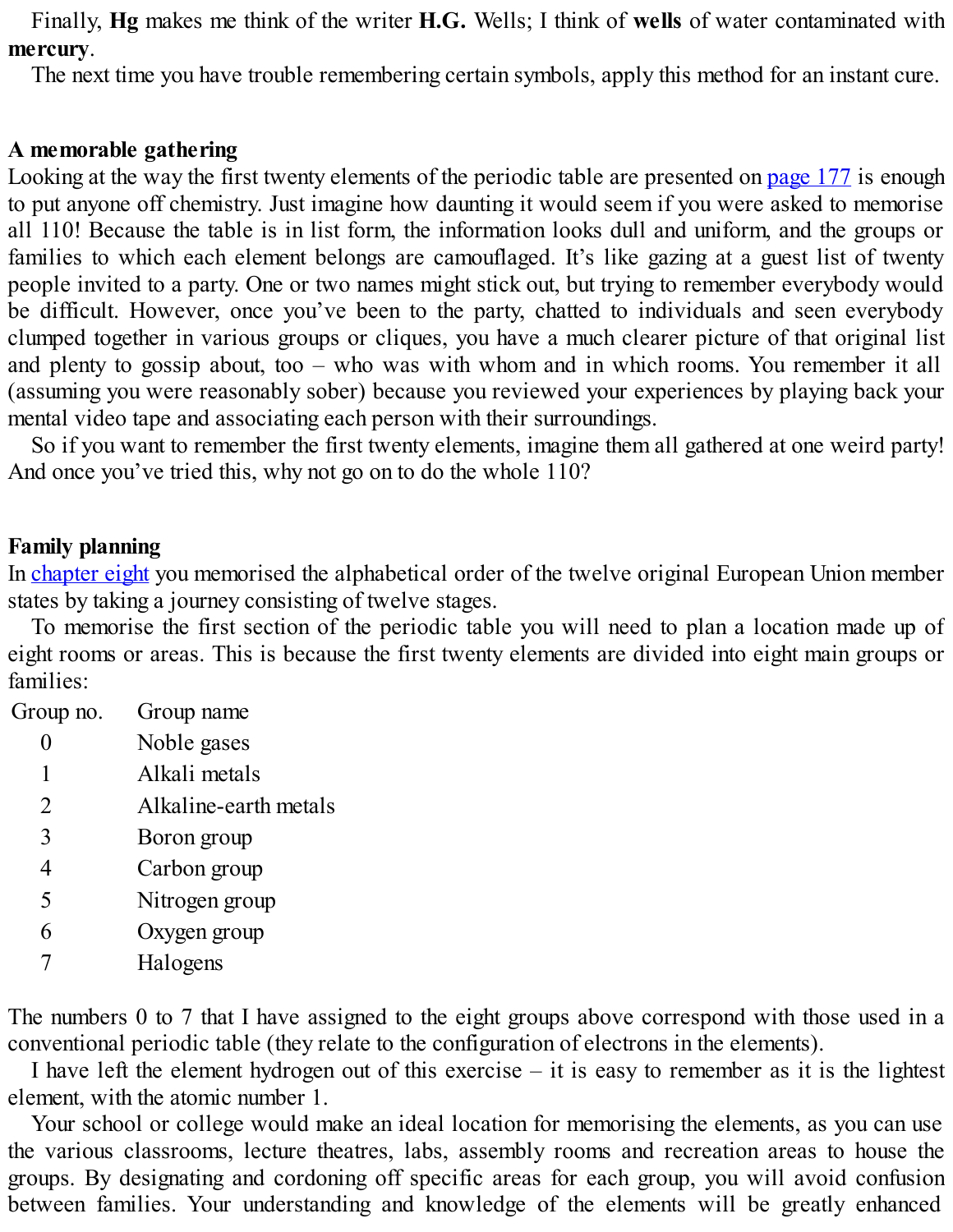Finally, **Hg** makes me think of the writer **H.G.** Wells; I think of **wells** of water contaminated with **mercury**.

The next time you have trouble remembering certain symbols, apply this method for an instant cure.

## A memorable gathering

Looking at the way the first twenty elements of the periodic table are presented on page 177 is enough to put anyone off chemistry. Just imagine how daunting it would seem if you were asked to memorise all 110! Because the table is in list form, the information looks dull and uniform, and the groups or families to which each element belongs are camouflaged. It's like gazing at a guest list of twenty people invited to a party. One or two names might stick out, but trying to remember everybody would be difficult. However, once you've been to the party, chatted to individuals and seen everybody clumped together in various groups or cliques, you have a much clearer picture of that original list and plenty to gossip about, too – who was with whom and in which rooms. You remember it all (assuming you were reasonably sober) because you reviewed your experiences by playing back your mental video tape and associating each person with their surroundings.

So if you want to remember the first twenty elements, imagine them all gathered at one weird party! And once you've tried this, why not go on to do the whole 110?

## Family planning

In chapter eight you memorised the alphabetical order of the twelve original European Union member states by taking a journey consisting of twelve stages.

To memorise the first section of the periodic table you will need to plan a location made up of eight rooms or areas. This is because the first twenty elements are divided into eight main groups or families:

| Group no. | Group name |
|---|---|
| 0 | Noble gases |
| 1 | Alkali metals |
| 2 | Alkaline-earth metals |
| 3 | Boron group |
| 4 | Carbon group |
| 5 | Nitrogen group |
| 6 | Oxygen group |
| 7 | Halogens |

The numbers 0 to 7 that I have assigned to the eight groups above correspond with those used in a conventional periodic table (they relate to the configuration of electrons in the elements).

I have left the element hydrogen out of this exercise – it is easy to remember as it is the lightest element, with the atomic number 1.

Your school or college would make an ideal location for memorising the elements, as you can use the various classrooms, lecture theatres, labs, assembly rooms and recreation areas to house the groups. By designating and cordoning off specific areas for each group, you will avoid confusion between families. Your understanding and knowledge of the elements will be greatly enhanced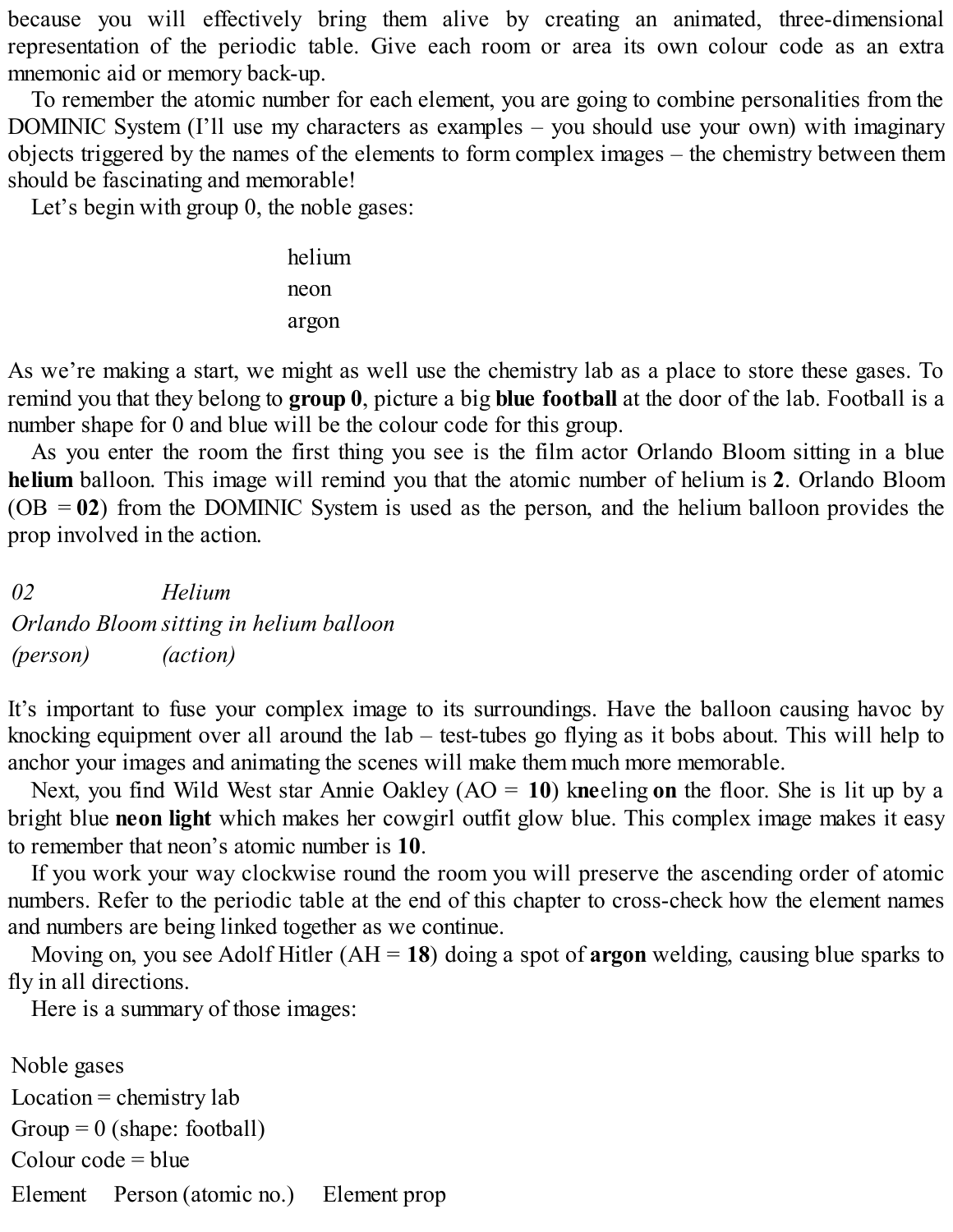because you will effectively bring them alive by creating an animated, three-dimensional representation of the periodic table. Give each room or area its own colour code as an extra mnemonic aid or memory back-up.

To remember the atomic number for each element, you are going to combine personalities from the DOMINIC System (I'll use my characters as examples – you should use your own) with imaginary objects triggered by the names of the elements to form complex images – the chemistry between them should be fascinating and memorable!

Let's begin with group 0, the noble gases:

helium
neon
argon

As we're making a start, we might as well use the chemistry lab as a place to store these gases. To remind you that they belong to **group 0**, picture a big **blue football** at the door of the lab. Football is a number shape for 0 and blue will be the colour code for this group.

As you enter the room the first thing you see is the film actor Orlando Bloom sitting in a blue **helium** balloon. This image will remind you that the atomic number of helium is **2**. Orlando Bloom (OB = **02**) from the DOMINIC System is used as the person, and the helium balloon provides the prop involved in the action.

| *02* | *Helium* |
|---|---|
| *Orlando Bloom* | *sitting in helium balloon* |
| *(person)* | *(action)* |

It's important to fuse your complex image to its surroundings. Have the balloon causing havoc by knocking equipment over all around the lab – test-tubes go flying as it bobs about. This will help to anchor your images and animating the scenes will make them much more memorable.

Next, you find Wild West star Annie Oakley (AO = **10**) k**ne**eling **on** the floor. She is lit up by a bright blue **neon light** which makes her cowgirl outfit glow blue. This complex image makes it easy to remember that neon's atomic number is **10**.

If you work your way clockwise round the room you will preserve the ascending order of atomic numbers. Refer to the periodic table at the end of this chapter to cross-check how the element names and numbers are being linked together as we continue.

Moving on, you see Adolf Hitler (AH = **18**) doing a spot of **argon** welding, causing blue sparks to fly in all directions.

Here is a summary of those images:

Noble gases
Location = chemistry lab
Group = 0 (shape: football)
Colour code = blue

Element  Person (atomic no.)  Element prop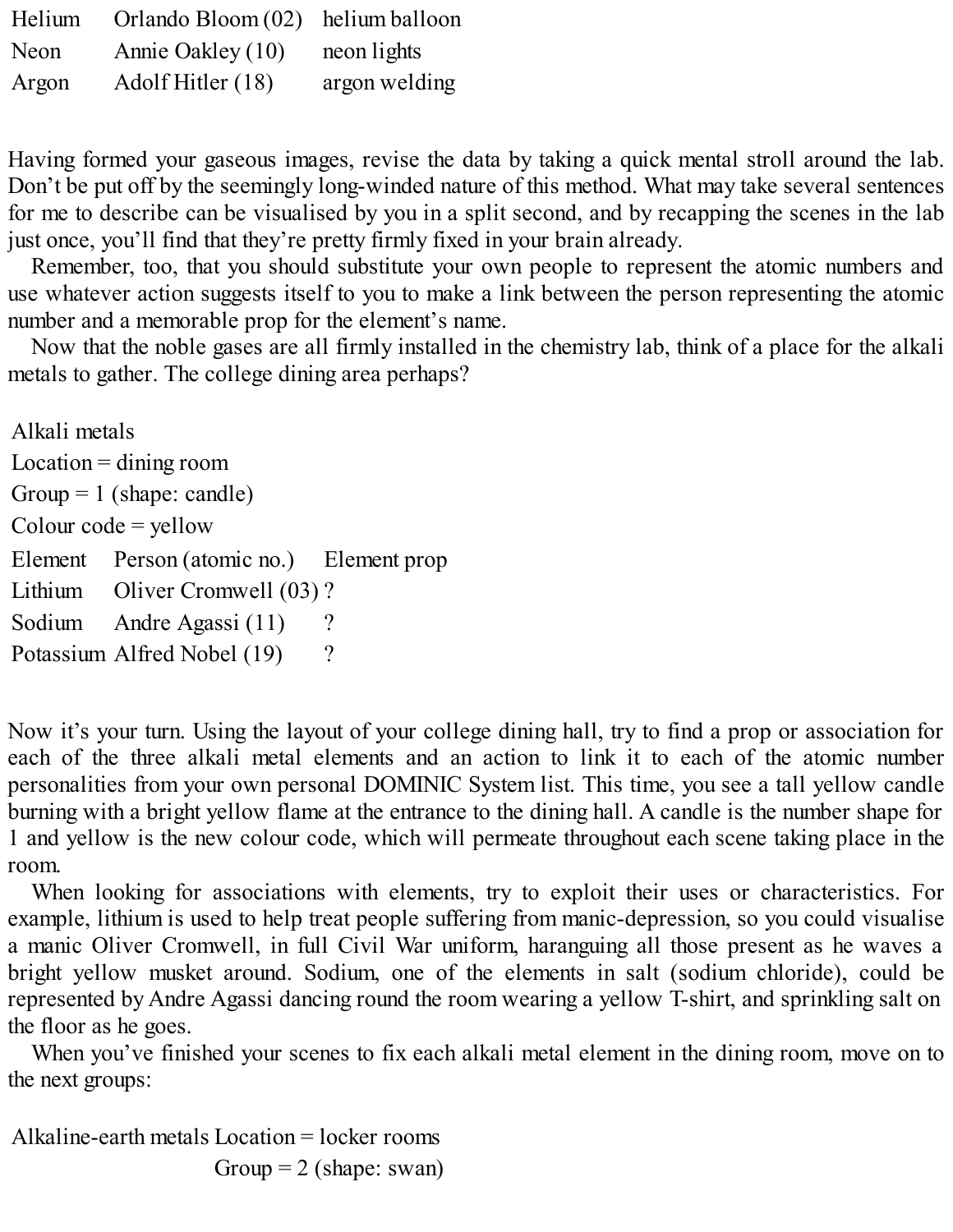| | | |
|---|---|---|
| Helium | Orlando Bloom (02) | helium balloon |
| Neon | Annie Oakley (10) | neon lights |
| Argon | Adolf Hitler (18) | argon welding |

Having formed your gaseous images, revise the data by taking a quick mental stroll around the lab. Don't be put off by the seemingly long-winded nature of this method. What may take several sentences for me to describe can be visualised by you in a split second, and by recapping the scenes in the lab just once, you'll find that they're pretty firmly fixed in your brain already.

Remember, too, that you should substitute your own people to represent the atomic numbers and use whatever action suggests itself to you to make a link between the person representing the atomic number and a memorable prop for the element's name.

Now that the noble gases are all firmly installed in the chemistry lab, think of a place for the alkali metals to gather. The college dining area perhaps?

Alkali metals
Location = dining room
Group = 1 (shape: candle)
Colour code = yellow

| Element | Person (atomic no.) | Element prop |
|---|---|---|
| Lithium | Oliver Cromwell (03) | ? |
| Sodium | Andre Agassi (11) | ? |
| Potassium | Alfred Nobel (19) | ? |

Now it's your turn. Using the layout of your college dining hall, try to find a prop or association for each of the three alkali metal elements and an action to link it to each of the atomic number personalities from your own personal DOMINIC System list. This time, you see a tall yellow candle burning with a bright yellow flame at the entrance to the dining hall. A candle is the number shape for 1 and yellow is the new colour code, which will permeate throughout each scene taking place in the room.

When looking for associations with elements, try to exploit their uses or characteristics. For example, lithium is used to help treat people suffering from manic-depression, so you could visualise a manic Oliver Cromwell, in full Civil War uniform, haranguing all those present as he waves a bright yellow musket around. Sodium, one of the elements in salt (sodium chloride), could be represented by Andre Agassi dancing round the room wearing a yellow T-shirt, and sprinkling salt on the floor as he goes.

When you've finished your scenes to fix each alkali metal element in the dining room, move on to the next groups:

Alkaline-earth metals Location = locker rooms
Group = 2 (shape: swan)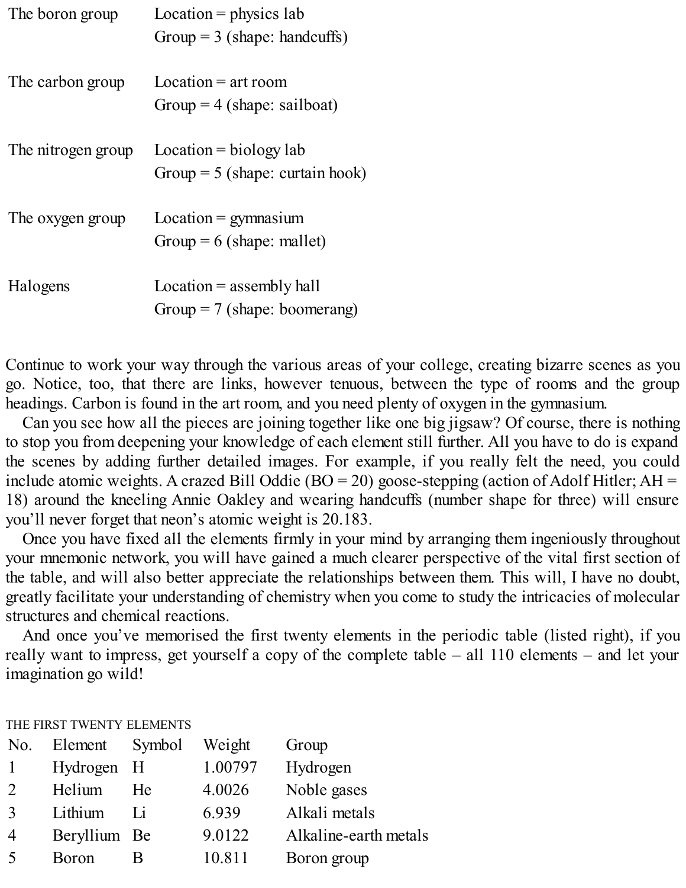| | |
|---|---|
| The boron group | Location = physics lab<br>Group = 3 (shape: handcuffs) |
| The carbon group | Location = art room<br>Group = 4 (shape: sailboat) |
| The nitrogen group | Location = biology lab<br>Group = 5 (shape: curtain hook) |
| The oxygen group | Location = gymnasium<br>Group = 6 (shape: mallet) |
| Halogens | Location = assembly hall<br>Group = 7 (shape: boomerang) |

Continue to work your way through the various areas of your college, creating bizarre scenes as you go. Notice, too, that there are links, however tenuous, between the type of rooms and the group headings. Carbon is found in the art room, and you need plenty of oxygen in the gymnasium.

Can you see how all the pieces are joining together like one big jigsaw? Of course, there is nothing to stop you from deepening your knowledge of each element still further. All you have to do is expand the scenes by adding further detailed images. For example, if you really felt the need, you could include atomic weights. A crazed Bill Oddie (BO = 20) goose-stepping (action of Adolf Hitler; AH = 18) around the kneeling Annie Oakley and wearing handcuffs (number shape for three) will ensure you'll never forget that neon's atomic weight is 20.183.

Once you have fixed all the elements firmly in your mind by arranging them ingeniously throughout your mnemonic network, you will have gained a much clearer perspective of the vital first section of the table, and will also better appreciate the relationships between them. This will, I have no doubt, greatly facilitate your understanding of chemistry when you come to study the intricacies of molecular structures and chemical reactions.

And once you've memorised the first twenty elements in the periodic table (listed right), if you really want to impress, get yourself a copy of the complete table – all 110 elements – and let your imagination go wild!

THE FIRST TWENTY ELEMENTS

| No. | Element | Symbol | Weight | Group |
|---|---|---|---|---|
| 1 | Hydrogen | H | 1.00797 | Hydrogen |
| 2 | Helium | He | 4.0026 | Noble gases |
| 3 | Lithium | Li | 6.939 | Alkali metals |
| 4 | Beryllium | Be | 9.0122 | Alkaline-earth metals |
| 5 | Boron | B | 10.811 | Boron group |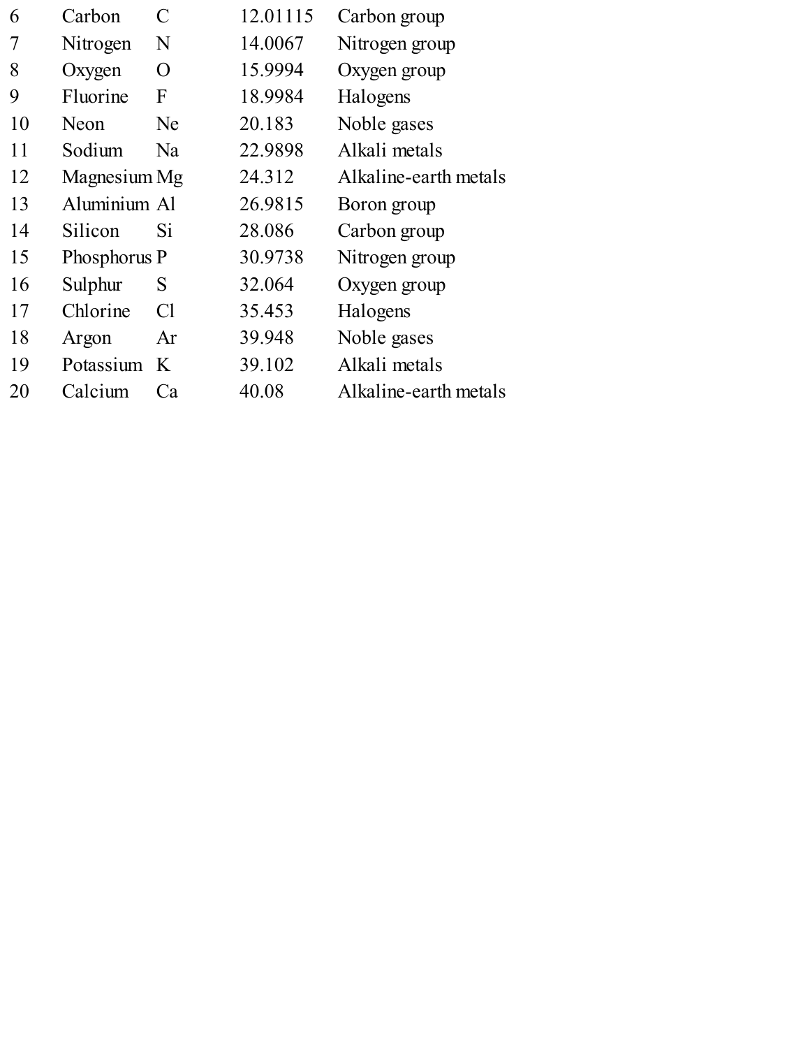| | | | | |
|---|---|---|---|---|
| 6 | Carbon | C | 12.01115 | Carbon group |
| 7 | Nitrogen | N | 14.0067 | Nitrogen group |
| 8 | Oxygen | O | 15.9994 | Oxygen group |
| 9 | Fluorine | F | 18.9984 | Halogens |
| 10 | Neon | Ne | 20.183 | Noble gases |
| 11 | Sodium | Na | 22.9898 | Alkali metals |
| 12 | Magnesium | Mg | 24.312 | Alkaline-earth metals |
| 13 | Aluminium | Al | 26.9815 | Boron group |
| 14 | Silicon | Si | 28.086 | Carbon group |
| 15 | Phosphorus | P | 30.9738 | Nitrogen group |
| 16 | Sulphur | S | 32.064 | Oxygen group |
| 17 | Chlorine | Cl | 35.453 | Halogens |
| 18 | Argon | Ar | 39.948 | Noble gases |
| 19 | Potassium | K | 39.102 | Alkali metals |
| 20 | Calcium | Ca | 40.08 | Alkaline-earth metals |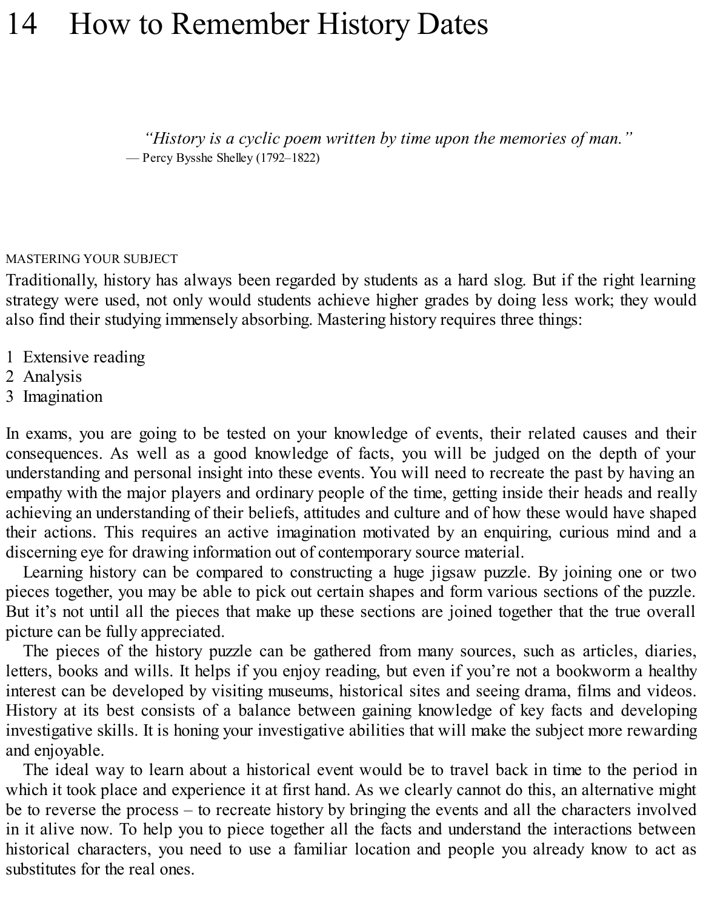# 14 How to Remember History Dates

> *"History is a cyclic poem written by time upon the memories of man."*
> — Percy Bysshe Shelley (1792–1822)

MASTERING YOUR SUBJECT

Traditionally, history has always been regarded by students as a hard slog. But if the right learning strategy were used, not only would students achieve higher grades by doing less work; they would also find their studying immensely absorbing. Mastering history requires three things:

1. Extensive reading
2. Analysis
3. Imagination

In exams, you are going to be tested on your knowledge of events, their related causes and their consequences. As well as a good knowledge of facts, you will be judged on the depth of your understanding and personal insight into these events. You will need to recreate the past by having an empathy with the major players and ordinary people of the time, getting inside their heads and really achieving an understanding of their beliefs, attitudes and culture and of how these would have shaped their actions. This requires an active imagination motivated by an enquiring, curious mind and a discerning eye for drawing information out of contemporary source material.

Learning history can be compared to constructing a huge jigsaw puzzle. By joining one or two pieces together, you may be able to pick out certain shapes and form various sections of the puzzle. But it's not until all the pieces that make up these sections are joined together that the true overall picture can be fully appreciated.

The pieces of the history puzzle can be gathered from many sources, such as articles, diaries, letters, books and wills. It helps if you enjoy reading, but even if you're not a bookworm a healthy interest can be developed by visiting museums, historical sites and seeing drama, films and videos. History at its best consists of a balance between gaining knowledge of key facts and developing investigative skills. It is honing your investigative abilities that will make the subject more rewarding and enjoyable.

The ideal way to learn about a historical event would be to travel back in time to the period in which it took place and experience it at first hand. As we clearly cannot do this, an alternative might be to reverse the process – to recreate history by bringing the events and all the characters involved in it alive now. To help you to piece together all the facts and understand the interactions between historical characters, you need to use a familiar location and people you already know to act as substitutes for the real ones.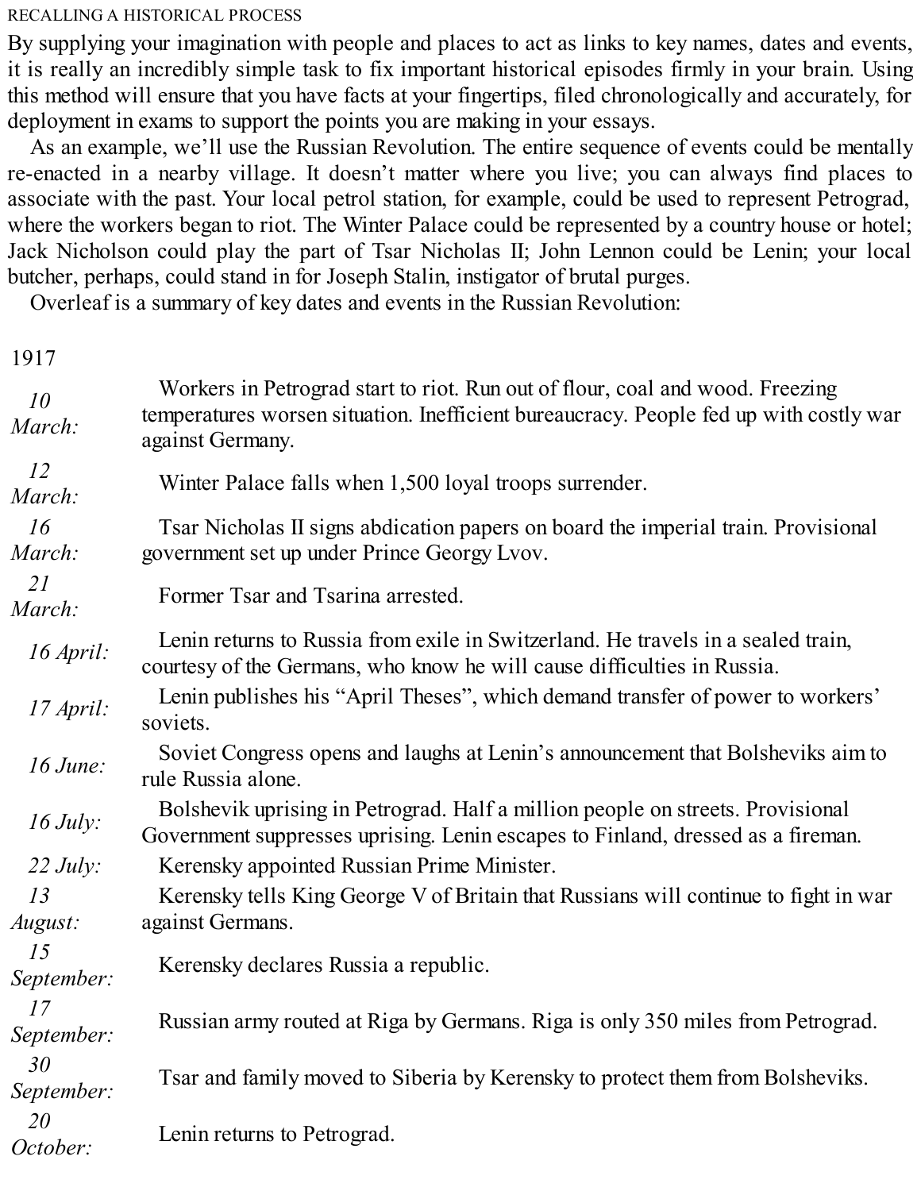RECALLING A HISTORICAL PROCESS

By supplying your imagination with people and places to act as links to key names, dates and events, it is really an incredibly simple task to fix important historical episodes firmly in your brain. Using this method will ensure that you have facts at your fingertips, filed chronologically and accurately, for deployment in exams to support the points you are making in your essays.

As an example, we'll use the Russian Revolution. The entire sequence of events could be mentally re-enacted in a nearby village. It doesn't matter where you live; you can always find places to associate with the past. Your local petrol station, for example, could be used to represent Petrograd, where the workers began to riot. The Winter Palace could be represented by a country house or hotel; Jack Nicholson could play the part of Tsar Nicholas II; John Lennon could be Lenin; your local butcher, perhaps, could stand in for Joseph Stalin, instigator of brutal purges.

Overleaf is a summary of key dates and events in the Russian Revolution:

1917

| | |
|---|---|
| *10 March:* | Workers in Petrograd start to riot. Run out of flour, coal and wood. Freezing temperatures worsen situation. Inefficient bureaucracy. People fed up with costly war against Germany. |
| *12 March:* | Winter Palace falls when 1,500 loyal troops surrender. |
| *16 March:* | Tsar Nicholas II signs abdication papers on board the imperial train. Provisional government set up under Prince Georgy Lvov. |
| *21 March:* | Former Tsar and Tsarina arrested. |
| *16 April:* | Lenin returns to Russia from exile in Switzerland. He travels in a sealed train, courtesy of the Germans, who know he will cause difficulties in Russia. |
| *17 April:* | Lenin publishes his "April Theses", which demand transfer of power to workers' soviets. |
| *16 June:* | Soviet Congress opens and laughs at Lenin's announcement that Bolsheviks aim to rule Russia alone. |
| *16 July:* | Bolshevik uprising in Petrograd. Half a million people on streets. Provisional Government suppresses uprising. Lenin escapes to Finland, dressed as a fireman. |
| *22 July:* | Kerensky appointed Russian Prime Minister. |
| *13 August:* | Kerensky tells King George V of Britain that Russians will continue to fight in war against Germans. |
| *15 September:* | Kerensky declares Russia a republic. |
| *17 September:* | Russian army routed at Riga by Germans. Riga is only 350 miles from Petrograd. |
| *30 September:* | Tsar and family moved to Siberia by Kerensky to protect them from Bolsheviks. |
| *20 October:* | Lenin returns to Petrograd. |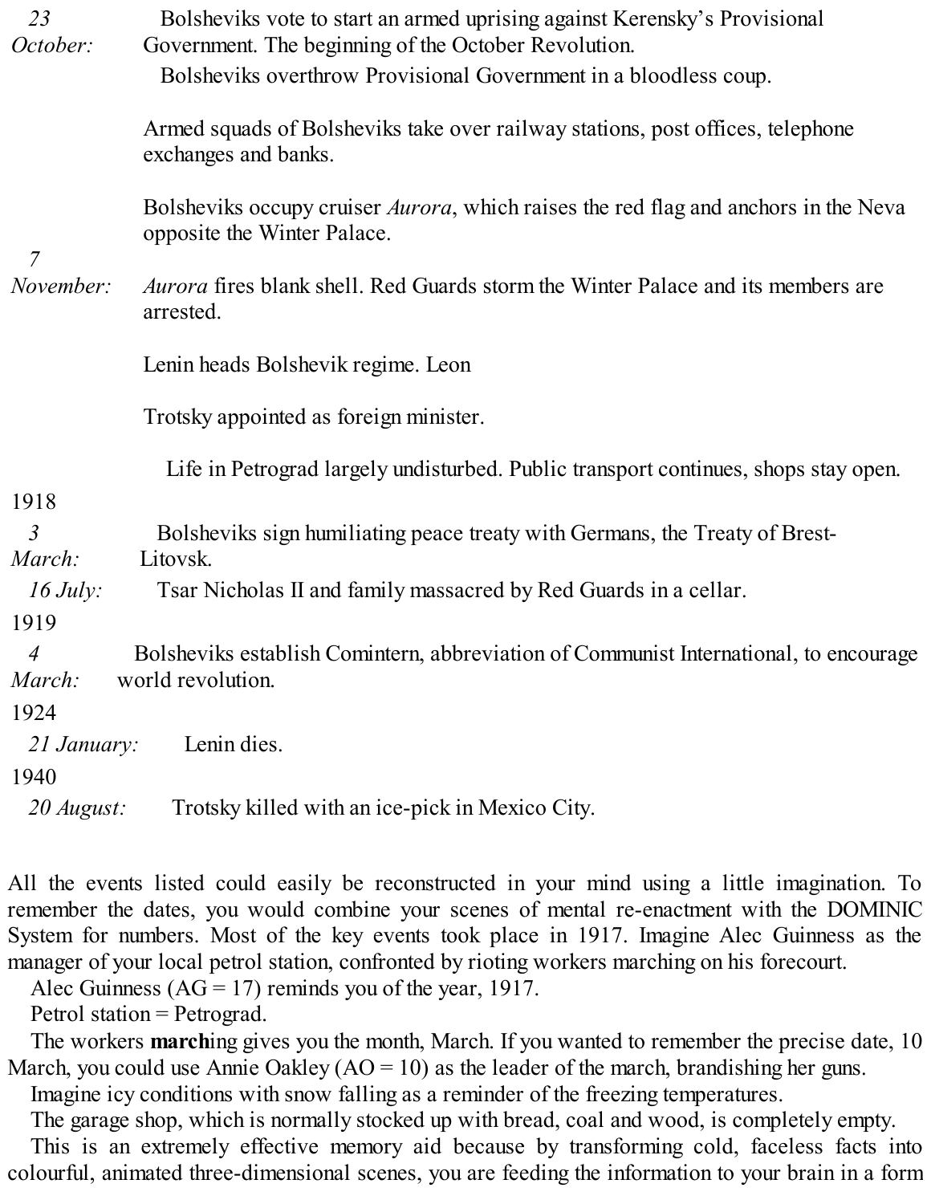*23 October:* Bolsheviks vote to start an armed uprising against Kerensky's Provisional Government. The beginning of the October Revolution.

Bolsheviks overthrow Provisional Government in a bloodless coup.

Armed squads of Bolsheviks take over railway stations, post offices, telephone exchanges and banks.

Bolsheviks occupy cruiser *Aurora*, which raises the red flag and anchors in the Neva opposite the Winter Palace.

*7 November:* *Aurora* fires blank shell. Red Guards storm the Winter Palace and its members are arrested.

Lenin heads Bolshevik regime. Leon

Trotsky appointed as foreign minister.

Life in Petrograd largely undisturbed. Public transport continues, shops stay open.

1918

*3 March:* Bolsheviks sign humiliating peace treaty with Germans, the Treaty of Brest-Litovsk.

*16 July:* Tsar Nicholas II and family massacred by Red Guards in a cellar.

1919

*4 March:* Bolsheviks establish Comintern, abbreviation of Communist International, to encourage world revolution.

1924

*21 January:* Lenin dies.

1940

*20 August:* Trotsky killed with an ice-pick in Mexico City.

All the events listed could easily be reconstructed in your mind using a little imagination. To remember the dates, you would combine your scenes of mental re-enactment with the DOMINIC System for numbers. Most of the key events took place in 1917. Imagine Alec Guinness as the manager of your local petrol station, confronted by rioting workers marching on his forecourt.

Alec Guinness (AG = 17) reminds you of the year, 1917.

Petrol station = Petrograd.

The workers **march**ing gives you the month, March. If you wanted to remember the precise date, 10 March, you could use Annie Oakley (AO = 10) as the leader of the march, brandishing her guns.

Imagine icy conditions with snow falling as a reminder of the freezing temperatures.

The garage shop, which is normally stocked up with bread, coal and wood, is completely empty.

This is an extremely effective memory aid because by transforming cold, faceless facts into colourful, animated three-dimensional scenes, you are feeding the information to your brain in a form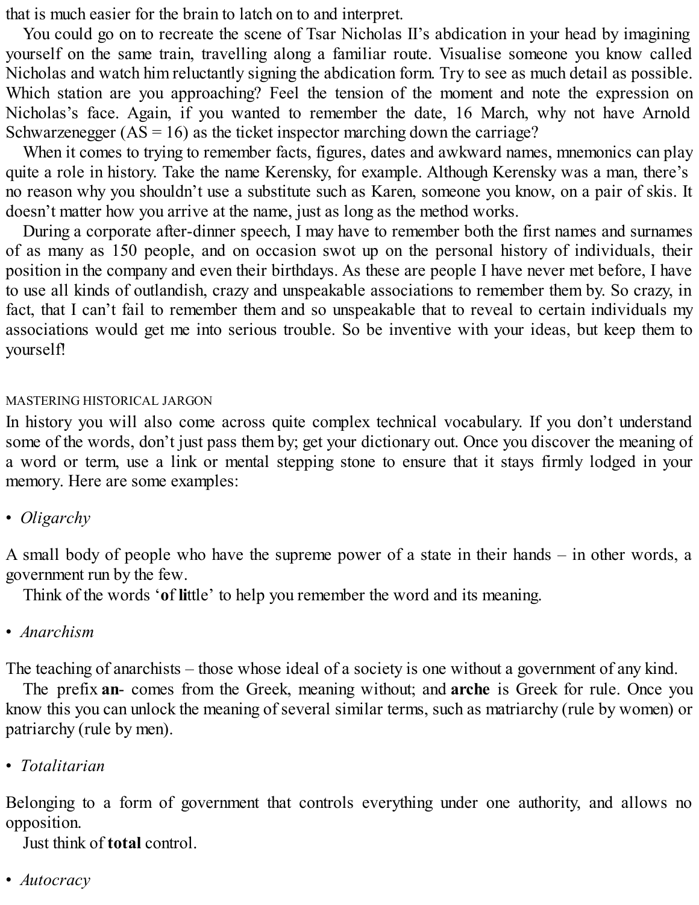that is much easier for the brain to latch on to and interpret.

You could go on to recreate the scene of Tsar Nicholas II's abdication in your head by imagining yourself on the same train, travelling along a familiar route. Visualise someone you know called Nicholas and watch him reluctantly signing the abdication form. Try to see as much detail as possible. Which station are you approaching? Feel the tension of the moment and note the expression on Nicholas's face. Again, if you wanted to remember the date, 16 March, why not have Arnold Schwarzenegger (AS = 16) as the ticket inspector marching down the carriage?

When it comes to trying to remember facts, figures, dates and awkward names, mnemonics can play quite a role in history. Take the name Kerensky, for example. Although Kerensky was a man, there's no reason why you shouldn't use a substitute such as Karen, someone you know, on a pair of skis. It doesn't matter how you arrive at the name, just as long as the method works.

During a corporate after-dinner speech, I may have to remember both the first names and surnames of as many as 150 people, and on occasion swot up on the personal history of individuals, their position in the company and even their birthdays. As these are people I have never met before, I have to use all kinds of outlandish, crazy and unspeakable associations to remember them by. So crazy, in fact, that I can't fail to remember them and so unspeakable that to reveal to certain individuals my associations would get me into serious trouble. So be inventive with your ideas, but keep them to yourself!

## MASTERING HISTORICAL JARGON

In history you will also come across quite complex technical vocabulary. If you don't understand some of the words, don't just pass them by; get your dictionary out. Once you discover the meaning of a word or term, use a link or mental stepping stone to ensure that it stays firmly lodged in your memory. Here are some examples:

- *Oligarchy*

A small body of people who have the supreme power of a state in their hands – in other words, a government run by the few.

Think of the words '**of li**ttle' to help you remember the word and its meaning.

- *Anarchism*

The teaching of anarchists – those whose ideal of a society is one without a government of any kind.

The prefix **an**- comes from the Greek, meaning without; and **arche** is Greek for rule. Once you know this you can unlock the meaning of several similar terms, such as matriarchy (rule by women) or patriarchy (rule by men).

- *Totalitarian*

Belonging to a form of government that controls everything under one authority, and allows no opposition.

Just think of **total** control.

- *Autocracy*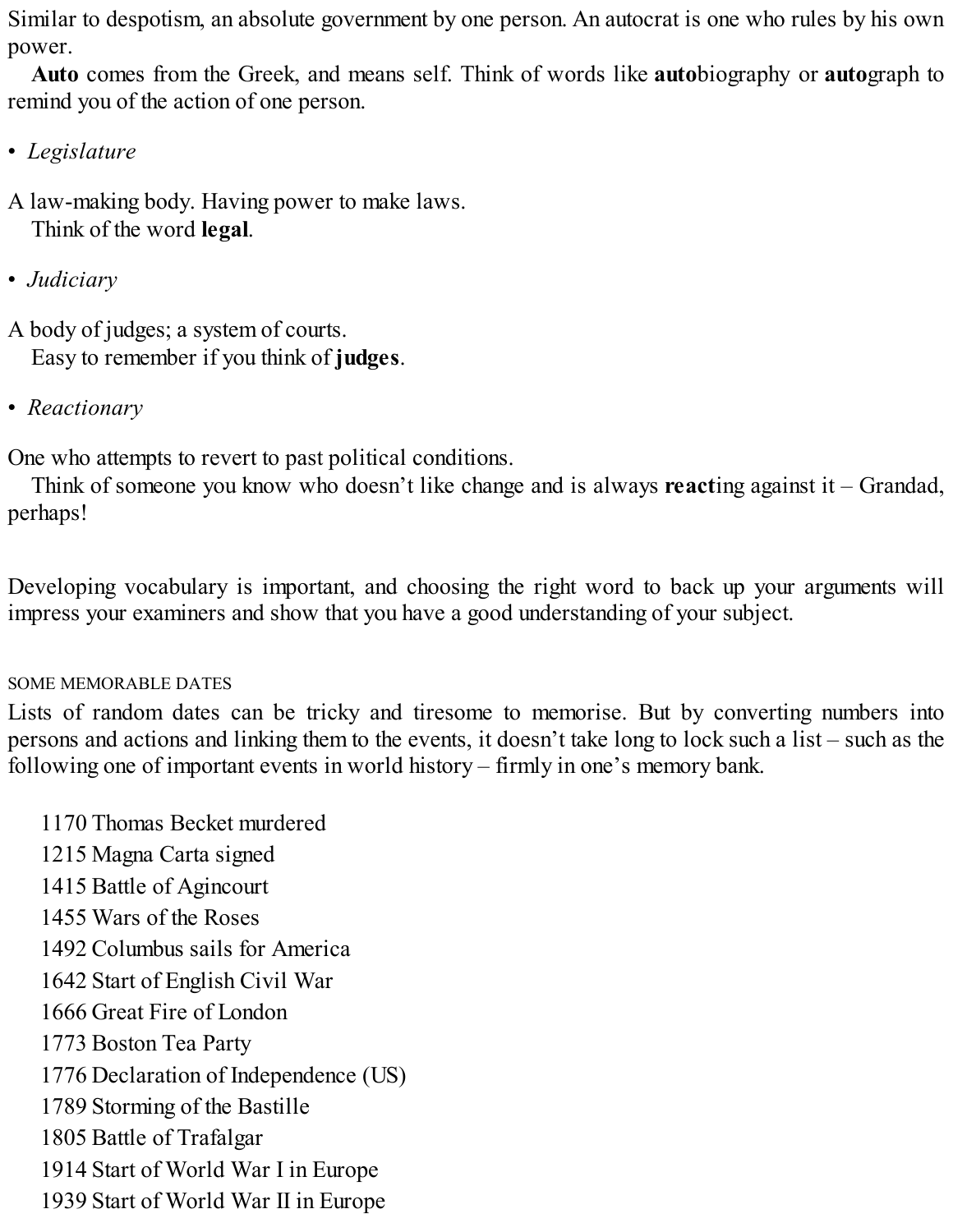Similar to despotism, an absolute government by one person. An autocrat is one who rules by his own power.

**Auto** comes from the Greek, and means self. Think of words like **auto**biography or **auto**graph to remind you of the action of one person.

- *Legislature*

A law-making body. Having power to make laws.

Think of the word **legal**.

- *Judiciary*

A body of judges; a system of courts.

Easy to remember if you think of **judges**.

- *Reactionary*

One who attempts to revert to past political conditions.

Think of someone you know who doesn't like change and is always **react**ing against it – Grandad, perhaps!

Developing vocabulary is important, and choosing the right word to back up your arguments will impress your examiners and show that you have a good understanding of your subject.

SOME MEMORABLE DATES

Lists of random dates can be tricky and tiresome to memorise. But by converting numbers into persons and actions and linking them to the events, it doesn't take long to lock such a list – such as the following one of important events in world history – firmly in one's memory bank.

1170 Thomas Becket murdered
1215 Magna Carta signed
1415 Battle of Agincourt
1455 Wars of the Roses
1492 Columbus sails for America
1642 Start of English Civil War
1666 Great Fire of London
1773 Boston Tea Party
1776 Declaration of Independence (US)
1789 Storming of the Bastille
1805 Battle of Trafalgar
1914 Start of World War I in Europe
1939 Start of World War II in Europe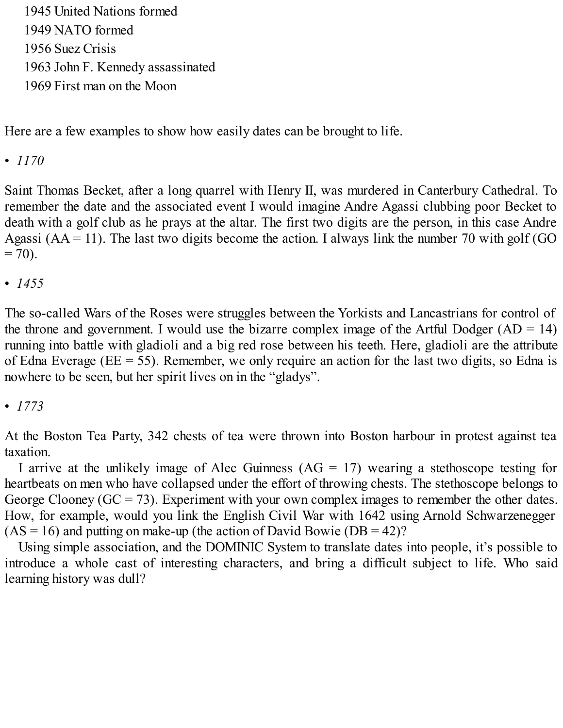1945 United Nations formed
1949 NATO formed
1956 Suez Crisis
1963 John F. Kennedy assassinated
1969 First man on the Moon

Here are a few examples to show how easily dates can be brought to life.

• *1170*

Saint Thomas Becket, after a long quarrel with Henry II, was murdered in Canterbury Cathedral. To remember the date and the associated event I would imagine Andre Agassi clubbing poor Becket to death with a golf club as he prays at the altar. The first two digits are the person, in this case Andre Agassi (AA = 11). The last two digits become the action. I always link the number 70 with golf (GO = 70).

• *1455*

The so-called Wars of the Roses were struggles between the Yorkists and Lancastrians for control of the throne and government. I would use the bizarre complex image of the Artful Dodger (AD = 14) running into battle with gladioli and a big red rose between his teeth. Here, gladioli are the attribute of Edna Everage (EE = 55). Remember, we only require an action for the last two digits, so Edna is nowhere to be seen, but her spirit lives on in the "gladys".

• *1773*

At the Boston Tea Party, 342 chests of tea were thrown into Boston harbour in protest against tea taxation.

I arrive at the unlikely image of Alec Guinness (AG = 17) wearing a stethoscope testing for heartbeats on men who have collapsed under the effort of throwing chests. The stethoscope belongs to George Clooney (GC = 73). Experiment with your own complex images to remember the other dates. How, for example, would you link the English Civil War with 1642 using Arnold Schwarzenegger (AS = 16) and putting on make-up (the action of David Bowie (DB = 42)?

Using simple association, and the DOMINIC System to translate dates into people, it's possible to introduce a whole cast of interesting characters, and bring a difficult subject to life. Who said learning history was dull?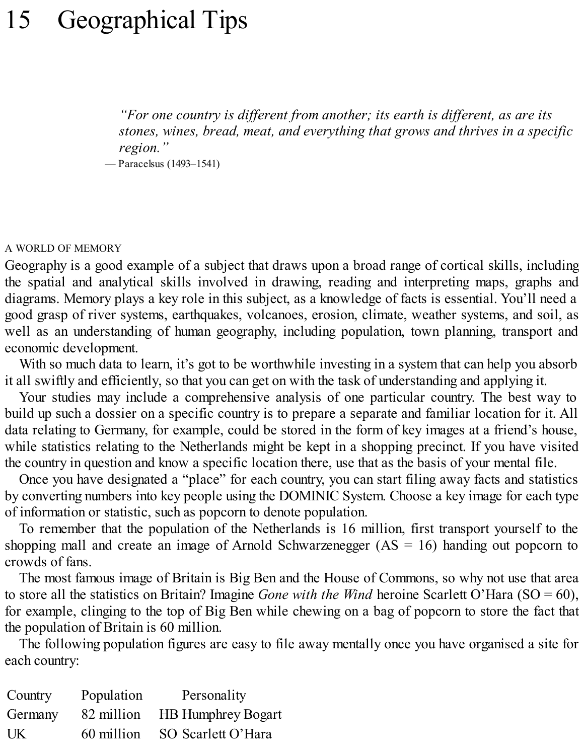# 15 Geographical Tips

> *"For one country is different from another; its earth is different, as are its stones, wines, bread, meat, and everything that grows and thrives in a specific region."*
>
> — Paracelsus (1493–1541)

## A WORLD OF MEMORY

Geography is a good example of a subject that draws upon a broad range of cortical skills, including the spatial and analytical skills involved in drawing, reading and interpreting maps, graphs and diagrams. Memory plays a key role in this subject, as a knowledge of facts is essential. You'll need a good grasp of river systems, earthquakes, volcanoes, erosion, climate, weather systems, and soil, as well as an understanding of human geography, including population, town planning, transport and economic development.

With so much data to learn, it's got to be worthwhile investing in a system that can help you absorb it all swiftly and efficiently, so that you can get on with the task of understanding and applying it.

Your studies may include a comprehensive analysis of one particular country. The best way to build up such a dossier on a specific country is to prepare a separate and familiar location for it. All data relating to Germany, for example, could be stored in the form of key images at a friend's house, while statistics relating to the Netherlands might be kept in a shopping precinct. If you have visited the country in question and know a specific location there, use that as the basis of your mental file.

Once you have designated a "place" for each country, you can start filing away facts and statistics by converting numbers into key people using the DOMINIC System. Choose a key image for each type of information or statistic, such as popcorn to denote population.

To remember that the population of the Netherlands is 16 million, first transport yourself to the shopping mall and create an image of Arnold Schwarzenegger (AS = 16) handing out popcorn to crowds of fans.

The most famous image of Britain is Big Ben and the House of Commons, so why not use that area to store all the statistics on Britain? Imagine *Gone with the Wind* heroine Scarlett O'Hara (SO = 60), for example, clinging to the top of Big Ben while chewing on a bag of popcorn to store the fact that the population of Britain is 60 million.

The following population figures are easy to file away mentally once you have organised a site for each country:

| Country | Population | Personality |
|---|---|---|
| Germany | 82 million | HB Humphrey Bogart |
| UK | 60 million | SO Scarlett O'Hara |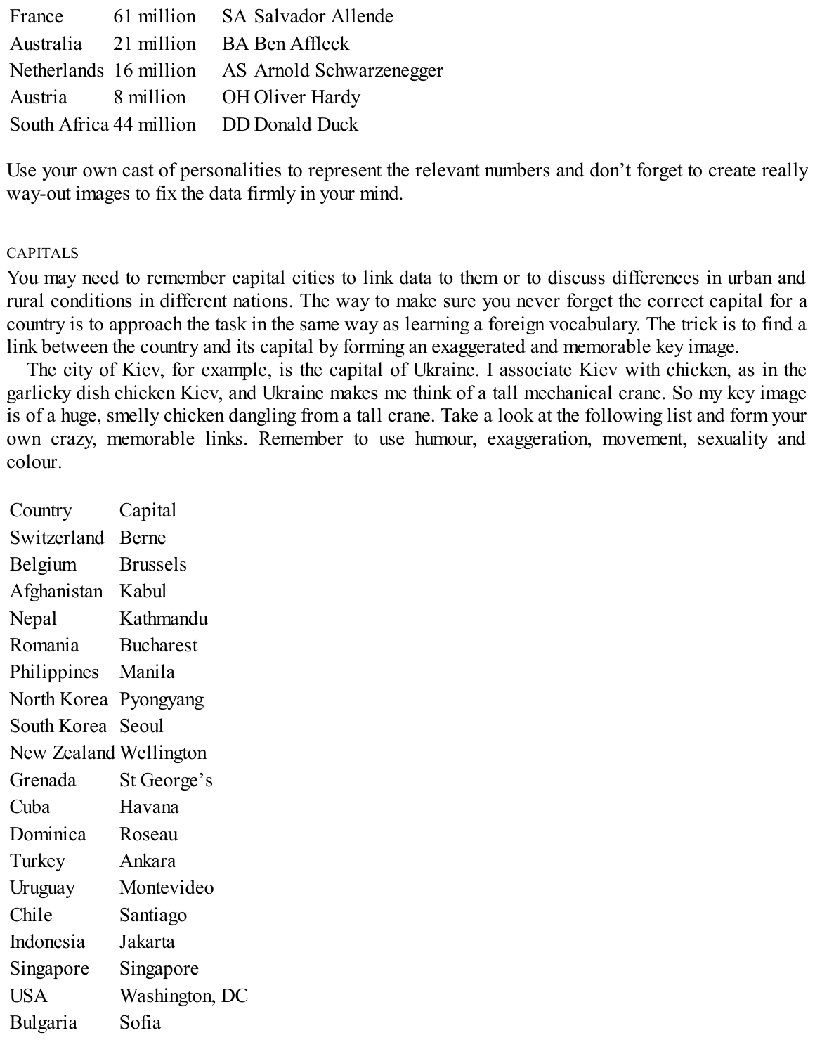| | | |
|---|---|---|
| France | 61 million | SA Salvador Allende |
| Australia | 21 million | BA Ben Affleck |
| Netherlands | 16 million | AS Arnold Schwarzenegger |
| Austria | 8 million | OH Oliver Hardy |
| South Africa | 44 million | DD Donald Duck |

Use your own cast of personalities to represent the relevant numbers and don't forget to create really way-out images to fix the data firmly in your mind.

### CAPITALS

You may need to remember capital cities to link data to them or to discuss differences in urban and rural conditions in different nations. The way to make sure you never forget the correct capital for a country is to approach the task in the same way as learning a foreign vocabulary. The trick is to find a link between the country and its capital by forming an exaggerated and memorable key image.

The city of Kiev, for example, is the capital of Ukraine. I associate Kiev with chicken, as in the garlicky dish chicken Kiev, and Ukraine makes me think of a tall mechanical crane. So my key image is of a huge, smelly chicken dangling from a tall crane. Take a look at the following list and form your own crazy, memorable links. Remember to use humour, exaggeration, movement, sexuality and colour.

| Country | Capital |
|---|---|
| Switzerland | Berne |
| Belgium | Brussels |
| Afghanistan | Kabul |
| Nepal | Kathmandu |
| Romania | Bucharest |
| Philippines | Manila |
| North Korea | Pyongyang |
| South Korea | Seoul |
| New Zealand | Wellington |
| Grenada | St George's |
| Cuba | Havana |
| Dominica | Roseau |
| Turkey | Ankara |
| Uruguay | Montevideo |
| Chile | Santiago |
| Indonesia | Jakarta |
| Singapore | Singapore |
| USA | Washington, DC |
| Bulgaria | Sofia |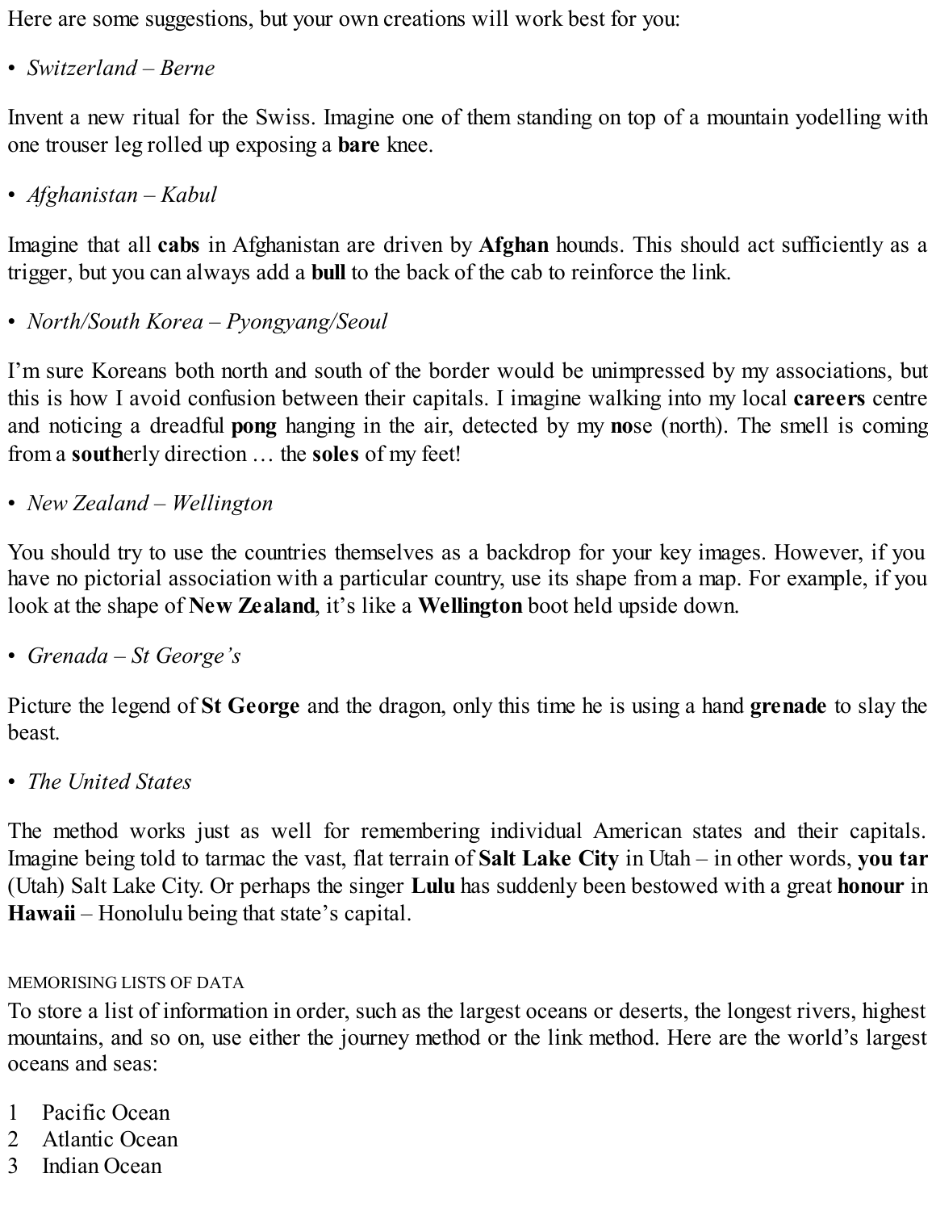Here are some suggestions, but your own creations will work best for you:

• *Switzerland – Berne*

Invent a new ritual for the Swiss. Imagine one of them standing on top of a mountain yodelling with one trouser leg rolled up exposing a **bare** knee.

• *Afghanistan – Kabul*

Imagine that all **cabs** in Afghanistan are driven by **Afghan** hounds. This should act sufficiently as a trigger, but you can always add a **bull** to the back of the cab to reinforce the link.

• *North/South Korea – Pyongyang/Seoul*

I'm sure Koreans both north and south of the border would be unimpressed by my associations, but this is how I avoid confusion between their capitals. I imagine walking into my local **careers** centre and noticing a dreadful **pong** hanging in the air, detected by my **no**se (north). The smell is coming from a **south**erly direction … the **soles** of my feet!

• *New Zealand – Wellington*

You should try to use the countries themselves as a backdrop for your key images. However, if you have no pictorial association with a particular country, use its shape from a map. For example, if you look at the shape of **New Zealand**, it's like a **Wellington** boot held upside down.

• *Grenada – St George's*

Picture the legend of **St George** and the dragon, only this time he is using a hand **grenade** to slay the beast.

• *The United States*

The method works just as well for remembering individual American states and their capitals. Imagine being told to tarmac the vast, flat terrain of **Salt Lake City** in Utah – in other words, **you tar** (Utah) Salt Lake City. Or perhaps the singer **Lulu** has suddenly been bestowed with a great **honour** in **Hawaii** – Honolulu being that state's capital.

### MEMORISING LISTS OF DATA

To store a list of information in order, such as the largest oceans or deserts, the longest rivers, highest mountains, and so on, use either the journey method or the link method. Here are the world's largest oceans and seas:

1 Pacific Ocean
2 Atlantic Ocean
3 Indian Ocean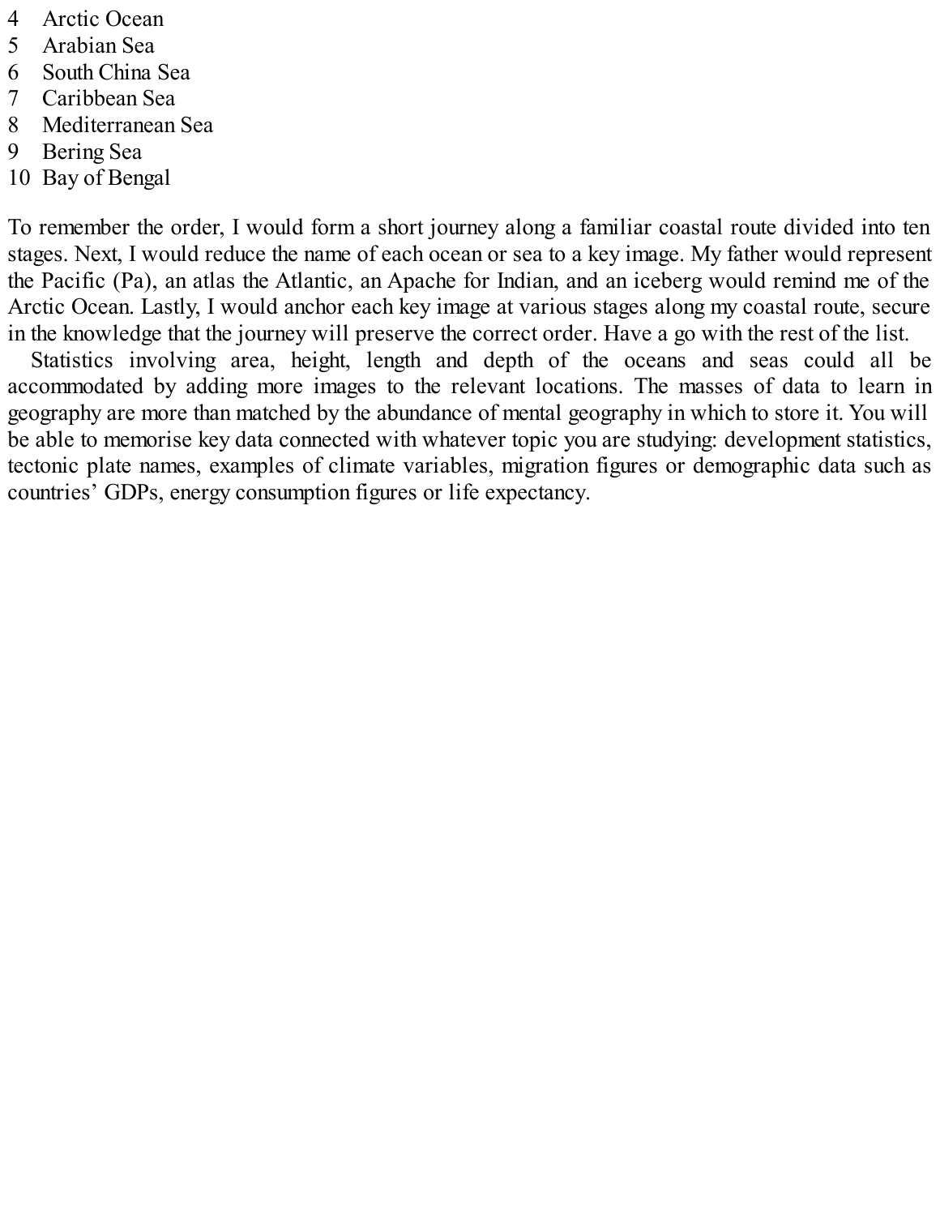4 Arctic Ocean
5 Arabian Sea
6 South China Sea
7 Caribbean Sea
8 Mediterranean Sea
9 Bering Sea
10 Bay of Bengal

To remember the order, I would form a short journey along a familiar coastal route divided into ten stages. Next, I would reduce the name of each ocean or sea to a key image. My father would represent the Pacific (Pa), an atlas the Atlantic, an Apache for Indian, and an iceberg would remind me of the Arctic Ocean. Lastly, I would anchor each key image at various stages along my coastal route, secure in the knowledge that the journey will preserve the correct order. Have a go with the rest of the list.

Statistics involving area, height, length and depth of the oceans and seas could all be accommodated by adding more images to the relevant locations. The masses of data to learn in geography are more than matched by the abundance of mental geography in which to store it. You will be able to memorise key data connected with whatever topic you are studying: development statistics, tectonic plate names, examples of climate variables, migration figures or demographic data such as countries' GDPs, energy consumption figures or life expectancy.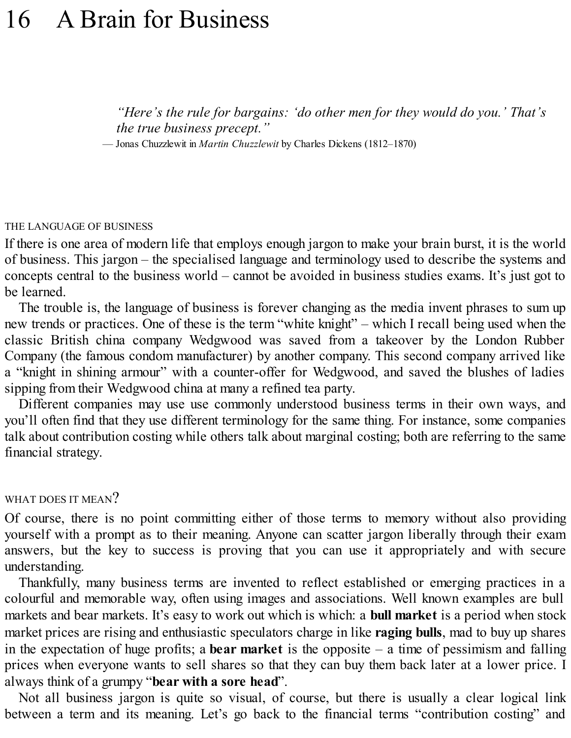# 16 A Brain for Business

> *"Here's the rule for bargains: 'do other men for they would do you.' That's the true business precept."*
>
> — Jonas Chuzzlewit in *Martin Chuzzlewit* by Charles Dickens (1812–1870)

## THE LANGUAGE OF BUSINESS

If there is one area of modern life that employs enough jargon to make your brain burst, it is the world of business. This jargon – the specialised language and terminology used to describe the systems and concepts central to the business world – cannot be avoided in business studies exams. It's just got to be learned.

The trouble is, the language of business is forever changing as the media invent phrases to sum up new trends or practices. One of these is the term "white knight" – which I recall being used when the classic British china company Wedgwood was saved from a takeover by the London Rubber Company (the famous condom manufacturer) by another company. This second company arrived like a "knight in shining armour" with a counter-offer for Wedgwood, and saved the blushes of ladies sipping from their Wedgwood china at many a refined tea party.

Different companies may use use commonly understood business terms in their own ways, and you'll often find that they use different terminology for the same thing. For instance, some companies talk about contribution costing while others talk about marginal costing; both are referring to the same financial strategy.

## WHAT DOES IT MEAN?

Of course, there is no point committing either of those terms to memory without also providing yourself with a prompt as to their meaning. Anyone can scatter jargon liberally through their exam answers, but the key to success is proving that you can use it appropriately and with secure understanding.

Thankfully, many business terms are invented to reflect established or emerging practices in a colourful and memorable way, often using images and associations. Well known examples are bull markets and bear markets. It's easy to work out which is which: a **bull market** is a period when stock market prices are rising and enthusiastic speculators charge in like **raging bulls**, mad to buy up shares in the expectation of huge profits; a **bear market** is the opposite – a time of pessimism and falling prices when everyone wants to sell shares so that they can buy them back later at a lower price. I always think of a grumpy "**bear with a sore head**".

Not all business jargon is quite so visual, of course, but there is usually a clear logical link between a term and its meaning. Let's go back to the financial terms "contribution costing" and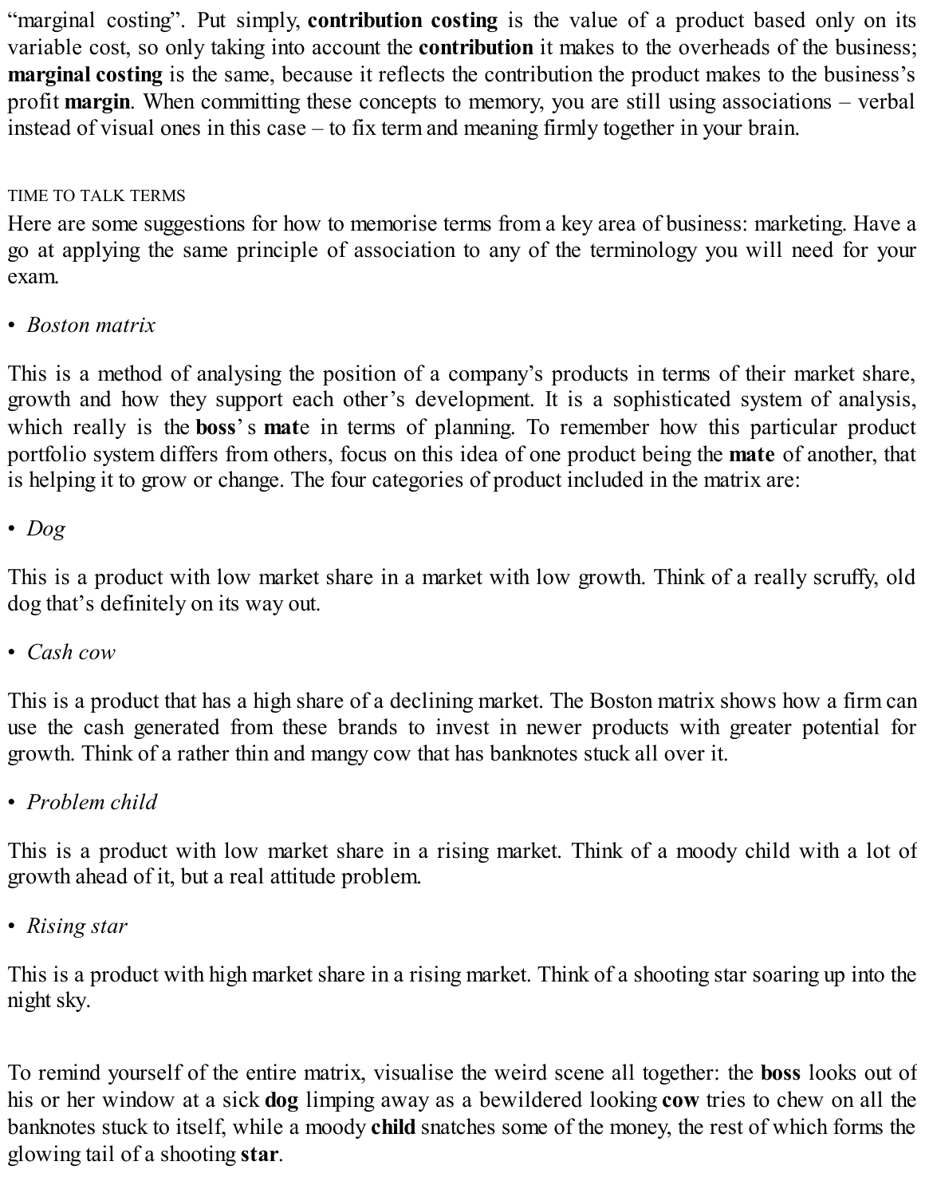"marginal costing". Put simply, **contribution costing** is the value of a product based only on its variable cost, so only taking into account the **contribution** it makes to the overheads of the business; **marginal costing** is the same, because it reflects the contribution the product makes to the business's profit **margin**. When committing these concepts to memory, you are still using associations – verbal instead of visual ones in this case – to fix term and meaning firmly together in your brain.

## TIME TO TALK TERMS

Here are some suggestions for how to memorise terms from a key area of business: marketing. Have a go at applying the same principle of association to any of the terminology you will need for your exam.

• *Boston matrix*

This is a method of analysing the position of a company's products in terms of their market share, growth and how they support each other's development. It is a sophisticated system of analysis, which really is the **boss**' s **mat**e in terms of planning. To remember how this particular product portfolio system differs from others, focus on this idea of one product being the **mate** of another, that is helping it to grow or change. The four categories of product included in the matrix are:

• *Dog*

This is a product with low market share in a market with low growth. Think of a really scruffy, old dog that's definitely on its way out.

• *Cash cow*

This is a product that has a high share of a declining market. The Boston matrix shows how a firm can use the cash generated from these brands to invest in newer products with greater potential for growth. Think of a rather thin and mangy cow that has banknotes stuck all over it.

• *Problem child*

This is a product with low market share in a rising market. Think of a moody child with a lot of growth ahead of it, but a real attitude problem.

• *Rising star*

This is a product with high market share in a rising market. Think of a shooting star soaring up into the night sky.

To remind yourself of the entire matrix, visualise the weird scene all together: the **boss** looks out of his or her window at a sick **dog** limping away as a bewildered looking **cow** tries to chew on all the banknotes stuck to itself, while a moody **child** snatches some of the money, the rest of which forms the glowing tail of a shooting **star**.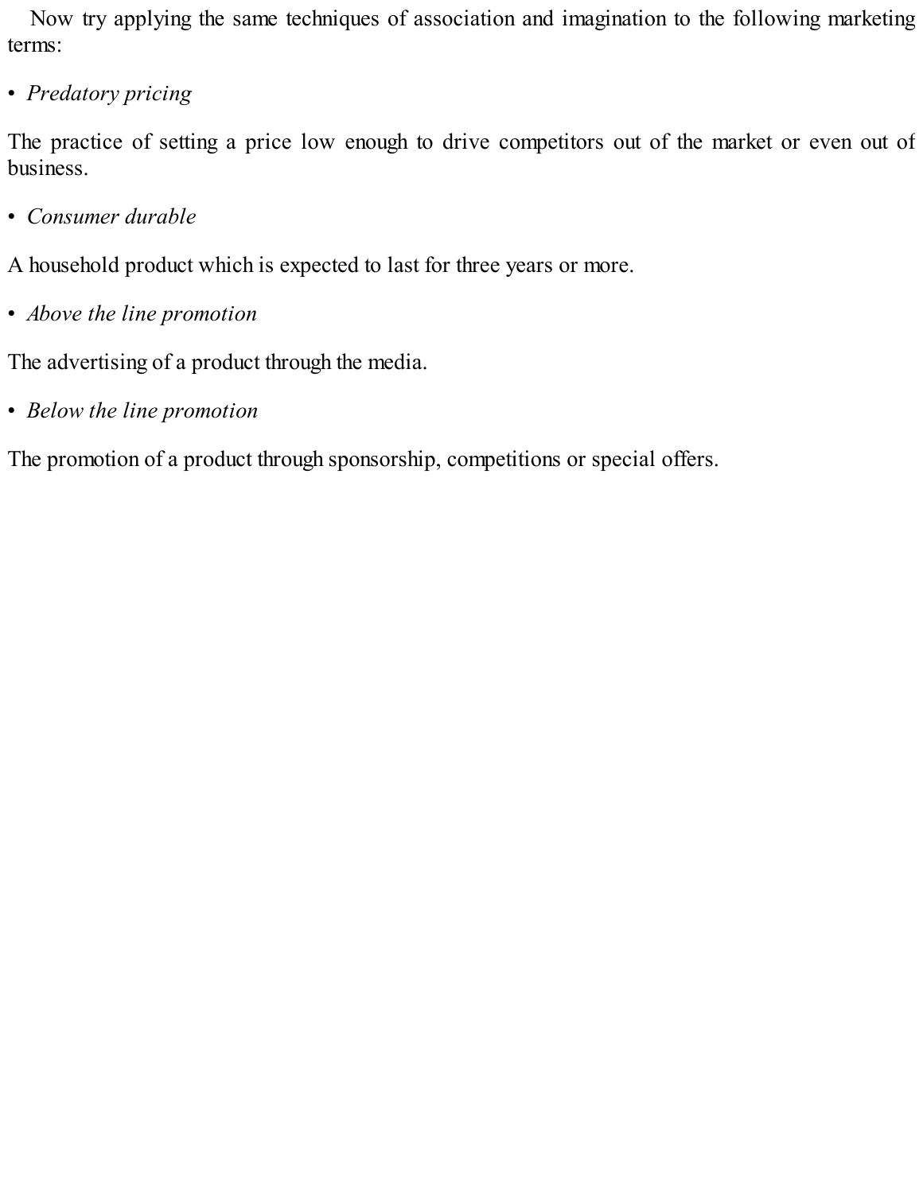Now try applying the same techniques of association and imagination to the following marketing terms:

- *Predatory pricing*

The practice of setting a price low enough to drive competitors out of the market or even out of business.

- *Consumer durable*

A household product which is expected to last for three years or more.

- *Above the line promotion*

The advertising of a product through the media.

- *Below the line promotion*

The promotion of a product through sponsorship, competitions or special offers.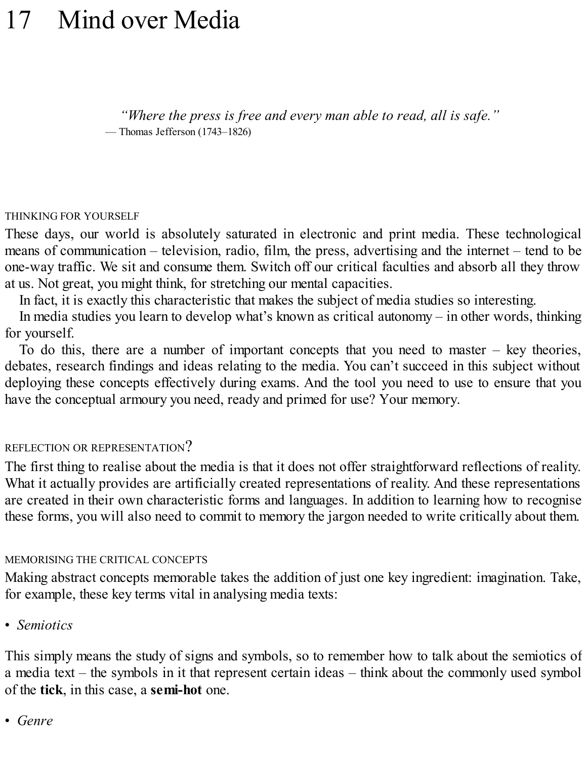# 17 Mind over Media

> *"Where the press is free and every man able to read, all is safe."*
> — Thomas Jefferson (1743–1826)

### THINKING FOR YOURSELF

These days, our world is absolutely saturated in electronic and print media. These technological means of communication – television, radio, film, the press, advertising and the internet – tend to be one-way traffic. We sit and consume them. Switch off our critical faculties and absorb all they throw at us. Not great, you might think, for stretching our mental capacities.

In fact, it is exactly this characteristic that makes the subject of media studies so interesting.

In media studies you learn to develop what's known as critical autonomy – in other words, thinking for yourself.

To do this, there are a number of important concepts that you need to master – key theories, debates, research findings and ideas relating to the media. You can't succeed in this subject without deploying these concepts effectively during exams. And the tool you need to use to ensure that you have the conceptual armoury you need, ready and primed for use? Your memory.

### REFLECTION OR REPRESENTATION?

The first thing to realise about the media is that it does not offer straightforward reflections of reality. What it actually provides are artificially created representations of reality. And these representations are created in their own characteristic forms and languages. In addition to learning how to recognise these forms, you will also need to commit to memory the jargon needed to write critically about them.

### MEMORISING THE CRITICAL CONCEPTS

Making abstract concepts memorable takes the addition of just one key ingredient: imagination. Take, for example, these key terms vital in analysing media texts:

- *Semiotics*

This simply means the study of signs and symbols, so to remember how to talk about the semiotics of a media text – the symbols in it that represent certain ideas – think about the commonly used symbol of the **tick**, in this case, a **semi-hot** one.

- *Genre*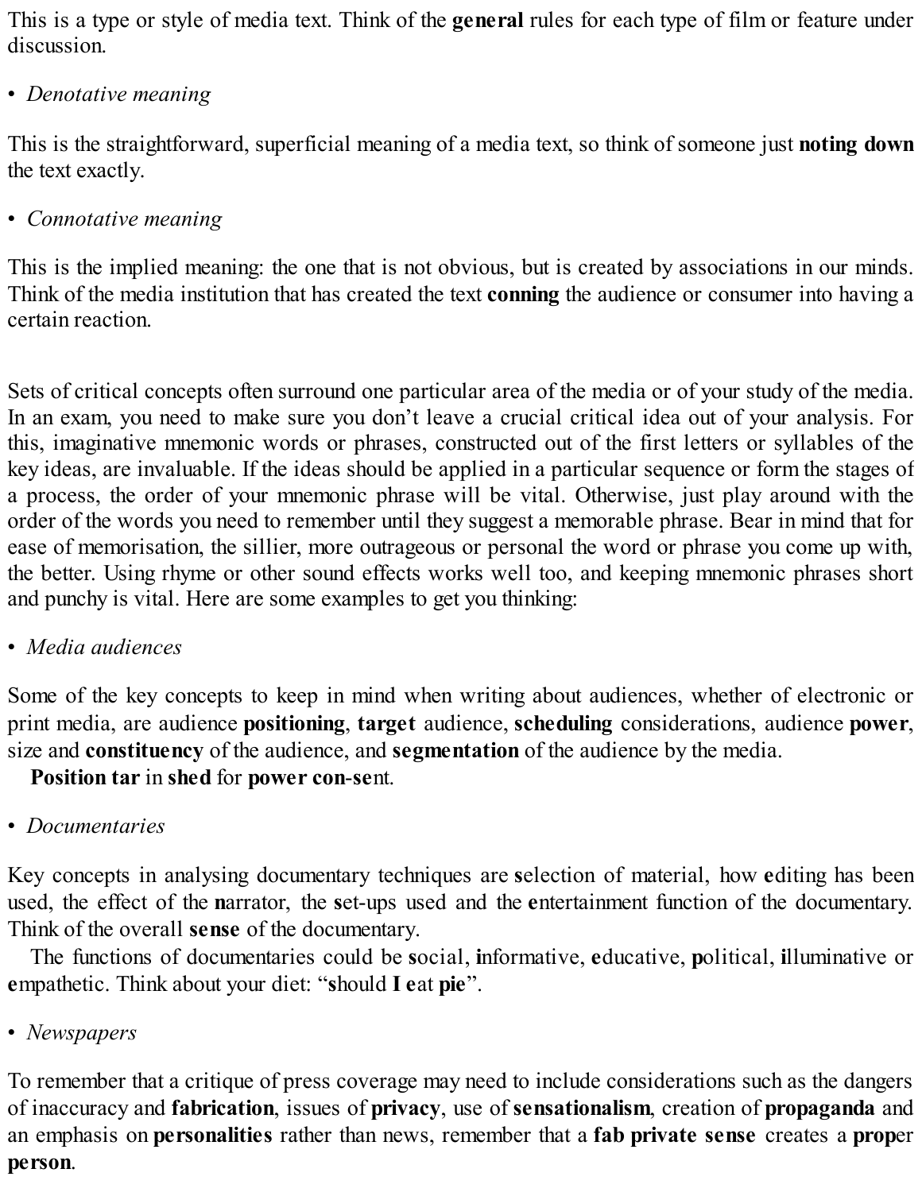This is a type or style of media text. Think of the **general** rules for each type of film or feature under discussion.

- *Denotative meaning*

This is the straightforward, superficial meaning of a media text, so think of someone just **noting down** the text exactly.

- *Connotative meaning*

This is the implied meaning: the one that is not obvious, but is created by associations in our minds. Think of the media institution that has created the text **conning** the audience or consumer into having a certain reaction.

Sets of critical concepts often surround one particular area of the media or of your study of the media. In an exam, you need to make sure you don't leave a crucial critical idea out of your analysis. For this, imaginative mnemonic words or phrases, constructed out of the first letters or syllables of the key ideas, are invaluable. If the ideas should be applied in a particular sequence or form the stages of a process, the order of your mnemonic phrase will be vital. Otherwise, just play around with the order of the words you need to remember until they suggest a memorable phrase. Bear in mind that for ease of memorisation, the sillier, more outrageous or personal the word or phrase you come up with, the better. Using rhyme or other sound effects works well too, and keeping mnemonic phrases short and punchy is vital. Here are some examples to get you thinking:

- *Media audiences*

Some of the key concepts to keep in mind when writing about audiences, whether of electronic or print media, are audience **positioning**, **target** audience, **scheduling** considerations, audience **power**, size and **constituency** of the audience, and **segmentation** of the audience by the media.

**Position tar** in **shed** for **power con-se**nt.

- *Documentaries*

Key concepts in analysing documentary techniques are **s**election of material, how **e**diting has been used, the effect of the **n**arrator, the **s**et-ups used and the **e**ntertainment function of the documentary. Think of the overall **sense** of the documentary.

The functions of documentaries could be **s**ocial, **i**nformative, **e**ducative, **p**olitical, **i**lluminative or **e**mpathetic. Think about your diet: "**s**hould **I e**at **pie**".

- *Newspapers*

To remember that a critique of press coverage may need to include considerations such as the dangers of inaccuracy and **fabrication**, issues of **privacy**, use of **sensationalism**, creation of **propaganda** and an emphasis on **personalities** rather than news, remember that a **fab private sense** creates a **prop**er **person**.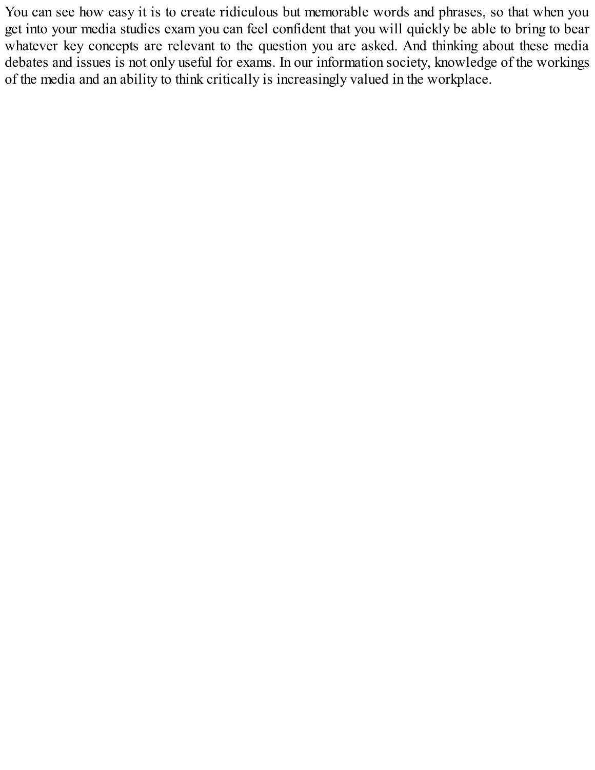You can see how easy it is to create ridiculous but memorable words and phrases, so that when you get into your media studies exam you can feel confident that you will quickly be able to bring to bear whatever key concepts are relevant to the question you are asked. And thinking about these media debates and issues is not only useful for exams. In our information society, knowledge of the workings of the media and an ability to think critically is increasingly valued in the workplace.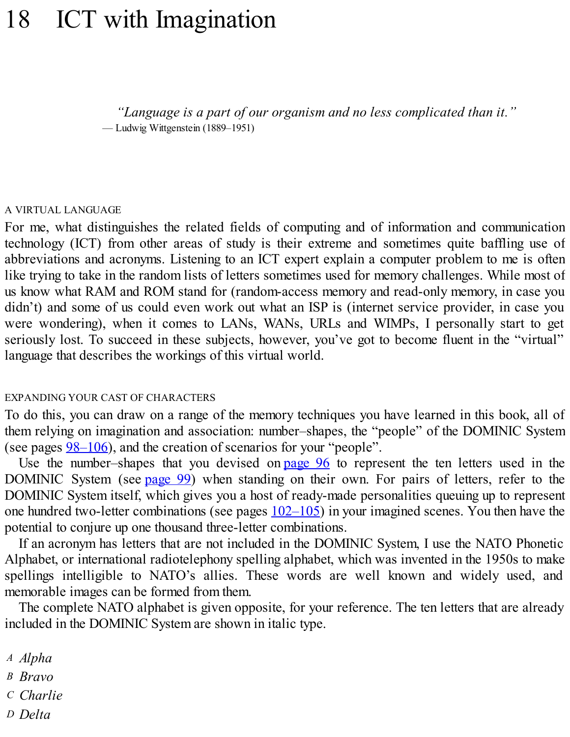# 18 ICT with Imagination

> *"Language is a part of our organism and no less complicated than it."*
> — Ludwig Wittgenstein (1889–1951)

A VIRTUAL LANGUAGE

For me, what distinguishes the related fields of computing and of information and communication technology (ICT) from other areas of study is their extreme and sometimes quite baffling use of abbreviations and acronyms. Listening to an ICT expert explain a computer problem to me is often like trying to take in the random lists of letters sometimes used for memory challenges. While most of us know what RAM and ROM stand for (random-access memory and read-only memory, in case you didn't) and some of us could even work out what an ISP is (internet service provider, in case you were wondering), when it comes to LANs, WANs, URLs and WIMPs, I personally start to get seriously lost. To succeed in these subjects, however, you've got to become fluent in the "virtual" language that describes the workings of this virtual world.

EXPANDING YOUR CAST OF CHARACTERS

To do this, you can draw on a range of the memory techniques you have learned in this book, all of them relying on imagination and association: number–shapes, the "people" of the DOMINIC System (see pages 98–106), and the creation of scenarios for your "people".

Use the number–shapes that you devised on page 96 to represent the ten letters used in the DOMINIC System (see page 99) when standing on their own. For pairs of letters, refer to the DOMINIC System itself, which gives you a host of ready-made personalities queuing up to represent one hundred two-letter combinations (see pages 102–105) in your imagined scenes. You then have the potential to conjure up one thousand three-letter combinations.

If an acronym has letters that are not included in the DOMINIC System, I use the NATO Phonetic Alphabet, or international radiotelephony spelling alphabet, which was invented in the 1950s to make spellings intelligible to NATO's allies. These words are well known and widely used, and memorable images can be formed from them.

The complete NATO alphabet is given opposite, for your reference. The ten letters that are already included in the DOMINIC System are shown in italic type.

A *Alpha*
B *Bravo*
C *Charlie*
D *Delta*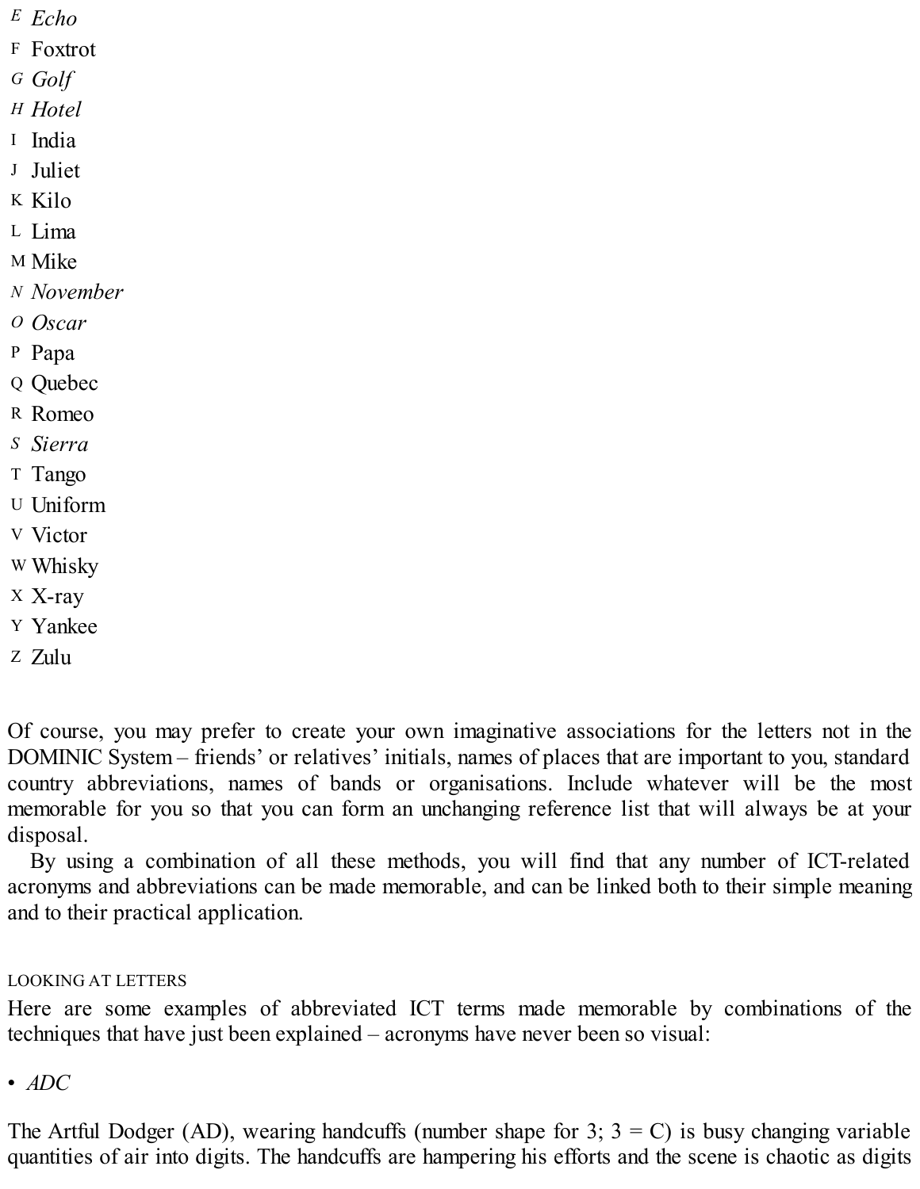E *Echo*
F Foxtrot
G *Golf*
H *Hotel*
I India
J Juliet
K Kilo
L Lima
M Mike
N *November*
O *Oscar*
P Papa
Q Quebec
R Romeo
S *Sierra*
T Tango
U Uniform
V Victor
W Whisky
X X-ray
Y Yankee
Z Zulu

Of course, you may prefer to create your own imaginative associations for the letters not in the DOMINIC System – friends' or relatives' initials, names of places that are important to you, standard country abbreviations, names of bands or organisations. Include whatever will be the most memorable for you so that you can form an unchanging reference list that will always be at your disposal.

By using a combination of all these methods, you will find that any number of ICT-related acronyms and abbreviations can be made memorable, and can be linked both to their simple meaning and to their practical application.

LOOKING AT LETTERS

Here are some examples of abbreviated ICT terms made memorable by combinations of the techniques that have just been explained – acronyms have never been so visual:

- *ADC*

The Artful Dodger (AD), wearing handcuffs (number shape for 3; 3 = C) is busy changing variable quantities of air into digits. The handcuffs are hampering his efforts and the scene is chaotic as digits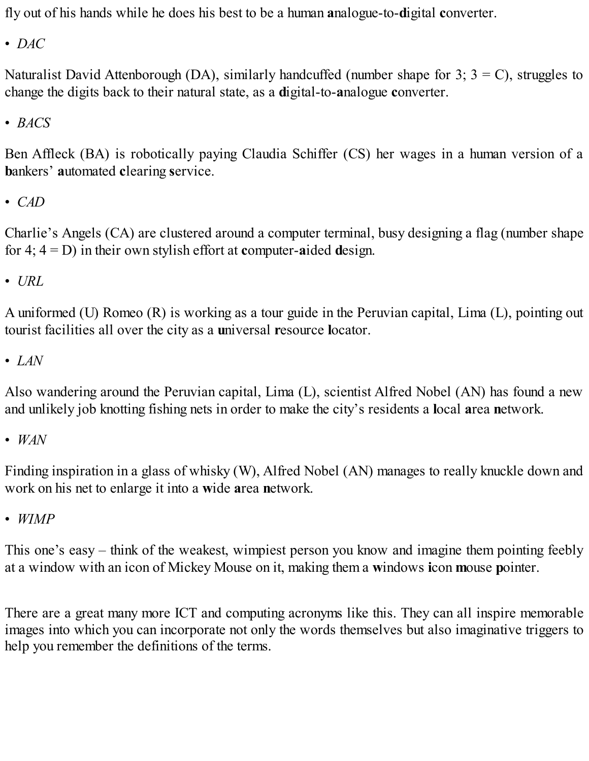fly out of his hands while he does his best to be a human **a**nalogue-to-**d**igital **c**onverter.

- *DAC*

Naturalist David Attenborough (DA), similarly handcuffed (number shape for 3; 3 = C), struggles to change the digits back to their natural state, as a **d**igital-to-**a**nalogue **c**onverter.

- *BACS*

Ben Affleck (BA) is robotically paying Claudia Schiffer (CS) her wages in a human version of a **b**ankers' **a**utomated **c**learing **s**ervice.

- *CAD*

Charlie's Angels (CA) are clustered around a computer terminal, busy designing a flag (number shape for 4; 4 = D) in their own stylish effort at **c**omputer-**a**ided **d**esign.

- *URL*

A uniformed (U) Romeo (R) is working as a tour guide in the Peruvian capital, Lima (L), pointing out tourist facilities all over the city as a **u**niversal **r**esource **l**ocator.

- *LAN*

Also wandering around the Peruvian capital, Lima (L), scientist Alfred Nobel (AN) has found a new and unlikely job knotting fishing nets in order to make the city's residents a **l**ocal **a**rea **n**etwork.

- *WAN*

Finding inspiration in a glass of whisky (W), Alfred Nobel (AN) manages to really knuckle down and work on his net to enlarge it into a **w**ide **a**rea **n**etwork.

- *WIMP*

This one's easy – think of the weakest, wimpiest person you know and imagine them pointing feebly at a window with an icon of Mickey Mouse on it, making them a **w**indows **i**con **m**ouse **p**ointer.

There are a great many more ICT and computing acronyms like this. They can all inspire memorable images into which you can incorporate not only the words themselves but also imaginative triggers to help you remember the definitions of the terms.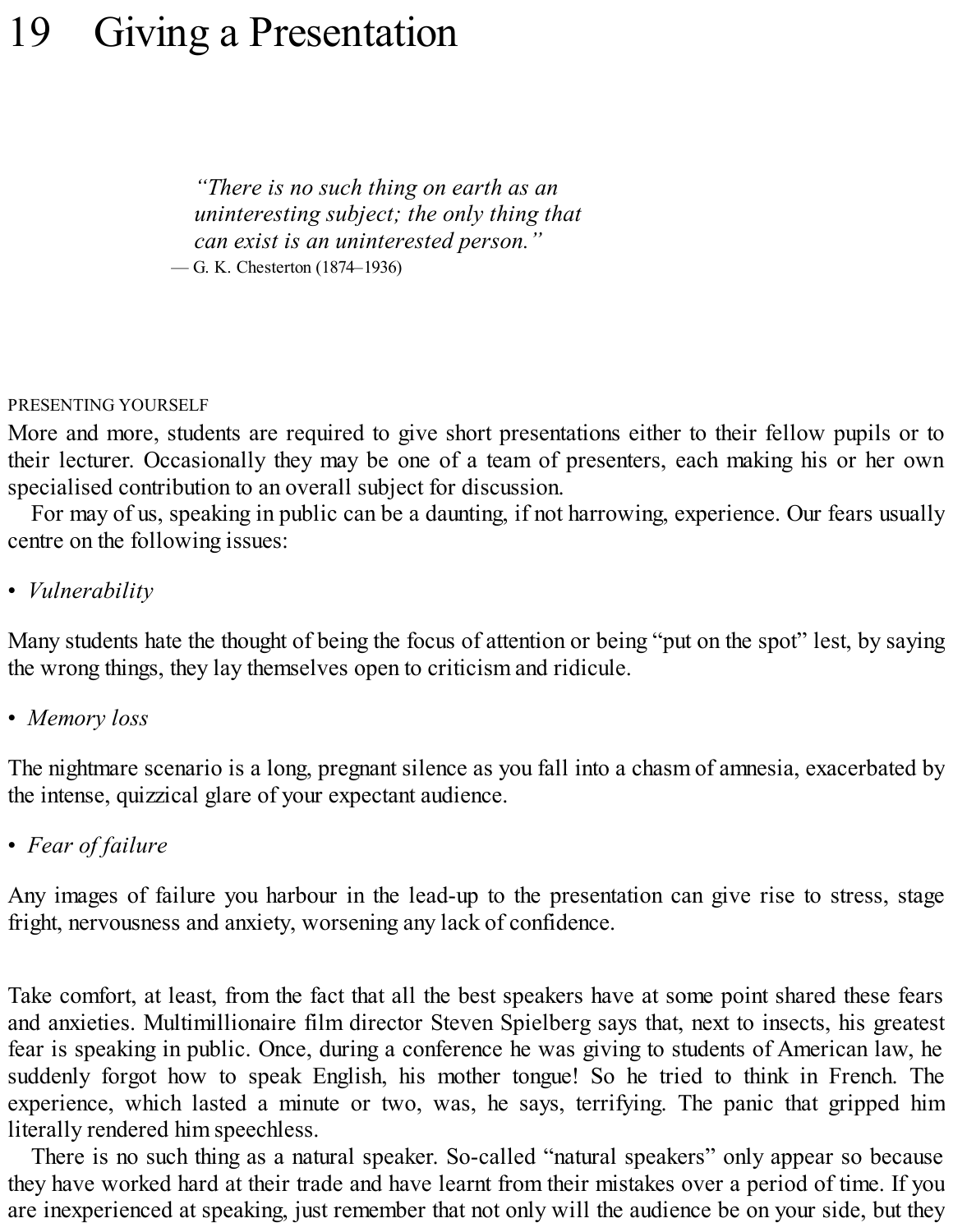# 19 Giving a Presentation

> *"There is no such thing on earth as an uninteresting subject; the only thing that can exist is an uninterested person."*
> — G. K. Chesterton (1874–1936)

PRESENTING YOURSELF

More and more, students are required to give short presentations either to their fellow pupils or to their lecturer. Occasionally they may be one of a team of presenters, each making his or her own specialised contribution to an overall subject for discussion.

For may of us, speaking in public can be a daunting, if not harrowing, experience. Our fears usually centre on the following issues:

- *Vulnerability*

Many students hate the thought of being the focus of attention or being "put on the spot" lest, by saying the wrong things, they lay themselves open to criticism and ridicule.

- *Memory loss*

The nightmare scenario is a long, pregnant silence as you fall into a chasm of amnesia, exacerbated by the intense, quizzical glare of your expectant audience.

- *Fear of failure*

Any images of failure you harbour in the lead-up to the presentation can give rise to stress, stage fright, nervousness and anxiety, worsening any lack of confidence.

Take comfort, at least, from the fact that all the best speakers have at some point shared these fears and anxieties. Multimillionaire film director Steven Spielberg says that, next to insects, his greatest fear is speaking in public. Once, during a conference he was giving to students of American law, he suddenly forgot how to speak English, his mother tongue! So he tried to think in French. The experience, which lasted a minute or two, was, he says, terrifying. The panic that gripped him literally rendered him speechless.

There is no such thing as a natural speaker. So-called "natural speakers" only appear so because they have worked hard at their trade and have learnt from their mistakes over a period of time. If you are inexperienced at speaking, just remember that not only will the audience be on your side, but they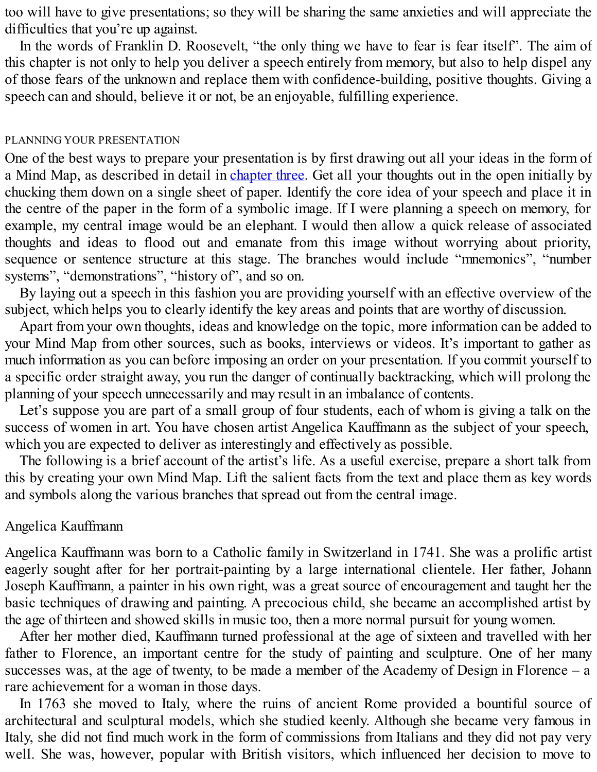too will have to give presentations; so they will be sharing the same anxieties and will appreciate the difficulties that you're up against.

In the words of Franklin D. Roosevelt, "the only thing we have to fear is fear itself". The aim of this chapter is not only to help you deliver a speech entirely from memory, but also to help dispel any of those fears of the unknown and replace them with confidence-building, positive thoughts. Giving a speech can and should, believe it or not, be an enjoyable, fulfilling experience.

## PLANNING YOUR PRESENTATION

One of the best ways to prepare your presentation is by first drawing out all your ideas in the form of a Mind Map, as described in detail in chapter three. Get all your thoughts out in the open initially by chucking them down on a single sheet of paper. Identify the core idea of your speech and place it in the centre of the paper in the form of a symbolic image. If I were planning a speech on memory, for example, my central image would be an elephant. I would then allow a quick release of associated thoughts and ideas to flood out and emanate from this image without worrying about priority, sequence or sentence structure at this stage. The branches would include "mnemonics", "number systems", "demonstrations", "history of", and so on.

By laying out a speech in this fashion you are providing yourself with an effective overview of the subject, which helps you to clearly identify the key areas and points that are worthy of discussion.

Apart from your own thoughts, ideas and knowledge on the topic, more information can be added to your Mind Map from other sources, such as books, interviews or videos. It's important to gather as much information as you can before imposing an order on your presentation. If you commit yourself to a specific order straight away, you run the danger of continually backtracking, which will prolong the planning of your speech unnecessarily and may result in an imbalance of contents.

Let's suppose you are part of a small group of four students, each of whom is giving a talk on the success of women in art. You have chosen artist Angelica Kauffmann as the subject of your speech, which you are expected to deliver as interestingly and effectively as possible.

The following is a brief account of the artist's life. As a useful exercise, prepare a short talk from this by creating your own Mind Map. Lift the salient facts from the text and place them as key words and symbols along the various branches that spread out from the central image.

### Angelica Kauffmann

Angelica Kauffmann was born to a Catholic family in Switzerland in 1741. She was a prolific artist eagerly sought after for her portrait-painting by a large international clientele. Her father, Johann Joseph Kauffmann, a painter in his own right, was a great source of encouragement and taught her the basic techniques of drawing and painting. A precocious child, she became an accomplished artist by the age of thirteen and showed skills in music too, then a more normal pursuit for young women.

After her mother died, Kauffmann turned professional at the age of sixteen and travelled with her father to Florence, an important centre for the study of painting and sculpture. One of her many successes was, at the age of twenty, to be made a member of the Academy of Design in Florence – a rare achievement for a woman in those days.

In 1763 she moved to Italy, where the ruins of ancient Rome provided a bountiful source of architectural and sculptural models, which she studied keenly. Although she became very famous in Italy, she did not find much work in the form of commissions from Italians and they did not pay very well. She was, however, popular with British visitors, which influenced her decision to move to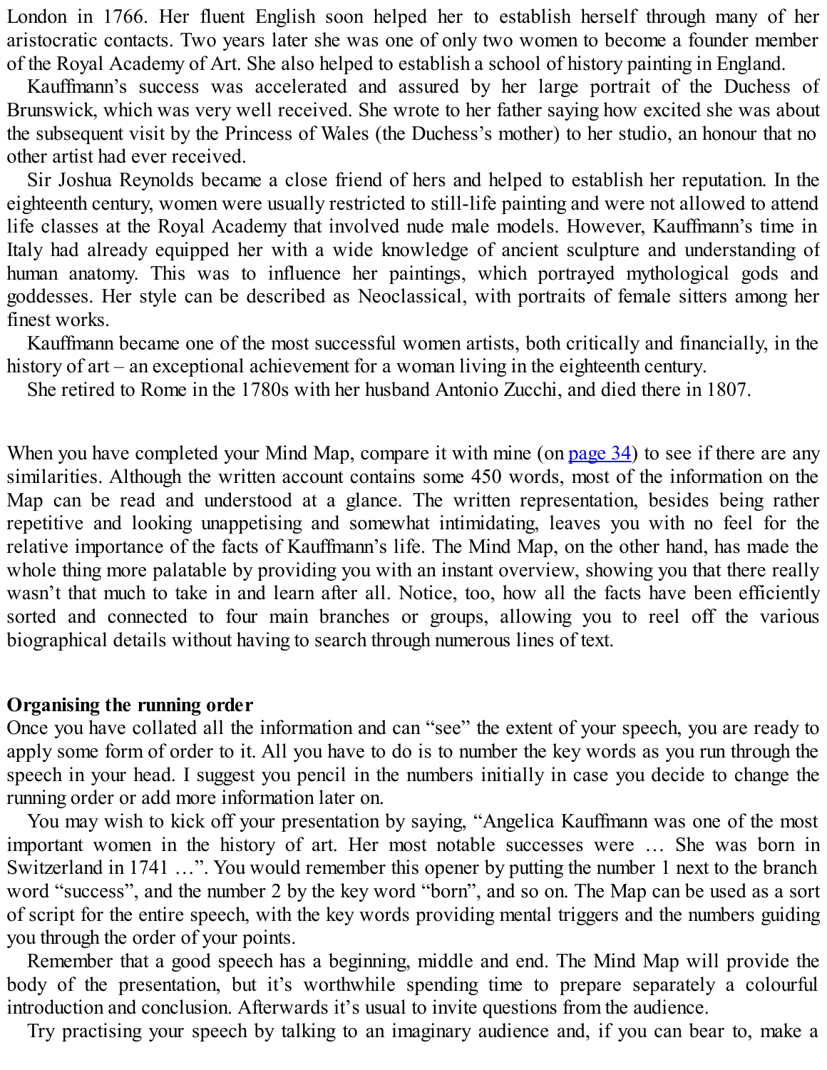London in 1766. Her fluent English soon helped her to establish herself through many of her aristocratic contacts. Two years later she was one of only two women to become a founder member of the Royal Academy of Art. She also helped to establish a school of history painting in England.

Kauffmann's success was accelerated and assured by her large portrait of the Duchess of Brunswick, which was very well received. She wrote to her father saying how excited she was about the subsequent visit by the Princess of Wales (the Duchess's mother) to her studio, an honour that no other artist had ever received.

Sir Joshua Reynolds became a close friend of hers and helped to establish her reputation. In the eighteenth century, women were usually restricted to still-life painting and were not allowed to attend life classes at the Royal Academy that involved nude male models. However, Kauffmann's time in Italy had already equipped her with a wide knowledge of ancient sculpture and understanding of human anatomy. This was to influence her paintings, which portrayed mythological gods and goddesses. Her style can be described as Neoclassical, with portraits of female sitters among her finest works.

Kauffmann became one of the most successful women artists, both critically and financially, in the history of art – an exceptional achievement for a woman living in the eighteenth century.

She retired to Rome in the 1780s with her husband Antonio Zucchi, and died there in 1807.

When you have completed your Mind Map, compare it with mine (on page 34) to see if there are any similarities. Although the written account contains some 450 words, most of the information on the Map can be read and understood at a glance. The written representation, besides being rather repetitive and looking unappetising and somewhat intimidating, leaves you with no feel for the relative importance of the facts of Kauffmann's life. The Mind Map, on the other hand, has made the whole thing more palatable by providing you with an instant overview, showing you that there really wasn't that much to take in and learn after all. Notice, too, how all the facts have been efficiently sorted and connected to four main branches or groups, allowing you to reel off the various biographical details without having to search through numerous lines of text.

**Organising the running order**

Once you have collated all the information and can "see" the extent of your speech, you are ready to apply some form of order to it. All you have to do is to number the key words as you run through the speech in your head. I suggest you pencil in the numbers initially in case you decide to change the running order or add more information later on.

You may wish to kick off your presentation by saying, "Angelica Kauffmann was one of the most important women in the history of art. Her most notable successes were … She was born in Switzerland in 1741 …". You would remember this opener by putting the number 1 next to the branch word "success", and the number 2 by the key word "born", and so on. The Map can be used as a sort of script for the entire speech, with the key words providing mental triggers and the numbers guiding you through the order of your points.

Remember that a good speech has a beginning, middle and end. The Mind Map will provide the body of the presentation, but it's worthwhile spending time to prepare separately a colourful introduction and conclusion. Afterwards it's usual to invite questions from the audience.

Try practising your speech by talking to an imaginary audience and, if you can bear to, make a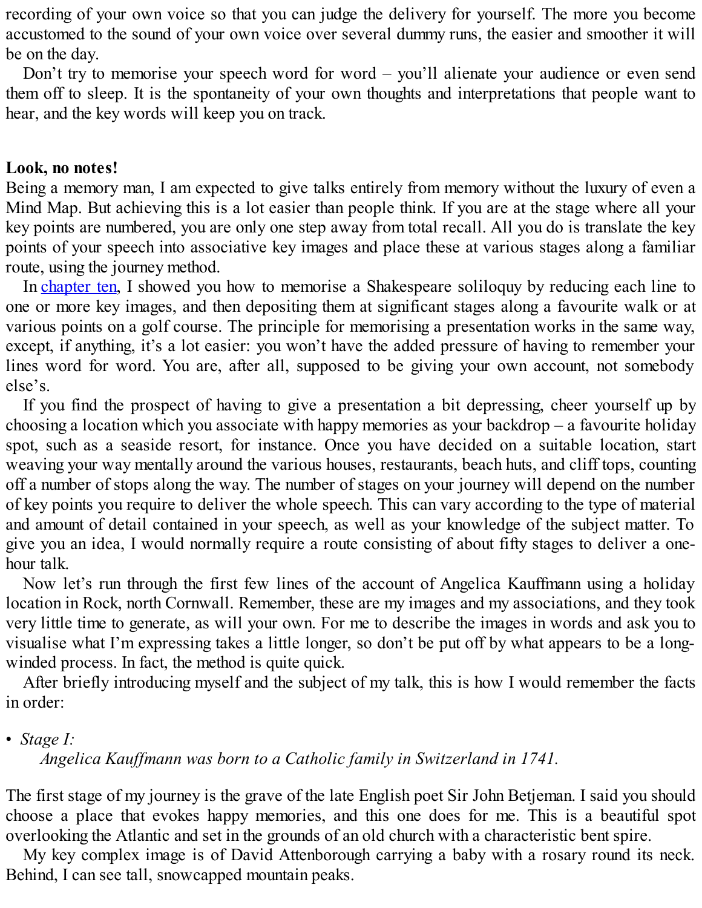recording of your own voice so that you can judge the delivery for yourself. The more you become accustomed to the sound of your own voice over several dummy runs, the easier and smoother it will be on the day.

Don't try to memorise your speech word for word – you'll alienate your audience or even send them off to sleep. It is the spontaneity of your own thoughts and interpretations that people want to hear, and the key words will keep you on track.

**Look, no notes!**

Being a memory man, I am expected to give talks entirely from memory without the luxury of even a Mind Map. But achieving this is a lot easier than people think. If you are at the stage where all your key points are numbered, you are only one step away from total recall. All you do is translate the key points of your speech into associative key images and place these at various stages along a familiar route, using the journey method.

In chapter ten, I showed you how to memorise a Shakespeare soliloquy by reducing each line to one or more key images, and then depositing them at significant stages along a favourite walk or at various points on a golf course. The principle for memorising a presentation works in the same way, except, if anything, it's a lot easier: you won't have the added pressure of having to remember your lines word for word. You are, after all, supposed to be giving your own account, not somebody else's.

If you find the prospect of having to give a presentation a bit depressing, cheer yourself up by choosing a location which you associate with happy memories as your backdrop – a favourite holiday spot, such as a seaside resort, for instance. Once you have decided on a suitable location, start weaving your way mentally around the various houses, restaurants, beach huts, and cliff tops, counting off a number of stops along the way. The number of stages on your journey will depend on the number of key points you require to deliver the whole speech. This can vary according to the type of material and amount of detail contained in your speech, as well as your knowledge of the subject matter. To give you an idea, I would normally require a route consisting of about fifty stages to deliver a one-hour talk.

Now let's run through the first few lines of the account of Angelica Kauffmann using a holiday location in Rock, north Cornwall. Remember, these are my images and my associations, and they took very little time to generate, as will your own. For me to describe the images in words and ask you to visualise what I'm expressing takes a little longer, so don't be put off by what appears to be a long-winded process. In fact, the method is quite quick.

After briefly introducing myself and the subject of my talk, this is how I would remember the facts in order:

- *Stage I:*
  *Angelica Kauffmann was born to a Catholic family in Switzerland in 1741.*

The first stage of my journey is the grave of the late English poet Sir John Betjeman. I said you should choose a place that evokes happy memories, and this one does for me. This is a beautiful spot overlooking the Atlantic and set in the grounds of an old church with a characteristic bent spire.

My key complex image is of David Attenborough carrying a baby with a rosary round its neck. Behind, I can see tall, snowcapped mountain peaks.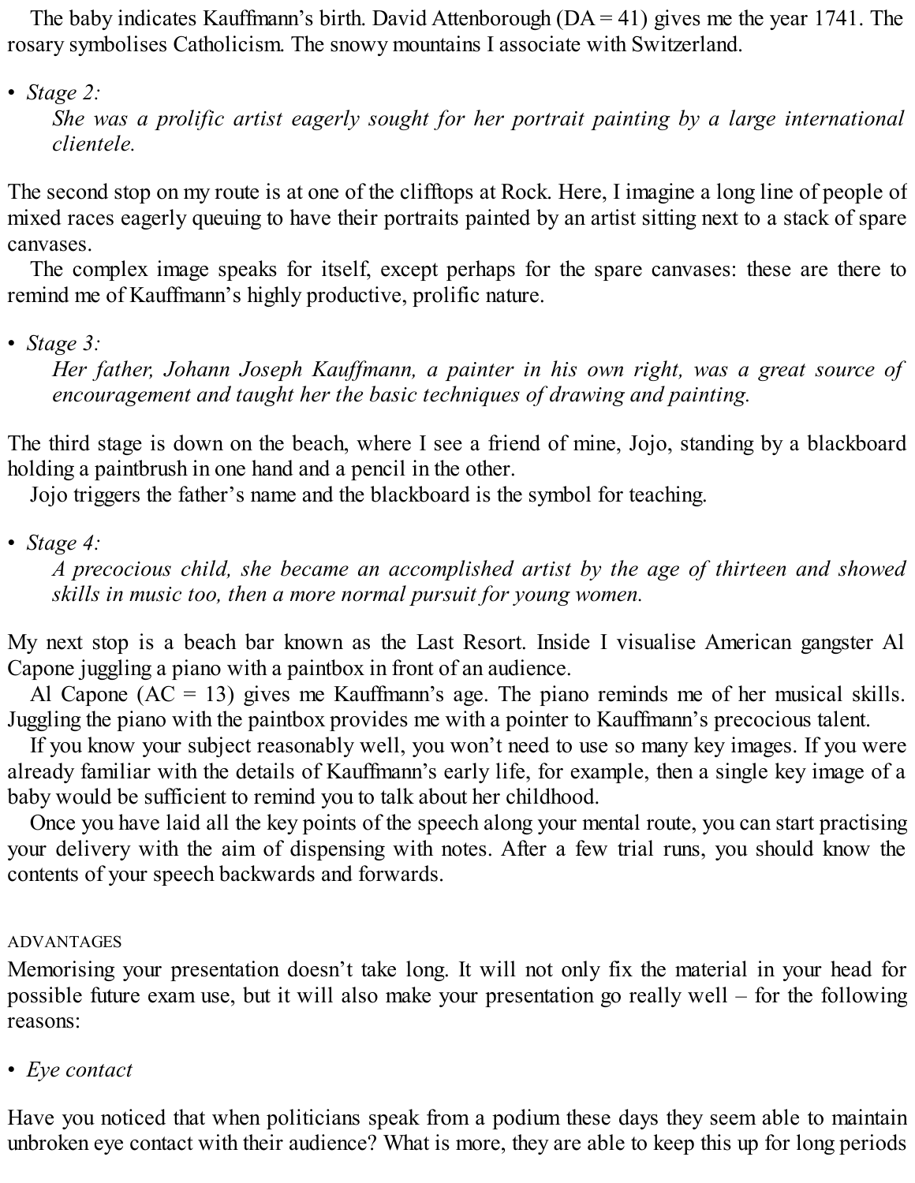The baby indicates Kauffmann's birth. David Attenborough (DA = 41) gives me the year 1741. The rosary symbolises Catholicism. The snowy mountains I associate with Switzerland.

- *Stage 2:*

  *She was a prolific artist eagerly sought for her portrait painting by a large international clientele.*

The second stop on my route is at one of the clifftops at Rock. Here, I imagine a long line of people of mixed races eagerly queuing to have their portraits painted by an artist sitting next to a stack of spare canvases.

The complex image speaks for itself, except perhaps for the spare canvases: these are there to remind me of Kauffmann's highly productive, prolific nature.

- *Stage 3:*

  *Her father, Johann Joseph Kauffmann, a painter in his own right, was a great source of encouragement and taught her the basic techniques of drawing and painting.*

The third stage is down on the beach, where I see a friend of mine, Jojo, standing by a blackboard holding a paintbrush in one hand and a pencil in the other.

Jojo triggers the father's name and the blackboard is the symbol for teaching.

- *Stage 4:*

  *A precocious child, she became an accomplished artist by the age of thirteen and showed skills in music too, then a more normal pursuit for young women.*

My next stop is a beach bar known as the Last Resort. Inside I visualise American gangster Al Capone juggling a piano with a paintbox in front of an audience.

Al Capone (AC = 13) gives me Kauffmann's age. The piano reminds me of her musical skills. Juggling the piano with the paintbox provides me with a pointer to Kauffmann's precocious talent.

If you know your subject reasonably well, you won't need to use so many key images. If you were already familiar with the details of Kauffmann's early life, for example, then a single key image of a baby would be sufficient to remind you to talk about her childhood.

Once you have laid all the key points of the speech along your mental route, you can start practising your delivery with the aim of dispensing with notes. After a few trial runs, you should know the contents of your speech backwards and forwards.

## ADVANTAGES

Memorising your presentation doesn't take long. It will not only fix the material in your head for possible future exam use, but it will also make your presentation go really well – for the following reasons:

- *Eye contact*

Have you noticed that when politicians speak from a podium these days they seem able to maintain unbroken eye contact with their audience? What is more, they are able to keep this up for long periods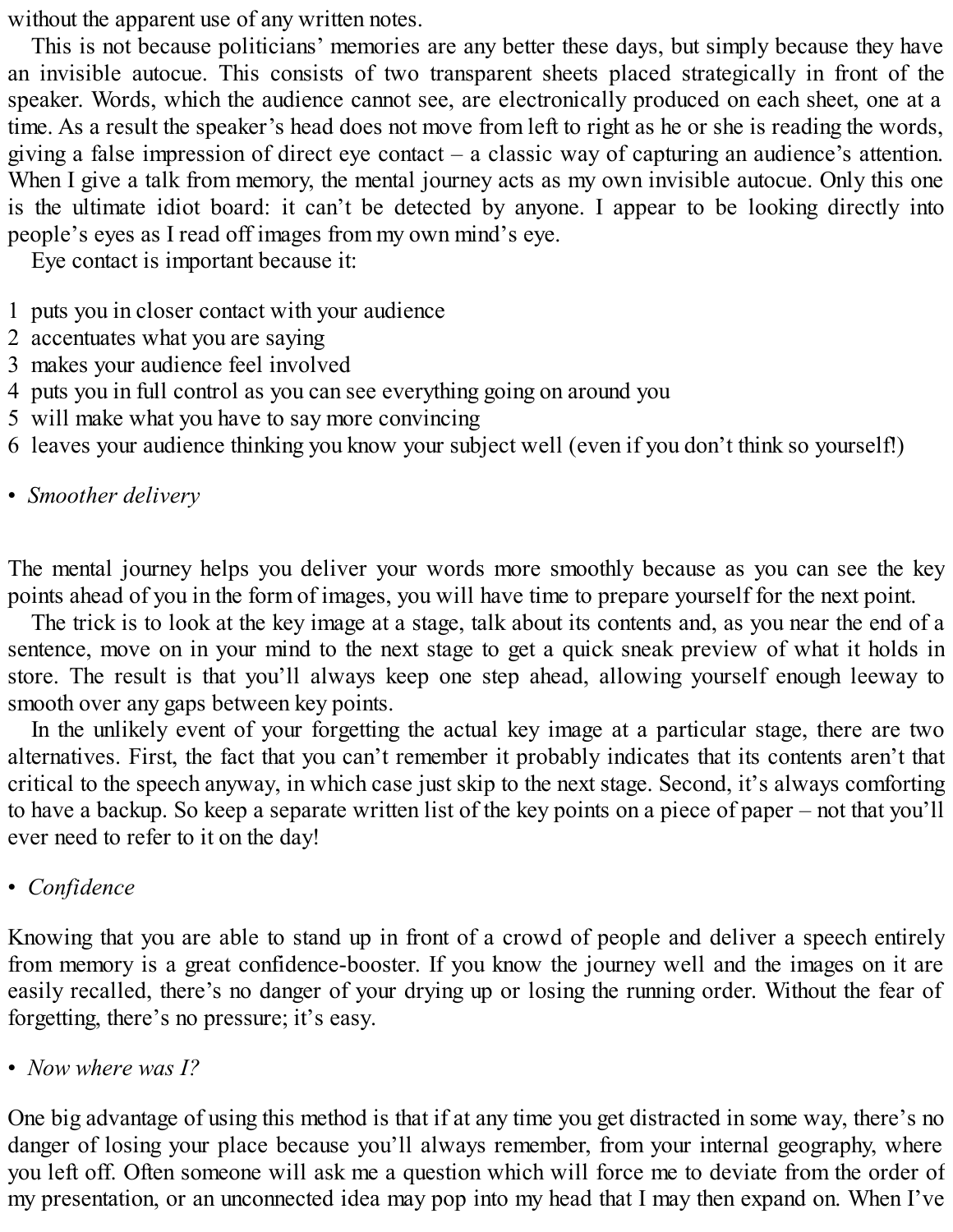without the apparent use of any written notes.

This is not because politicians' memories are any better these days, but simply because they have an invisible autocue. This consists of two transparent sheets placed strategically in front of the speaker. Words, which the audience cannot see, are electronically produced on each sheet, one at a time. As a result the speaker's head does not move from left to right as he or she is reading the words, giving a false impression of direct eye contact – a classic way of capturing an audience's attention. When I give a talk from memory, the mental journey acts as my own invisible autocue. Only this one is the ultimate idiot board: it can't be detected by anyone. I appear to be looking directly into people's eyes as I read off images from my own mind's eye.

Eye contact is important because it:

1 puts you in closer contact with your audience
2 accentuates what you are saying
3 makes your audience feel involved
4 puts you in full control as you can see everything going on around you
5 will make what you have to say more convincing
6 leaves your audience thinking you know your subject well (even if you don't think so yourself!)

• *Smoother delivery*

The mental journey helps you deliver your words more smoothly because as you can see the key points ahead of you in the form of images, you will have time to prepare yourself for the next point.

The trick is to look at the key image at a stage, talk about its contents and, as you near the end of a sentence, move on in your mind to the next stage to get a quick sneak preview of what it holds in store. The result is that you'll always keep one step ahead, allowing yourself enough leeway to smooth over any gaps between key points.

In the unlikely event of your forgetting the actual key image at a particular stage, there are two alternatives. First, the fact that you can't remember it probably indicates that its contents aren't that critical to the speech anyway, in which case just skip to the next stage. Second, it's always comforting to have a backup. So keep a separate written list of the key points on a piece of paper – not that you'll ever need to refer to it on the day!

• *Confidence*

Knowing that you are able to stand up in front of a crowd of people and deliver a speech entirely from memory is a great confidence-booster. If you know the journey well and the images on it are easily recalled, there's no danger of your drying up or losing the running order. Without the fear of forgetting, there's no pressure; it's easy.

• *Now where was I?*

One big advantage of using this method is that if at any time you get distracted in some way, there's no danger of losing your place because you'll always remember, from your internal geography, where you left off. Often someone will ask me a question which will force me to deviate from the order of my presentation, or an unconnected idea may pop into my head that I may then expand on. When I've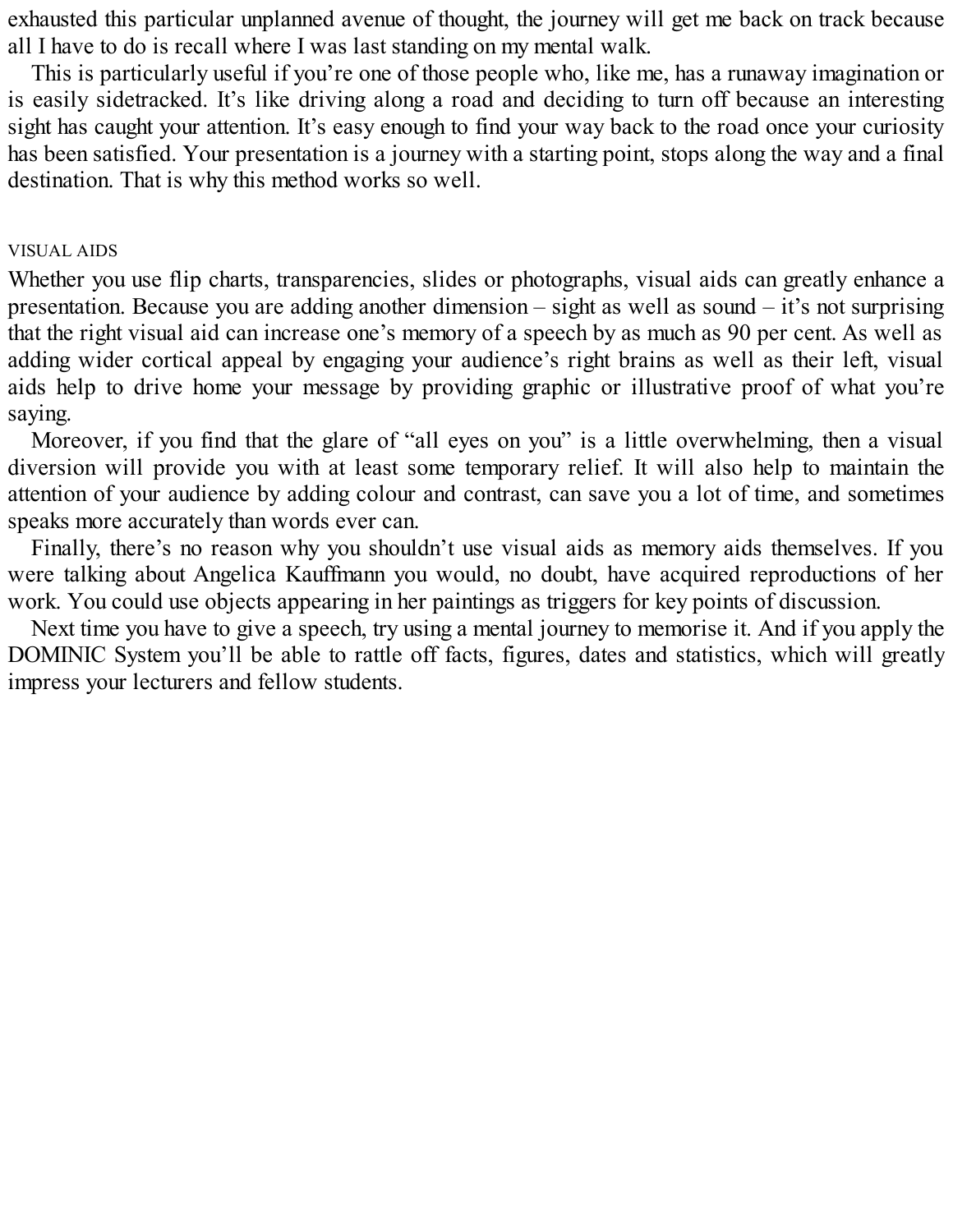exhausted this particular unplanned avenue of thought, the journey will get me back on track because all I have to do is recall where I was last standing on my mental walk.

This is particularly useful if you're one of those people who, like me, has a runaway imagination or is easily sidetracked. It's like driving along a road and deciding to turn off because an interesting sight has caught your attention. It's easy enough to find your way back to the road once your curiosity has been satisfied. Your presentation is a journey with a starting point, stops along the way and a final destination. That is why this method works so well.

### VISUAL AIDS

Whether you use flip charts, transparencies, slides or photographs, visual aids can greatly enhance a presentation. Because you are adding another dimension – sight as well as sound – it's not surprising that the right visual aid can increase one's memory of a speech by as much as 90 per cent. As well as adding wider cortical appeal by engaging your audience's right brains as well as their left, visual aids help to drive home your message by providing graphic or illustrative proof of what you're saying.

Moreover, if you find that the glare of "all eyes on you" is a little overwhelming, then a visual diversion will provide you with at least some temporary relief. It will also help to maintain the attention of your audience by adding colour and contrast, can save you a lot of time, and sometimes speaks more accurately than words ever can.

Finally, there's no reason why you shouldn't use visual aids as memory aids themselves. If you were talking about Angelica Kauffmann you would, no doubt, have acquired reproductions of her work. You could use objects appearing in her paintings as triggers for key points of discussion.

Next time you have to give a speech, try using a mental journey to memorise it. And if you apply the DOMINIC System you'll be able to rattle off facts, figures, dates and statistics, which will greatly impress your lecturers and fellow students.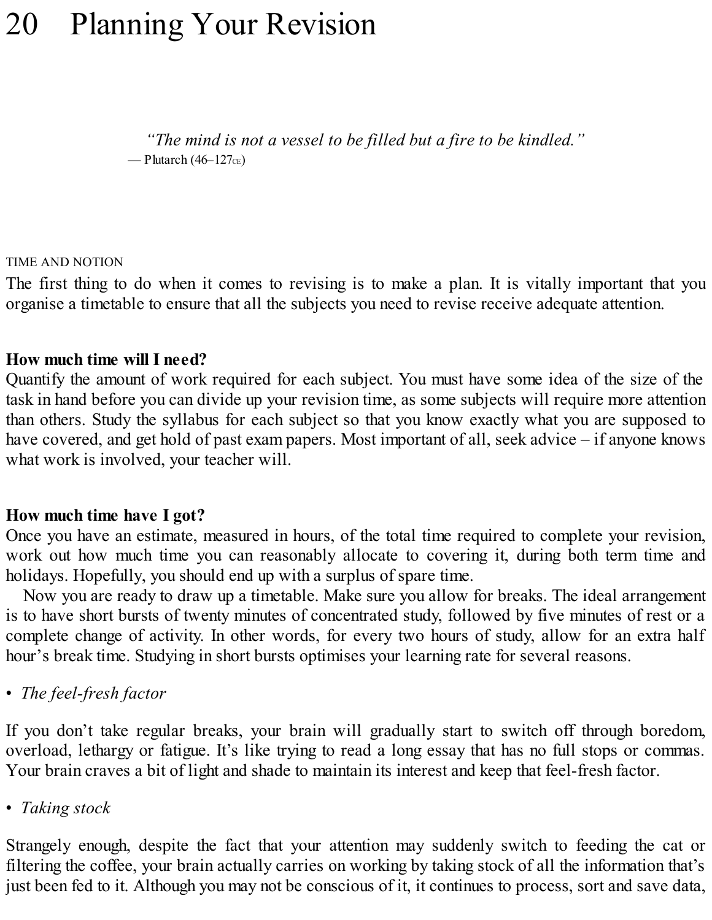# 20 Planning Your Revision

> *"The mind is not a vessel to be filled but a fire to be kindled."*
> — Plutarch (46–127CE)

TIME AND NOTION

The first thing to do when it comes to revising is to make a plan. It is vitally important that you organise a timetable to ensure that all the subjects you need to revise receive adequate attention.

**How much time will I need?**

Quantify the amount of work required for each subject. You must have some idea of the size of the task in hand before you can divide up your revision time, as some subjects will require more attention than others. Study the syllabus for each subject so that you know exactly what you are supposed to have covered, and get hold of past exam papers. Most important of all, seek advice – if anyone knows what work is involved, your teacher will.

**How much time have I got?**

Once you have an estimate, measured in hours, of the total time required to complete your revision, work out how much time you can reasonably allocate to covering it, during both term time and holidays. Hopefully, you should end up with a surplus of spare time.

Now you are ready to draw up a timetable. Make sure you allow for breaks. The ideal arrangement is to have short bursts of twenty minutes of concentrated study, followed by five minutes of rest or a complete change of activity. In other words, for every two hours of study, allow for an extra half hour's break time. Studying in short bursts optimises your learning rate for several reasons.

- *The feel-fresh factor*

If you don't take regular breaks, your brain will gradually start to switch off through boredom, overload, lethargy or fatigue. It's like trying to read a long essay that has no full stops or commas. Your brain craves a bit of light and shade to maintain its interest and keep that feel-fresh factor.

- *Taking stock*

Strangely enough, despite the fact that your attention may suddenly switch to feeding the cat or filtering the coffee, your brain actually carries on working by taking stock of all the information that's just been fed to it. Although you may not be conscious of it, it continues to process, sort and save data,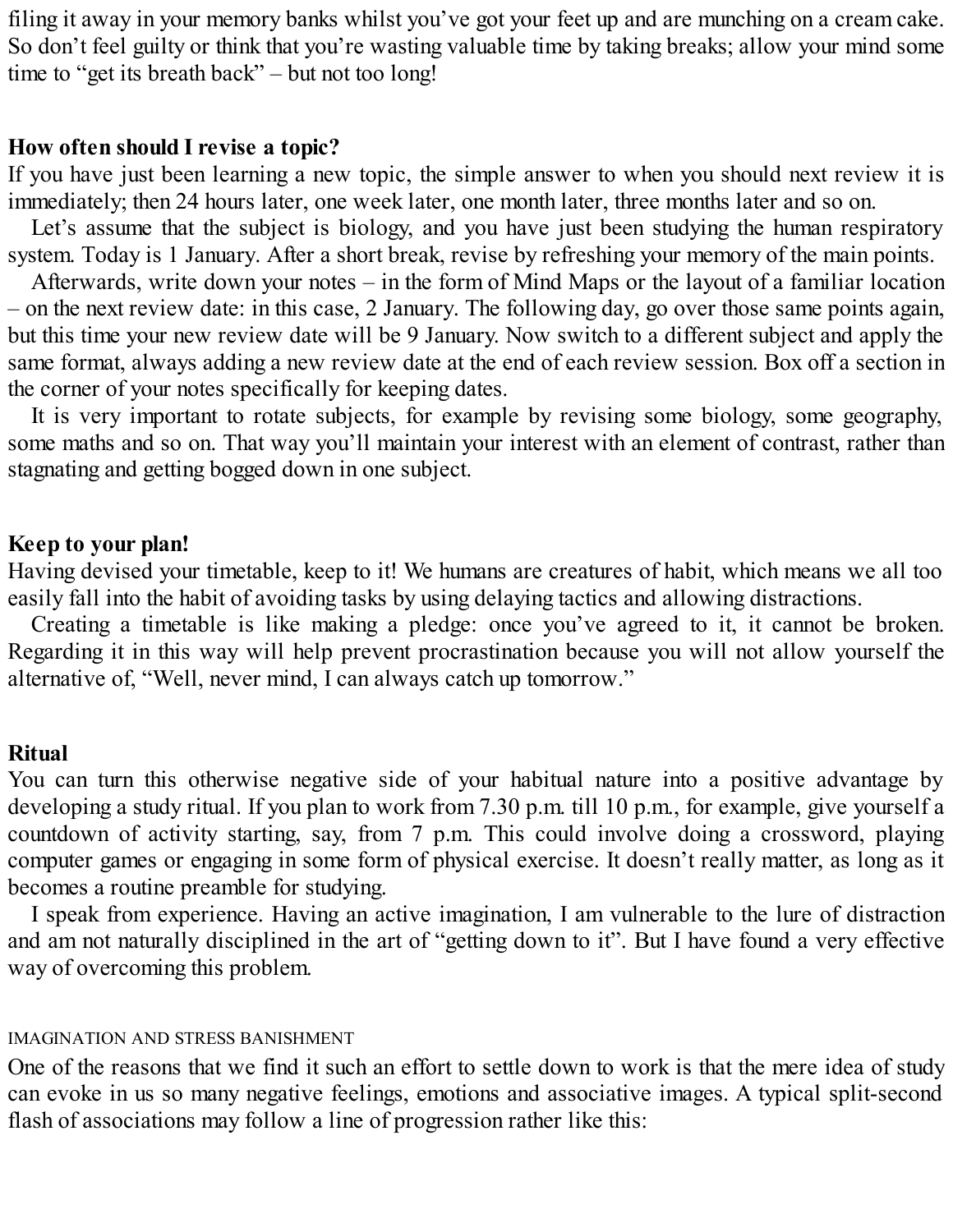filing it away in your memory banks whilst you've got your feet up and are munching on a cream cake. So don't feel guilty or think that you're wasting valuable time by taking breaks; allow your mind some time to "get its breath back" – but not too long!

**How often should I revise a topic?**

If you have just been learning a new topic, the simple answer to when you should next review it is immediately; then 24 hours later, one week later, one month later, three months later and so on.

Let's assume that the subject is biology, and you have just been studying the human respiratory system. Today is 1 January. After a short break, revise by refreshing your memory of the main points.

Afterwards, write down your notes – in the form of Mind Maps or the layout of a familiar location – on the next review date: in this case, 2 January. The following day, go over those same points again, but this time your new review date will be 9 January. Now switch to a different subject and apply the same format, always adding a new review date at the end of each review session. Box off a section in the corner of your notes specifically for keeping dates.

It is very important to rotate subjects, for example by revising some biology, some geography, some maths and so on. That way you'll maintain your interest with an element of contrast, rather than stagnating and getting bogged down in one subject.

**Keep to your plan!**

Having devised your timetable, keep to it! We humans are creatures of habit, which means we all too easily fall into the habit of avoiding tasks by using delaying tactics and allowing distractions.

Creating a timetable is like making a pledge: once you've agreed to it, it cannot be broken. Regarding it in this way will help prevent procrastination because you will not allow yourself the alternative of, "Well, never mind, I can always catch up tomorrow."

**Ritual**

You can turn this otherwise negative side of your habitual nature into a positive advantage by developing a study ritual. If you plan to work from 7.30 p.m. till 10 p.m., for example, give yourself a countdown of activity starting, say, from 7 p.m. This could involve doing a crossword, playing computer games or engaging in some form of physical exercise. It doesn't really matter, as long as it becomes a routine preamble for studying.

I speak from experience. Having an active imagination, I am vulnerable to the lure of distraction and am not naturally disciplined in the art of "getting down to it". But I have found a very effective way of overcoming this problem.

## IMAGINATION AND STRESS BANISHMENT

One of the reasons that we find it such an effort to settle down to work is that the mere idea of study can evoke in us so many negative feelings, emotions and associative images. A typical split-second flash of associations may follow a line of progression rather like this: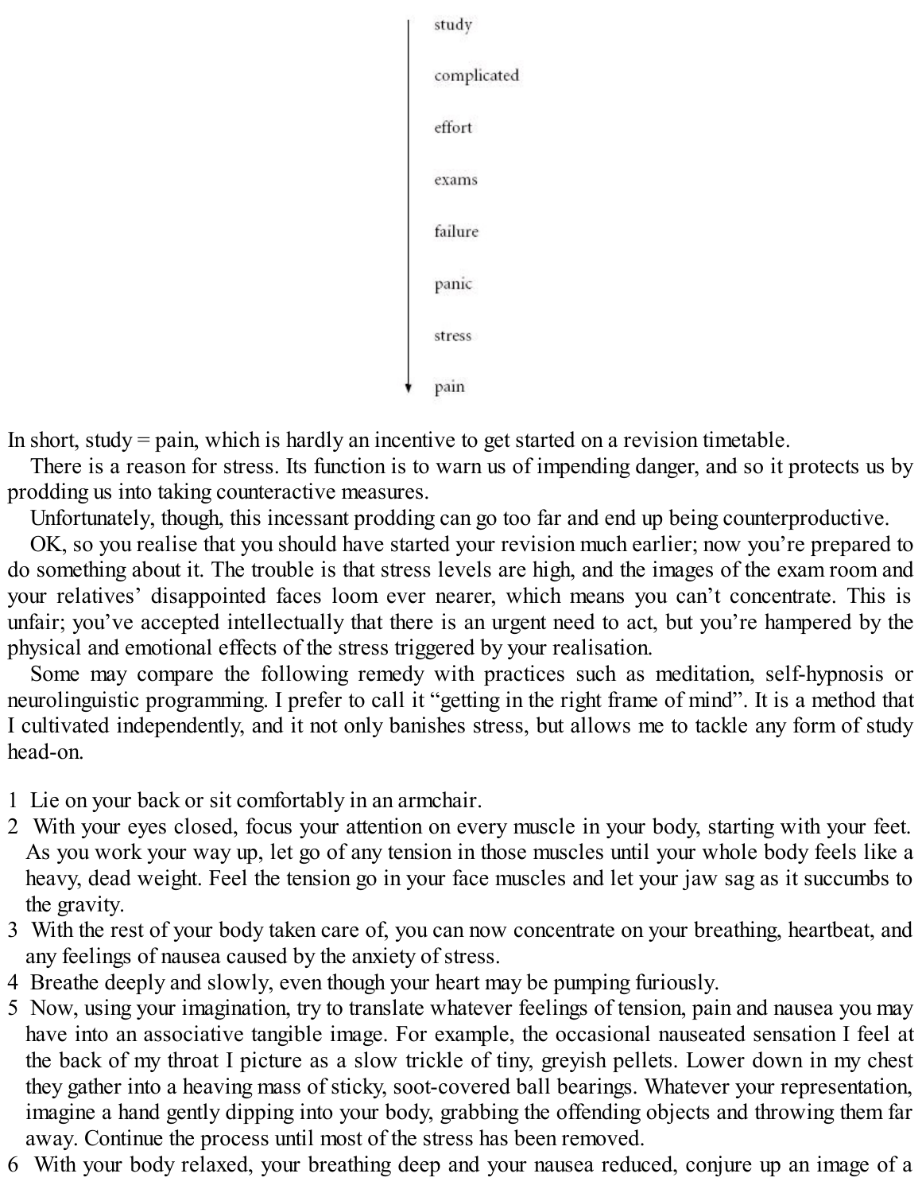study

complicated

effort

exams

failure

panic

stress

pain

In short, study = pain, which is hardly an incentive to get started on a revision timetable.

There is a reason for stress. Its function is to warn us of impending danger, and so it protects us by prodding us into taking counteractive measures.

Unfortunately, though, this incessant prodding can go too far and end up being counterproductive.

OK, so you realise that you should have started your revision much earlier; now you're prepared to do something about it. The trouble is that stress levels are high, and the images of the exam room and your relatives' disappointed faces loom ever nearer, which means you can't concentrate. This is unfair; you've accepted intellectually that there is an urgent need to act, but you're hampered by the physical and emotional effects of the stress triggered by your realisation.

Some may compare the following remedy with practices such as meditation, self-hypnosis or neurolinguistic programming. I prefer to call it "getting in the right frame of mind". It is a method that I cultivated independently, and it not only banishes stress, but allows me to tackle any form of study head-on.

1 Lie on your back or sit comfortably in an armchair.
2 With your eyes closed, focus your attention on every muscle in your body, starting with your feet. As you work your way up, let go of any tension in those muscles until your whole body feels like a heavy, dead weight. Feel the tension go in your face muscles and let your jaw sag as it succumbs to the gravity.
3 With the rest of your body taken care of, you can now concentrate on your breathing, heartbeat, and any feelings of nausea caused by the anxiety of stress.
4 Breathe deeply and slowly, even though your heart may be pumping furiously.
5 Now, using your imagination, try to translate whatever feelings of tension, pain and nausea you may have into an associative tangible image. For example, the occasional nauseated sensation I feel at the back of my throat I picture as a slow trickle of tiny, greyish pellets. Lower down in my chest they gather into a heaving mass of sticky, soot-covered ball bearings. Whatever your representation, imagine a hand gently dipping into your body, grabbing the offending objects and throwing them far away. Continue the process until most of the stress has been removed.
6 With your body relaxed, your breathing deep and your nausea reduced, conjure up an image of a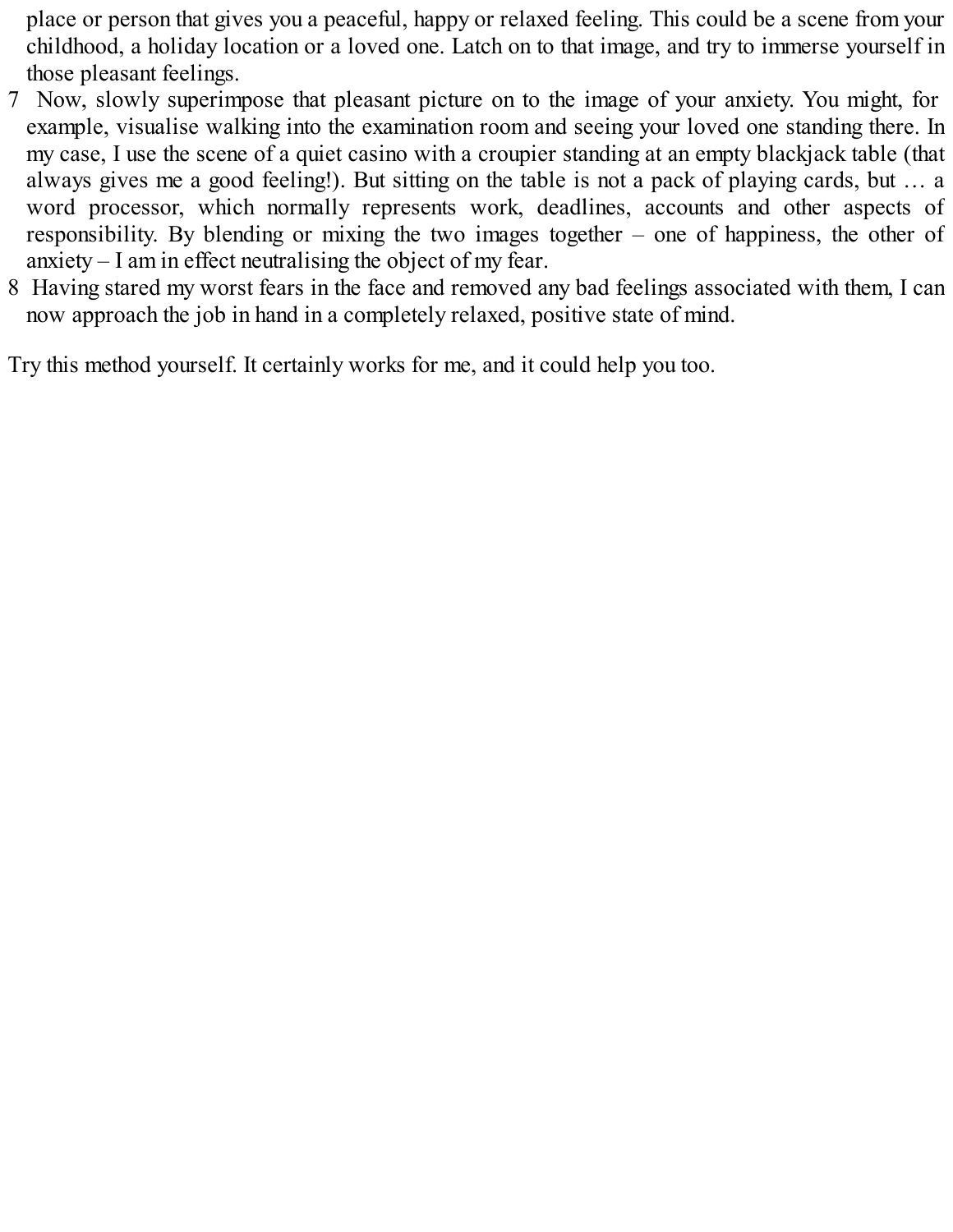place or person that gives you a peaceful, happy or relaxed feeling. This could be a scene from your childhood, a holiday location or a loved one. Latch on to that image, and try to immerse yourself in those pleasant feelings.

7. Now, slowly superimpose that pleasant picture on to the image of your anxiety. You might, for example, visualise walking into the examination room and seeing your loved one standing there. In my case, I use the scene of a quiet casino with a croupier standing at an empty blackjack table (that always gives me a good feeling!). But sitting on the table is not a pack of playing cards, but … a word processor, which normally represents work, deadlines, accounts and other aspects of responsibility. By blending or mixing the two images together – one of happiness, the other of anxiety – I am in effect neutralising the object of my fear.
8. Having stared my worst fears in the face and removed any bad feelings associated with them, I can now approach the job in hand in a completely relaxed, positive state of mind.

Try this method yourself. It certainly works for me, and it could help you too.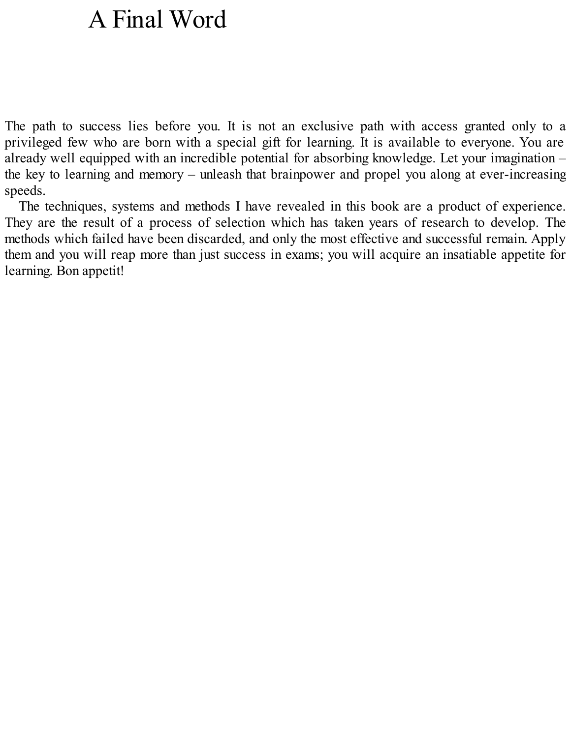# A Final Word

The path to success lies before you. It is not an exclusive path with access granted only to a privileged few who are born with a special gift for learning. It is available to everyone. You are already well equipped with an incredible potential for absorbing knowledge. Let your imagination – the key to learning and memory – unleash that brainpower and propel you along at ever-increasing speeds.

The techniques, systems and methods I have revealed in this book are a product of experience. They are the result of a process of selection which has taken years of research to develop. The methods which failed have been discarded, and only the most effective and successful remain. Apply them and you will reap more than just success in exams; you will acquire an insatiable appetite for learning. Bon appetit!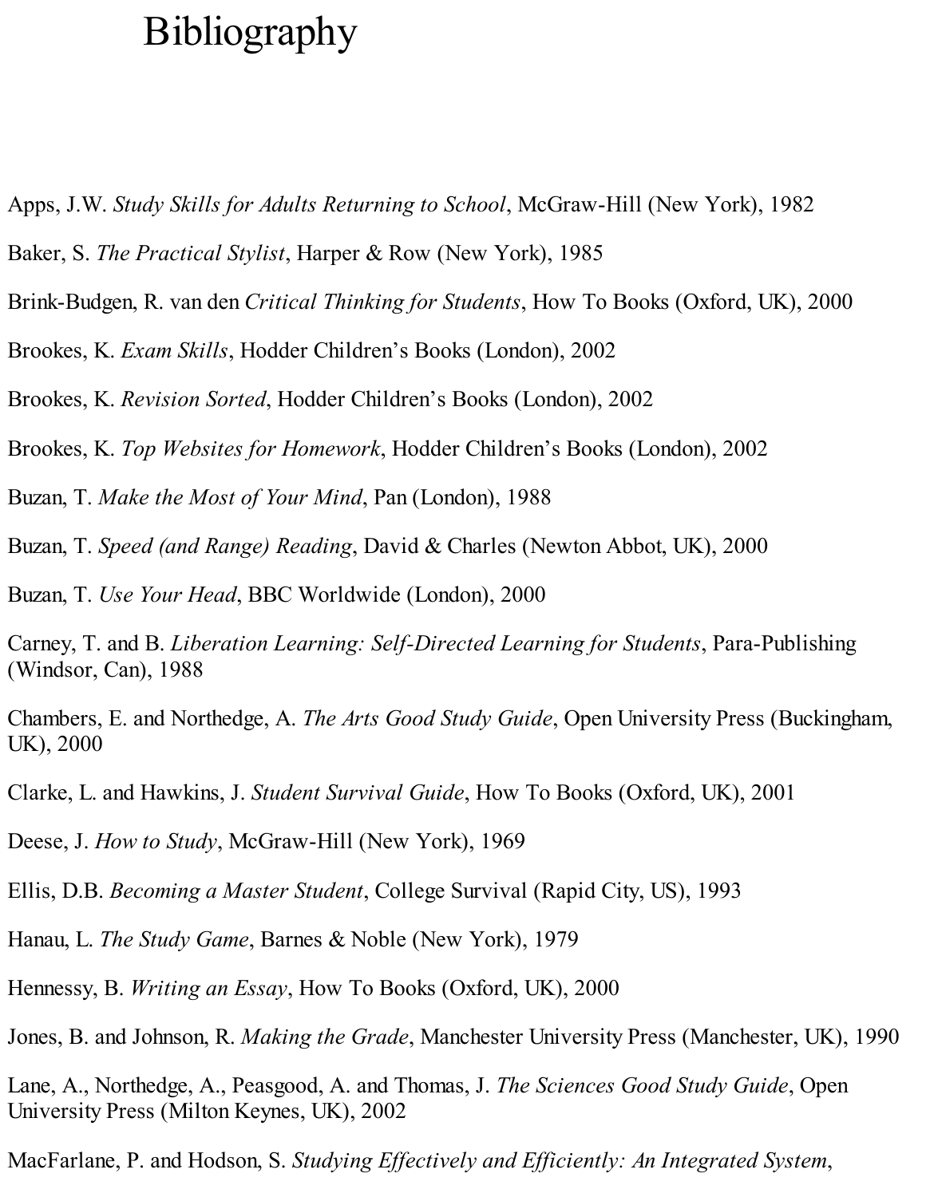# Bibliography

Apps, J.W. *Study Skills for Adults Returning to School*, McGraw-Hill (New York), 1982

Baker, S. *The Practical Stylist*, Harper & Row (New York), 1985

Brink-Budgen, R. van den *Critical Thinking for Students*, How To Books (Oxford, UK), 2000

Brookes, K. *Exam Skills*, Hodder Children's Books (London), 2002

Brookes, K. *Revision Sorted*, Hodder Children's Books (London), 2002

Brookes, K. *Top Websites for Homework*, Hodder Children's Books (London), 2002

Buzan, T. *Make the Most of Your Mind*, Pan (London), 1988

Buzan, T. *Speed (and Range) Reading*, David & Charles (Newton Abbot, UK), 2000

Buzan, T. *Use Your Head*, BBC Worldwide (London), 2000

Carney, T. and B. *Liberation Learning: Self-Directed Learning for Students*, Para-Publishing (Windsor, Can), 1988

Chambers, E. and Northedge, A. *The Arts Good Study Guide*, Open University Press (Buckingham, UK), 2000

Clarke, L. and Hawkins, J. *Student Survival Guide*, How To Books (Oxford, UK), 2001

Deese, J. *How to Study*, McGraw-Hill (New York), 1969

Ellis, D.B. *Becoming a Master Student*, College Survival (Rapid City, US), 1993

Hanau, L. *The Study Game*, Barnes & Noble (New York), 1979

Hennessy, B. *Writing an Essay*, How To Books (Oxford, UK), 2000

Jones, B. and Johnson, R. *Making the Grade*, Manchester University Press (Manchester, UK), 1990

Lane, A., Northedge, A., Peasgood, A. and Thomas, J. *The Sciences Good Study Guide*, Open University Press (Milton Keynes, UK), 2002

MacFarlane, P. and Hodson, S. *Studying Effectively and Efficiently: An Integrated System*,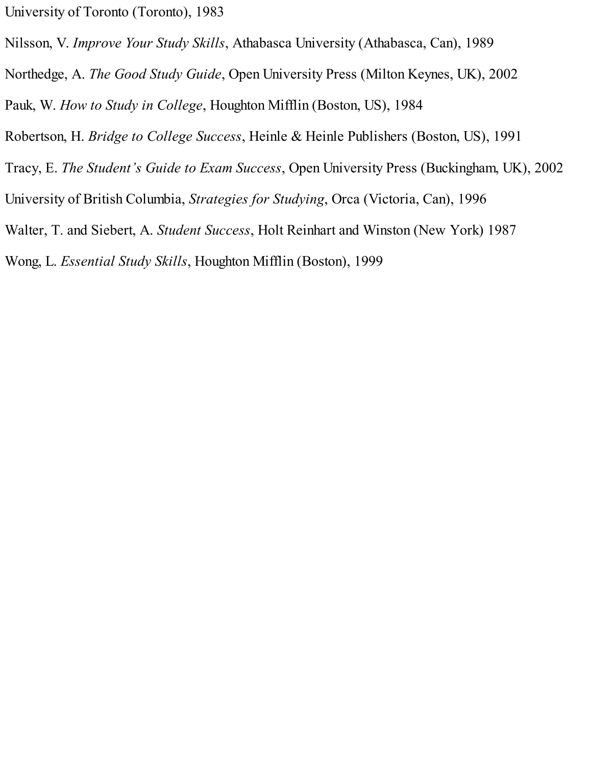University of Toronto (Toronto), 1983

Nilsson, V. *Improve Your Study Skills*, Athabasca University (Athabasca, Can), 1989

Northedge, A. *The Good Study Guide*, Open University Press (Milton Keynes, UK), 2002

Pauk, W. *How to Study in College*, Houghton Mifflin (Boston, US), 1984

Robertson, H. *Bridge to College Success*, Heinle & Heinle Publishers (Boston, US), 1991

Tracy, E. *The Student's Guide to Exam Success*, Open University Press (Buckingham, UK), 2002

University of British Columbia, *Strategies for Studying*, Orca (Victoria, Can), 1996

Walter, T. and Siebert, A. *Student Success*, Holt Reinhart and Winston (New York) 1987

Wong, L. *Essential Study Skills*, Houghton Mifflin (Boston), 1999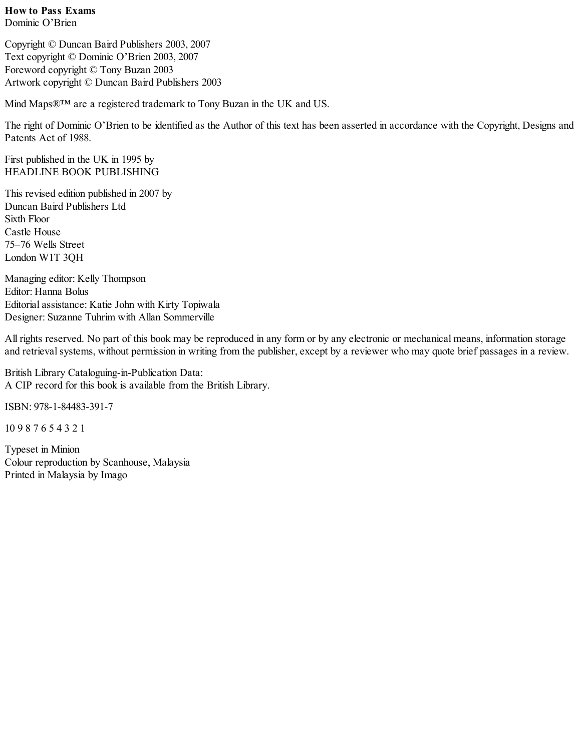**How to Pass Exams**
Dominic O'Brien

Copyright © Duncan Baird Publishers 2003, 2007
Text copyright © Dominic O'Brien 2003, 2007
Foreword copyright © Tony Buzan 2003
Artwork copyright © Duncan Baird Publishers 2003

Mind Maps®™ are a registered trademark to Tony Buzan in the UK and US.

The right of Dominic O'Brien to be identified as the Author of this text has been asserted in accordance with the Copyright, Designs and Patents Act of 1988.

First published in the UK in 1995 by
HEADLINE BOOK PUBLISHING

This revised edition published in 2007 by
Duncan Baird Publishers Ltd
Sixth Floor
Castle House
75–76 Wells Street
London W1T 3QH

Managing editor: Kelly Thompson
Editor: Hanna Bolus
Editorial assistance: Katie John with Kirty Topiwala
Designer: Suzanne Tuhrim with Allan Sommerville

All rights reserved. No part of this book may be reproduced in any form or by any electronic or mechanical means, information storage and retrieval systems, without permission in writing from the publisher, except by a reviewer who may quote brief passages in a review.

British Library Cataloguing-in-Publication Data:
A CIP record for this book is available from the British Library.

ISBN: 978-1-84483-391-7

10 9 8 7 6 5 4 3 2 1

Typeset in Minion
Colour reproduction by Scanhouse, Malaysia
Printed in Malaysia by Imago